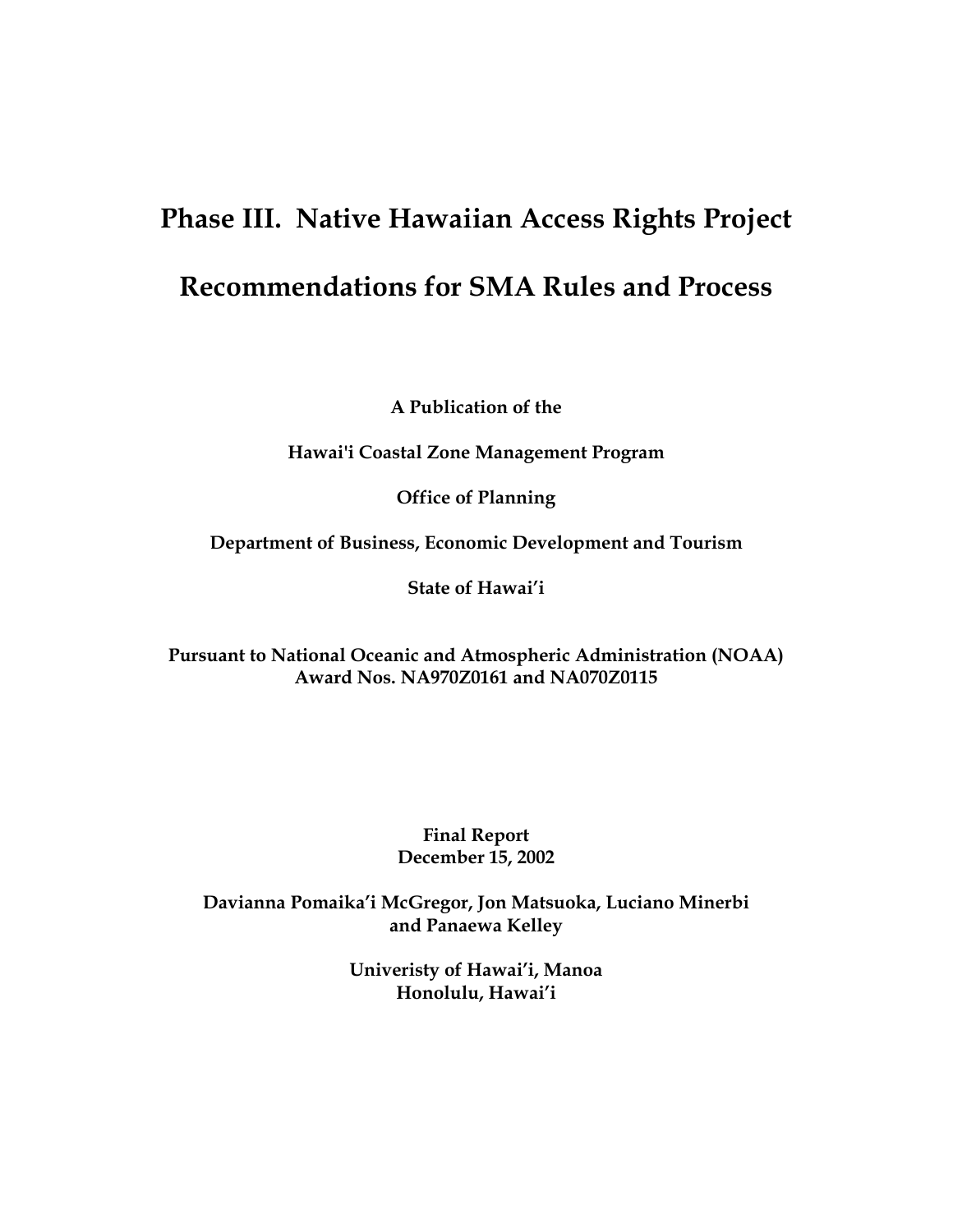# Phase III. Native Hawaiian Access Rights Project

# Recommendations for SMA Rules and Process

**A Publication of the**

**Hawai'i Coastal Zone Management Program**

**Office of Planning**

**Department of Business, Economic Development and Tourism**

**State of Hawai'i**

**Pursuant to National Oceanic and Atmospheric Administration (NOAA) Award Nos. NA970Z0161 and NA070Z0115**

**Final Report**
**December 15, 2002**

**Davianna Pomaika'i McGregor, Jon Matsuoka, Luciano Minerbi and Panaewa Kelley**

**Univeristy of Hawai'i, Manoa**
**Honolulu, Hawai'i**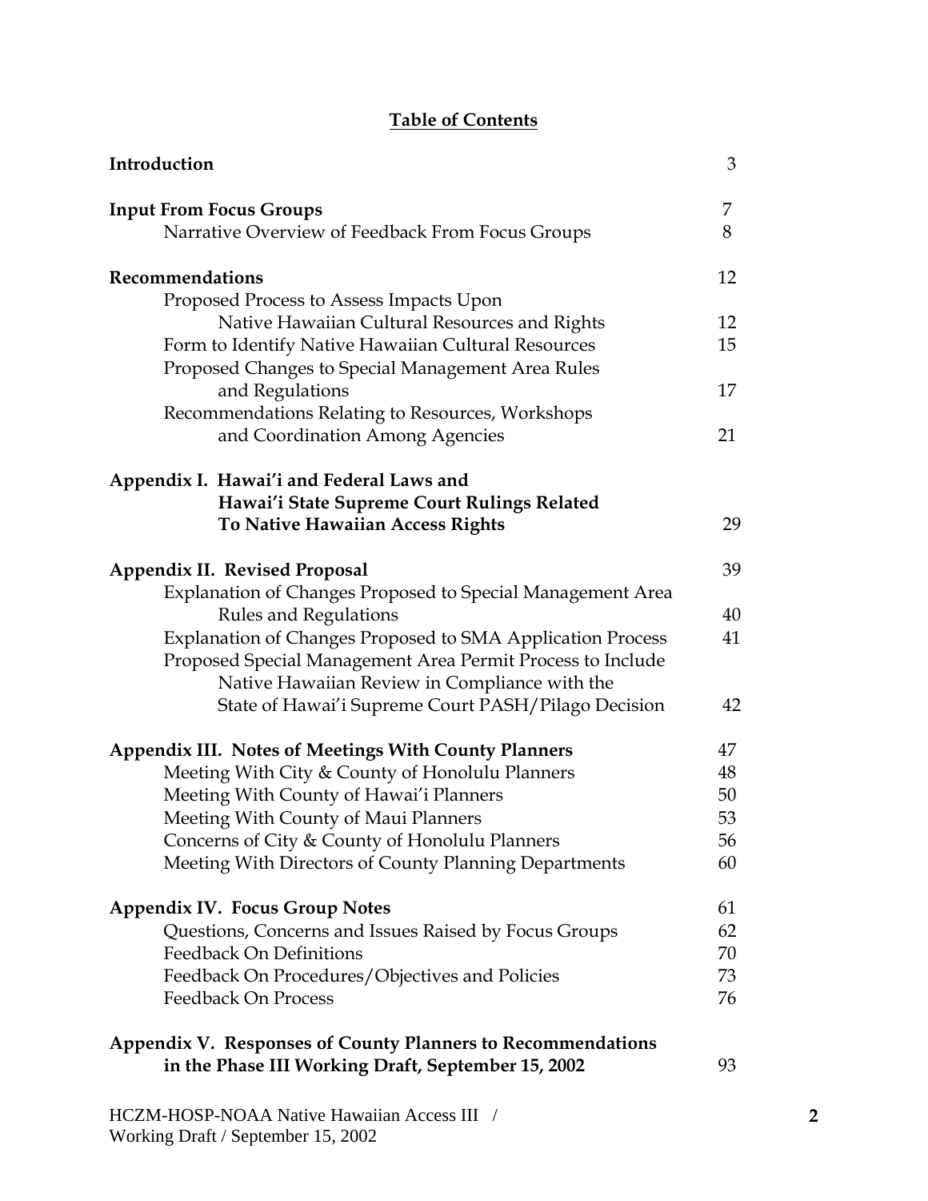## Table of Contents

| | |
|---|---|
| **Introduction** | 3 |
| **Input From Focus Groups** | 7 |
| Narrative Overview of Feedback From Focus Groups | 8 |
| **Recommendations** | 12 |
| Proposed Process to Assess Impacts Upon Native Hawaiian Cultural Resources and Rights | 12 |
| Form to Identify Native Hawaiian Cultural Resources | 15 |
| Proposed Changes to Special Management Area Rules and Regulations | 17 |
| Recommendations Relating to Resources, Workshops and Coordination Among Agencies | 21 |
| **Appendix I. Hawai'i and Federal Laws and Hawai'i State Supreme Court Rulings Related To Native Hawaiian Access Rights** | 29 |
| **Appendix II. Revised Proposal** | 39 |
| Explanation of Changes Proposed to Special Management Area Rules and Regulations | 40 |
| Explanation of Changes Proposed to SMA Application Process | 41 |
| Proposed Special Management Area Permit Process to Include Native Hawaiian Review in Compliance with the State of Hawai'i Supreme Court PASH/Pilago Decision | 42 |
| **Appendix III. Notes of Meetings With County Planners** | 47 |
| Meeting With City & County of Honolulu Planners | 48 |
| Meeting With County of Hawai'i Planners | 50 |
| Meeting With County of Maui Planners | 53 |
| Concerns of City & County of Honolulu Planners | 56 |
| Meeting With Directors of County Planning Departments | 60 |
| **Appendix IV. Focus Group Notes** | 61 |
| Questions, Concerns and Issues Raised by Focus Groups | 62 |
| Feedback On Definitions | 70 |
| Feedback On Procedures/Objectives and Policies | 73 |
| Feedback On Process | 76 |
| **Appendix V. Responses of County Planners to Recommendations in the Phase III Working Draft, September 15, 2002** | 93 |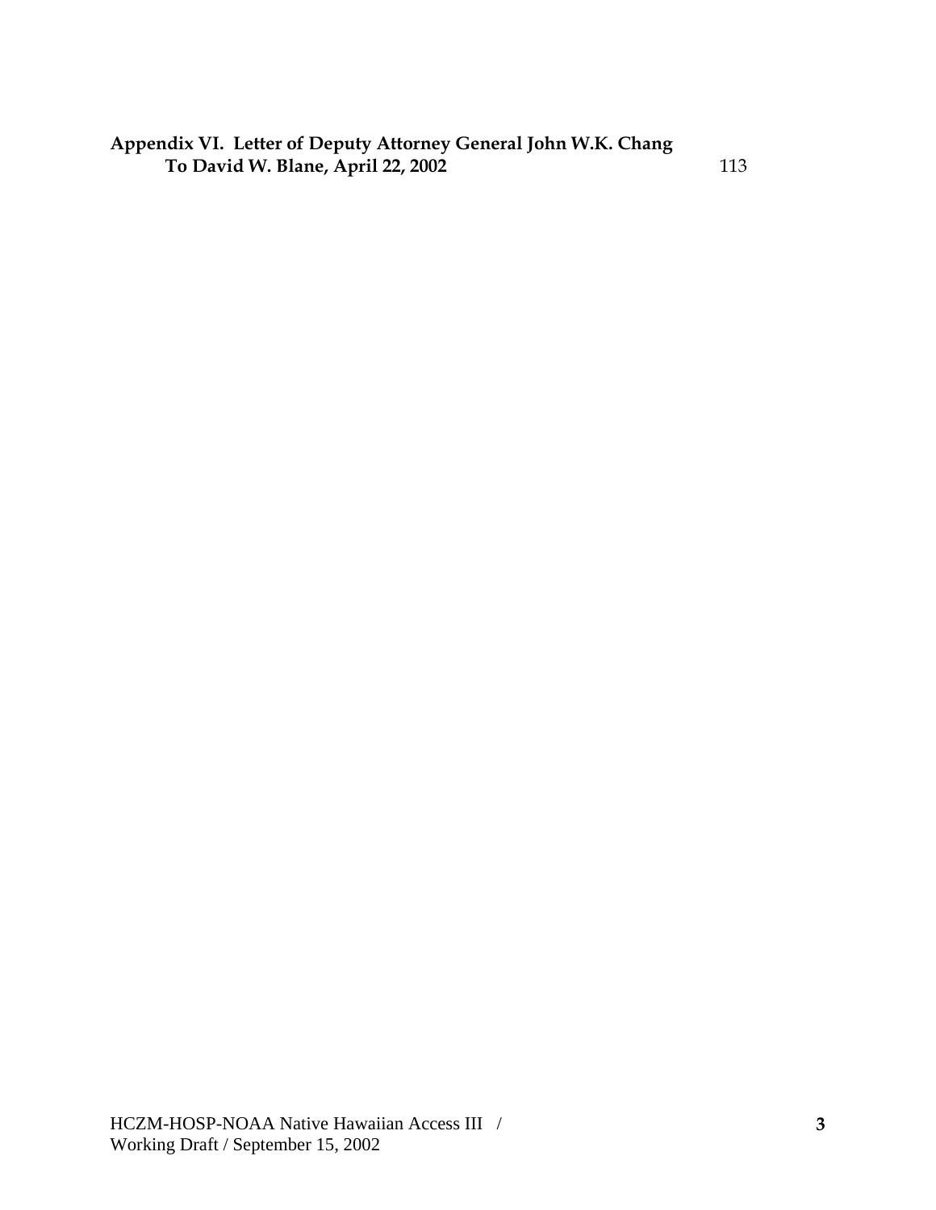**Appendix VI. Letter of Deputy Attorney General John W.K. Chang To David W. Blane, April 22, 2002** 113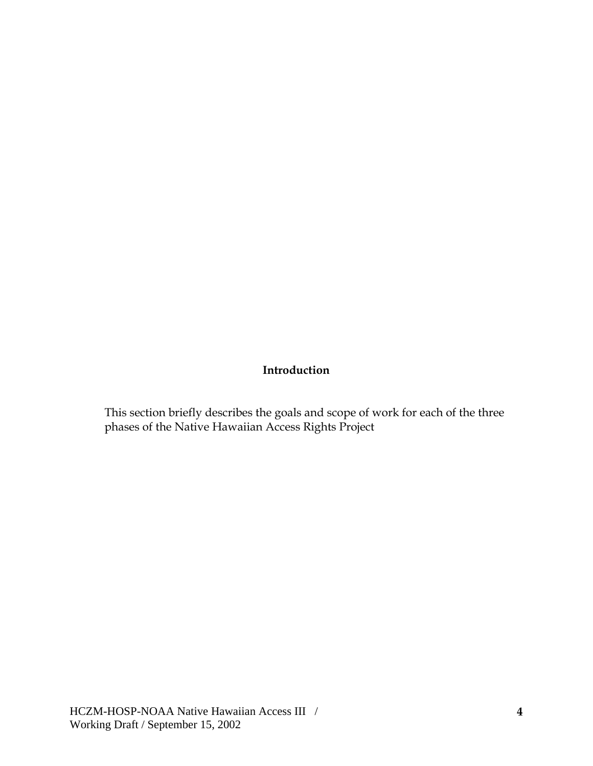## Introduction

This section briefly describes the goals and scope of work for each of the three phases of the Native Hawaiian Access Rights Project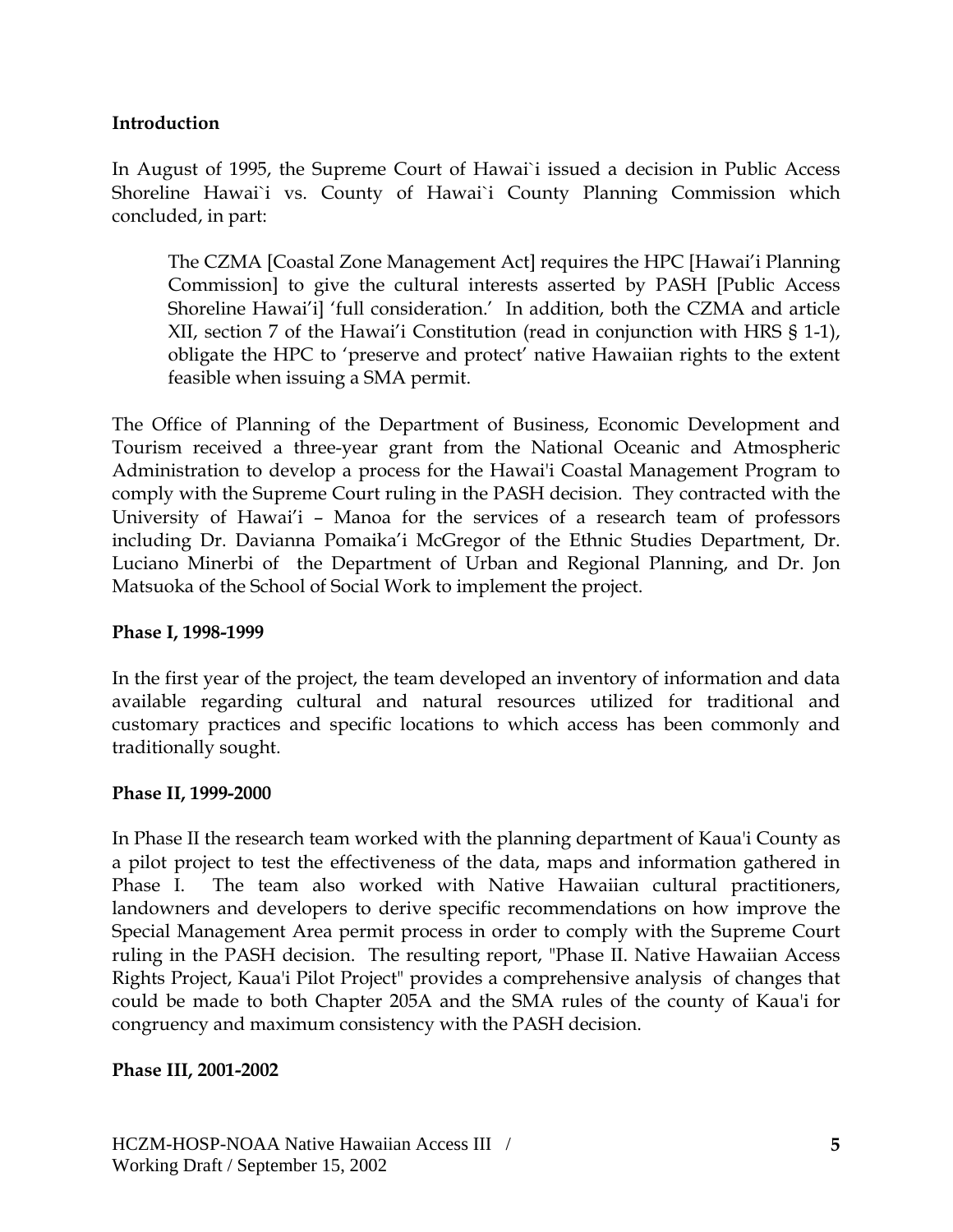**Introduction**

In August of 1995, the Supreme Court of Hawai`i issued a decision in Public Access Shoreline Hawai`i vs. County of Hawai`i County Planning Commission which concluded, in part:

> The CZMA [Coastal Zone Management Act] requires the HPC [Hawai'i Planning Commission] to give the cultural interests asserted by PASH [Public Access Shoreline Hawai'i] 'full consideration.' In addition, both the CZMA and article XII, section 7 of the Hawai'i Constitution (read in conjunction with HRS § 1-1), obligate the HPC to 'preserve and protect' native Hawaiian rights to the extent feasible when issuing a SMA permit.

The Office of Planning of the Department of Business, Economic Development and Tourism received a three-year grant from the National Oceanic and Atmospheric Administration to develop a process for the Hawai'i Coastal Management Program to comply with the Supreme Court ruling in the PASH decision. They contracted with the University of Hawai'i – Manoa for the services of a research team of professors including Dr. Davianna Pomaika'i McGregor of the Ethnic Studies Department, Dr. Luciano Minerbi of the Department of Urban and Regional Planning, and Dr. Jon Matsuoka of the School of Social Work to implement the project.

**Phase I, 1998-1999**

In the first year of the project, the team developed an inventory of information and data available regarding cultural and natural resources utilized for traditional and customary practices and specific locations to which access has been commonly and traditionally sought.

**Phase II, 1999-2000**

In Phase II the research team worked with the planning department of Kaua'i County as a pilot project to test the effectiveness of the data, maps and information gathered in Phase I. The team also worked with Native Hawaiian cultural practitioners, landowners and developers to derive specific recommendations on how improve the Special Management Area permit process in order to comply with the Supreme Court ruling in the PASH decision. The resulting report, "Phase II. Native Hawaiian Access Rights Project, Kaua'i Pilot Project" provides a comprehensive analysis of changes that could be made to both Chapter 205A and the SMA rules of the county of Kaua'i for congruency and maximum consistency with the PASH decision.

**Phase III, 2001-2002**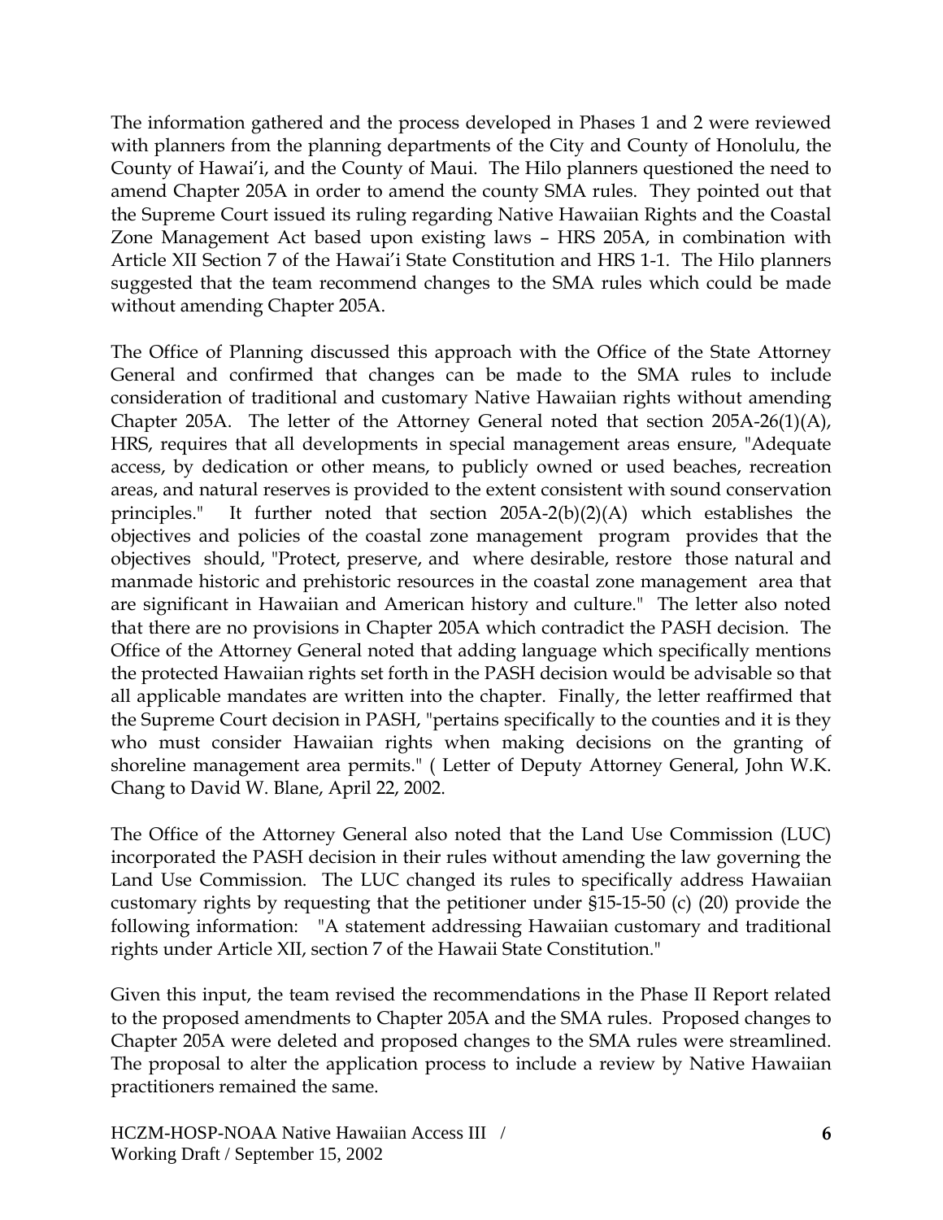The information gathered and the process developed in Phases 1 and 2 were reviewed with planners from the planning departments of the City and County of Honolulu, the County of Hawai'i, and the County of Maui. The Hilo planners questioned the need to amend Chapter 205A in order to amend the county SMA rules. They pointed out that the Supreme Court issued its ruling regarding Native Hawaiian Rights and the Coastal Zone Management Act based upon existing laws – HRS 205A, in combination with Article XII Section 7 of the Hawai'i State Constitution and HRS 1-1. The Hilo planners suggested that the team recommend changes to the SMA rules which could be made without amending Chapter 205A.

The Office of Planning discussed this approach with the Office of the State Attorney General and confirmed that changes can be made to the SMA rules to include consideration of traditional and customary Native Hawaiian rights without amending Chapter 205A. The letter of the Attorney General noted that section 205A-26(1)(A), HRS, requires that all developments in special management areas ensure, "Adequate access, by dedication or other means, to publicly owned or used beaches, recreation areas, and natural reserves is provided to the extent consistent with sound conservation principles." It further noted that section 205A-2(b)(2)(A) which establishes the objectives and policies of the coastal zone management program provides that the objectives should, "Protect, preserve, and where desirable, restore those natural and manmade historic and prehistoric resources in the coastal zone management area that are significant in Hawaiian and American history and culture." The letter also noted that there are no provisions in Chapter 205A which contradict the PASH decision. The Office of the Attorney General noted that adding language which specifically mentions the protected Hawaiian rights set forth in the PASH decision would be advisable so that all applicable mandates are written into the chapter. Finally, the letter reaffirmed that the Supreme Court decision in PASH, "pertains specifically to the counties and it is they who must consider Hawaiian rights when making decisions on the granting of shoreline management area permits." ( Letter of Deputy Attorney General, John W.K. Chang to David W. Blane, April 22, 2002.

The Office of the Attorney General also noted that the Land Use Commission (LUC) incorporated the PASH decision in their rules without amending the law governing the Land Use Commission. The LUC changed its rules to specifically address Hawaiian customary rights by requesting that the petitioner under §15-15-50 (c) (20) provide the following information: "A statement addressing Hawaiian customary and traditional rights under Article XII, section 7 of the Hawaii State Constitution."

Given this input, the team revised the recommendations in the Phase II Report related to the proposed amendments to Chapter 205A and the SMA rules. Proposed changes to Chapter 205A were deleted and proposed changes to the SMA rules were streamlined. The proposal to alter the application process to include a review by Native Hawaiian practitioners remained the same.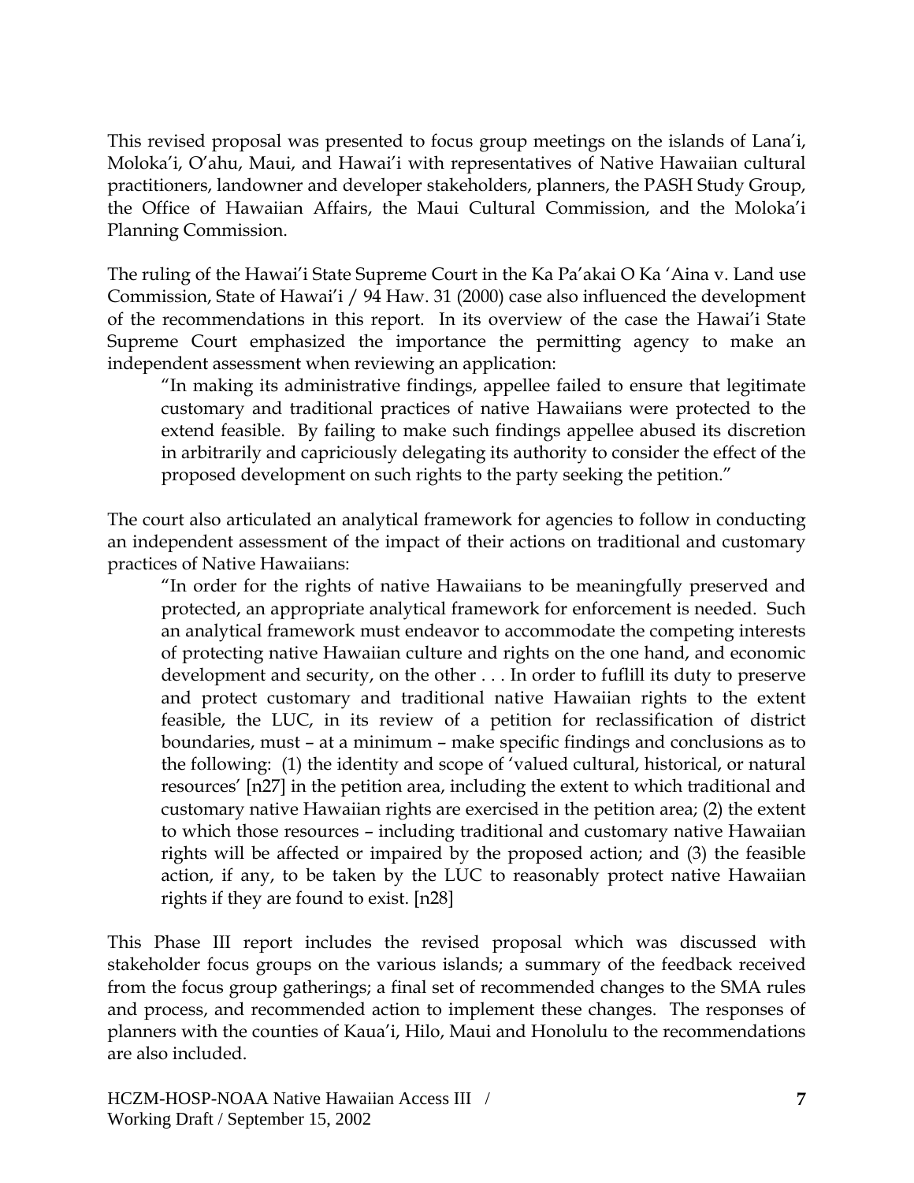This revised proposal was presented to focus group meetings on the islands of Lana'i, Moloka'i, O'ahu, Maui, and Hawai'i with representatives of Native Hawaiian cultural practitioners, landowner and developer stakeholders, planners, the PASH Study Group, the Office of Hawaiian Affairs, the Maui Cultural Commission, and the Moloka'i Planning Commission.

The ruling of the Hawai'i State Supreme Court in the Ka Pa'akai O Ka 'Aina v. Land use Commission, State of Hawai'i / 94 Haw. 31 (2000) case also influenced the development of the recommendations in this report. In its overview of the case the Hawai'i State Supreme Court emphasized the importance the permitting agency to make an independent assessment when reviewing an application:

> "In making its administrative findings, appellee failed to ensure that legitimate customary and traditional practices of native Hawaiians were protected to the extend feasible. By failing to make such findings appellee abused its discretion in arbitrarily and capriciously delegating its authority to consider the effect of the proposed development on such rights to the party seeking the petition."

The court also articulated an analytical framework for agencies to follow in conducting an independent assessment of the impact of their actions on traditional and customary practices of Native Hawaiians:

> "In order for the rights of native Hawaiians to be meaningfully preserved and protected, an appropriate analytical framework for enforcement is needed. Such an analytical framework must endeavor to accommodate the competing interests of protecting native Hawaiian culture and rights on the one hand, and economic development and security, on the other . . . In order to fuflill its duty to preserve and protect customary and traditional native Hawaiian rights to the extent feasible, the LUC, in its review of a petition for reclassification of district boundaries, must – at a minimum – make specific findings and conclusions as to the following: (1) the identity and scope of 'valued cultural, historical, or natural resources' [n27] in the petition area, including the extent to which traditional and customary native Hawaiian rights are exercised in the petition area; (2) the extent to which those resources – including traditional and customary native Hawaiian rights will be affected or impaired by the proposed action; and (3) the feasible action, if any, to be taken by the LUC to reasonably protect native Hawaiian rights if they are found to exist. [n28]

This Phase III report includes the revised proposal which was discussed with stakeholder focus groups on the various islands; a summary of the feedback received from the focus group gatherings; a final set of recommended changes to the SMA rules and process, and recommended action to implement these changes. The responses of planners with the counties of Kaua'i, Hilo, Maui and Honolulu to the recommendations are also included.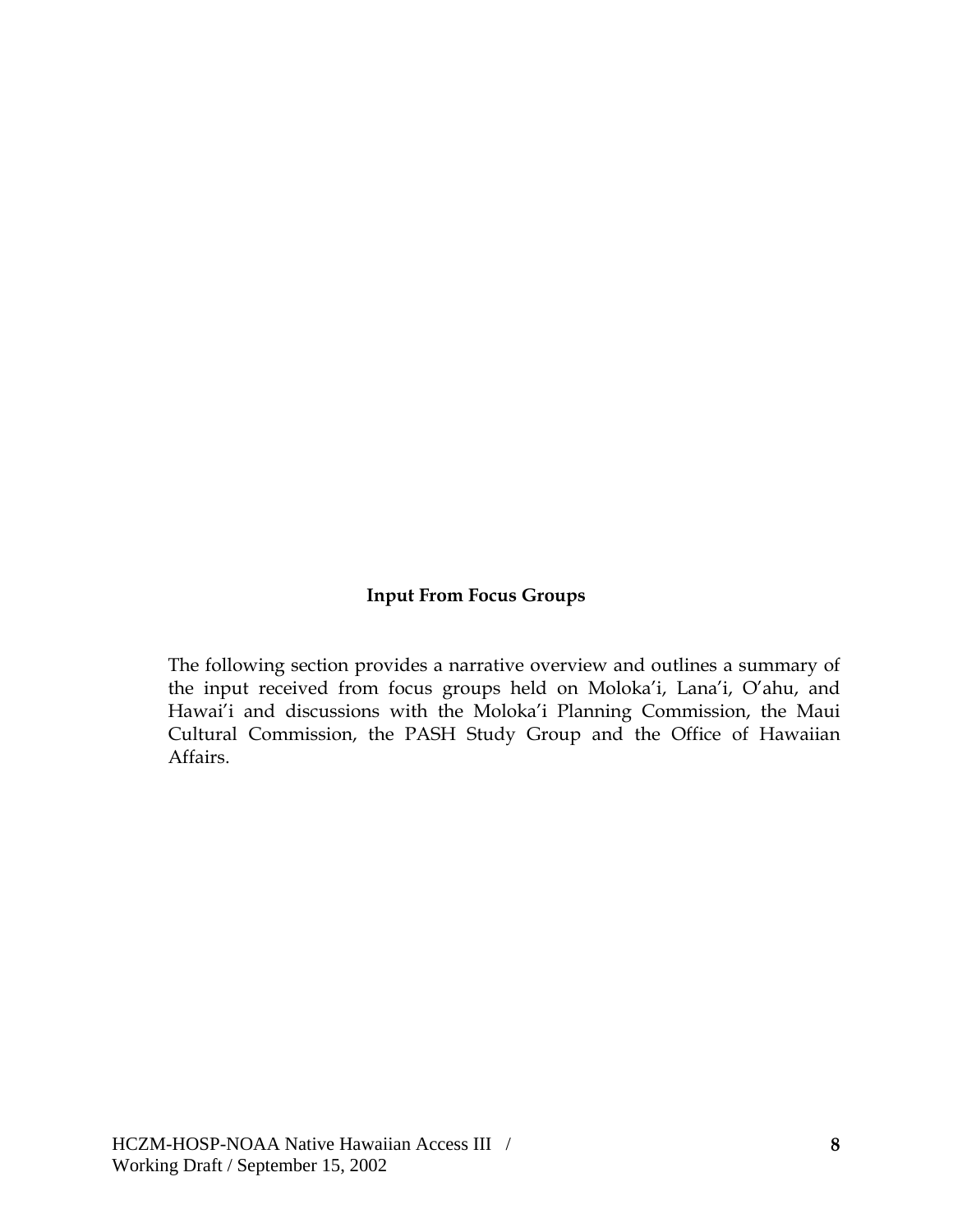## Input From Focus Groups

The following section provides a narrative overview and outlines a summary of the input received from focus groups held on Moloka'i, Lana'i, O'ahu, and Hawai'i and discussions with the Moloka'i Planning Commission, the Maui Cultural Commission, the PASH Study Group and the Office of Hawaiian Affairs.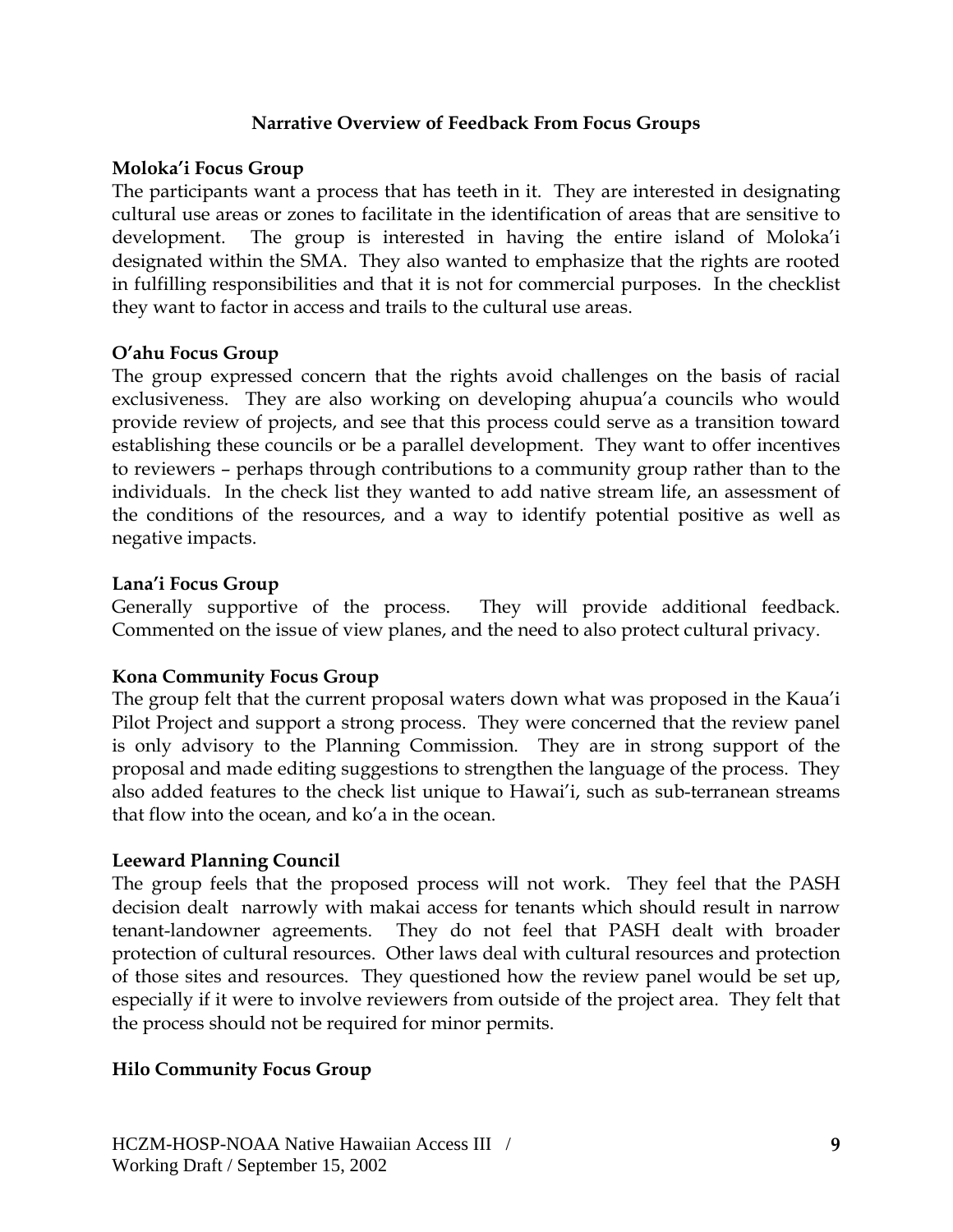## Narrative Overview of Feedback From Focus Groups

### Moloka'i Focus Group

The participants want a process that has teeth in it. They are interested in designating cultural use areas or zones to facilitate in the identification of areas that are sensitive to development. The group is interested in having the entire island of Moloka'i designated within the SMA. They also wanted to emphasize that the rights are rooted in fulfilling responsibilities and that it is not for commercial purposes. In the checklist they want to factor in access and trails to the cultural use areas.

### O'ahu Focus Group

The group expressed concern that the rights avoid challenges on the basis of racial exclusiveness. They are also working on developing ahupua'a councils who would provide review of projects, and see that this process could serve as a transition toward establishing these councils or be a parallel development. They want to offer incentives to reviewers – perhaps through contributions to a community group rather than to the individuals. In the check list they wanted to add native stream life, an assessment of the conditions of the resources, and a way to identify potential positive as well as negative impacts.

### Lana'i Focus Group

Generally supportive of the process. They will provide additional feedback. Commented on the issue of view planes, and the need to also protect cultural privacy.

### Kona Community Focus Group

The group felt that the current proposal waters down what was proposed in the Kaua'i Pilot Project and support a strong process. They were concerned that the review panel is only advisory to the Planning Commission. They are in strong support of the proposal and made editing suggestions to strengthen the language of the process. They also added features to the check list unique to Hawai'i, such as sub-terranean streams that flow into the ocean, and ko'a in the ocean.

### Leeward Planning Council

The group feels that the proposed process will not work. They feel that the PASH decision dealt narrowly with makai access for tenants which should result in narrow tenant-landowner agreements. They do not feel that PASH dealt with broader protection of cultural resources. Other laws deal with cultural resources and protection of those sites and resources. They questioned how the review panel would be set up, especially if it were to involve reviewers from outside of the project area. They felt that the process should not be required for minor permits.

### Hilo Community Focus Group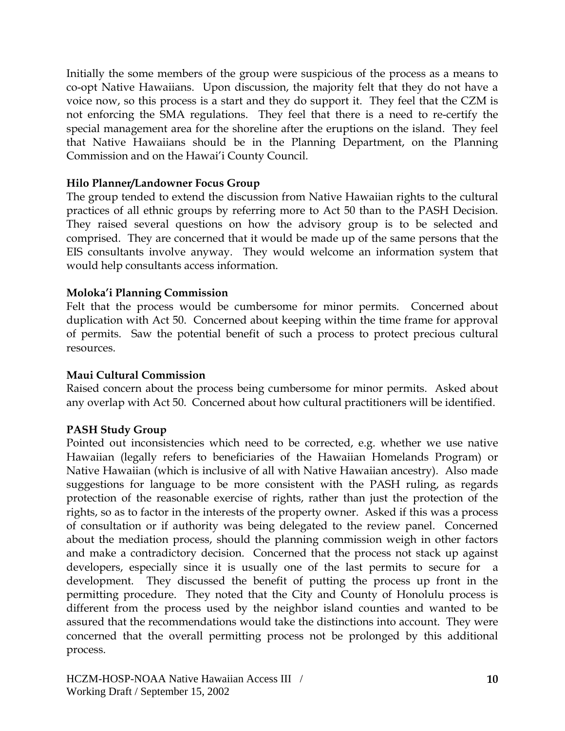Initially the some members of the group were suspicious of the process as a means to co-opt Native Hawaiians. Upon discussion, the majority felt that they do not have a voice now, so this process is a start and they do support it. They feel that the CZM is not enforcing the SMA regulations. They feel that there is a need to re-certify the special management area for the shoreline after the eruptions on the island. They feel that Native Hawaiians should be in the Planning Department, on the Planning Commission and on the Hawai'i County Council.

**Hilo Planner/Landowner Focus Group**

The group tended to extend the discussion from Native Hawaiian rights to the cultural practices of all ethnic groups by referring more to Act 50 than to the PASH Decision. They raised several questions on how the advisory group is to be selected and comprised. They are concerned that it would be made up of the same persons that the EIS consultants involve anyway. They would welcome an information system that would help consultants access information.

**Moloka'i Planning Commission**

Felt that the process would be cumbersome for minor permits. Concerned about duplication with Act 50. Concerned about keeping within the time frame for approval of permits. Saw the potential benefit of such a process to protect precious cultural resources.

**Maui Cultural Commission**

Raised concern about the process being cumbersome for minor permits. Asked about any overlap with Act 50. Concerned about how cultural practitioners will be identified.

**PASH Study Group**

Pointed out inconsistencies which need to be corrected, e.g. whether we use native Hawaiian (legally refers to beneficiaries of the Hawaiian Homelands Program) or Native Hawaiian (which is inclusive of all with Native Hawaiian ancestry). Also made suggestions for language to be more consistent with the PASH ruling, as regards protection of the reasonable exercise of rights, rather than just the protection of the rights, so as to factor in the interests of the property owner. Asked if this was a process of consultation or if authority was being delegated to the review panel. Concerned about the mediation process, should the planning commission weigh in other factors and make a contradictory decision. Concerned that the process not stack up against developers, especially since it is usually one of the last permits to secure for a development. They discussed the benefit of putting the process up front in the permitting procedure. They noted that the City and County of Honolulu process is different from the process used by the neighbor island counties and wanted to be assured that the recommendations would take the distinctions into account. They were concerned that the overall permitting process not be prolonged by this additional process.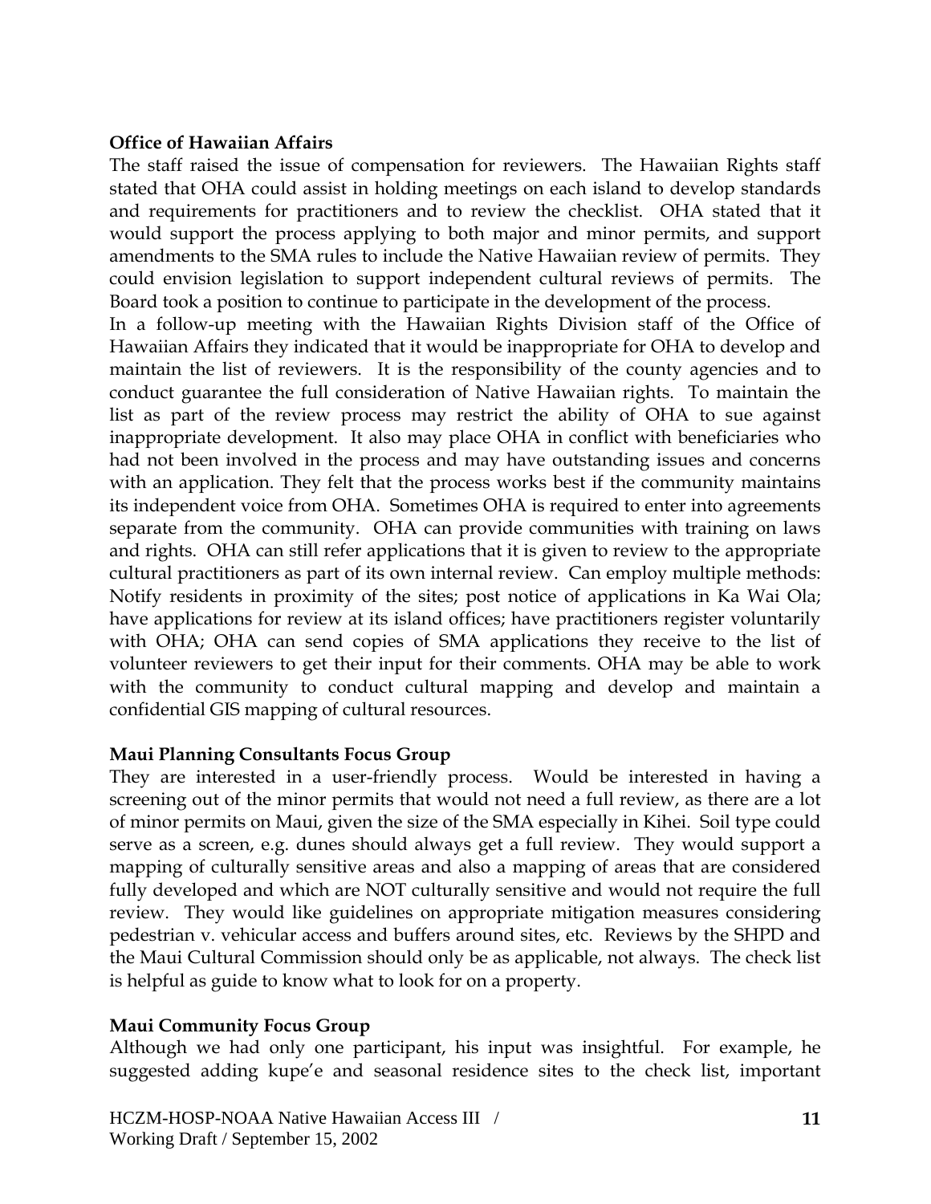**Office of Hawaiian Affairs**

The staff raised the issue of compensation for reviewers. The Hawaiian Rights staff stated that OHA could assist in holding meetings on each island to develop standards and requirements for practitioners and to review the checklist. OHA stated that it would support the process applying to both major and minor permits, and support amendments to the SMA rules to include the Native Hawaiian review of permits. They could envision legislation to support independent cultural reviews of permits. The Board took a position to continue to participate in the development of the process.

In a follow-up meeting with the Hawaiian Rights Division staff of the Office of Hawaiian Affairs they indicated that it would be inappropriate for OHA to develop and maintain the list of reviewers. It is the responsibility of the county agencies and to conduct guarantee the full consideration of Native Hawaiian rights. To maintain the list as part of the review process may restrict the ability of OHA to sue against inappropriate development. It also may place OHA in conflict with beneficiaries who had not been involved in the process and may have outstanding issues and concerns with an application. They felt that the process works best if the community maintains its independent voice from OHA. Sometimes OHA is required to enter into agreements separate from the community. OHA can provide communities with training on laws and rights. OHA can still refer applications that it is given to review to the appropriate cultural practitioners as part of its own internal review. Can employ multiple methods: Notify residents in proximity of the sites; post notice of applications in Ka Wai Ola; have applications for review at its island offices; have practitioners register voluntarily with OHA; OHA can send copies of SMA applications they receive to the list of volunteer reviewers to get their input for their comments. OHA may be able to work with the community to conduct cultural mapping and develop and maintain a confidential GIS mapping of cultural resources.

**Maui Planning Consultants Focus Group**

They are interested in a user-friendly process. Would be interested in having a screening out of the minor permits that would not need a full review, as there are a lot of minor permits on Maui, given the size of the SMA especially in Kihei. Soil type could serve as a screen, e.g. dunes should always get a full review. They would support a mapping of culturally sensitive areas and also a mapping of areas that are considered fully developed and which are NOT culturally sensitive and would not require the full review. They would like guidelines on appropriate mitigation measures considering pedestrian v. vehicular access and buffers around sites, etc. Reviews by the SHPD and the Maui Cultural Commission should only be as applicable, not always. The check list is helpful as guide to know what to look for on a property.

**Maui Community Focus Group**

Although we had only one participant, his input was insightful. For example, he suggested adding kupe'e and seasonal residence sites to the check list, important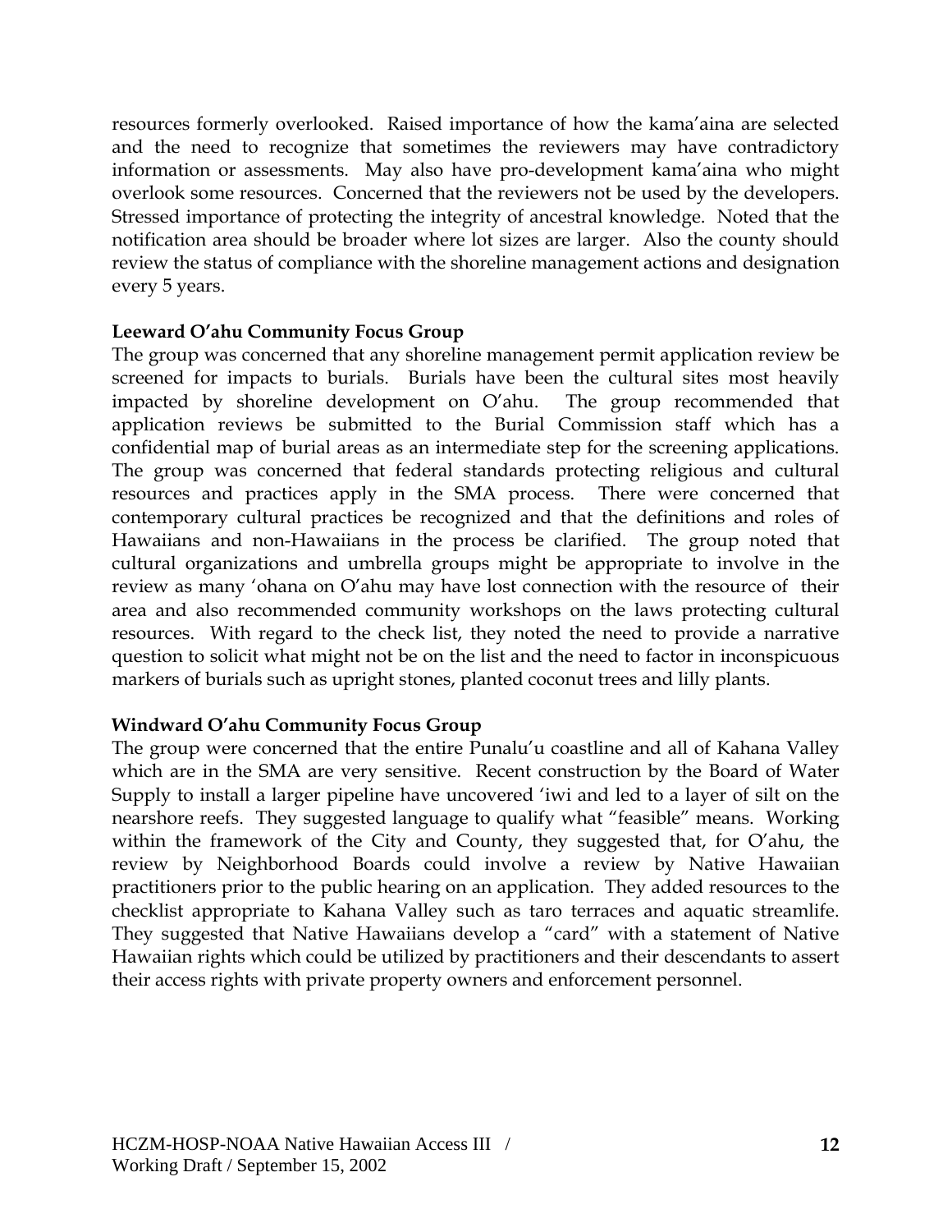resources formerly overlooked. Raised importance of how the kama'aina are selected and the need to recognize that sometimes the reviewers may have contradictory information or assessments. May also have pro-development kama'aina who might overlook some resources. Concerned that the reviewers not be used by the developers. Stressed importance of protecting the integrity of ancestral knowledge. Noted that the notification area should be broader where lot sizes are larger. Also the county should review the status of compliance with the shoreline management actions and designation every 5 years.

**Leeward O'ahu Community Focus Group**

The group was concerned that any shoreline management permit application review be screened for impacts to burials. Burials have been the cultural sites most heavily impacted by shoreline development on O'ahu. The group recommended that application reviews be submitted to the Burial Commission staff which has a confidential map of burial areas as an intermediate step for the screening applications. The group was concerned that federal standards protecting religious and cultural resources and practices apply in the SMA process. There were concerned that contemporary cultural practices be recognized and that the definitions and roles of Hawaiians and non-Hawaiians in the process be clarified. The group noted that cultural organizations and umbrella groups might be appropriate to involve in the review as many 'ohana on O'ahu may have lost connection with the resource of their area and also recommended community workshops on the laws protecting cultural resources. With regard to the check list, they noted the need to provide a narrative question to solicit what might not be on the list and the need to factor in inconspicuous markers of burials such as upright stones, planted coconut trees and lilly plants.

**Windward O'ahu Community Focus Group**

The group were concerned that the entire Punalu'u coastline and all of Kahana Valley which are in the SMA are very sensitive. Recent construction by the Board of Water Supply to install a larger pipeline have uncovered 'iwi and led to a layer of silt on the nearshore reefs. They suggested language to qualify what "feasible" means. Working within the framework of the City and County, they suggested that, for O'ahu, the review by Neighborhood Boards could involve a review by Native Hawaiian practitioners prior to the public hearing on an application. They added resources to the checklist appropriate to Kahana Valley such as taro terraces and aquatic streamlife. They suggested that Native Hawaiians develop a "card" with a statement of Native Hawaiian rights which could be utilized by practitioners and their descendants to assert their access rights with private property owners and enforcement personnel.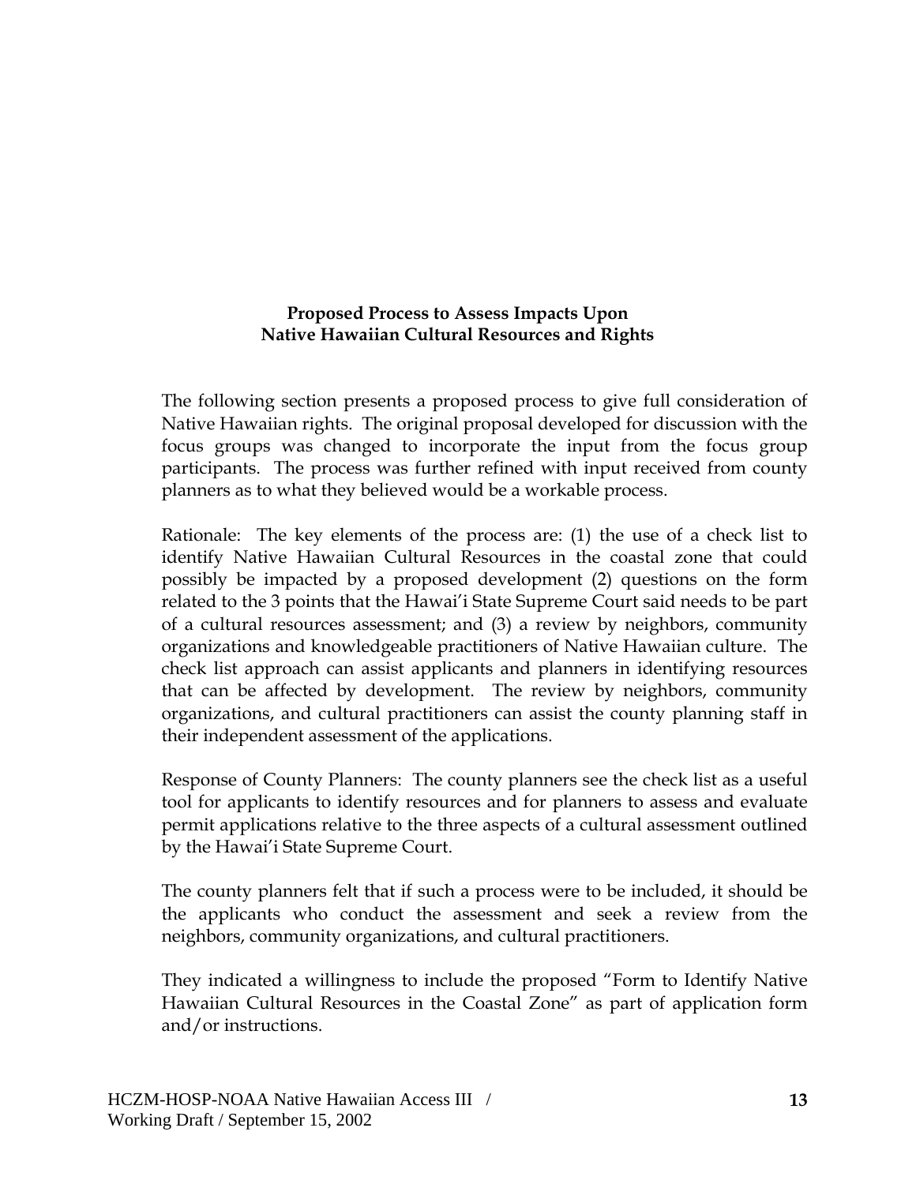## Proposed Process to Assess Impacts Upon Native Hawaiian Cultural Resources and Rights

The following section presents a proposed process to give full consideration of Native Hawaiian rights. The original proposal developed for discussion with the focus groups was changed to incorporate the input from the focus group participants. The process was further refined with input received from county planners as to what they believed would be a workable process.

Rationale: The key elements of the process are: (1) the use of a check list to identify Native Hawaiian Cultural Resources in the coastal zone that could possibly be impacted by a proposed development (2) questions on the form related to the 3 points that the Hawai'i State Supreme Court said needs to be part of a cultural resources assessment; and (3) a review by neighbors, community organizations and knowledgeable practitioners of Native Hawaiian culture. The check list approach can assist applicants and planners in identifying resources that can be affected by development. The review by neighbors, community organizations, and cultural practitioners can assist the county planning staff in their independent assessment of the applications.

Response of County Planners: The county planners see the check list as a useful tool for applicants to identify resources and for planners to assess and evaluate permit applications relative to the three aspects of a cultural assessment outlined by the Hawai'i State Supreme Court.

The county planners felt that if such a process were to be included, it should be the applicants who conduct the assessment and seek a review from the neighbors, community organizations, and cultural practitioners.

They indicated a willingness to include the proposed "Form to Identify Native Hawaiian Cultural Resources in the Coastal Zone" as part of application form and/or instructions.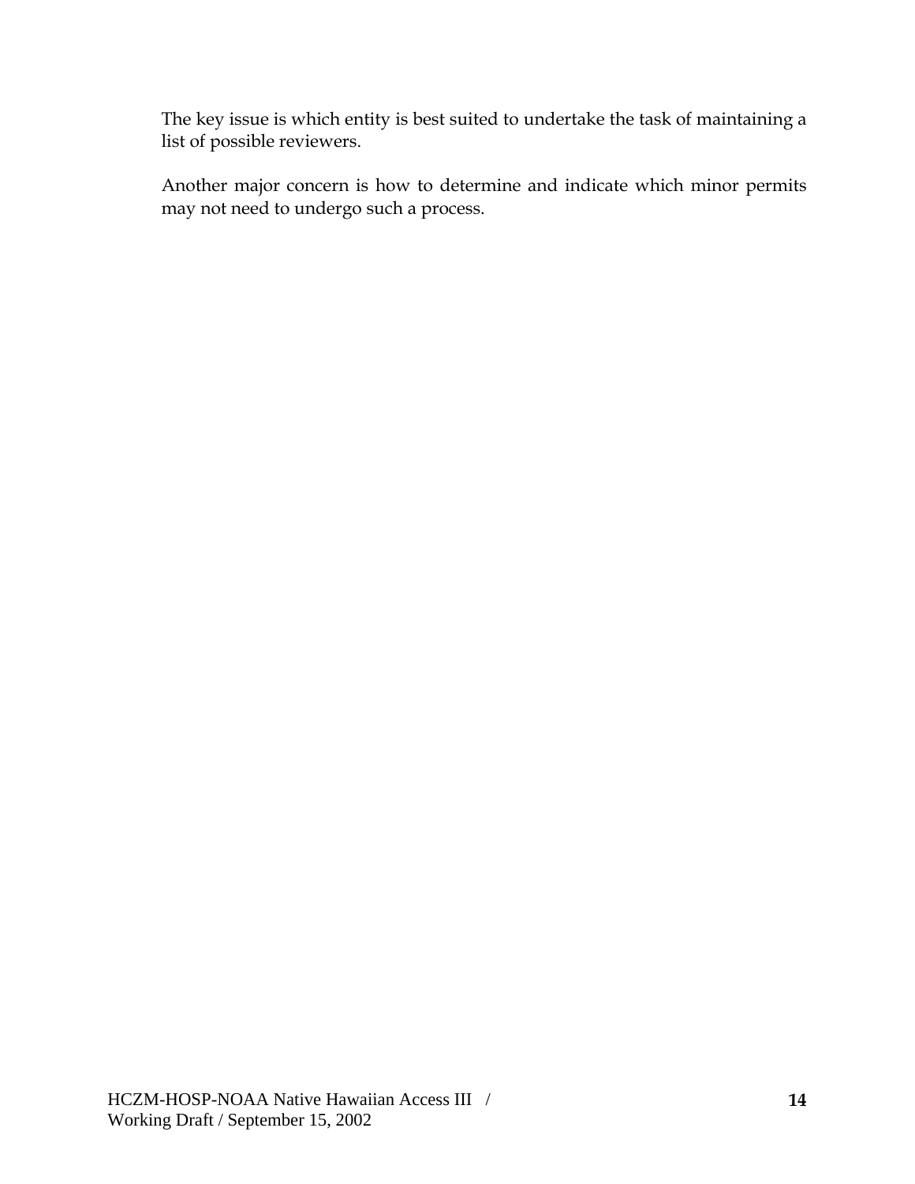The key issue is which entity is best suited to undertake the task of maintaining a list of possible reviewers.

Another major concern is how to determine and indicate which minor permits may not need to undergo such a process.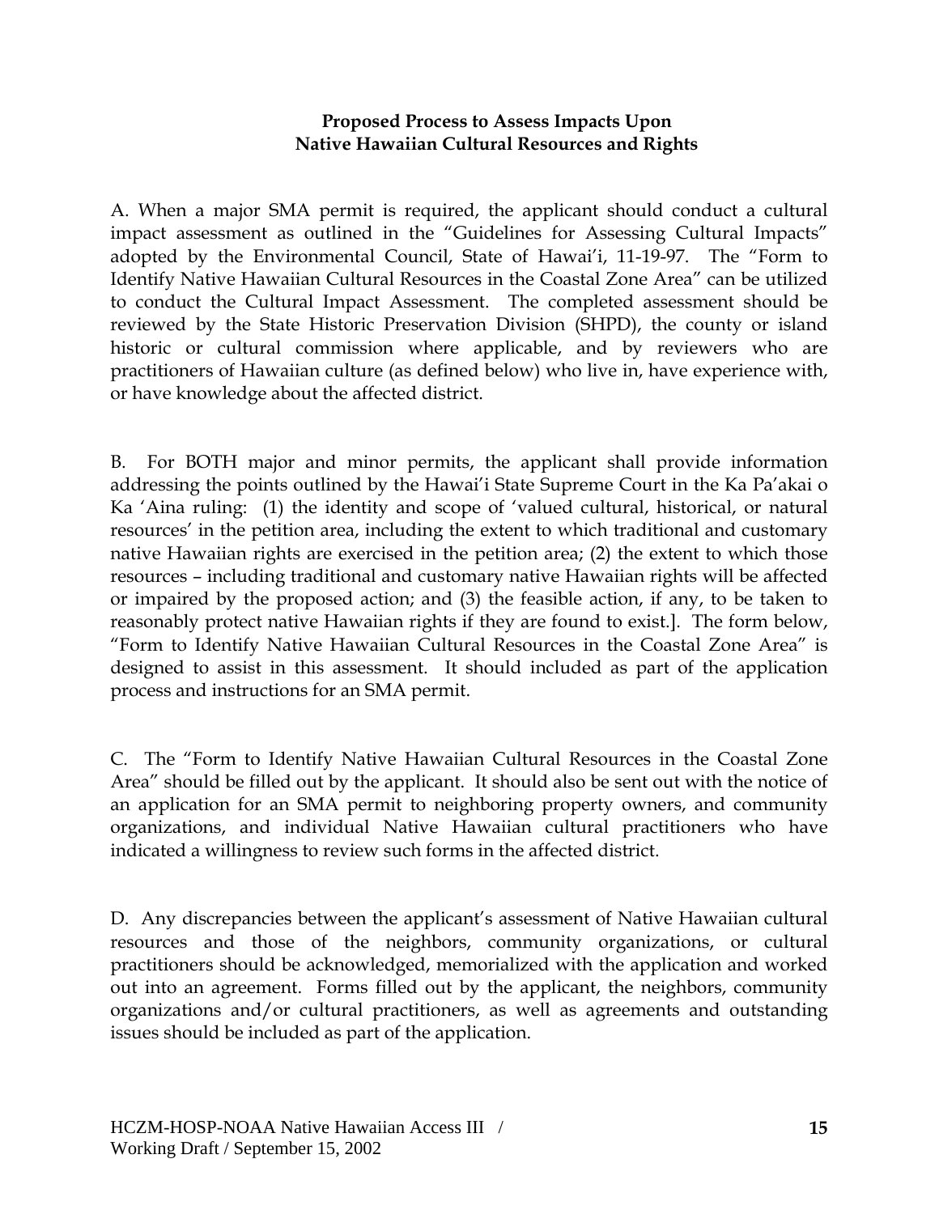**Proposed Process to Assess Impacts Upon**
**Native Hawaiian Cultural Resources and Rights**

A. When a major SMA permit is required, the applicant should conduct a cultural impact assessment as outlined in the "Guidelines for Assessing Cultural Impacts" adopted by the Environmental Council, State of Hawai'i, 11-19-97. The "Form to Identify Native Hawaiian Cultural Resources in the Coastal Zone Area" can be utilized to conduct the Cultural Impact Assessment. The completed assessment should be reviewed by the State Historic Preservation Division (SHPD), the county or island historic or cultural commission where applicable, and by reviewers who are practitioners of Hawaiian culture (as defined below) who live in, have experience with, or have knowledge about the affected district.

B. For BOTH major and minor permits, the applicant shall provide information addressing the points outlined by the Hawai'i State Supreme Court in the Ka Pa'akai o Ka 'Aina ruling: (1) the identity and scope of 'valued cultural, historical, or natural resources' in the petition area, including the extent to which traditional and customary native Hawaiian rights are exercised in the petition area; (2) the extent to which those resources – including traditional and customary native Hawaiian rights will be affected or impaired by the proposed action; and (3) the feasible action, if any, to be taken to reasonably protect native Hawaiian rights if they are found to exist.]. The form below, "Form to Identify Native Hawaiian Cultural Resources in the Coastal Zone Area" is designed to assist in this assessment. It should included as part of the application process and instructions for an SMA permit.

C. The "Form to Identify Native Hawaiian Cultural Resources in the Coastal Zone Area" should be filled out by the applicant. It should also be sent out with the notice of an application for an SMA permit to neighboring property owners, and community organizations, and individual Native Hawaiian cultural practitioners who have indicated a willingness to review such forms in the affected district.

D. Any discrepancies between the applicant's assessment of Native Hawaiian cultural resources and those of the neighbors, community organizations, or cultural practitioners should be acknowledged, memorialized with the application and worked out into an agreement. Forms filled out by the applicant, the neighbors, community organizations and/or cultural practitioners, as well as agreements and outstanding issues should be included as part of the application.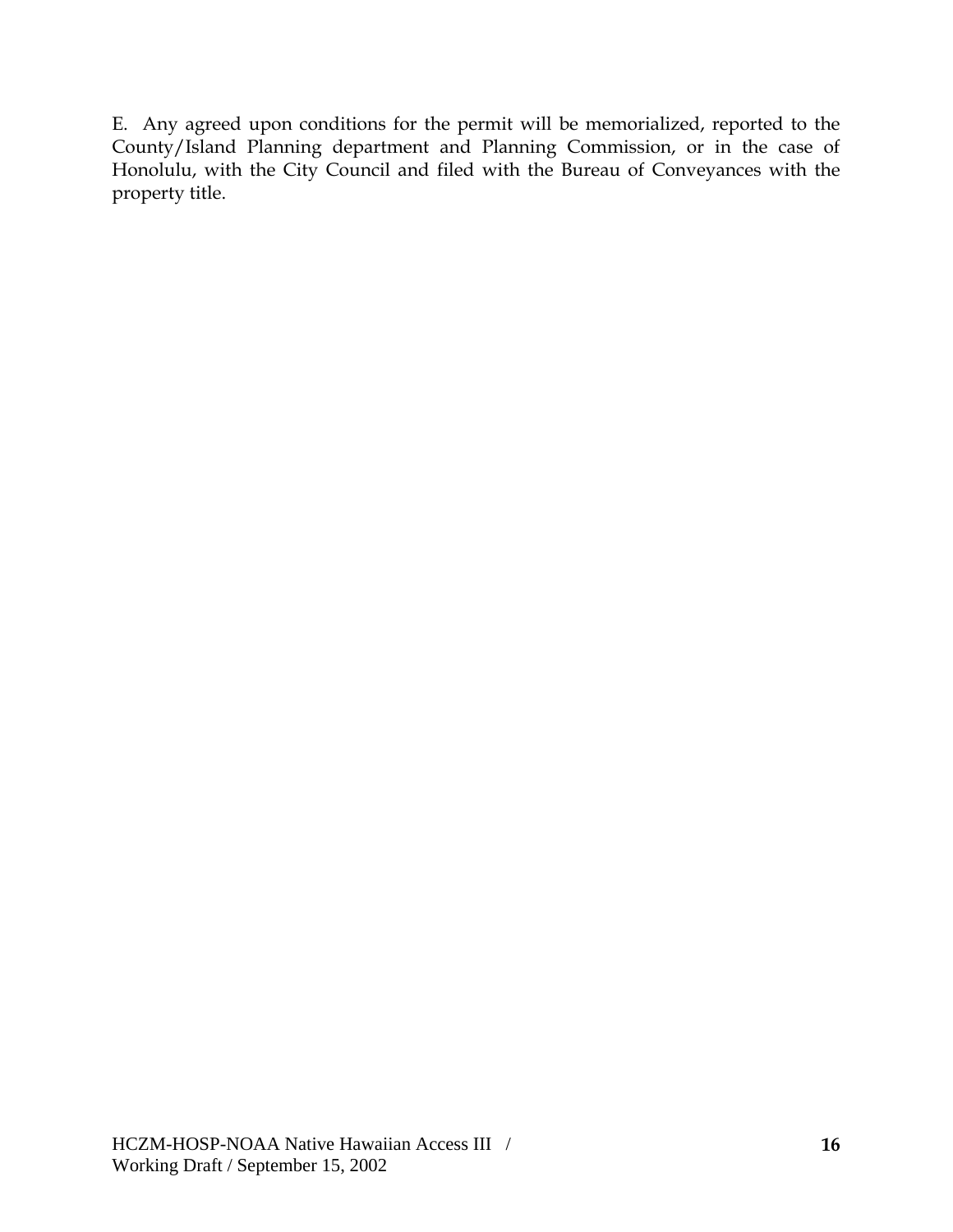E. Any agreed upon conditions for the permit will be memorialized, reported to the County/Island Planning department and Planning Commission, or in the case of Honolulu, with the City Council and filed with the Bureau of Conveyances with the property title.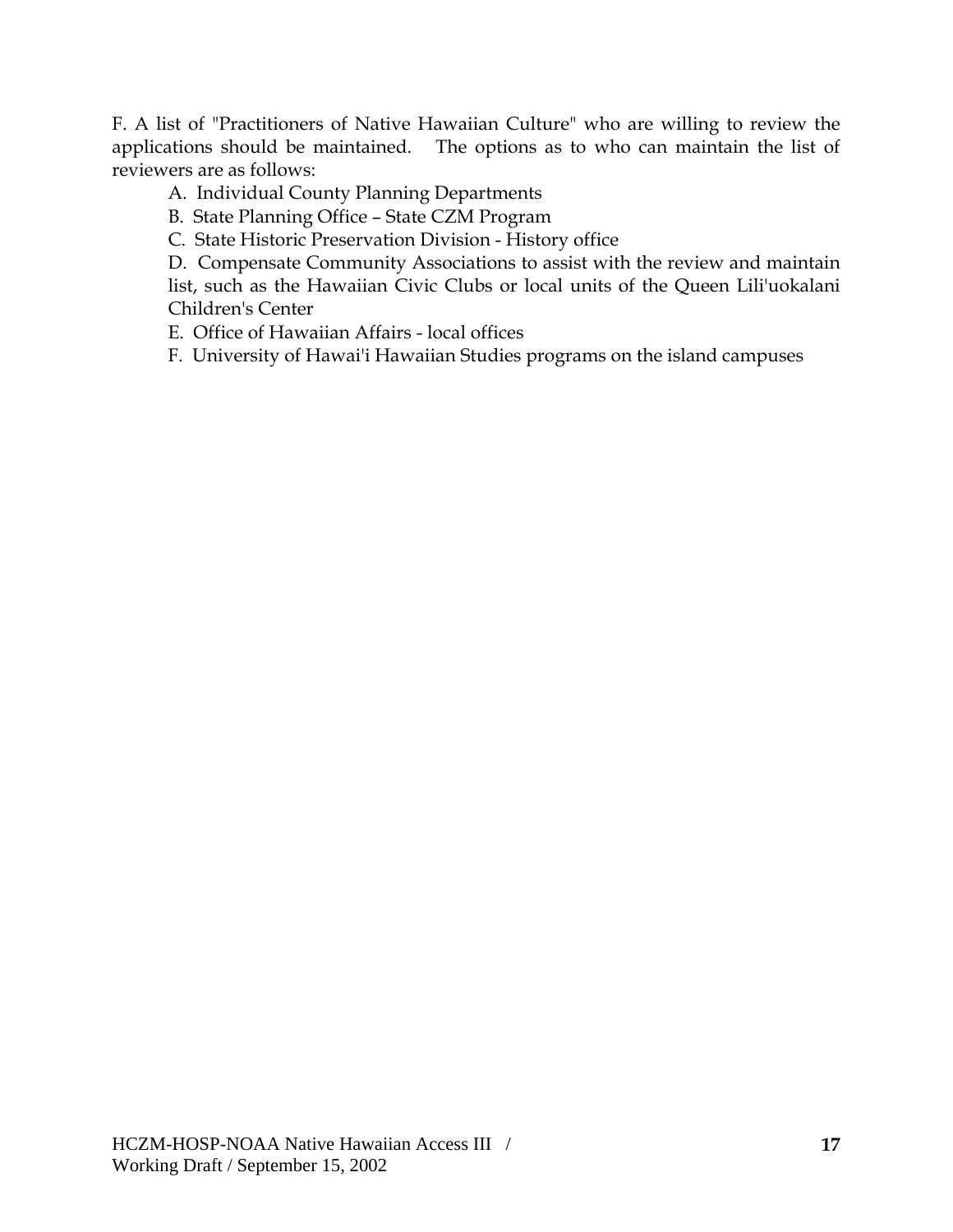F. A list of "Practitioners of Native Hawaiian Culture" who are willing to review the applications should be maintained. The options as to who can maintain the list of reviewers are as follows:

A. Individual County Planning Departments

B. State Planning Office – State CZM Program

C. State Historic Preservation Division - History office

D. Compensate Community Associations to assist with the review and maintain list, such as the Hawaiian Civic Clubs or local units of the Queen Lili'uokalani Children's Center

E. Office of Hawaiian Affairs - local offices

F. University of Hawai'i Hawaiian Studies programs on the island campuses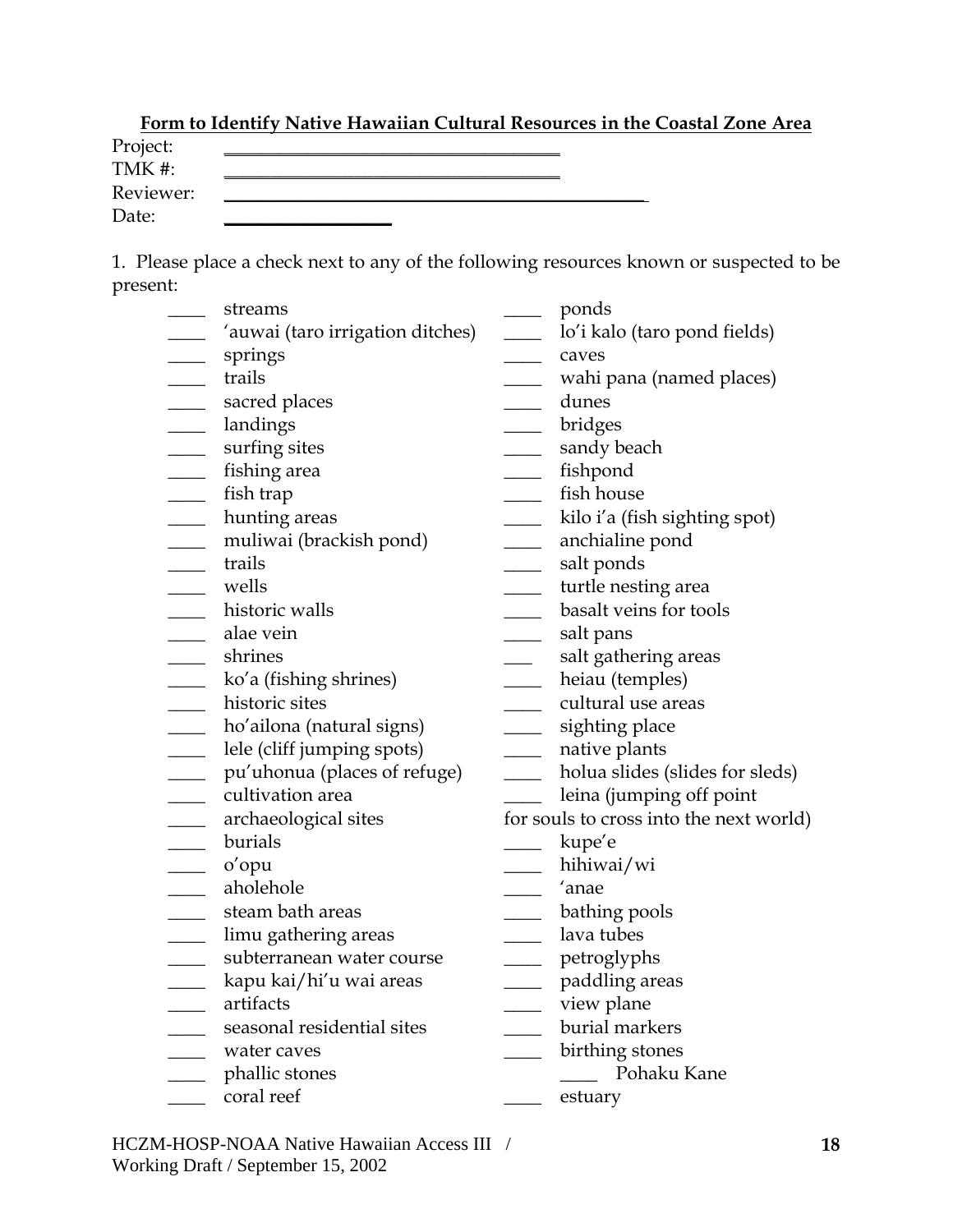**Form to Identify Native Hawaiian Cultural Resources in the Coastal Zone Area**

Project: ______________________________

TMK #: ______________________________

Reviewer: ______________________________

Date: ______________

1. Please place a check next to any of the following resources known or suspected to be present:

____ streams
____ 'auwai (taro irrigation ditches)
____ springs
____ trails
____ sacred places
____ landings
____ surfing sites
____ fishing area
____ fish trap
____ hunting areas
____ muliwai (brackish pond)
____ trails
____ wells
____ historic walls
____ alae vein
____ shrines
____ ko'a (fishing shrines)
____ historic sites
____ ho'ailona (natural signs)
____ lele (cliff jumping spots)
____ pu'uhonua (places of refuge)
____ cultivation area
____ archaeological sites
____ burials
____ o'opu
____ aholehole
____ steam bath areas
____ limu gathering areas
____ subterranean water course
____ kapu kai/hi'u wai areas
____ artifacts
____ seasonal residential sites
____ water caves
____ phallic stones
____ coral reef
____ ponds
____ lo'i kalo (taro pond fields)
____ caves
____ wahi pana (named places)
____ dunes
____ bridges
____ sandy beach
____ fishpond
____ fish house
____ kilo i'a (fish sighting spot)
____ anchialine pond
____ salt ponds
____ turtle nesting area
____ basalt veins for tools
____ salt pans
___ salt gathering areas
____ heiau (temples)
____ cultural use areas
____ sighting place
____ native plants
____ holua slides (slides for sleds)
____ leina (jumping off point for souls to cross into the next world)
____ kupe'e
____ hihiwai/wi
____ 'anae
____ bathing pools
____ lava tubes
____ petroglyphs
____ paddling areas
____ view plane
____ burial markers
____ birthing stones
    ____ Pohaku Kane
____ estuary

HCZM-HOSP-NOAA Native Hawaiian Access III / Working Draft / September 15, 2002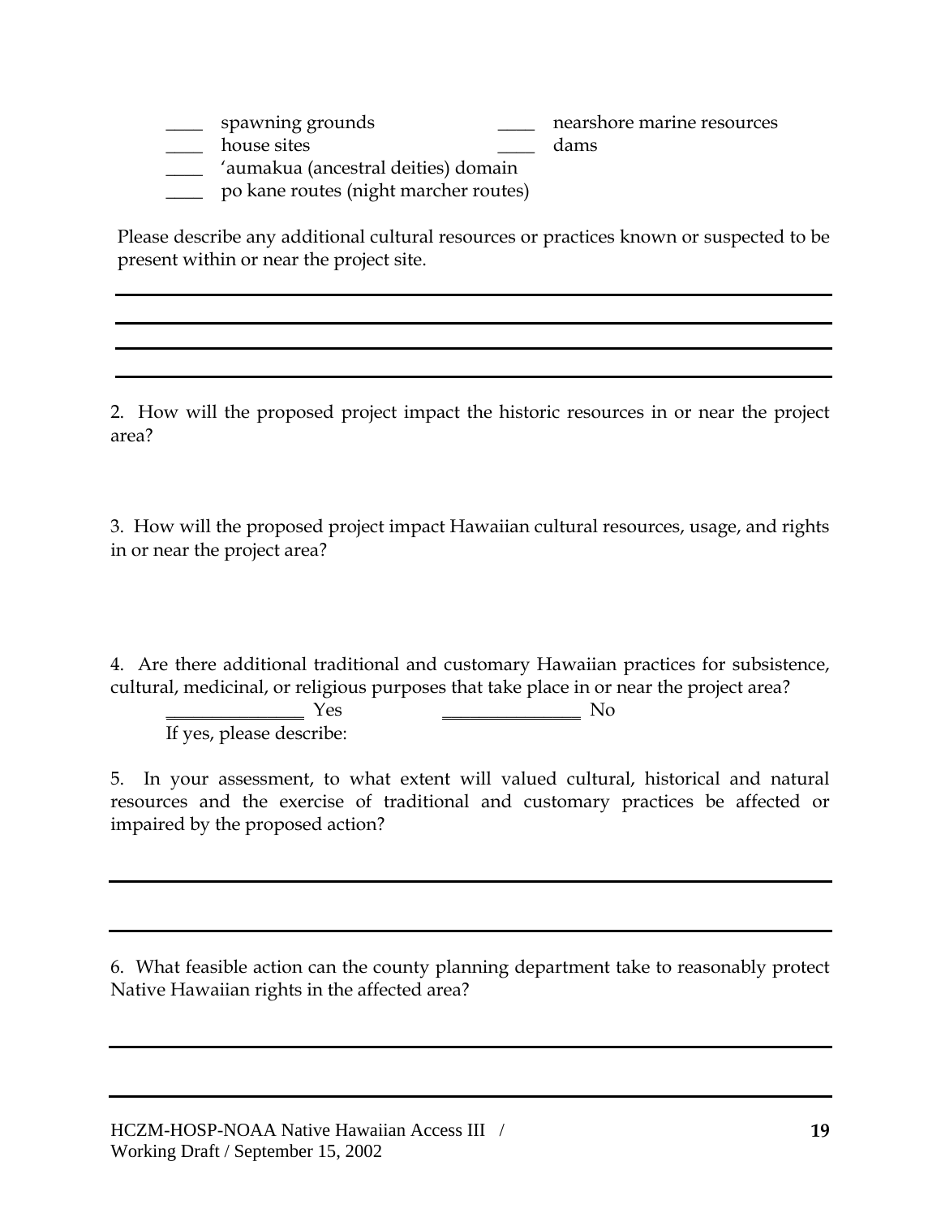____ spawning grounds    ____ nearshore marine resources
____ house sites    ____ dams
____ ʻaumakua (ancestral deities) domain
____ po kane routes (night marcher routes)

Please describe any additional cultural resources or practices known or suspected to be present within or near the project site.

______________________________________________________________________________

______________________________________________________________________________

______________________________________________________________________________

______________________________________________________________________________

2. How will the proposed project impact the historic resources in or near the project area?

3. How will the proposed project impact Hawaiian cultural resources, usage, and rights in or near the project area?

4. Are there additional traditional and customary Hawaiian practices for subsistence, cultural, medicinal, or religious purposes that take place in or near the project area?

________________ Yes    ________________ No

If yes, please describe:

5. In your assessment, to what extent will valued cultural, historical and natural resources and the exercise of traditional and customary practices be affected or impaired by the proposed action?

______________________________________________________________________________

______________________________________________________________________________

6. What feasible action can the county planning department take to reasonably protect Native Hawaiian rights in the affected area?

______________________________________________________________________________

______________________________________________________________________________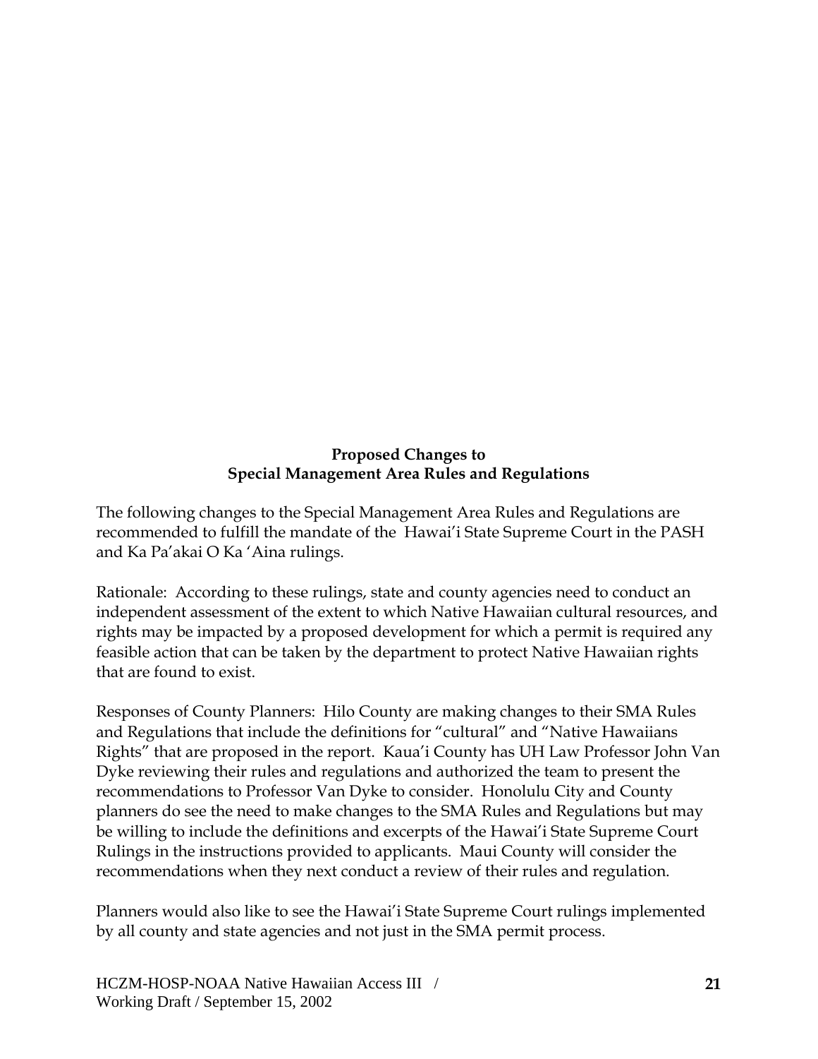**Proposed Changes to**
**Special Management Area Rules and Regulations**

The following changes to the Special Management Area Rules and Regulations are recommended to fulfill the mandate of the Hawai'i State Supreme Court in the PASH and Ka Pa'akai O Ka 'Aina rulings.

Rationale: According to these rulings, state and county agencies need to conduct an independent assessment of the extent to which Native Hawaiian cultural resources, and rights may be impacted by a proposed development for which a permit is required any feasible action that can be taken by the department to protect Native Hawaiian rights that are found to exist.

Responses of County Planners: Hilo County are making changes to their SMA Rules and Regulations that include the definitions for "cultural" and "Native Hawaiians Rights" that are proposed in the report. Kaua'i County has UH Law Professor John Van Dyke reviewing their rules and regulations and authorized the team to present the recommendations to Professor Van Dyke to consider. Honolulu City and County planners do see the need to make changes to the SMA Rules and Regulations but may be willing to include the definitions and excerpts of the Hawai'i State Supreme Court Rulings in the instructions provided to applicants. Maui County will consider the recommendations when they next conduct a review of their rules and regulation.

Planners would also like to see the Hawai'i State Supreme Court rulings implemented by all county and state agencies and not just in the SMA permit process.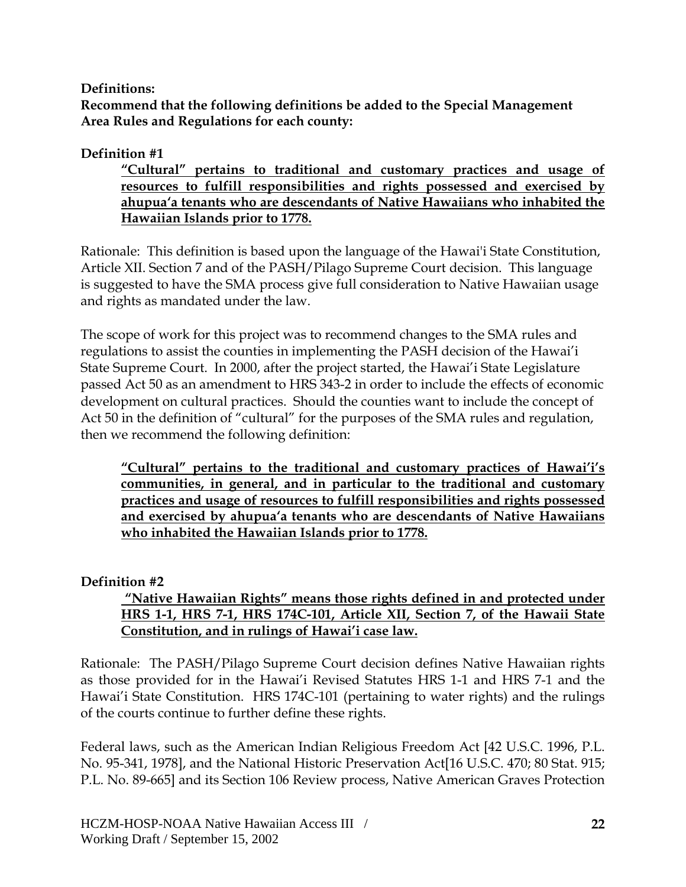**Definitions:**
**Recommend that the following definitions be added to the Special Management Area Rules and Regulations for each county:**

**Definition #1**

> **"Cultural" pertains to traditional and customary practices and usage of resources to fulfill responsibilities and rights possessed and exercised by ahupua'a tenants who are descendants of Native Hawaiians who inhabited the Hawaiian Islands prior to 1778.**

Rationale: This definition is based upon the language of the Hawai'i State Constitution, Article XII. Section 7 and of the PASH/Pilago Supreme Court decision. This language is suggested to have the SMA process give full consideration to Native Hawaiian usage and rights as mandated under the law.

The scope of work for this project was to recommend changes to the SMA rules and regulations to assist the counties in implementing the PASH decision of the Hawai'i State Supreme Court. In 2000, after the project started, the Hawai'i State Legislature passed Act 50 as an amendment to HRS 343-2 in order to include the effects of economic development on cultural practices. Should the counties want to include the concept of Act 50 in the definition of "cultural" for the purposes of the SMA rules and regulation, then we recommend the following definition:

> **"Cultural" pertains to the traditional and customary practices of Hawai'i's communities, in general, and in particular to the traditional and customary practices and usage of resources to fulfill responsibilities and rights possessed and exercised by ahupua'a tenants who are descendants of Native Hawaiians who inhabited the Hawaiian Islands prior to 1778.**

**Definition #2**

> **"Native Hawaiian Rights" means those rights defined in and protected under HRS 1-1, HRS 7-1, HRS 174C-101, Article XII, Section 7, of the Hawaii State Constitution, and in rulings of Hawai'i case law.**

Rationale: The PASH/Pilago Supreme Court decision defines Native Hawaiian rights as those provided for in the Hawai'i Revised Statutes HRS 1-1 and HRS 7-1 and the Hawai'i State Constitution. HRS 174C-101 (pertaining to water rights) and the rulings of the courts continue to further define these rights.

Federal laws, such as the American Indian Religious Freedom Act [42 U.S.C. 1996, P.L. No. 95-341, 1978], and the National Historic Preservation Act[16 U.S.C. 470; 80 Stat. 915; P.L. No. 89-665] and its Section 106 Review process, Native American Graves Protection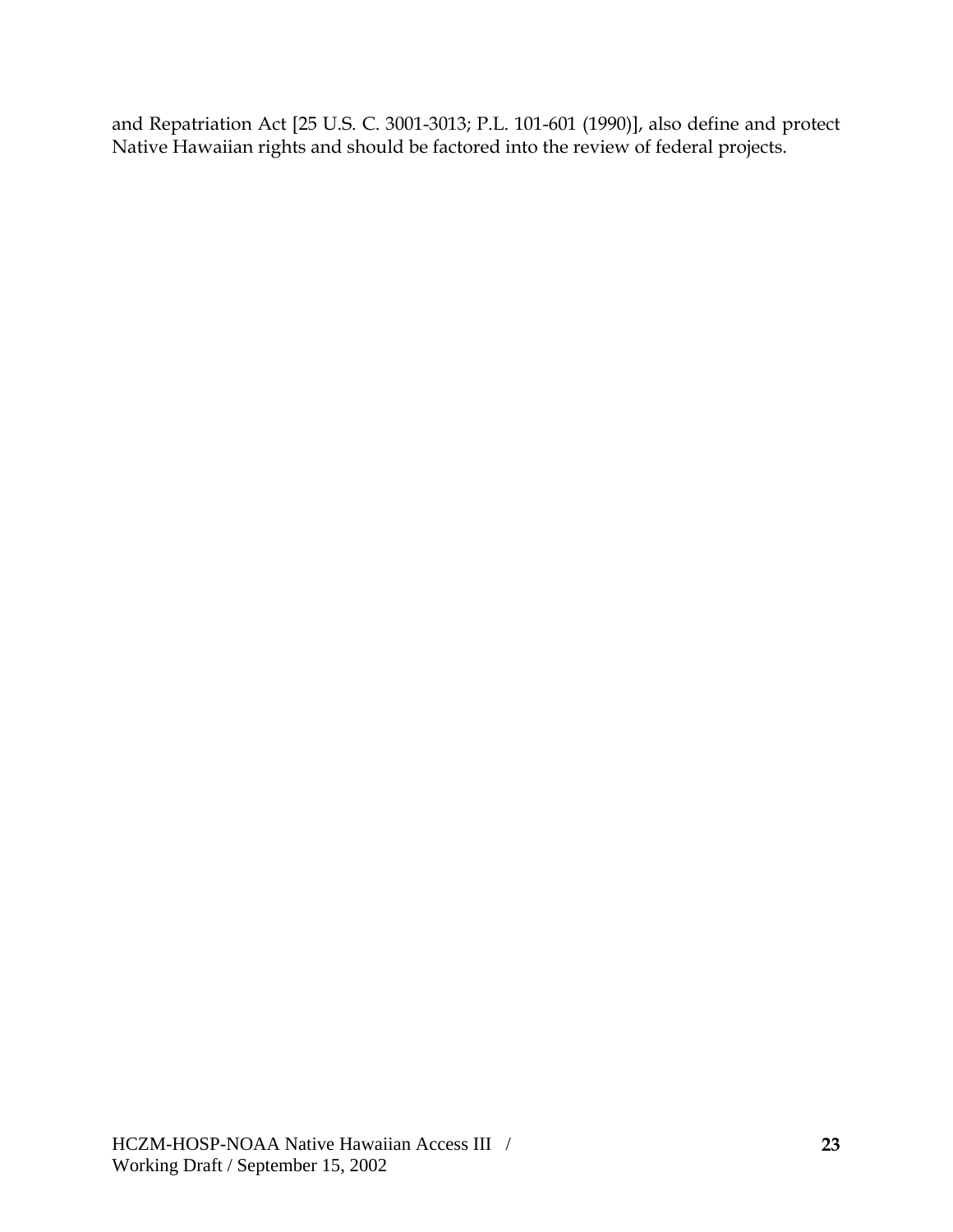and Repatriation Act [25 U.S. C. 3001-3013; P.L. 101-601 (1990)], also define and protect Native Hawaiian rights and should be factored into the review of federal projects.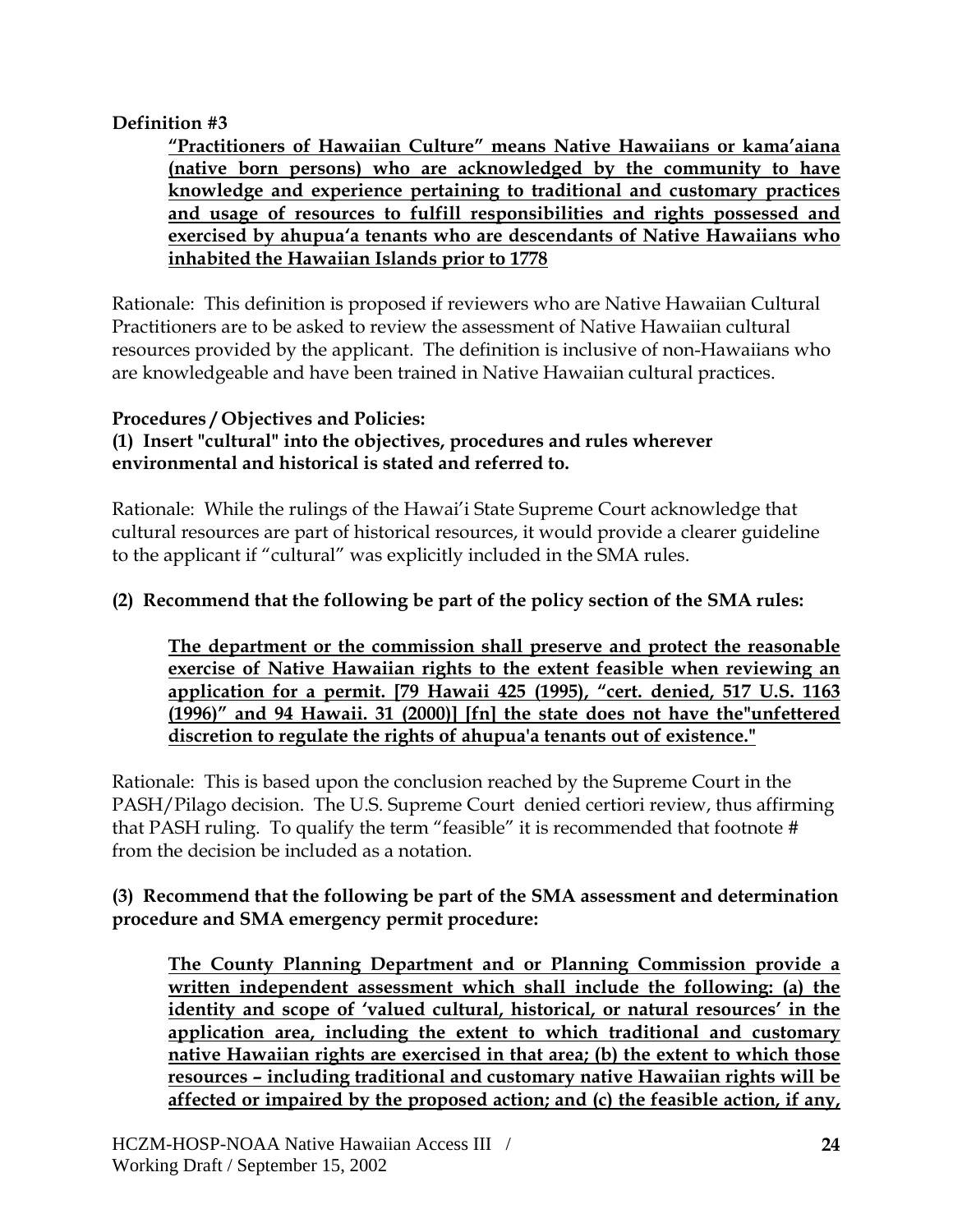**Definition #3**

> **"Practitioners of Hawaiian Culture" means Native Hawaiians or kama'aiana (native born persons) who are acknowledged by the community to have knowledge and experience pertaining to traditional and customary practices and usage of resources to fulfill responsibilities and rights possessed and exercised by ahupua'a tenants who are descendants of Native Hawaiians who inhabited the Hawaiian Islands prior to 1778**

Rationale: This definition is proposed if reviewers who are Native Hawaiian Cultural Practitioners are to be asked to review the assessment of Native Hawaiian cultural resources provided by the applicant. The definition is inclusive of non-Hawaiians who are knowledgeable and have been trained in Native Hawaiian cultural practices.

**Procedures / Objectives and Policies:**

**(1) Insert "cultural" into the objectives, procedures and rules wherever environmental and historical is stated and referred to.**

Rationale: While the rulings of the Hawai'i State Supreme Court acknowledge that cultural resources are part of historical resources, it would provide a clearer guideline to the applicant if "cultural" was explicitly included in the SMA rules.

**(2) Recommend that the following be part of the policy section of the SMA rules:**

> **The department or the commission shall preserve and protect the reasonable exercise of Native Hawaiian rights to the extent feasible when reviewing an application for a permit. [79 Hawaii 425 (1995), "cert. denied, 517 U.S. 1163 (1996)" and 94 Hawaii. 31 (2000)] [fn] the state does not have the"unfettered discretion to regulate the rights of ahupua'a tenants out of existence."**

Rationale: This is based upon the conclusion reached by the Supreme Court in the PASH/Pilago decision. The U.S. Supreme Court denied certiori review, thus affirming that PASH ruling. To qualify the term "feasible" it is recommended that footnote # from the decision be included as a notation.

**(3) Recommend that the following be part of the SMA assessment and determination procedure and SMA emergency permit procedure:**

> **The County Planning Department and or Planning Commission provide a written independent assessment which shall include the following: (a) the identity and scope of 'valued cultural, historical, or natural resources' in the application area, including the extent to which traditional and customary native Hawaiian rights are exercised in that area; (b) the extent to which those resources – including traditional and customary native Hawaiian rights will be affected or impaired by the proposed action; and (c) the feasible action, if any,**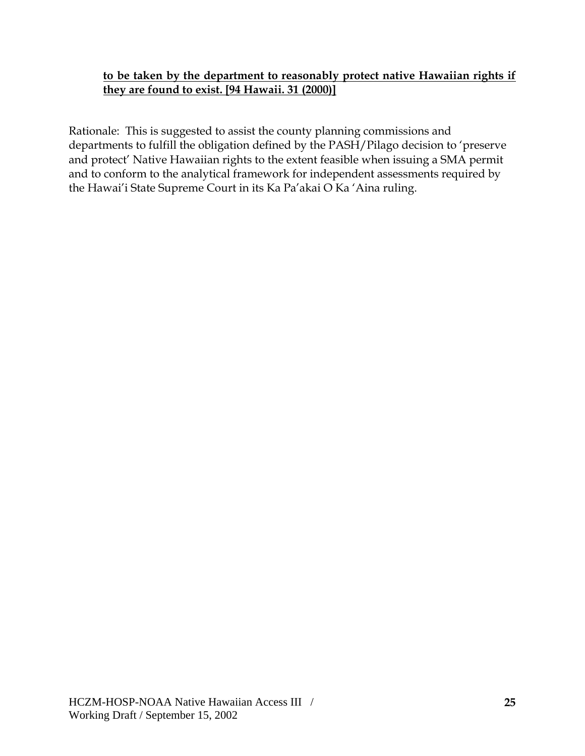**<u>to be taken by the department to reasonably protect native Hawaiian rights if they are found to exist. [94 Hawaii. 31 (2000)]</u>**

Rationale: This is suggested to assist the county planning commissions and departments to fulfill the obligation defined by the PASH/Pilago decision to 'preserve and protect' Native Hawaiian rights to the extent feasible when issuing a SMA permit and to conform to the analytical framework for independent assessments required by the Hawai'i State Supreme Court in its Ka Pa'akai O Ka 'Aina ruling.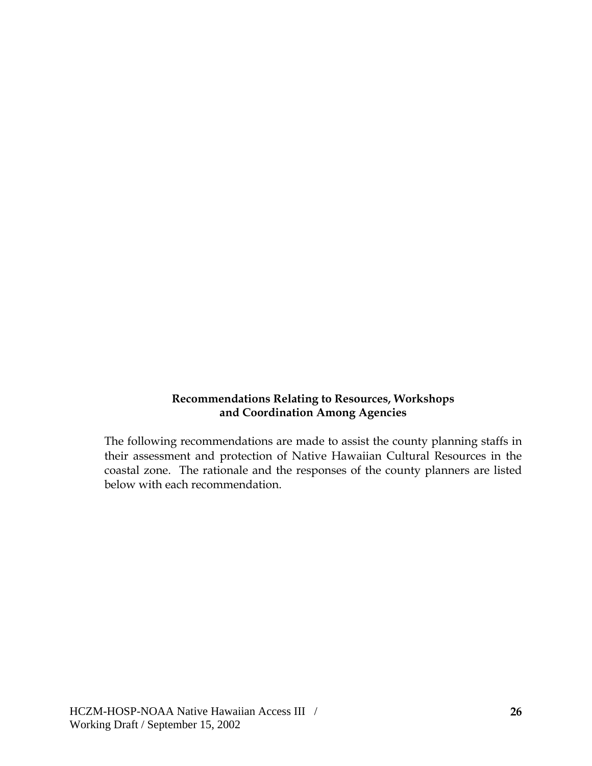## Recommendations Relating to Resources, Workshops and Coordination Among Agencies

The following recommendations are made to assist the county planning staffs in their assessment and protection of Native Hawaiian Cultural Resources in the coastal zone. The rationale and the responses of the county planners are listed below with each recommendation.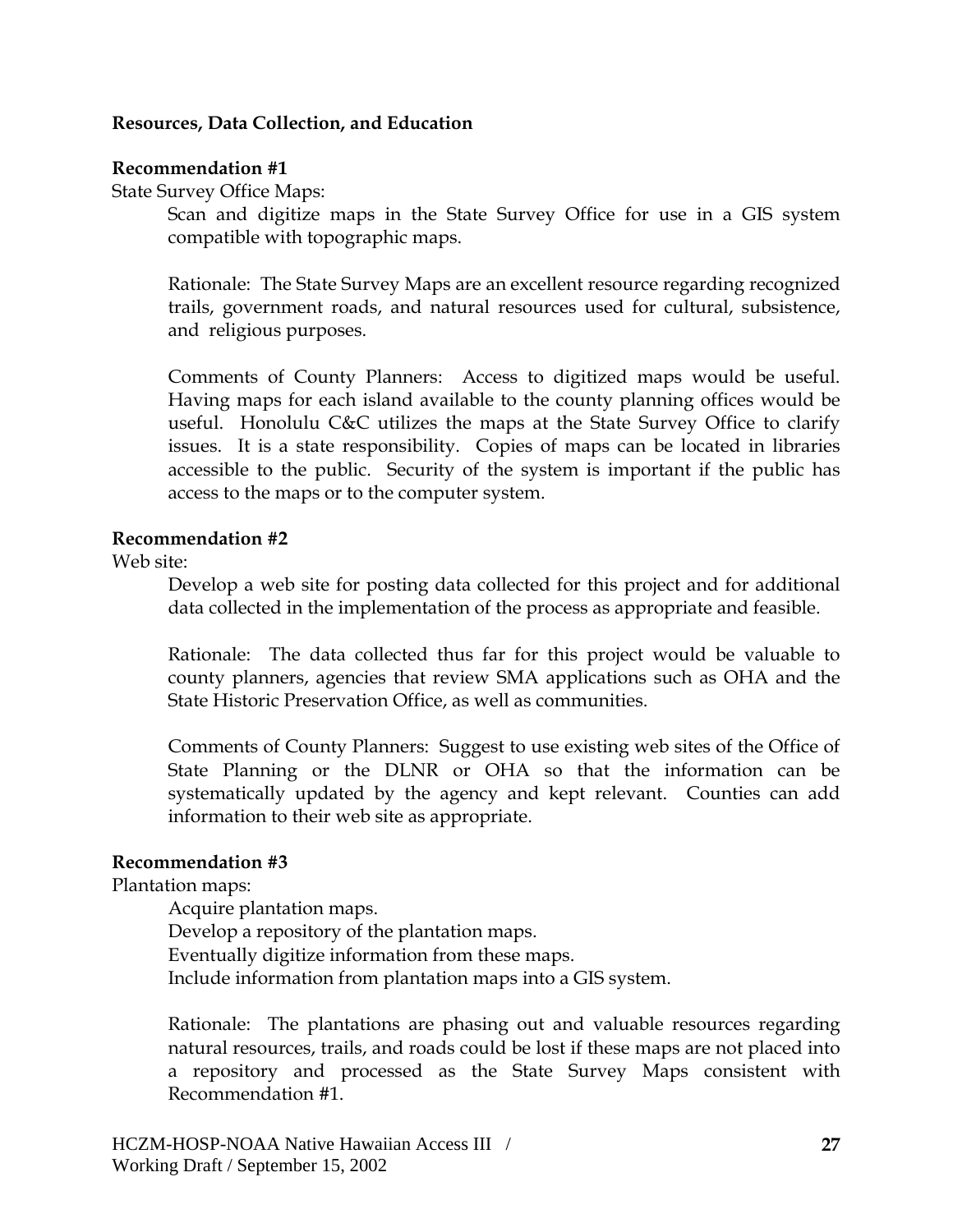**Resources, Data Collection, and Education**

**Recommendation #1**

State Survey Office Maps:

Scan and digitize maps in the State Survey Office for use in a GIS system compatible with topographic maps.

Rationale: The State Survey Maps are an excellent resource regarding recognized trails, government roads, and natural resources used for cultural, subsistence, and religious purposes.

Comments of County Planners: Access to digitized maps would be useful. Having maps for each island available to the county planning offices would be useful. Honolulu C&C utilizes the maps at the State Survey Office to clarify issues. It is a state responsibility. Copies of maps can be located in libraries accessible to the public. Security of the system is important if the public has access to the maps or to the computer system.

**Recommendation #2**

Web site:

Develop a web site for posting data collected for this project and for additional data collected in the implementation of the process as appropriate and feasible.

Rationale: The data collected thus far for this project would be valuable to county planners, agencies that review SMA applications such as OHA and the State Historic Preservation Office, as well as communities.

Comments of County Planners: Suggest to use existing web sites of the Office of State Planning or the DLNR or OHA so that the information can be systematically updated by the agency and kept relevant. Counties can add information to their web site as appropriate.

**Recommendation #3**

Plantation maps:

Acquire plantation maps.
Develop a repository of the plantation maps.
Eventually digitize information from these maps.
Include information from plantation maps into a GIS system.

Rationale: The plantations are phasing out and valuable resources regarding natural resources, trails, and roads could be lost if these maps are not placed into a repository and processed as the State Survey Maps consistent with Recommendation #1.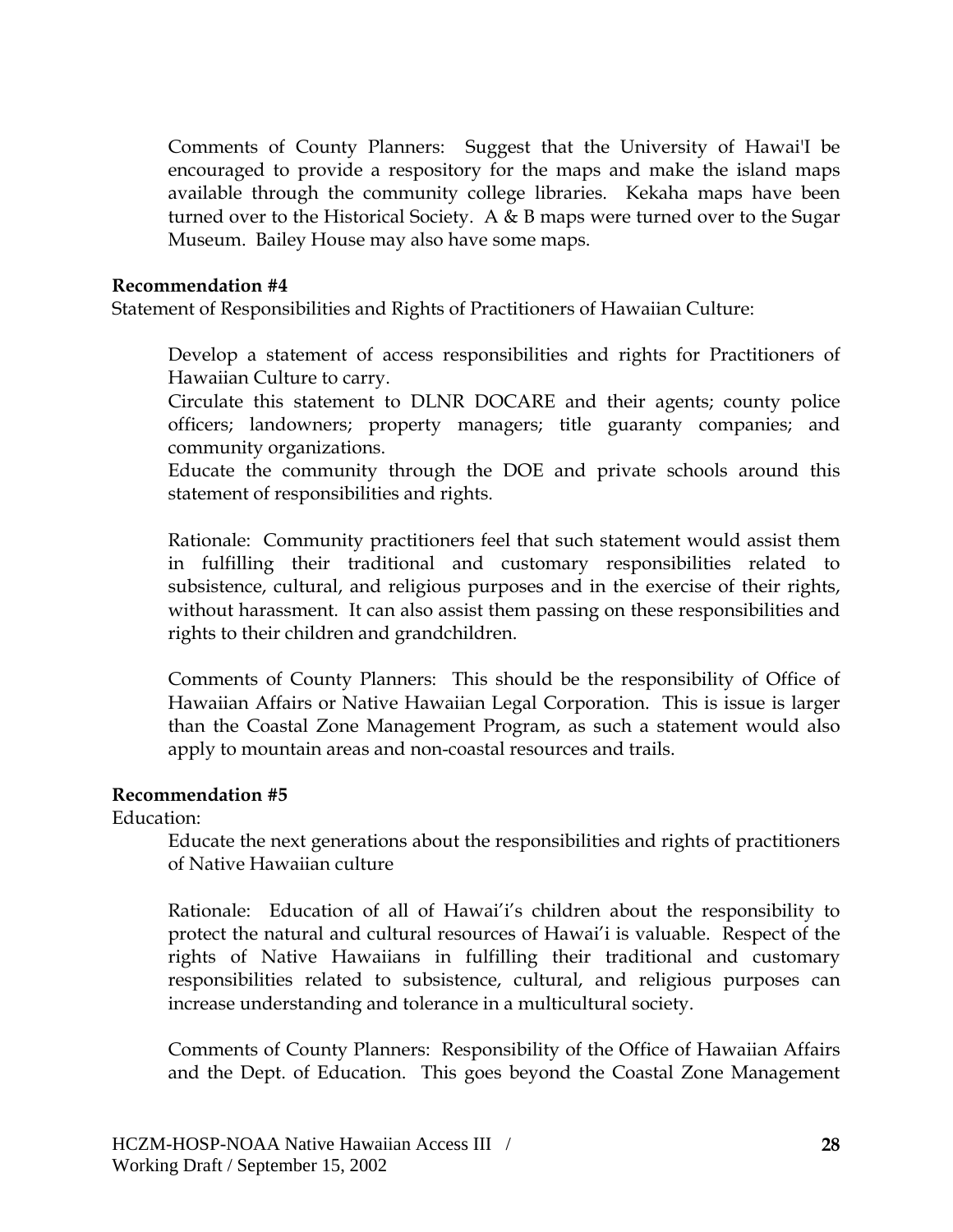Comments of County Planners: Suggest that the University of Hawai'I be encouraged to provide a respository for the maps and make the island maps available through the community college libraries. Kekaha maps have been turned over to the Historical Society. A & B maps were turned over to the Sugar Museum. Bailey House may also have some maps.

**Recommendation #4**

Statement of Responsibilities and Rights of Practitioners of Hawaiian Culture:

Develop a statement of access responsibilities and rights for Practitioners of Hawaiian Culture to carry.

Circulate this statement to DLNR DOCARE and their agents; county police officers; landowners; property managers; title guaranty companies; and community organizations.

Educate the community through the DOE and private schools around this statement of responsibilities and rights.

Rationale: Community practitioners feel that such statement would assist them in fulfilling their traditional and customary responsibilities related to subsistence, cultural, and religious purposes and in the exercise of their rights, without harassment. It can also assist them passing on these responsibilities and rights to their children and grandchildren.

Comments of County Planners: This should be the responsibility of Office of Hawaiian Affairs or Native Hawaiian Legal Corporation. This is issue is larger than the Coastal Zone Management Program, as such a statement would also apply to mountain areas and non-coastal resources and trails.

**Recommendation #5**

Education:

Educate the next generations about the responsibilities and rights of practitioners of Native Hawaiian culture

Rationale: Education of all of Hawai'i's children about the responsibility to protect the natural and cultural resources of Hawai'i is valuable. Respect of the rights of Native Hawaiians in fulfilling their traditional and customary responsibilities related to subsistence, cultural, and religious purposes can increase understanding and tolerance in a multicultural society.

Comments of County Planners: Responsibility of the Office of Hawaiian Affairs and the Dept. of Education. This goes beyond the Coastal Zone Management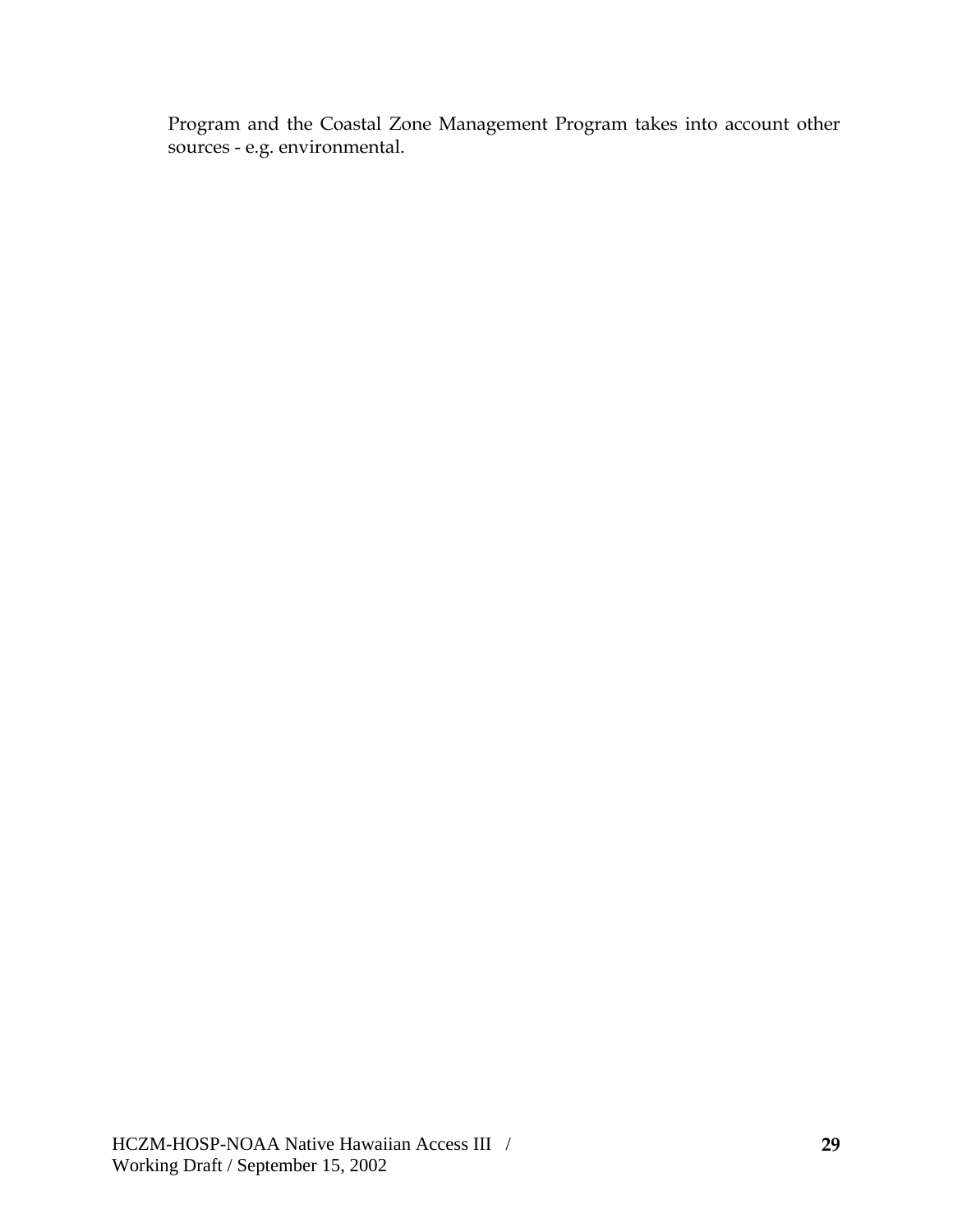Program and the Coastal Zone Management Program takes into account other sources - e.g. environmental.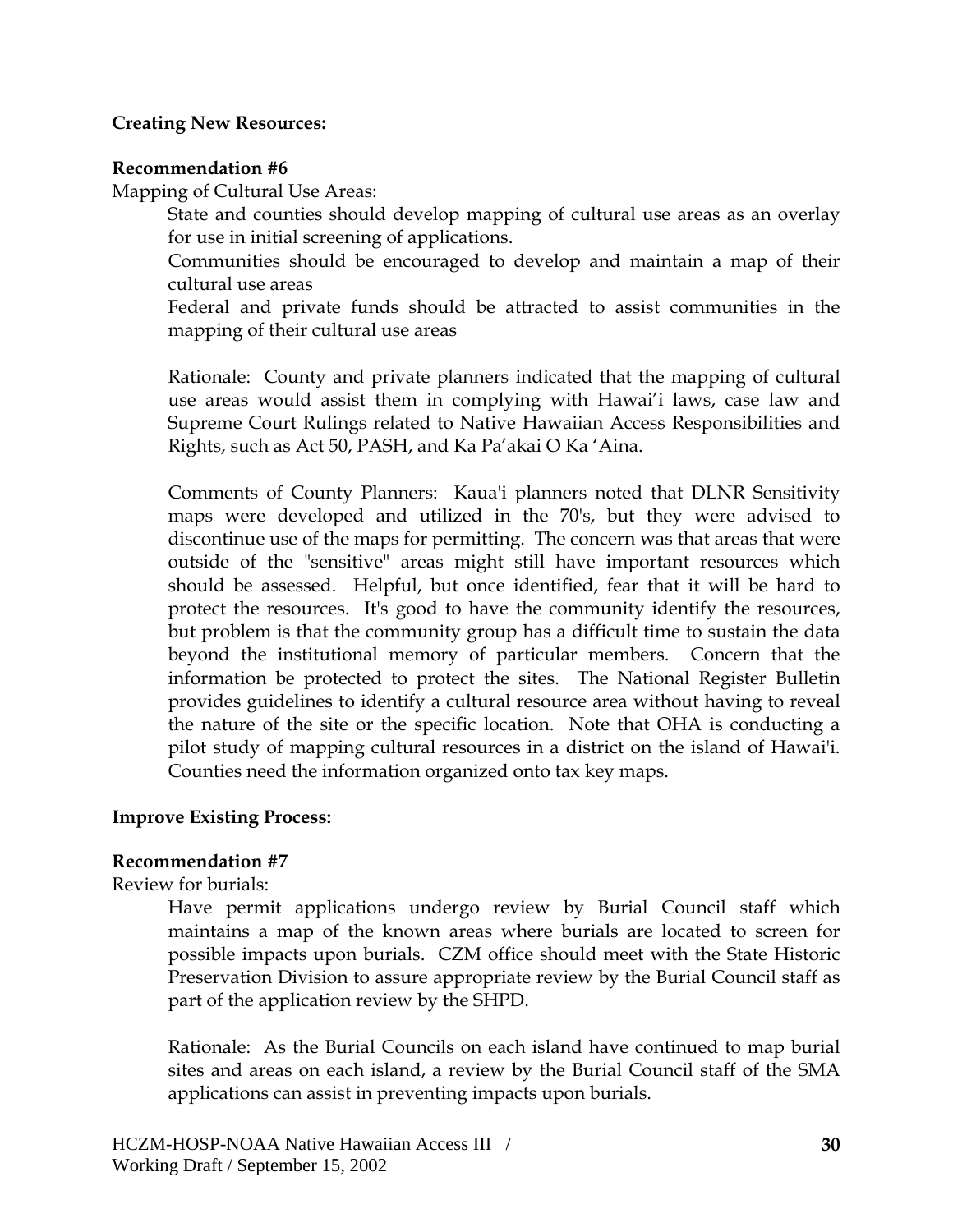**Creating New Resources:**

**Recommendation #6**

Mapping of Cultural Use Areas:

State and counties should develop mapping of cultural use areas as an overlay for use in initial screening of applications.

Communities should be encouraged to develop and maintain a map of their cultural use areas

Federal and private funds should be attracted to assist communities in the mapping of their cultural use areas

Rationale: County and private planners indicated that the mapping of cultural use areas would assist them in complying with Hawai'i laws, case law and Supreme Court Rulings related to Native Hawaiian Access Responsibilities and Rights, such as Act 50, PASH, and Ka Pa'akai O Ka 'Aina.

Comments of County Planners: Kaua'i planners noted that DLNR Sensitivity maps were developed and utilized in the 70's, but they were advised to discontinue use of the maps for permitting. The concern was that areas that were outside of the "sensitive" areas might still have important resources which should be assessed. Helpful, but once identified, fear that it will be hard to protect the resources. It's good to have the community identify the resources, but problem is that the community group has a difficult time to sustain the data beyond the institutional memory of particular members. Concern that the information be protected to protect the sites. The National Register Bulletin provides guidelines to identify a cultural resource area without having to reveal the nature of the site or the specific location. Note that OHA is conducting a pilot study of mapping cultural resources in a district on the island of Hawai'i. Counties need the information organized onto tax key maps.

**Improve Existing Process:**

**Recommendation #7**

Review for burials:

Have permit applications undergo review by Burial Council staff which maintains a map of the known areas where burials are located to screen for possible impacts upon burials. CZM office should meet with the State Historic Preservation Division to assure appropriate review by the Burial Council staff as part of the application review by the SHPD.

Rationale: As the Burial Councils on each island have continued to map burial sites and areas on each island, a review by the Burial Council staff of the SMA applications can assist in preventing impacts upon burials.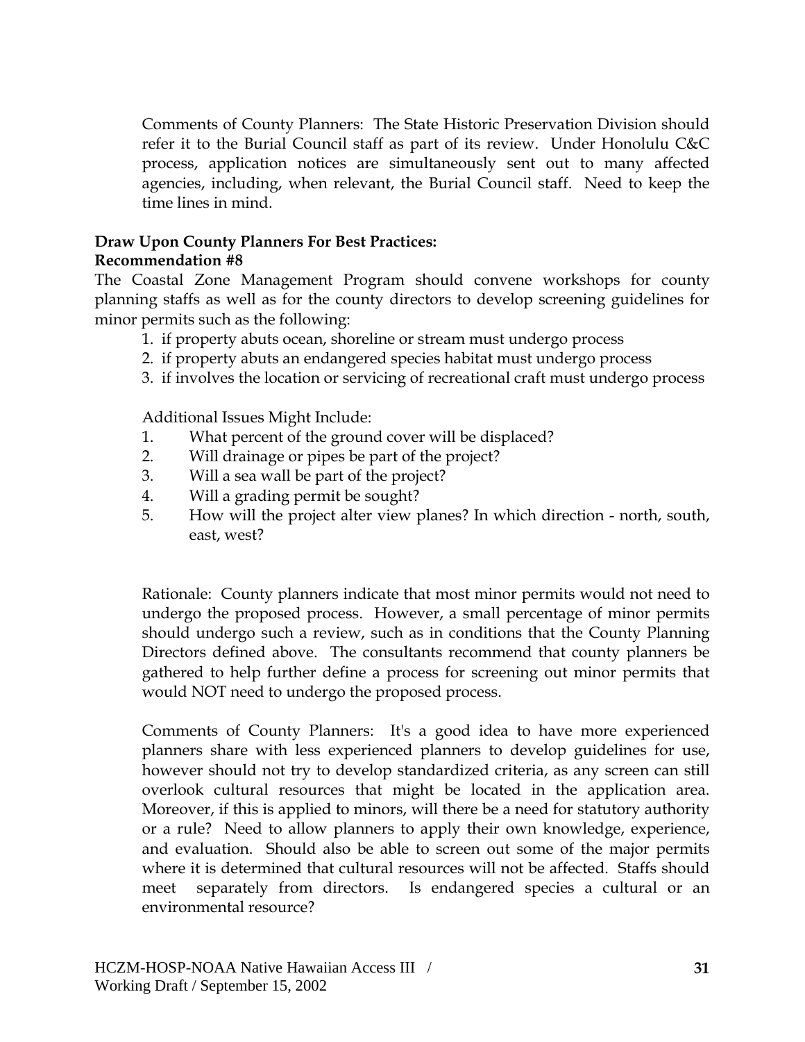Comments of County Planners: The State Historic Preservation Division should refer it to the Burial Council staff as part of its review. Under Honolulu C&C process, application notices are simultaneously sent out to many affected agencies, including, when relevant, the Burial Council staff. Need to keep the time lines in mind.

**Draw Upon County Planners For Best Practices:**
**Recommendation #8**

The Coastal Zone Management Program should convene workshops for county planning staffs as well as for the county directors to develop screening guidelines for minor permits such as the following:

1. if property abuts ocean, shoreline or stream must undergo process
2. if property abuts an endangered species habitat must undergo process
3. if involves the location or servicing of recreational craft must undergo process

Additional Issues Might Include:

1. What percent of the ground cover will be displaced?
2. Will drainage or pipes be part of the project?
3. Will a sea wall be part of the project?
4. Will a grading permit be sought?
5. How will the project alter view planes? In which direction - north, south, east, west?

Rationale: County planners indicate that most minor permits would not need to undergo the proposed process. However, a small percentage of minor permits should undergo such a review, such as in conditions that the County Planning Directors defined above. The consultants recommend that county planners be gathered to help further define a process for screening out minor permits that would NOT need to undergo the proposed process.

Comments of County Planners: It's a good idea to have more experienced planners share with less experienced planners to develop guidelines for use, however should not try to develop standardized criteria, as any screen can still overlook cultural resources that might be located in the application area. Moreover, if this is applied to minors, will there be a need for statutory authority or a rule? Need to allow planners to apply their own knowledge, experience, and evaluation. Should also be able to screen out some of the major permits where it is determined that cultural resources will not be affected. Staffs should meet separately from directors. Is endangered species a cultural or an environmental resource?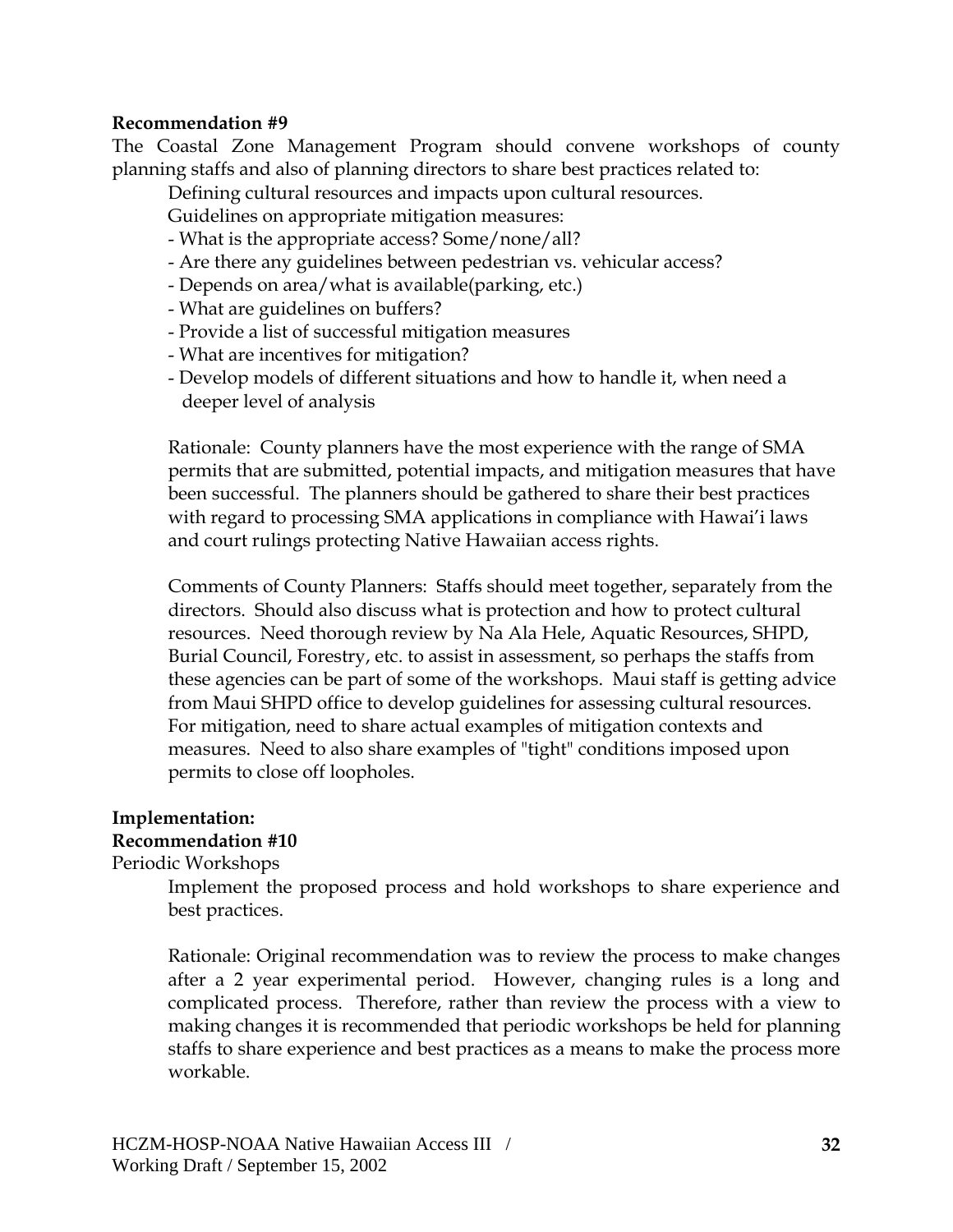**Recommendation #9**

The Coastal Zone Management Program should convene workshops of county planning staffs and also of planning directors to share best practices related to:

Defining cultural resources and impacts upon cultural resources.

Guidelines on appropriate mitigation measures:

- What is the appropriate access? Some/none/all?
- Are there any guidelines between pedestrian vs. vehicular access?
- Depends on area/what is available(parking, etc.)
- What are guidelines on buffers?
- Provide a list of successful mitigation measures
- What are incentives for mitigation?
- Develop models of different situations and how to handle it, when need a deeper level of analysis

Rationale: County planners have the most experience with the range of SMA permits that are submitted, potential impacts, and mitigation measures that have been successful. The planners should be gathered to share their best practices with regard to processing SMA applications in compliance with Hawai'i laws and court rulings protecting Native Hawaiian access rights.

Comments of County Planners: Staffs should meet together, separately from the directors. Should also discuss what is protection and how to protect cultural resources. Need thorough review by Na Ala Hele, Aquatic Resources, SHPD, Burial Council, Forestry, etc. to assist in assessment, so perhaps the staffs from these agencies can be part of some of the workshops. Maui staff is getting advice from Maui SHPD office to develop guidelines for assessing cultural resources. For mitigation, need to share actual examples of mitigation contexts and measures. Need to also share examples of "tight" conditions imposed upon permits to close off loopholes.

**Implementation:**

**Recommendation #10**

Periodic Workshops

Implement the proposed process and hold workshops to share experience and best practices.

Rationale: Original recommendation was to review the process to make changes after a 2 year experimental period. However, changing rules is a long and complicated process. Therefore, rather than review the process with a view to making changes it is recommended that periodic workshops be held for planning staffs to share experience and best practices as a means to make the process more workable.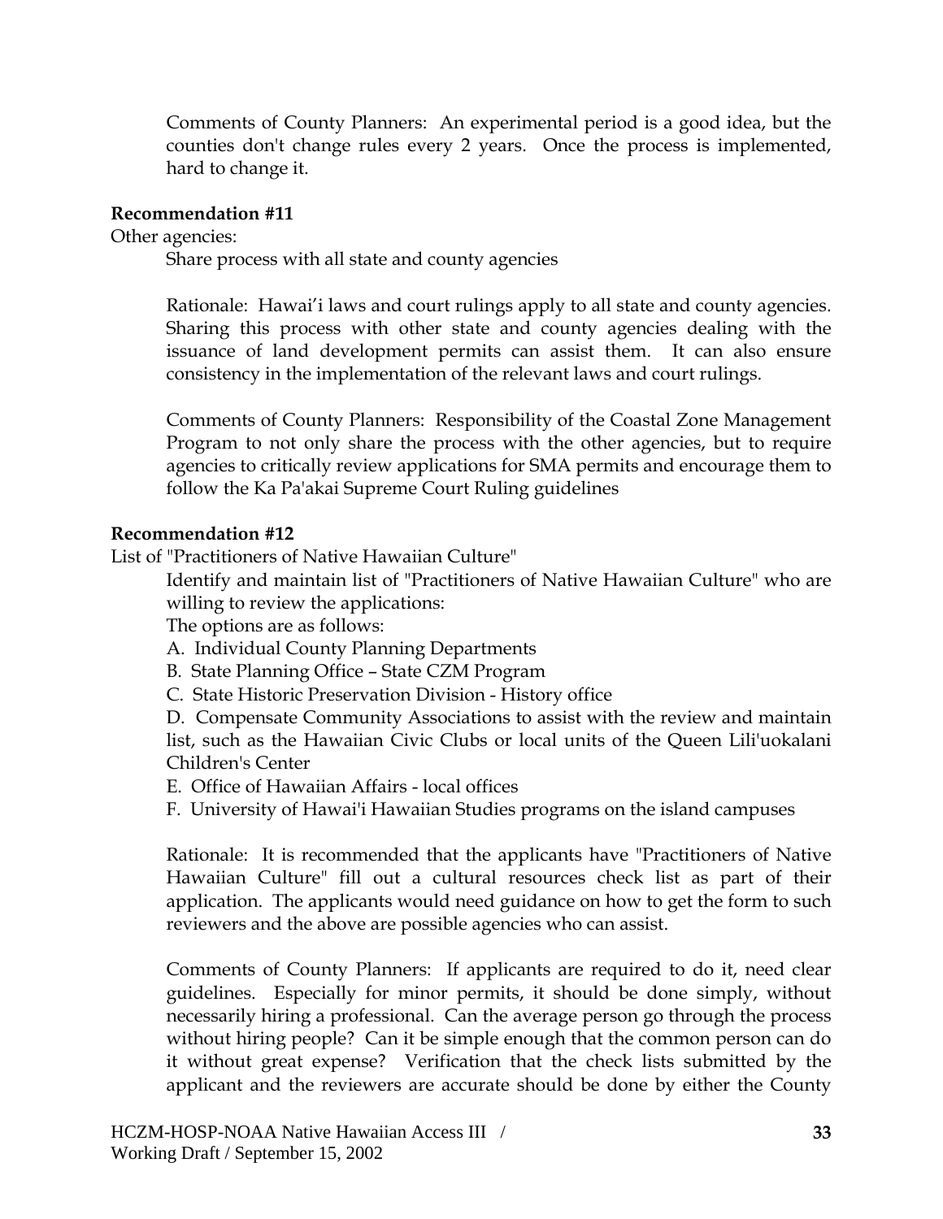Comments of County Planners: An experimental period is a good idea, but the counties don't change rules every 2 years. Once the process is implemented, hard to change it.

**Recommendation #11**

Other agencies:

Share process with all state and county agencies

Rationale: Hawai'i laws and court rulings apply to all state and county agencies. Sharing this process with other state and county agencies dealing with the issuance of land development permits can assist them. It can also ensure consistency in the implementation of the relevant laws and court rulings.

Comments of County Planners: Responsibility of the Coastal Zone Management Program to not only share the process with the other agencies, but to require agencies to critically review applications for SMA permits and encourage them to follow the Ka Pa'akai Supreme Court Ruling guidelines

**Recommendation #12**

List of "Practitioners of Native Hawaiian Culture"

Identify and maintain list of "Practitioners of Native Hawaiian Culture" who are willing to review the applications:

The options are as follows:

A. Individual County Planning Departments

B. State Planning Office – State CZM Program

C. State Historic Preservation Division - History office

D. Compensate Community Associations to assist with the review and maintain list, such as the Hawaiian Civic Clubs or local units of the Queen Lili'uokalani Children's Center

E. Office of Hawaiian Affairs - local offices

F. University of Hawai'i Hawaiian Studies programs on the island campuses

Rationale: It is recommended that the applicants have "Practitioners of Native Hawaiian Culture" fill out a cultural resources check list as part of their application. The applicants would need guidance on how to get the form to such reviewers and the above are possible agencies who can assist.

Comments of County Planners: If applicants are required to do it, need clear guidelines. Especially for minor permits, it should be done simply, without necessarily hiring a professional. Can the average person go through the process without hiring people? Can it be simple enough that the common person can do it without great expense? Verification that the check lists submitted by the applicant and the reviewers are accurate should be done by either the County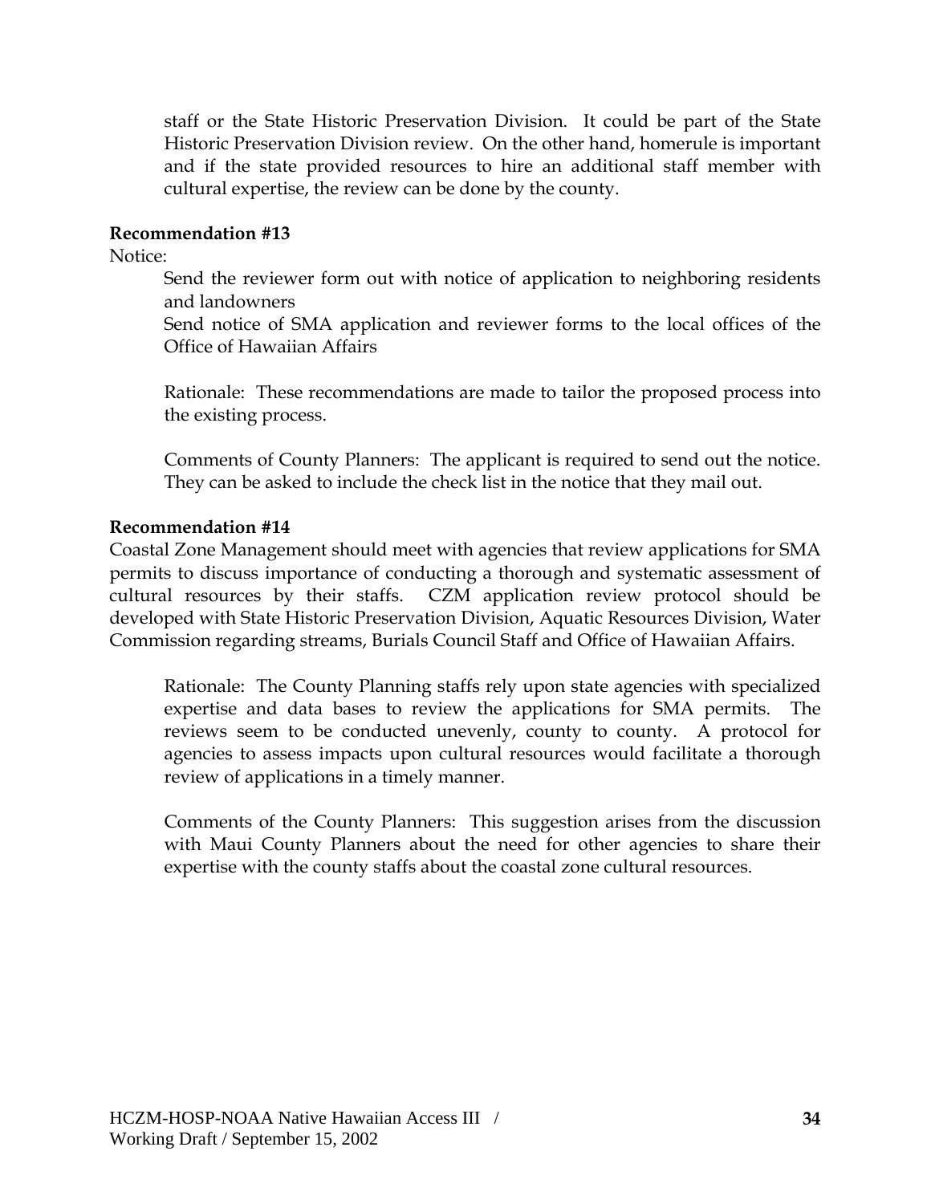staff or the State Historic Preservation Division. It could be part of the State Historic Preservation Division review. On the other hand, homerule is important and if the state provided resources to hire an additional staff member with cultural expertise, the review can be done by the county.

**Recommendation #13**

Notice:

Send the reviewer form out with notice of application to neighboring residents and landowners

Send notice of SMA application and reviewer forms to the local offices of the Office of Hawaiian Affairs

Rationale: These recommendations are made to tailor the proposed process into the existing process.

Comments of County Planners: The applicant is required to send out the notice. They can be asked to include the check list in the notice that they mail out.

**Recommendation #14**

Coastal Zone Management should meet with agencies that review applications for SMA permits to discuss importance of conducting a thorough and systematic assessment of cultural resources by their staffs. CZM application review protocol should be developed with State Historic Preservation Division, Aquatic Resources Division, Water Commission regarding streams, Burials Council Staff and Office of Hawaiian Affairs.

Rationale: The County Planning staffs rely upon state agencies with specialized expertise and data bases to review the applications for SMA permits. The reviews seem to be conducted unevenly, county to county. A protocol for agencies to assess impacts upon cultural resources would facilitate a thorough review of applications in a timely manner.

Comments of the County Planners: This suggestion arises from the discussion with Maui County Planners about the need for other agencies to share their expertise with the county staffs about the coastal zone cultural resources.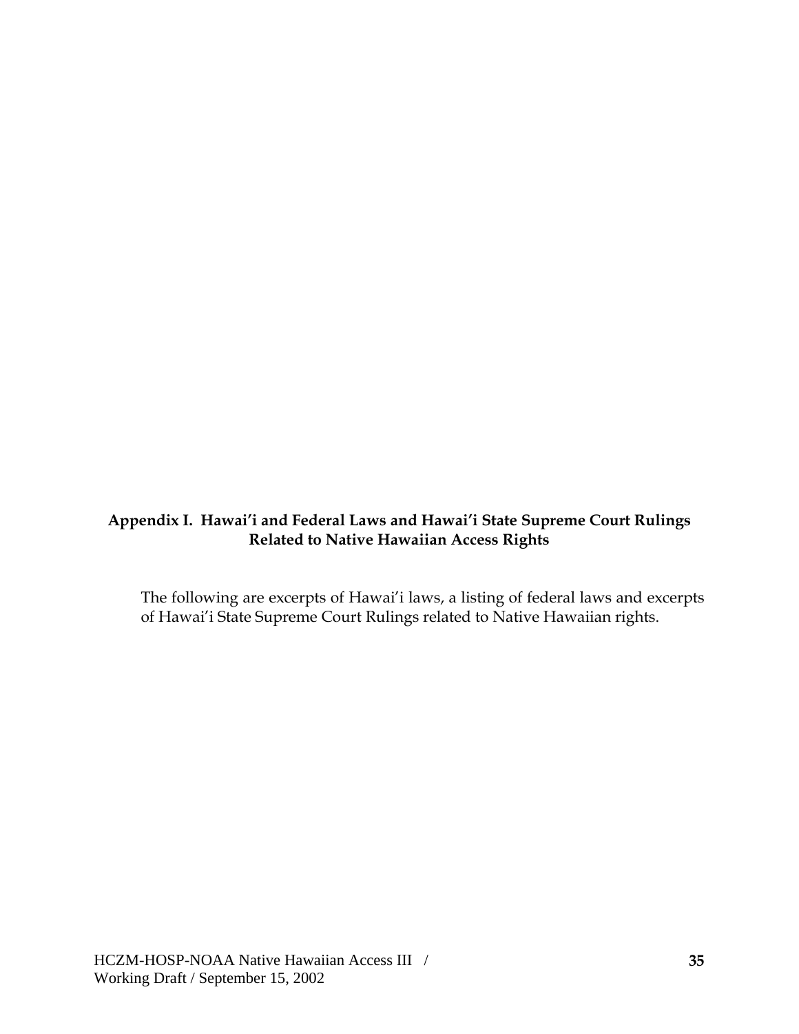# Appendix I. Hawai'i and Federal Laws and Hawai'i State Supreme Court Rulings Related to Native Hawaiian Access Rights

The following are excerpts of Hawai'i laws, a listing of federal laws and excerpts of Hawai'i State Supreme Court Rulings related to Native Hawaiian rights.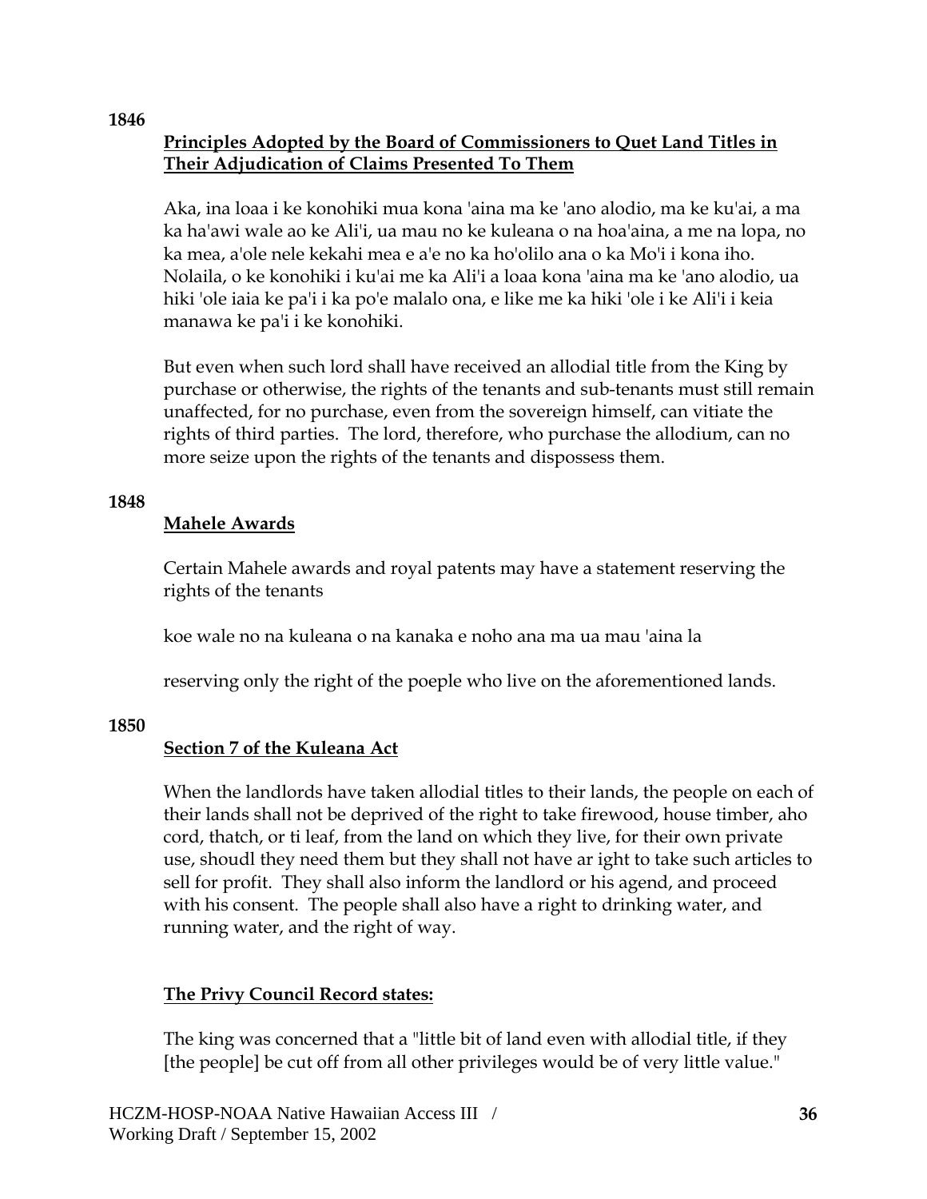**1846**

**Principles Adopted by the Board of Commissioners to Quet Land Titles in Their Adjudication of Claims Presented To Them**

Aka, ina loaa i ke konohiki mua kona 'aina ma ke 'ano alodio, ma ke ku'ai, a ma ka ha'awi wale ao ke Ali'i, ua mau no ke kuleana o na hoa'aina, a me na lopa, no ka mea, a'ole nele kekahi mea e a'e no ka ho'olilo ana o ka Mo'i i kona iho. Nolaila, o ke konohiki i ku'ai me ka Ali'i a loaa kona 'aina ma ke 'ano alodio, ua hiki 'ole iaia ke pa'i i ka po'e malalo ona, e like me ka hiki 'ole i ke Ali'i i keia manawa ke pa'i i ke konohiki.

But even when such lord shall have received an allodial title from the King by purchase or otherwise, the rights of the tenants and sub-tenants must still remain unaffected, for no purchase, even from the sovereign himself, can vitiate the rights of third parties. The lord, therefore, who purchase the allodium, can no more seize upon the rights of the tenants and dispossess them.

**1848**

**Mahele Awards**

Certain Mahele awards and royal patents may have a statement reserving the rights of the tenants

koe wale no na kuleana o na kanaka e noho ana ma ua mau 'aina la

reserving only the right of the poeple who live on the aforementioned lands.

**1850**

**Section 7 of the Kuleana Act**

When the landlords have taken allodial titles to their lands, the people on each of their lands shall not be deprived of the right to take firewood, house timber, aho cord, thatch, or ti leaf, from the land on which they live, for their own private use, shoudl they need them but they shall not have ar ight to take such articles to sell for profit. They shall also inform the landlord or his agend, and proceed with his consent. The people shall also have a right to drinking water, and running water, and the right of way.

**The Privy Council Record states:**

The king was concerned that a "little bit of land even with allodial title, if they [the people] be cut off from all other privileges would be of very little value."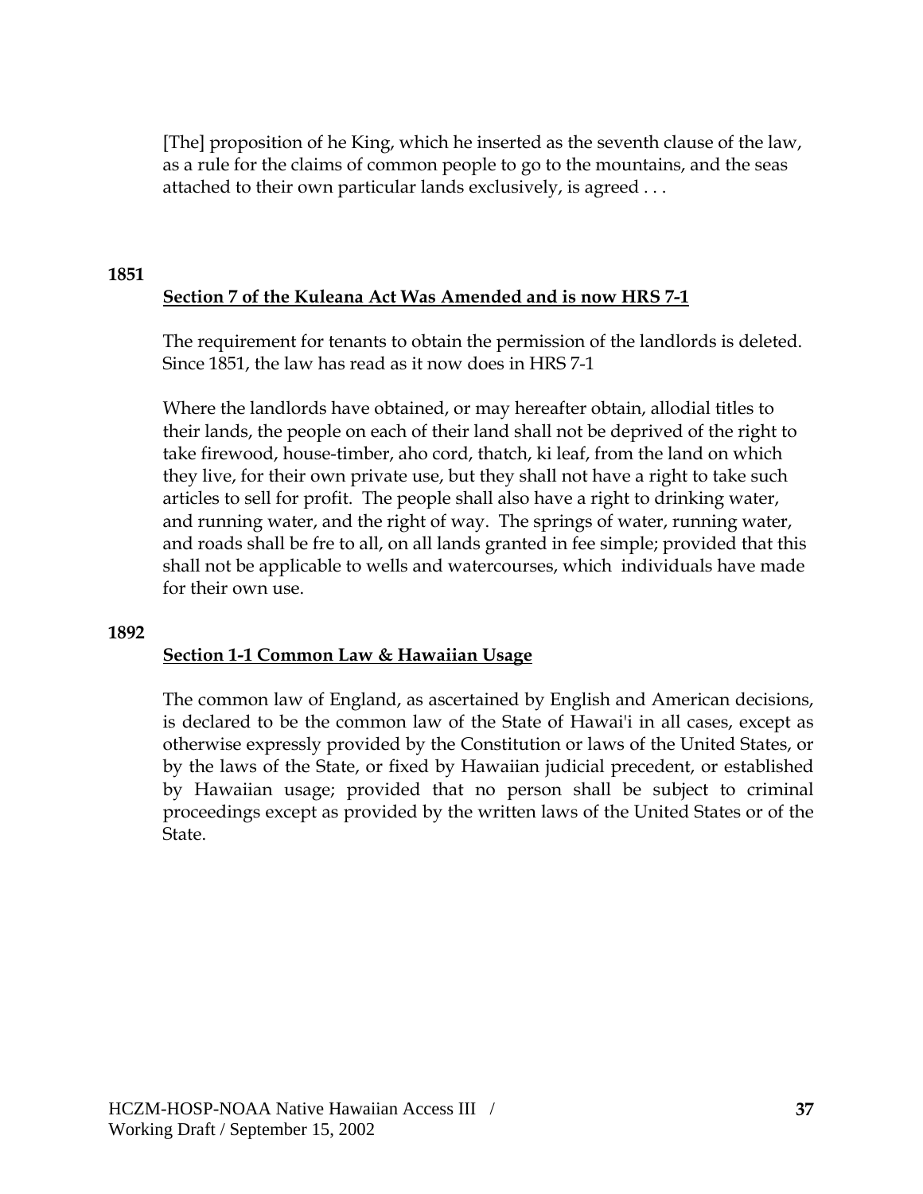[The] proposition of he King, which he inserted as the seventh clause of the law, as a rule for the claims of common people to go to the mountains, and the seas attached to their own particular lands exclusively, is agreed . . .

**1851**

**Section 7 of the Kuleana Act Was Amended and is now HRS 7-1**

The requirement for tenants to obtain the permission of the landlords is deleted. Since 1851, the law has read as it now does in HRS 7-1

Where the landlords have obtained, or may hereafter obtain, allodial titles to their lands, the people on each of their land shall not be deprived of the right to take firewood, house-timber, aho cord, thatch, ki leaf, from the land on which they live, for their own private use, but they shall not have a right to take such articles to sell for profit. The people shall also have a right to drinking water, and running water, and the right of way. The springs of water, running water, and roads shall be fre to all, on all lands granted in fee simple; provided that this shall not be applicable to wells and watercourses, which individuals have made for their own use.

**1892**

**Section 1-1 Common Law & Hawaiian Usage**

The common law of England, as ascertained by English and American decisions, is declared to be the common law of the State of Hawai'i in all cases, except as otherwise expressly provided by the Constitution or laws of the United States, or by the laws of the State, or fixed by Hawaiian judicial precedent, or established by Hawaiian usage; provided that no person shall be subject to criminal proceedings except as provided by the written laws of the United States or of the State.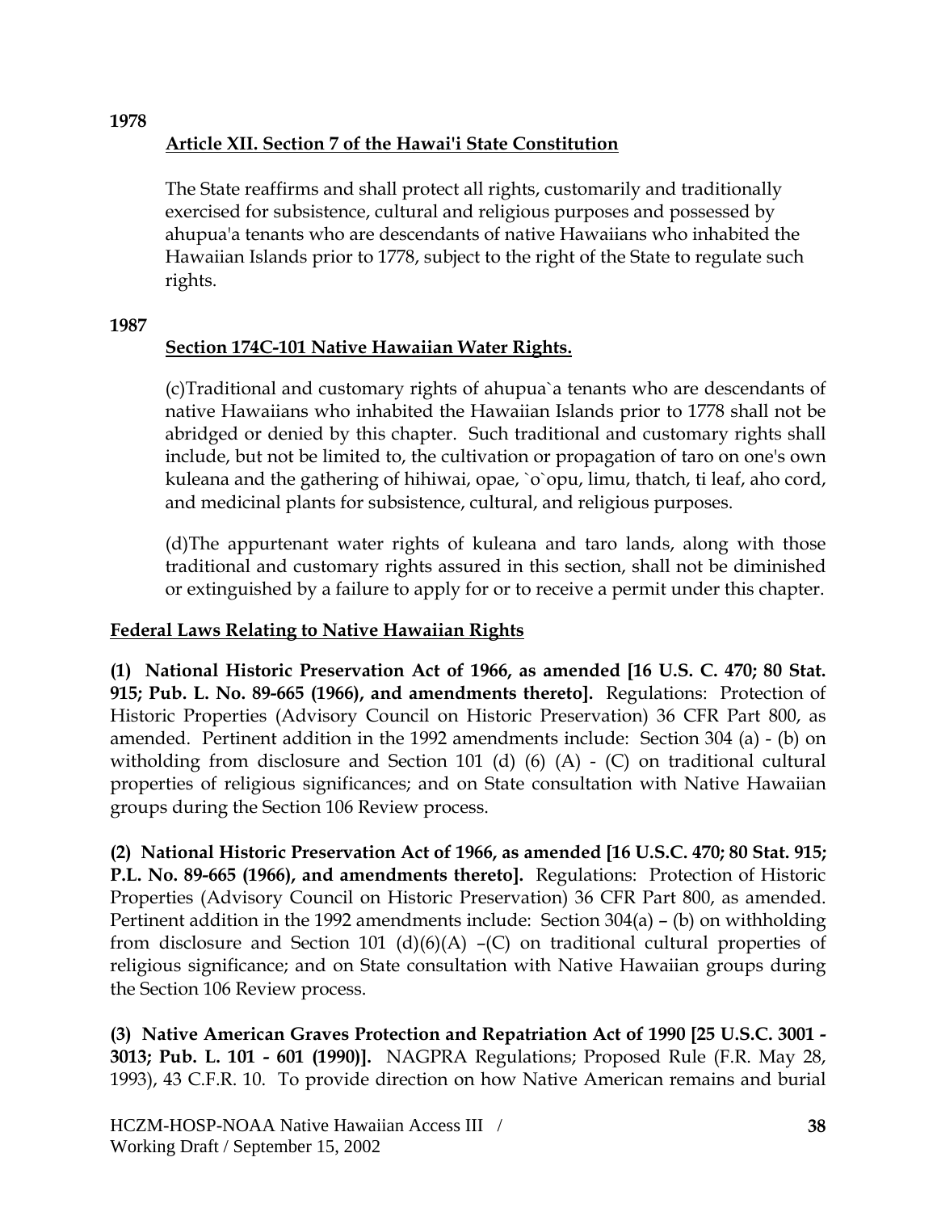**1978**

**Article XII. Section 7 of the Hawai'i State Constitution**

The State reaffirms and shall protect all rights, customarily and traditionally exercised for subsistence, cultural and religious purposes and possessed by ahupua'a tenants who are descendants of native Hawaiians who inhabited the Hawaiian Islands prior to 1778, subject to the right of the State to regulate such rights.

**1987**

**Section 174C-101 Native Hawaiian Water Rights.**

(c)Traditional and customary rights of ahupua`a tenants who are descendants of native Hawaiians who inhabited the Hawaiian Islands prior to 1778 shall not be abridged or denied by this chapter. Such traditional and customary rights shall include, but not be limited to, the cultivation or propagation of taro on one's own kuleana and the gathering of hihiwai, opae, `o`opu, limu, thatch, ti leaf, aho cord, and medicinal plants for subsistence, cultural, and religious purposes.

(d)The appurtenant water rights of kuleana and taro lands, along with those traditional and customary rights assured in this section, shall not be diminished or extinguished by a failure to apply for or to receive a permit under this chapter.

**Federal Laws Relating to Native Hawaiian Rights**

**(1) National Historic Preservation Act of 1966, as amended [16 U.S. C. 470; 80 Stat. 915; Pub. L. No. 89-665 (1966), and amendments thereto].** Regulations: Protection of Historic Properties (Advisory Council on Historic Preservation) 36 CFR Part 800, as amended. Pertinent addition in the 1992 amendments include: Section 304 (a) - (b) on witholding from disclosure and Section 101 (d) (6) (A) - (C) on traditional cultural properties of religious significances; and on State consultation with Native Hawaiian groups during the Section 106 Review process.

**(2) National Historic Preservation Act of 1966, as amended [16 U.S.C. 470; 80 Stat. 915; P.L. No. 89-665 (1966), and amendments thereto].** Regulations: Protection of Historic Properties (Advisory Council on Historic Preservation) 36 CFR Part 800, as amended. Pertinent addition in the 1992 amendments include: Section 304(a) – (b) on withholding from disclosure and Section 101 (d)(6)(A) –(C) on traditional cultural properties of religious significance; and on State consultation with Native Hawaiian groups during the Section 106 Review process.

**(3) Native American Graves Protection and Repatriation Act of 1990 [25 U.S.C. 3001 - 3013; Pub. L. 101 - 601 (1990)].** NAGPRA Regulations; Proposed Rule (F.R. May 28, 1993), 43 C.F.R. 10. To provide direction on how Native American remains and burial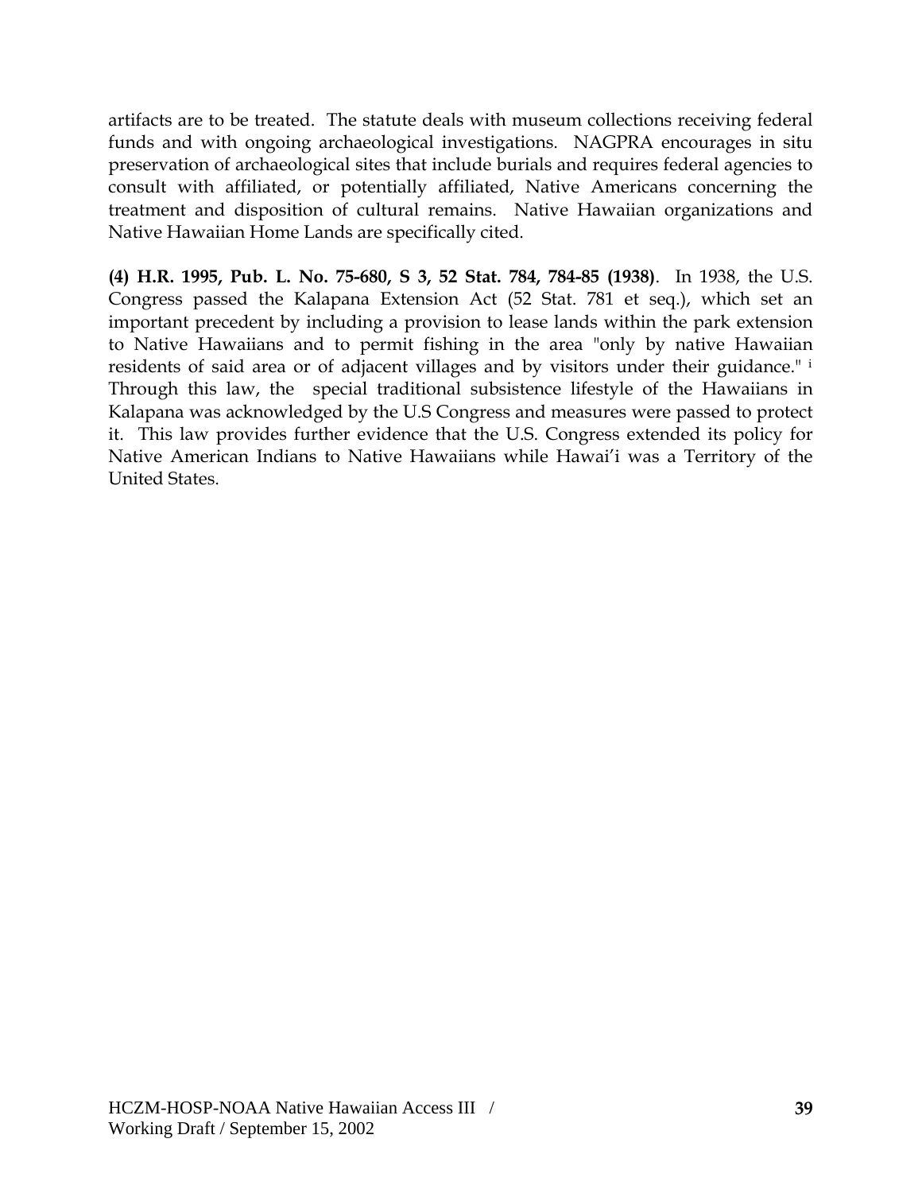artifacts are to be treated. The statute deals with museum collections receiving federal funds and with ongoing archaeological investigations. NAGPRA encourages in situ preservation of archaeological sites that include burials and requires federal agencies to consult with affiliated, or potentially affiliated, Native Americans concerning the treatment and disposition of cultural remains. Native Hawaiian organizations and Native Hawaiian Home Lands are specifically cited.

**(4) H.R. 1995, Pub. L. No. 75-680, S 3, 52 Stat. 784, 784-85 (1938)**. In 1938, the U.S. Congress passed the Kalapana Extension Act (52 Stat. 781 et seq.), which set an important precedent by including a provision to lease lands within the park extension to Native Hawaiians and to permit fishing in the area "only by native Hawaiian residents of said area or of adjacent villages and by visitors under their guidance." [i] Through this law, the special traditional subsistence lifestyle of the Hawaiians in Kalapana was acknowledged by the U.S Congress and measures were passed to protect it. This law provides further evidence that the U.S. Congress extended its policy for Native American Indians to Native Hawaiians while Hawai'i was a Territory of the United States.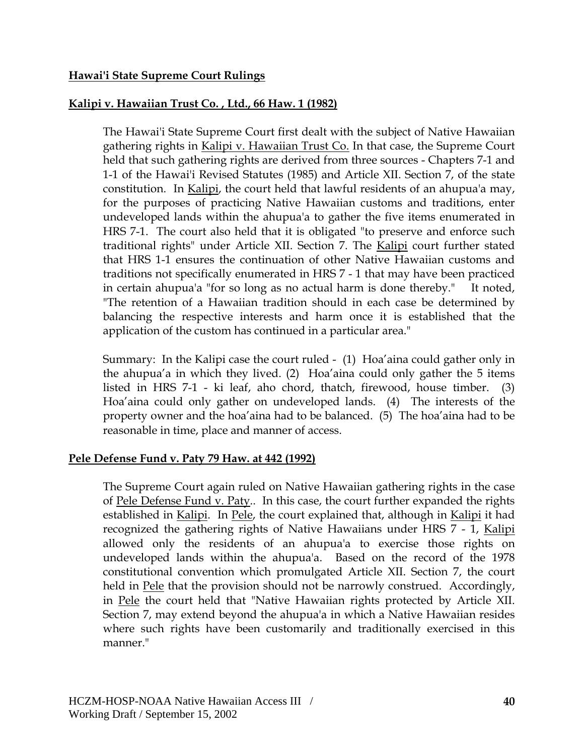**Hawai'i State Supreme Court Rulings**

**Kalipi v. Hawaiian Trust Co. , Ltd., 66 Haw. 1 (1982)**

The Hawai'i State Supreme Court first dealt with the subject of Native Hawaiian gathering rights in Kalipi v. Hawaiian Trust Co. In that case, the Supreme Court held that such gathering rights are derived from three sources - Chapters 7-1 and 1-1 of the Hawai'i Revised Statutes (1985) and Article XII. Section 7, of the state constitution. In Kalipi, the court held that lawful residents of an ahupua'a may, for the purposes of practicing Native Hawaiian customs and traditions, enter undeveloped lands within the ahupua'a to gather the five items enumerated in HRS 7-1. The court also held that it is obligated "to preserve and enforce such traditional rights" under Article XII. Section 7. The Kalipi court further stated that HRS 1-1 ensures the continuation of other Native Hawaiian customs and traditions not specifically enumerated in HRS 7 - 1 that may have been practiced in certain ahupua'a "for so long as no actual harm is done thereby." It noted, "The retention of a Hawaiian tradition should in each case be determined by balancing the respective interests and harm once it is established that the application of the custom has continued in a particular area."

Summary: In the Kalipi case the court ruled - (1) Hoa'aina could gather only in the ahupua'a in which they lived. (2) Hoa'aina could only gather the 5 items listed in HRS 7-1 - ki leaf, aho chord, thatch, firewood, house timber. (3) Hoa'aina could only gather on undeveloped lands. (4) The interests of the property owner and the hoa'aina had to be balanced. (5) The hoa'aina had to be reasonable in time, place and manner of access.

**Pele Defense Fund v. Paty 79 Haw. at 442 (1992)**

The Supreme Court again ruled on Native Hawaiian gathering rights in the case of Pele Defense Fund v. Paty.. In this case, the court further expanded the rights established in Kalipi. In Pele, the court explained that, although in Kalipi it had recognized the gathering rights of Native Hawaiians under HRS 7 - 1, Kalipi allowed only the residents of an ahupua'a to exercise those rights on undeveloped lands within the ahupua'a. Based on the record of the 1978 constitutional convention which promulgated Article XII. Section 7, the court held in Pele that the provision should not be narrowly construed. Accordingly, in Pele the court held that "Native Hawaiian rights protected by Article XII. Section 7, may extend beyond the ahupua'a in which a Native Hawaiian resides where such rights have been customarily and traditionally exercised in this manner."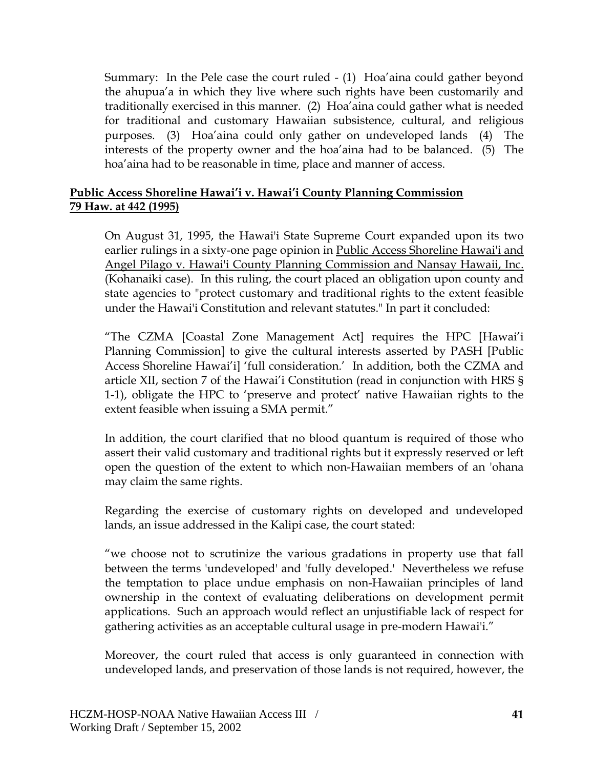Summary: In the Pele case the court ruled - (1) Hoa'aina could gather beyond the ahupua'a in which they live where such rights have been customarily and traditionally exercised in this manner. (2) Hoa'aina could gather what is needed for traditional and customary Hawaiian subsistence, cultural, and religious purposes. (3) Hoa'aina could only gather on undeveloped lands (4) The interests of the property owner and the hoa'aina had to be balanced. (5) The hoa'aina had to be reasonable in time, place and manner of access.

**Public Access Shoreline Hawai'i v. Hawai'i County Planning Commission**
**79 Haw. at 442 (1995)**

On August 31, 1995, the Hawai'i State Supreme Court expanded upon its two earlier rulings in a sixty-one page opinion in Public Access Shoreline Hawai'i and Angel Pilago v. Hawai'i County Planning Commission and Nansay Hawaii, Inc. (Kohanaiki case). In this ruling, the court placed an obligation upon county and state agencies to "protect customary and traditional rights to the extent feasible under the Hawai'i Constitution and relevant statutes." In part it concluded:

"The CZMA [Coastal Zone Management Act] requires the HPC [Hawai'i Planning Commission] to give the cultural interests asserted by PASH [Public Access Shoreline Hawai'i] 'full consideration.' In addition, both the CZMA and article XII, section 7 of the Hawai'i Constitution (read in conjunction with HRS § 1-1), obligate the HPC to 'preserve and protect' native Hawaiian rights to the extent feasible when issuing a SMA permit."

In addition, the court clarified that no blood quantum is required of those who assert their valid customary and traditional rights but it expressly reserved or left open the question of the extent to which non-Hawaiian members of an 'ohana may claim the same rights.

Regarding the exercise of customary rights on developed and undeveloped lands, an issue addressed in the Kalipi case, the court stated:

"we choose not to scrutinize the various gradations in property use that fall between the terms 'undeveloped' and 'fully developed.' Nevertheless we refuse the temptation to place undue emphasis on non-Hawaiian principles of land ownership in the context of evaluating deliberations on development permit applications. Such an approach would reflect an unjustifiable lack of respect for gathering activities as an acceptable cultural usage in pre-modern Hawai'i."

Moreover, the court ruled that access is only guaranteed in connection with undeveloped lands, and preservation of those lands is not required, however, the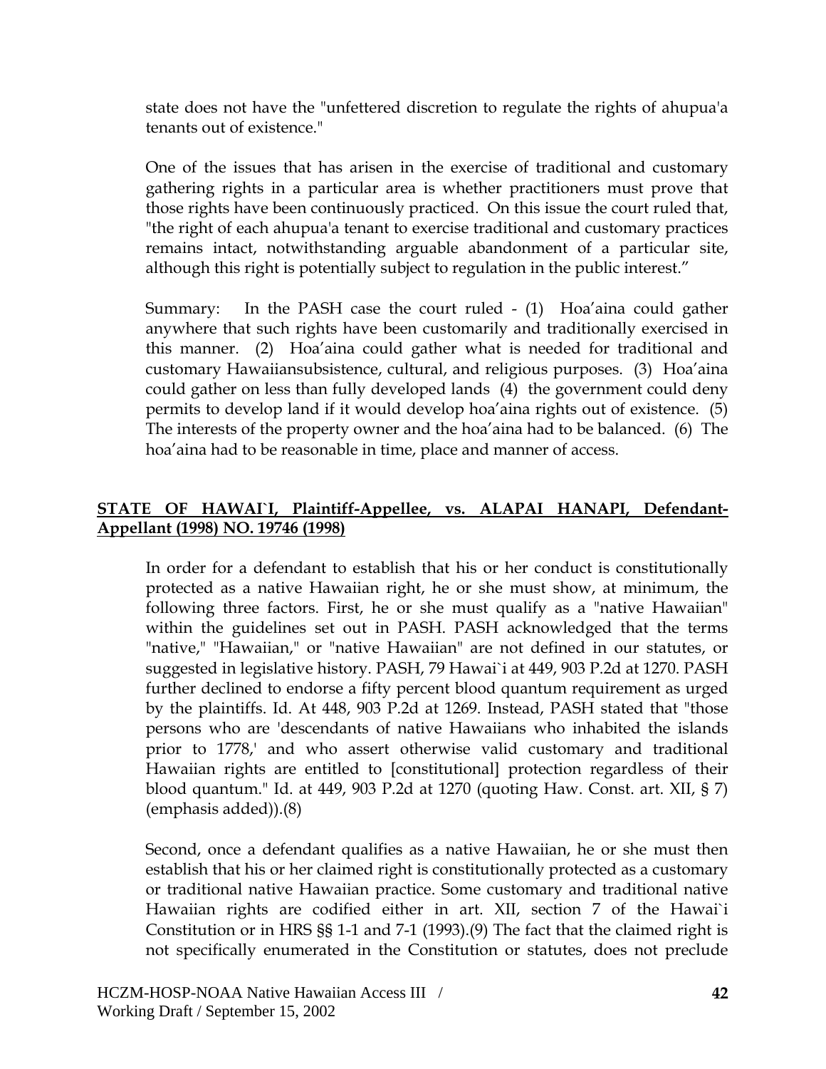state does not have the "unfettered discretion to regulate the rights of ahupua'a tenants out of existence."

One of the issues that has arisen in the exercise of traditional and customary gathering rights in a particular area is whether practitioners must prove that those rights have been continuously practiced. On this issue the court ruled that, "the right of each ahupua'a tenant to exercise traditional and customary practices remains intact, notwithstanding arguable abandonment of a particular site, although this right is potentially subject to regulation in the public interest."

Summary: In the PASH case the court ruled - (1) Hoa'aina could gather anywhere that such rights have been customarily and traditionally exercised in this manner. (2) Hoa'aina could gather what is needed for traditional and customary Hawaiiansubsistence, cultural, and religious purposes. (3) Hoa'aina could gather on less than fully developed lands (4) the government could deny permits to develop land if it would develop hoa'aina rights out of existence. (5) The interests of the property owner and the hoa'aina had to be balanced. (6) The hoa'aina had to be reasonable in time, place and manner of access.

**STATE OF HAWAI`I, Plaintiff-Appellee, vs. ALAPAI HANAPI, Defendant-Appellant (1998) NO. 19746 (1998)**

In order for a defendant to establish that his or her conduct is constitutionally protected as a native Hawaiian right, he or she must show, at minimum, the following three factors. First, he or she must qualify as a "native Hawaiian" within the guidelines set out in PASH. PASH acknowledged that the terms "native," "Hawaiian," or "native Hawaiian" are not defined in our statutes, or suggested in legislative history. PASH, 79 Hawai`i at 449, 903 P.2d at 1270. PASH further declined to endorse a fifty percent blood quantum requirement as urged by the plaintiffs. Id. At 448, 903 P.2d at 1269. Instead, PASH stated that "those persons who are 'descendants of native Hawaiians who inhabited the islands prior to 1778,' and who assert otherwise valid customary and traditional Hawaiian rights are entitled to [constitutional] protection regardless of their blood quantum." Id. at 449, 903 P.2d at 1270 (quoting Haw. Const. art. XII, § 7) (emphasis added)).(8)

Second, once a defendant qualifies as a native Hawaiian, he or she must then establish that his or her claimed right is constitutionally protected as a customary or traditional native Hawaiian practice. Some customary and traditional native Hawaiian rights are codified either in art. XII, section 7 of the Hawai`i Constitution or in HRS §§ 1-1 and 7-1 (1993).(9) The fact that the claimed right is not specifically enumerated in the Constitution or statutes, does not preclude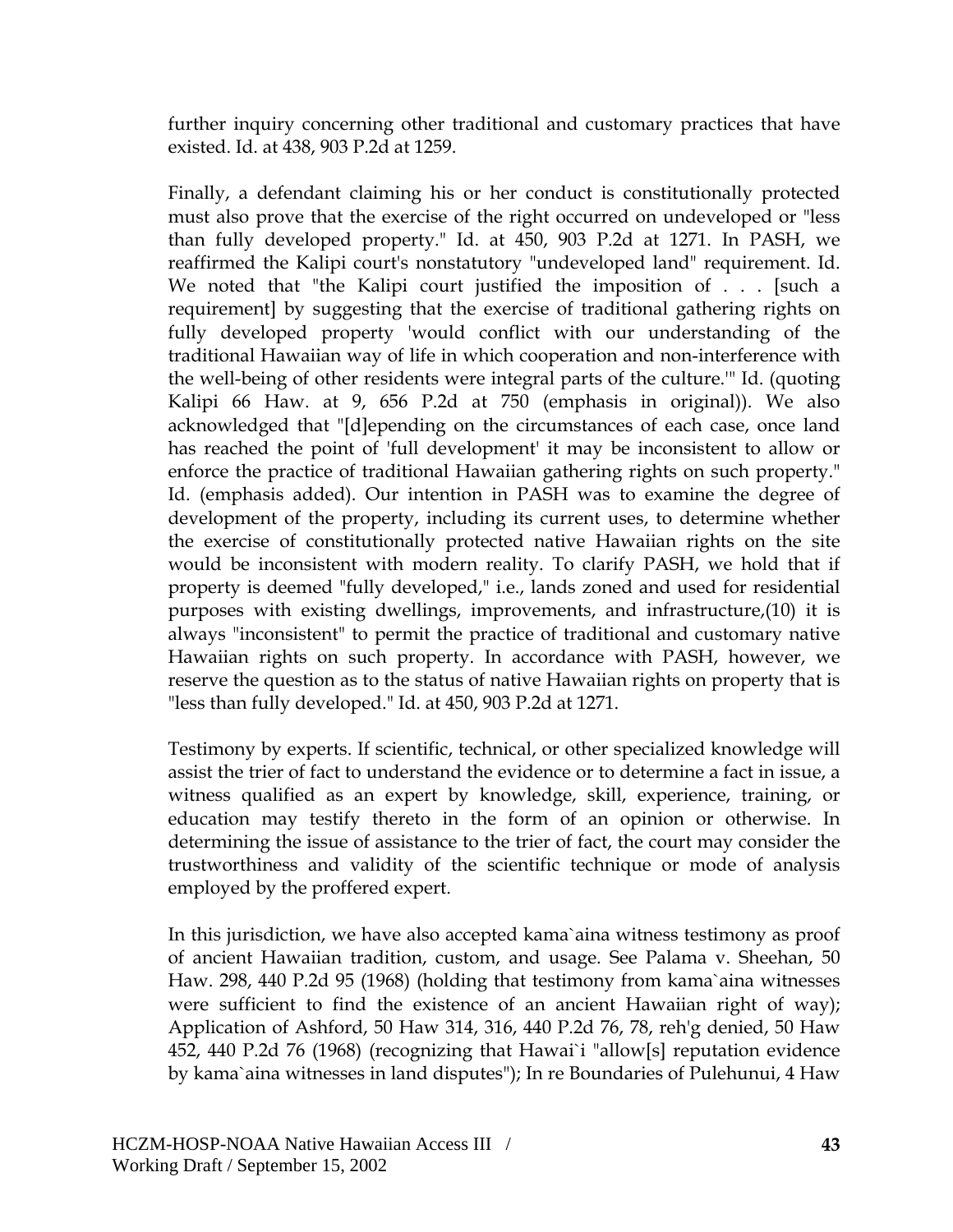further inquiry concerning other traditional and customary practices that have existed. Id. at 438, 903 P.2d at 1259.

Finally, a defendant claiming his or her conduct is constitutionally protected must also prove that the exercise of the right occurred on undeveloped or "less than fully developed property." Id. at 450, 903 P.2d at 1271. In PASH, we reaffirmed the Kalipi court's nonstatutory "undeveloped land" requirement. Id. We noted that "the Kalipi court justified the imposition of . . . [such a requirement] by suggesting that the exercise of traditional gathering rights on fully developed property 'would conflict with our understanding of the traditional Hawaiian way of life in which cooperation and non-interference with the well-being of other residents were integral parts of the culture.'" Id. (quoting Kalipi 66 Haw. at 9, 656 P.2d at 750 (emphasis in original)). We also acknowledged that "[d]epending on the circumstances of each case, once land has reached the point of 'full development' it may be inconsistent to allow or enforce the practice of traditional Hawaiian gathering rights on such property." Id. (emphasis added). Our intention in PASH was to examine the degree of development of the property, including its current uses, to determine whether the exercise of constitutionally protected native Hawaiian rights on the site would be inconsistent with modern reality. To clarify PASH, we hold that if property is deemed "fully developed," i.e., lands zoned and used for residential purposes with existing dwellings, improvements, and infrastructure,(10) it is always "inconsistent" to permit the practice of traditional and customary native Hawaiian rights on such property. In accordance with PASH, however, we reserve the question as to the status of native Hawaiian rights on property that is "less than fully developed." Id. at 450, 903 P.2d at 1271.

Testimony by experts. If scientific, technical, or other specialized knowledge will assist the trier of fact to understand the evidence or to determine a fact in issue, a witness qualified as an expert by knowledge, skill, experience, training, or education may testify thereto in the form of an opinion or otherwise. In determining the issue of assistance to the trier of fact, the court may consider the trustworthiness and validity of the scientific technique or mode of analysis employed by the proffered expert.

In this jurisdiction, we have also accepted kama`aina witness testimony as proof of ancient Hawaiian tradition, custom, and usage. See Palama v. Sheehan, 50 Haw. 298, 440 P.2d 95 (1968) (holding that testimony from kama`aina witnesses were sufficient to find the existence of an ancient Hawaiian right of way); Application of Ashford, 50 Haw 314, 316, 440 P.2d 76, 78, reh'g denied, 50 Haw 452, 440 P.2d 76 (1968) (recognizing that Hawai`i "allow[s] reputation evidence by kama`aina witnesses in land disputes"); In re Boundaries of Pulehunui, 4 Haw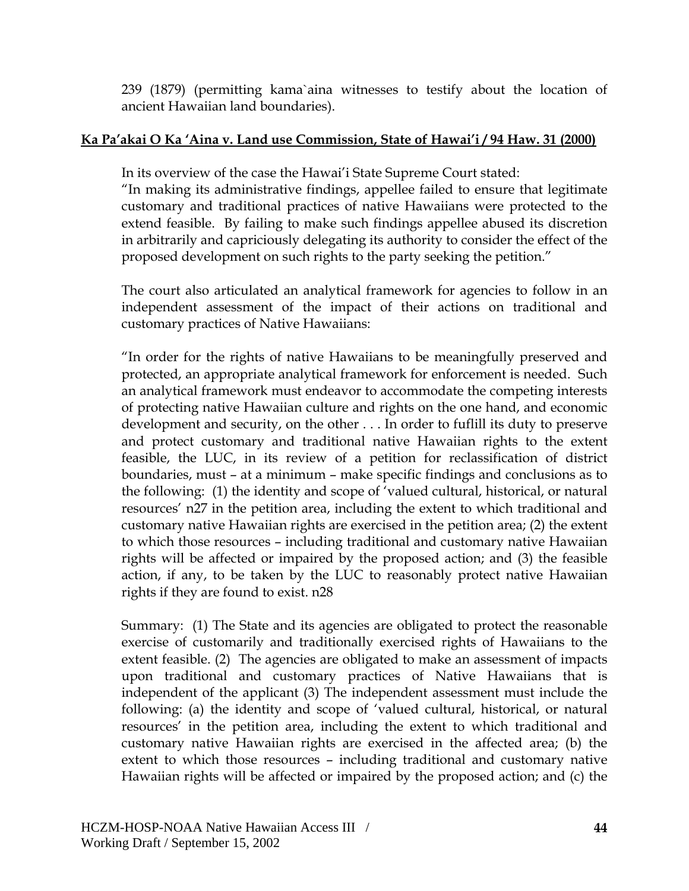239 (1879) (permitting kama`aina witnesses to testify about the location of ancient Hawaiian land boundaries).

**Ka Pa'akai O Ka 'Aina v. Land use Commission, State of Hawai'i / 94 Haw. 31 (2000)**

In its overview of the case the Hawai'i State Supreme Court stated:
"In making its administrative findings, appellee failed to ensure that legitimate customary and traditional practices of native Hawaiians were protected to the extend feasible. By failing to make such findings appellee abused its discretion in arbitrarily and capriciously delegating its authority to consider the effect of the proposed development on such rights to the party seeking the petition."

The court also articulated an analytical framework for agencies to follow in an independent assessment of the impact of their actions on traditional and customary practices of Native Hawaiians:

"In order for the rights of native Hawaiians to be meaningfully preserved and protected, an appropriate analytical framework for enforcement is needed. Such an analytical framework must endeavor to accommodate the competing interests of protecting native Hawaiian culture and rights on the one hand, and economic development and security, on the other . . . In order to fuflill its duty to preserve and protect customary and traditional native Hawaiian rights to the extent feasible, the LUC, in its review of a petition for reclassification of district boundaries, must – at a minimum – make specific findings and conclusions as to the following: (1) the identity and scope of 'valued cultural, historical, or natural resources' n27 in the petition area, including the extent to which traditional and customary native Hawaiian rights are exercised in the petition area; (2) the extent to which those resources – including traditional and customary native Hawaiian rights will be affected or impaired by the proposed action; and (3) the feasible action, if any, to be taken by the LUC to reasonably protect native Hawaiian rights if they are found to exist. n28

Summary: (1) The State and its agencies are obligated to protect the reasonable exercise of customarily and traditionally exercised rights of Hawaiians to the extent feasible. (2) The agencies are obligated to make an assessment of impacts upon traditional and customary practices of Native Hawaiians that is independent of the applicant (3) The independent assessment must include the following: (a) the identity and scope of 'valued cultural, historical, or natural resources' in the petition area, including the extent to which traditional and customary native Hawaiian rights are exercised in the affected area; (b) the extent to which those resources – including traditional and customary native Hawaiian rights will be affected or impaired by the proposed action; and (c) the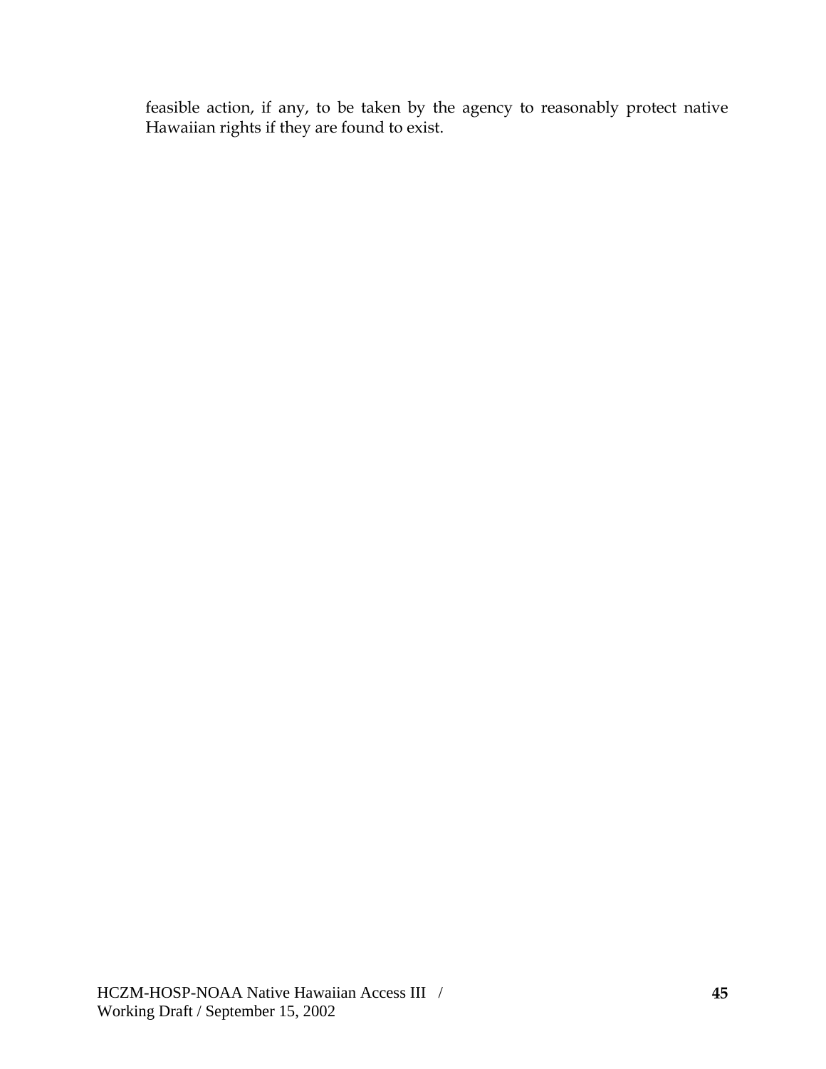feasible action, if any, to be taken by the agency to reasonably protect native Hawaiian rights if they are found to exist.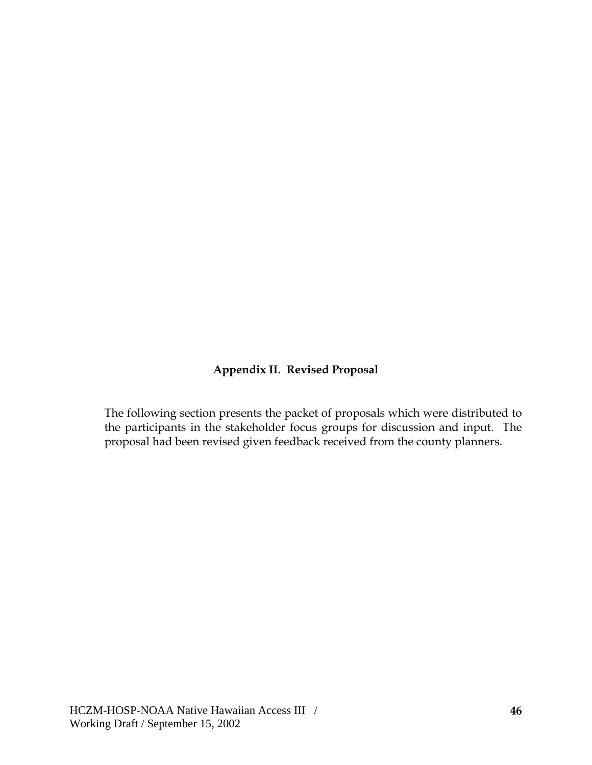## Appendix II. Revised Proposal

The following section presents the packet of proposals which were distributed to the participants in the stakeholder focus groups for discussion and input. The proposal had been revised given feedback received from the county planners.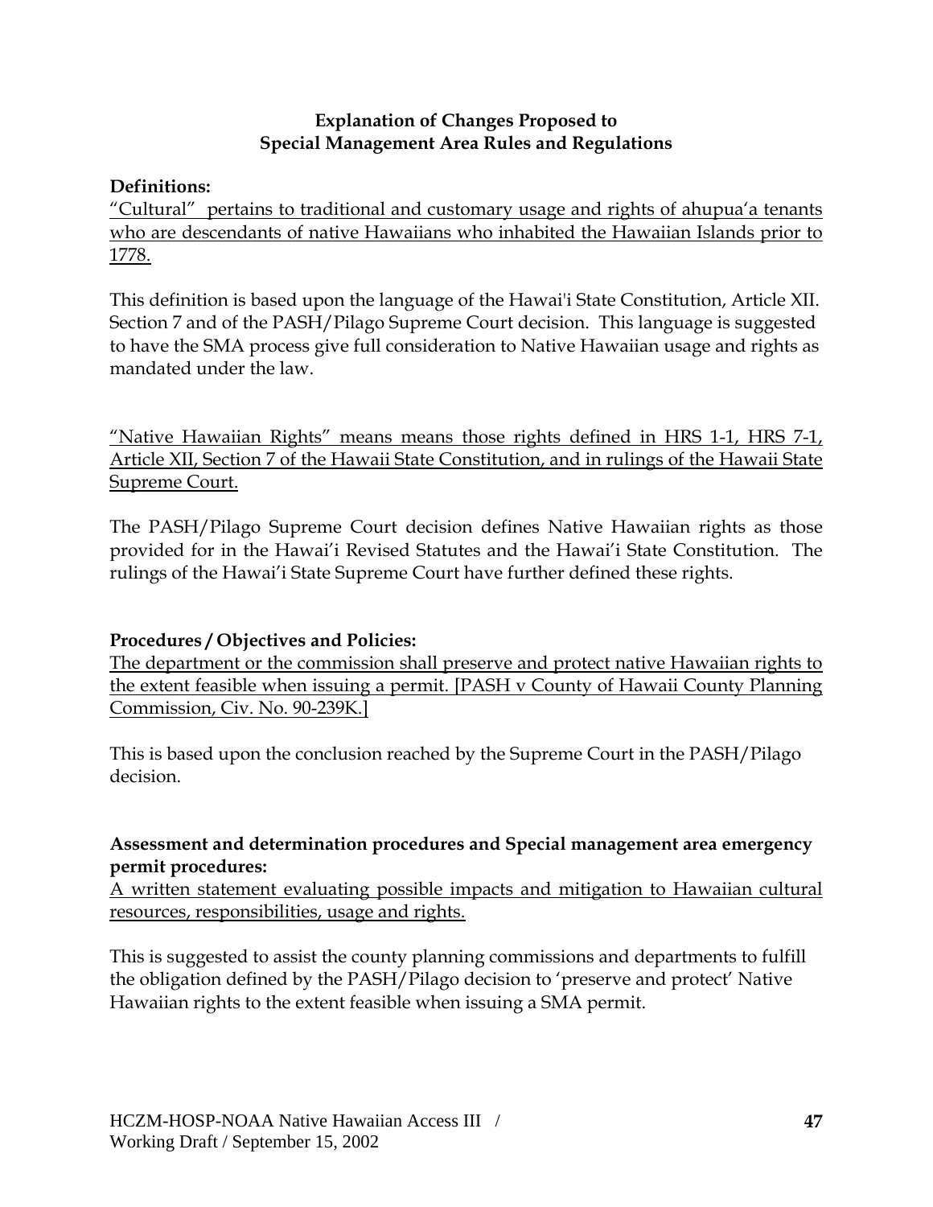**Explanation of Changes Proposed to**
**Special Management Area Rules and Regulations**

**Definitions:**

<u>"Cultural" pertains to traditional and customary usage and rights of ahupua'a tenants who are descendants of native Hawaiians who inhabited the Hawaiian Islands prior to 1778.</u>

This definition is based upon the language of the Hawai'i State Constitution, Article XII. Section 7 and of the PASH/Pilago Supreme Court decision. This language is suggested to have the SMA process give full consideration to Native Hawaiian usage and rights as mandated under the law.

<u>"Native Hawaiian Rights" means means those rights defined in HRS 1-1, HRS 7-1, Article XII, Section 7 of the Hawaii State Constitution, and in rulings of the Hawaii State Supreme Court.</u>

The PASH/Pilago Supreme Court decision defines Native Hawaiian rights as those provided for in the Hawai'i Revised Statutes and the Hawai'i State Constitution. The rulings of the Hawai'i State Supreme Court have further defined these rights.

**Procedures / Objectives and Policies:**

<u>The department or the commission shall preserve and protect native Hawaiian rights to the extent feasible when issuing a permit. [PASH v County of Hawaii County Planning Commission, Civ. No. 90-239K.]</u>

This is based upon the conclusion reached by the Supreme Court in the PASH/Pilago decision.

**Assessment and determination procedures and Special management area emergency permit procedures:**

<u>A written statement evaluating possible impacts and mitigation to Hawaiian cultural resources, responsibilities, usage and rights.</u>

This is suggested to assist the county planning commissions and departments to fulfill the obligation defined by the PASH/Pilago decision to 'preserve and protect' Native Hawaiian rights to the extent feasible when issuing a SMA permit.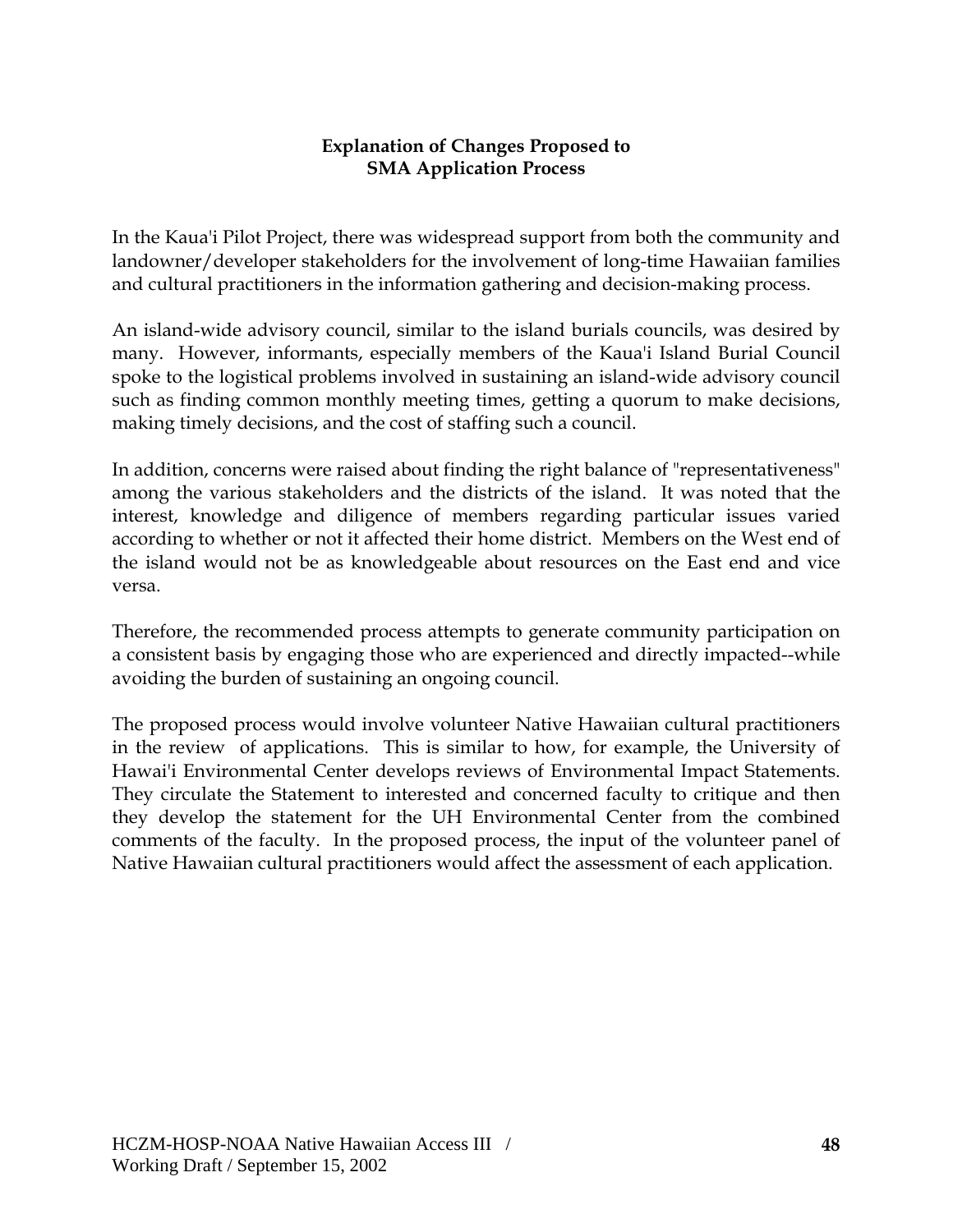## Explanation of Changes Proposed to SMA Application Process

In the Kaua'i Pilot Project, there was widespread support from both the community and landowner/developer stakeholders for the involvement of long-time Hawaiian families and cultural practitioners in the information gathering and decision-making process.

An island-wide advisory council, similar to the island burials councils, was desired by many. However, informants, especially members of the Kaua'i Island Burial Council spoke to the logistical problems involved in sustaining an island-wide advisory council such as finding common monthly meeting times, getting a quorum to make decisions, making timely decisions, and the cost of staffing such a council.

In addition, concerns were raised about finding the right balance of "representativeness" among the various stakeholders and the districts of the island. It was noted that the interest, knowledge and diligence of members regarding particular issues varied according to whether or not it affected their home district. Members on the West end of the island would not be as knowledgeable about resources on the East end and vice versa.

Therefore, the recommended process attempts to generate community participation on a consistent basis by engaging those who are experienced and directly impacted--while avoiding the burden of sustaining an ongoing council.

The proposed process would involve volunteer Native Hawaiian cultural practitioners in the review of applications. This is similar to how, for example, the University of Hawai'i Environmental Center develops reviews of Environmental Impact Statements. They circulate the Statement to interested and concerned faculty to critique and then they develop the statement for the UH Environmental Center from the combined comments of the faculty. In the proposed process, the input of the volunteer panel of Native Hawaiian cultural practitioners would affect the assessment of each application.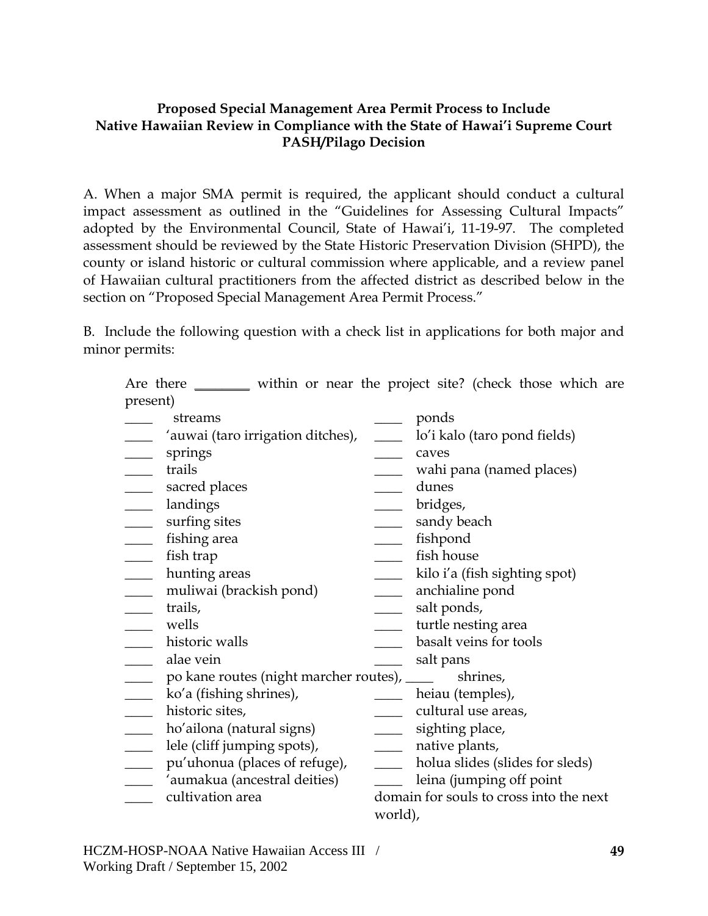**Proposed Special Management Area Permit Process to Include Native Hawaiian Review in Compliance with the State of Hawai'i Supreme Court PASH/Pilago Decision**

A. When a major SMA permit is required, the applicant should conduct a cultural impact assessment as outlined in the "Guidelines for Assessing Cultural Impacts" adopted by the Environmental Council, State of Hawai'i, 11-19-97. The completed assessment should be reviewed by the State Historic Preservation Division (SHPD), the county or island historic or cultural commission where applicable, and a review panel of Hawaiian cultural practitioners from the affected district as described below in the section on "Proposed Special Management Area Permit Process."

B. Include the following question with a check list in applications for both major and minor permits:

Are there ________ within or near the project site? (check those which are present)

| | |
|---|---|
| ____ streams | ____ ponds |
| ____ 'auwai (taro irrigation ditches), | ____ lo'i kalo (taro pond fields) |
| ____ springs | ____ caves |
| ____ trails | ____ wahi pana (named places) |
| ____ sacred places | ____ dunes |
| ____ landings | ____ bridges, |
| ____ surfing sites | ____ sandy beach |
| ____ fishing area | ____ fishpond |
| ____ fish trap | ____ fish house |
| ____ hunting areas | ____ kilo i'a (fish sighting spot) |
| ____ muliwai (brackish pond) | ____ anchialine pond |
| ____ trails, | ____ salt ponds, |
| ____ wells | ____ turtle nesting area |
| ____ historic walls | ____ basalt veins for tools |
| ____ alae vein | ____ salt pans |
| ____ po kane routes (night marcher routes), | ____ shrines, |
| ____ ko'a (fishing shrines), | ____ heiau (temples), |
| ____ historic sites, | ____ cultural use areas, |
| ____ ho'ailona (natural signs) | ____ sighting place, |
| ____ lele (cliff jumping spots), | ____ native plants, |
| ____ pu'uhonua (places of refuge), | ____ holua slides (slides for sleds) |
| ____ 'aumakua (ancestral deities) | ____ leina (jumping off point domain for souls to cross into the next world), |
| ____ cultivation area | |

HCZM-HOSP-NOAA Native Hawaiian Access III / Working Draft / September 15, 2002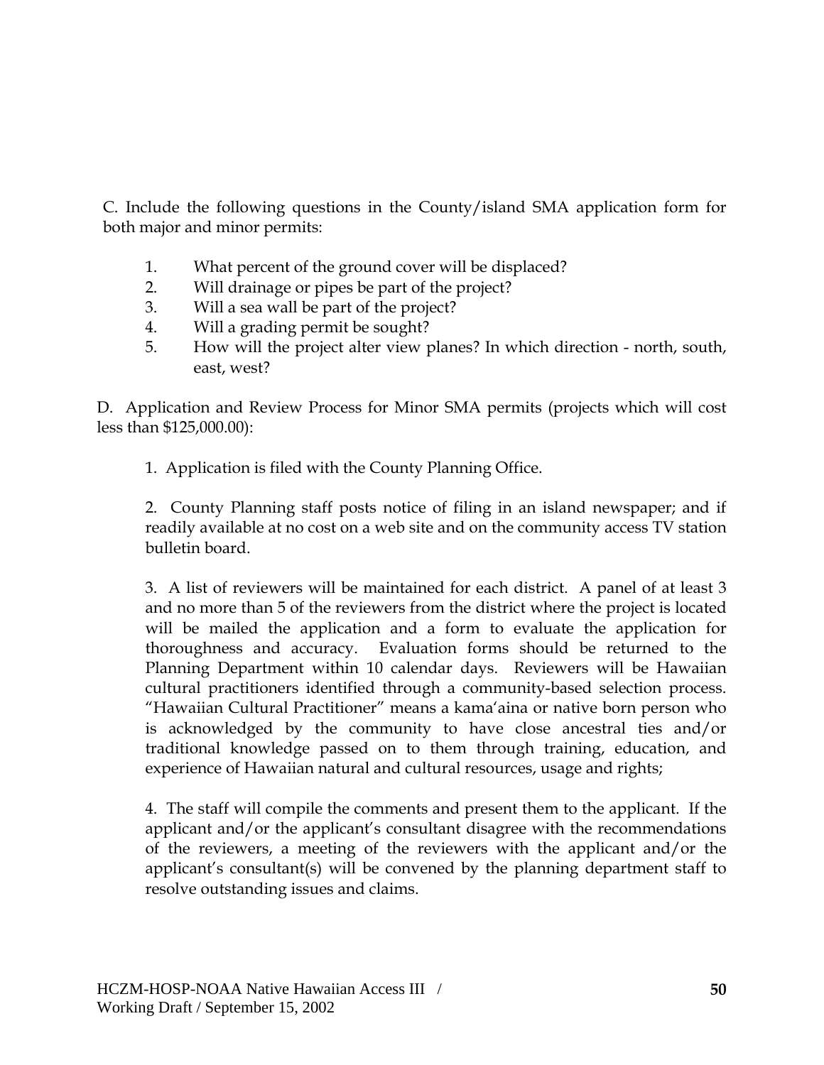C. Include the following questions in the County/island SMA application form for both major and minor permits:

1. What percent of the ground cover will be displaced?
2. Will drainage or pipes be part of the project?
3. Will a sea wall be part of the project?
4. Will a grading permit be sought?
5. How will the project alter view planes? In which direction - north, south, east, west?

D. Application and Review Process for Minor SMA permits (projects which will cost less than $125,000.00):

1. Application is filed with the County Planning Office.

2. County Planning staff posts notice of filing in an island newspaper; and if readily available at no cost on a web site and on the community access TV station bulletin board.

3. A list of reviewers will be maintained for each district. A panel of at least 3 and no more than 5 of the reviewers from the district where the project is located will be mailed the application and a form to evaluate the application for thoroughness and accuracy. Evaluation forms should be returned to the Planning Department within 10 calendar days. Reviewers will be Hawaiian cultural practitioners identified through a community-based selection process. "Hawaiian Cultural Practitioner" means a kama'aina or native born person who is acknowledged by the community to have close ancestral ties and/or traditional knowledge passed on to them through training, education, and experience of Hawaiian natural and cultural resources, usage and rights;

4. The staff will compile the comments and present them to the applicant. If the applicant and/or the applicant's consultant disagree with the recommendations of the reviewers, a meeting of the reviewers with the applicant and/or the applicant's consultant(s) will be convened by the planning department staff to resolve outstanding issues and claims.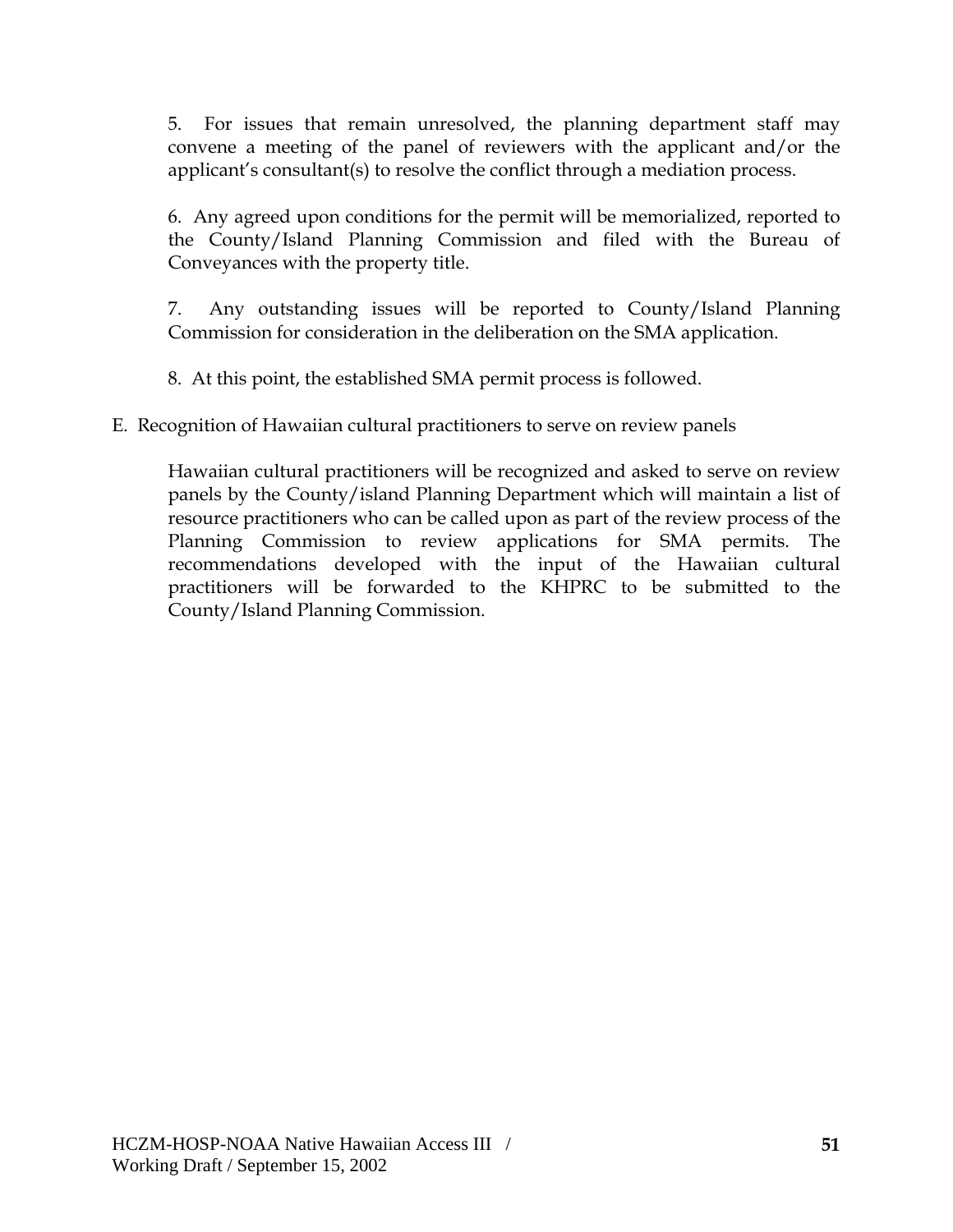5. For issues that remain unresolved, the planning department staff may convene a meeting of the panel of reviewers with the applicant and/or the applicant's consultant(s) to resolve the conflict through a mediation process.

6. Any agreed upon conditions for the permit will be memorialized, reported to the County/Island Planning Commission and filed with the Bureau of Conveyances with the property title.

7. Any outstanding issues will be reported to County/Island Planning Commission for consideration in the deliberation on the SMA application.

8. At this point, the established SMA permit process is followed.

E. Recognition of Hawaiian cultural practitioners to serve on review panels

Hawaiian cultural practitioners will be recognized and asked to serve on review panels by the County/island Planning Department which will maintain a list of resource practitioners who can be called upon as part of the review process of the Planning Commission to review applications for SMA permits. The recommendations developed with the input of the Hawaiian cultural practitioners will be forwarded to the KHPRC to be submitted to the County/Island Planning Commission.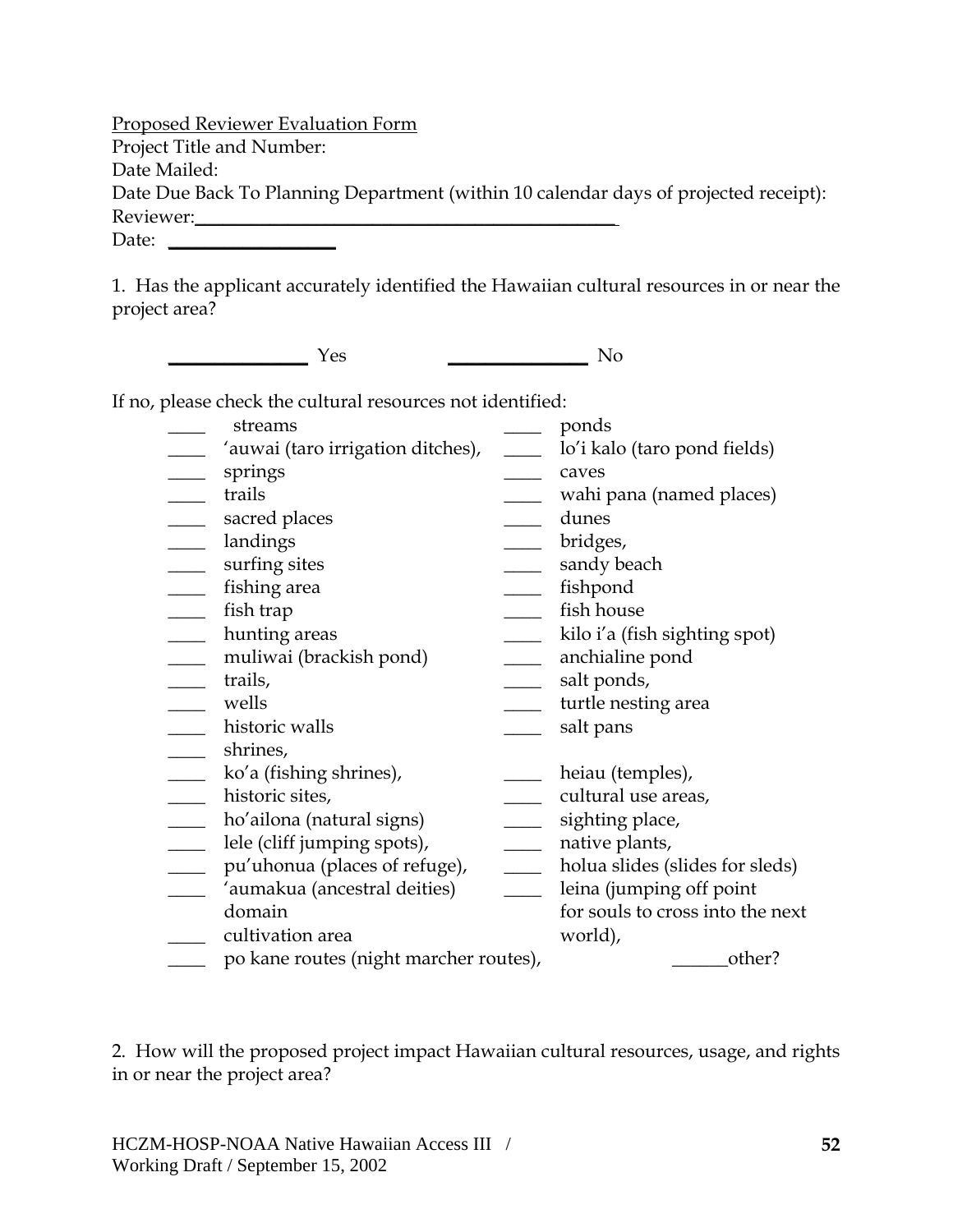Proposed Reviewer Evaluation Form

Project Title and Number:

Date Mailed:

Date Due Back To Planning Department (within 10 calendar days of projected receipt):

Reviewer:\_\_\_\_\_\_\_\_\_\_\_\_\_\_\_\_\_\_\_\_\_\_\_\_\_\_\_\_\_\_\_\_\_\_\_\_\_\_\_\_\_\_\_\_

Date: \_\_\_\_\_\_\_\_\_\_\_\_\_\_\_\_\_\_

1. Has the applicant accurately identified the Hawaiian cultural resources in or near the project area?

\_\_\_\_\_\_\_\_\_\_\_\_\_\_\_ Yes \_\_\_\_\_\_\_\_\_\_\_\_\_\_\_ No

If no, please check the cultural resources not identified:

| | | | |
|---|---|---|---|
| \_\_\_\_ | streams | \_\_\_\_ | ponds |
| \_\_\_\_ | ʻauwai (taro irrigation ditches), | \_\_\_\_ | lo'i kalo (taro pond fields) |
| \_\_\_\_ | springs | \_\_\_\_ | caves |
| \_\_\_\_ | trails | \_\_\_\_ | wahi pana (named places) |
| \_\_\_\_ | sacred places | \_\_\_\_ | dunes |
| \_\_\_\_ | landings | \_\_\_\_ | bridges, |
| \_\_\_\_ | surfing sites | \_\_\_\_ | sandy beach |
| \_\_\_\_ | fishing area | \_\_\_\_ | fishpond |
| \_\_\_\_ | fish trap | \_\_\_\_ | fish house |
| \_\_\_\_ | hunting areas | \_\_\_\_ | kilo i'a (fish sighting spot) |
| \_\_\_\_ | muliwai (brackish pond) | \_\_\_\_ | anchialine pond |
| \_\_\_\_ | trails, | \_\_\_\_ | salt ponds, |
| \_\_\_\_ | wells | \_\_\_\_ | turtle nesting area |
| \_\_\_\_ | historic walls | \_\_\_\_ | salt pans |
| \_\_\_\_ | shrines, | | |
| \_\_\_\_ | ko'a (fishing shrines), | \_\_\_\_ | heiau (temples), |
| \_\_\_\_ | historic sites, | \_\_\_\_ | cultural use areas, |
| \_\_\_\_ | ho'ailona (natural signs) | \_\_\_\_ | sighting place, |
| \_\_\_\_ | lele (cliff jumping spots), | \_\_\_\_ | native plants, |
| \_\_\_\_ | pu'uhonua (places of refuge), | \_\_\_\_ | holua slides (slides for sleds) |
| \_\_\_\_ | ʻaumakua (ancestral deities) domain | \_\_\_\_ | leina (jumping off point for souls to cross into the next world), |
| \_\_\_\_ | cultivation area | | |
| \_\_\_\_ | po kane routes (night marcher routes), | | \_\_\_\_\_\_other? |

2. How will the proposed project impact Hawaiian cultural resources, usage, and rights in or near the project area?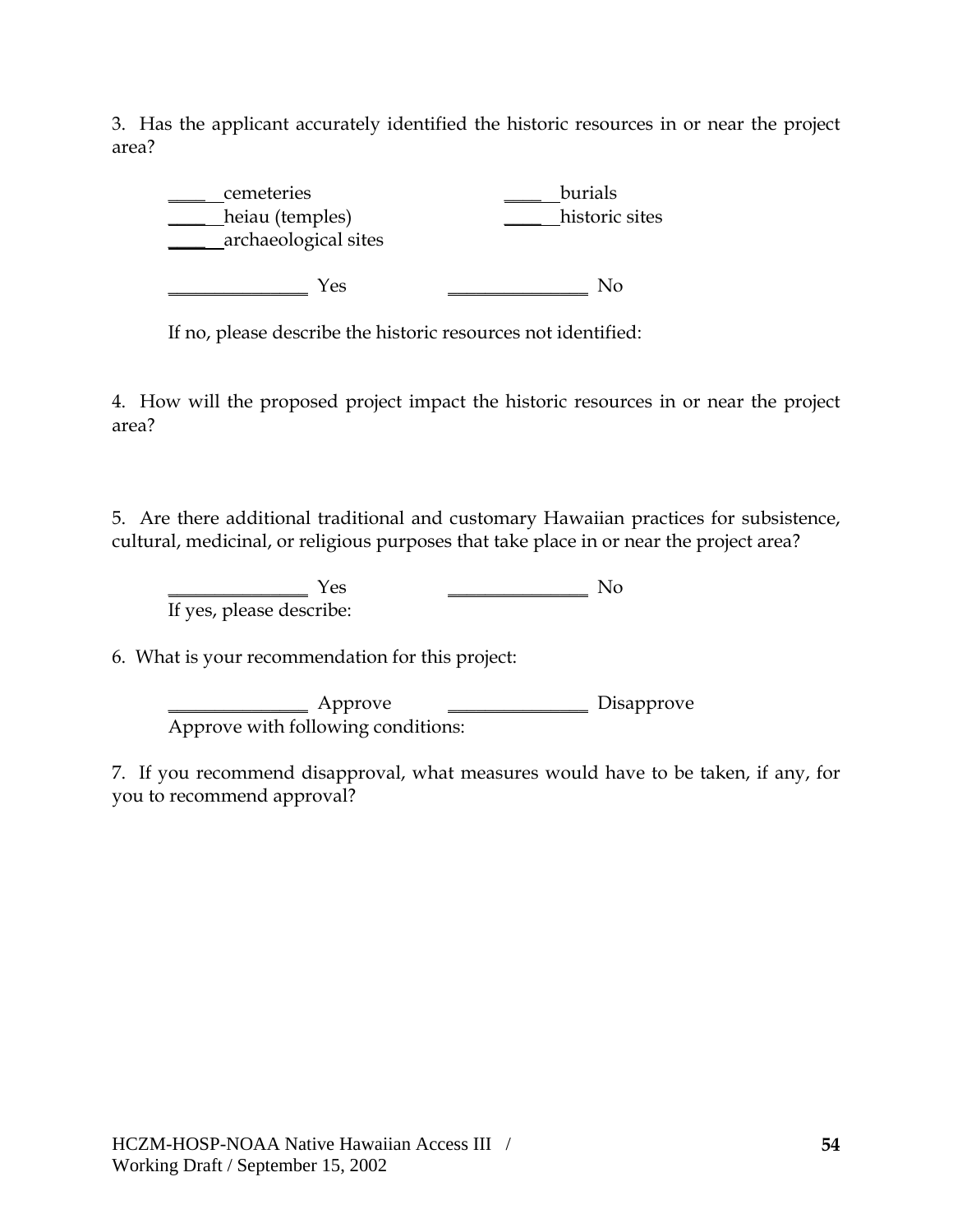3. Has the applicant accurately identified the historic resources in or near the project area?

_____ cemeteries &nbsp;&nbsp;&nbsp;&nbsp;&nbsp;&nbsp;&nbsp;&nbsp;&nbsp;&nbsp;&nbsp;&nbsp;&nbsp;&nbsp;&nbsp;&nbsp;&nbsp;&nbsp;&nbsp;&nbsp; _____ burials
_____ heiau (temples) &nbsp;&nbsp;&nbsp;&nbsp;&nbsp;&nbsp;&nbsp;&nbsp;&nbsp;&nbsp;&nbsp;&nbsp; _____ historic sites
_____ archaeological sites

_______________ Yes &nbsp;&nbsp;&nbsp;&nbsp;&nbsp;&nbsp;&nbsp;&nbsp;&nbsp;&nbsp;&nbsp;&nbsp; _______________ No

If no, please describe the historic resources not identified:

4. How will the proposed project impact the historic resources in or near the project area?

5. Are there additional traditional and customary Hawaiian practices for subsistence, cultural, medicinal, or religious purposes that take place in or near the project area?

_______________ Yes &nbsp;&nbsp;&nbsp;&nbsp;&nbsp;&nbsp;&nbsp;&nbsp;&nbsp;&nbsp;&nbsp;&nbsp; _______________ No
If yes, please describe:

6. What is your recommendation for this project:

_______________ Approve &nbsp;&nbsp;&nbsp;&nbsp;&nbsp;&nbsp;&nbsp;&nbsp;&nbsp;&nbsp;&nbsp;&nbsp; _______________ Disapprove
Approve with following conditions:

7. If you recommend disapproval, what measures would have to be taken, if any, for you to recommend approval?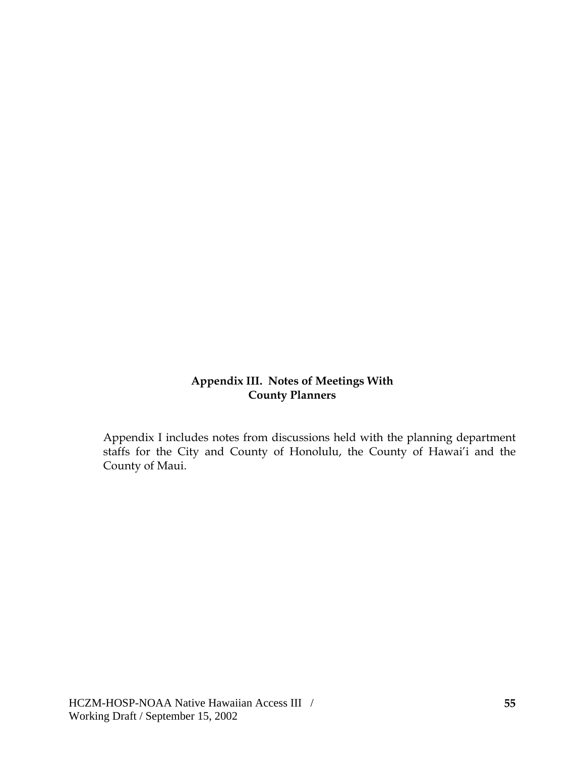## Appendix III. Notes of Meetings With County Planners

Appendix I includes notes from discussions held with the planning department staffs for the City and County of Honolulu, the County of Hawai'i and the County of Maui.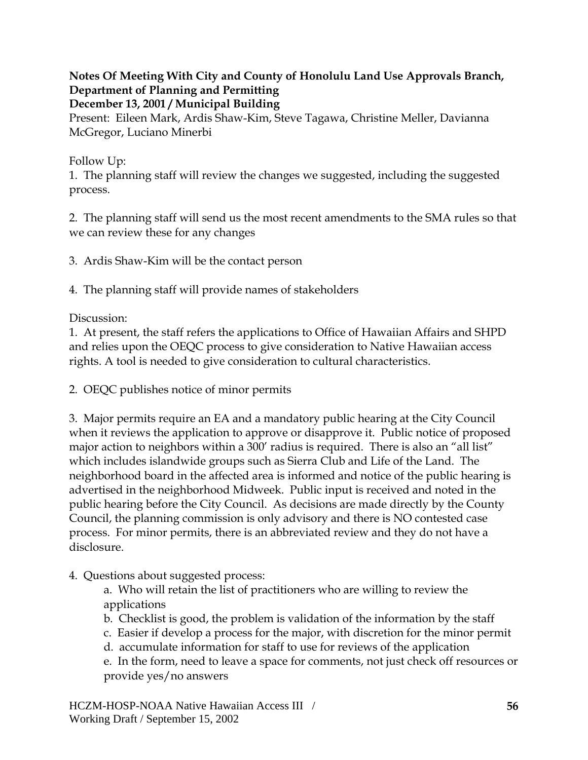**Notes Of Meeting With City and County of Honolulu Land Use Approvals Branch, Department of Planning and Permitting**
**December 13, 2001 / Municipal Building**

Present: Eileen Mark, Ardis Shaw-Kim, Steve Tagawa, Christine Meller, Davianna McGregor, Luciano Minerbi

Follow Up:

1. The planning staff will review the changes we suggested, including the suggested process.

2. The planning staff will send us the most recent amendments to the SMA rules so that we can review these for any changes

3. Ardis Shaw-Kim will be the contact person

4. The planning staff will provide names of stakeholders

Discussion:

1. At present, the staff refers the applications to Office of Hawaiian Affairs and SHPD and relies upon the OEQC process to give consideration to Native Hawaiian access rights. A tool is needed to give consideration to cultural characteristics.

2. OEQC publishes notice of minor permits

3. Major permits require an EA and a mandatory public hearing at the City Council when it reviews the application to approve or disapprove it. Public notice of proposed major action to neighbors within a 300′ radius is required. There is also an "all list" which includes islandwide groups such as Sierra Club and Life of the Land. The neighborhood board in the affected area is informed and notice of the public hearing is advertised in the neighborhood Midweek. Public input is received and noted in the public hearing before the City Council. As decisions are made directly by the County Council, the planning commission is only advisory and there is NO contested case process. For minor permits, there is an abbreviated review and they do not have a disclosure.

4. Questions about suggested process:
   a. Who will retain the list of practitioners who are willing to review the applications
   b. Checklist is good, the problem is validation of the information by the staff
   c. Easier if develop a process for the major, with discretion for the minor permit
   d. accumulate information for staff to use for reviews of the application
   e. In the form, need to leave a space for comments, not just check off resources or provide yes/no answers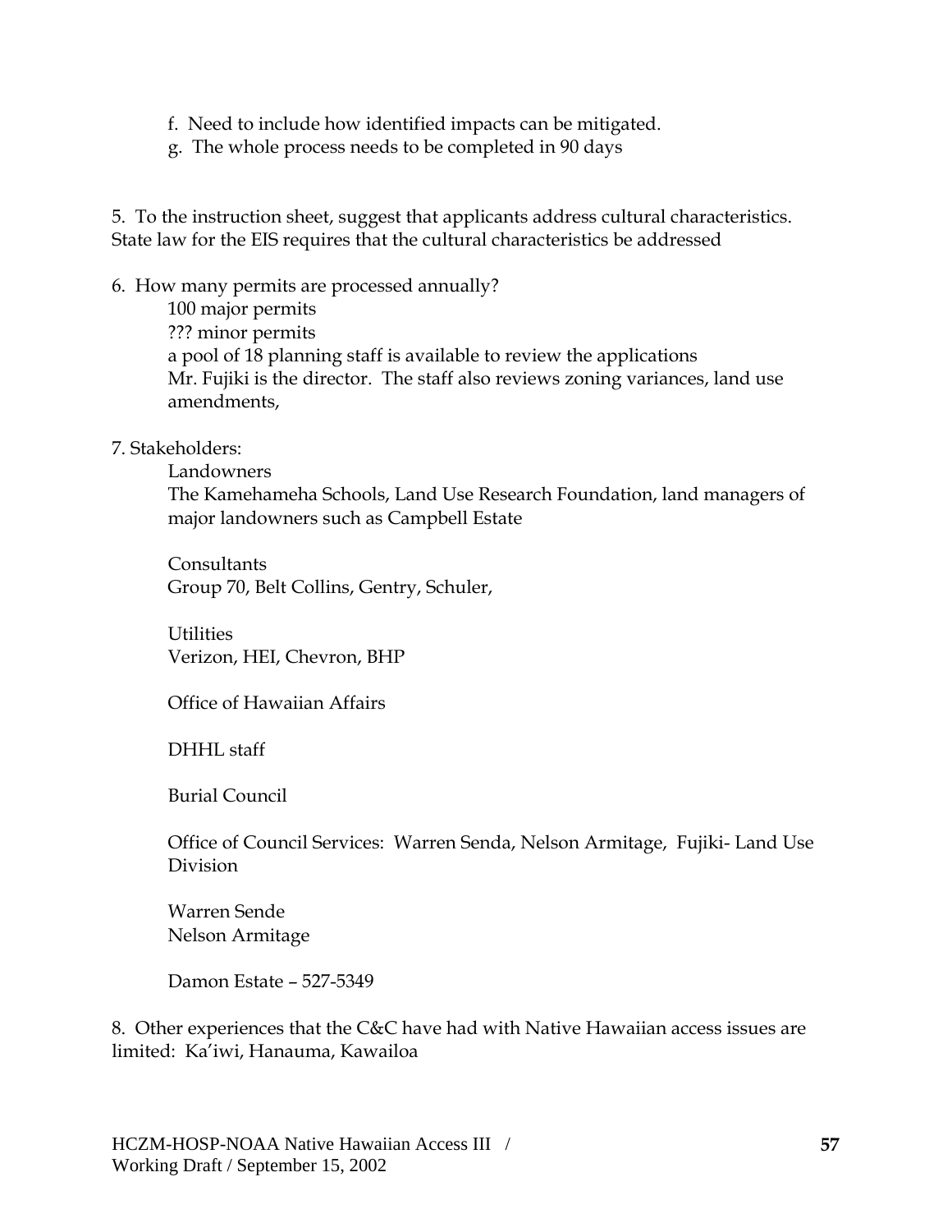f. Need to include how identified impacts can be mitigated.
g. The whole process needs to be completed in 90 days

5. To the instruction sheet, suggest that applicants address cultural characteristics. State law for the EIS requires that the cultural characteristics be addressed

6. How many permits are processed annually?
   100 major permits
   ??? minor permits
   a pool of 18 planning staff is available to review the applications
   Mr. Fujiki is the director. The staff also reviews zoning variances, land use amendments,

7. Stakeholders:
   Landowners
   The Kamehameha Schools, Land Use Research Foundation, land managers of major landowners such as Campbell Estate

   Consultants
   Group 70, Belt Collins, Gentry, Schuler,

   Utilities
   Verizon, HEI, Chevron, BHP

   Office of Hawaiian Affairs

   DHHL staff

   Burial Council

   Office of Council Services: Warren Senda, Nelson Armitage, Fujiki- Land Use Division

   Warren Sende
   Nelson Armitage

   Damon Estate – 527-5349

8. Other experiences that the C&C have had with Native Hawaiian access issues are limited: Ka'iwi, Hanauma, Kawailoa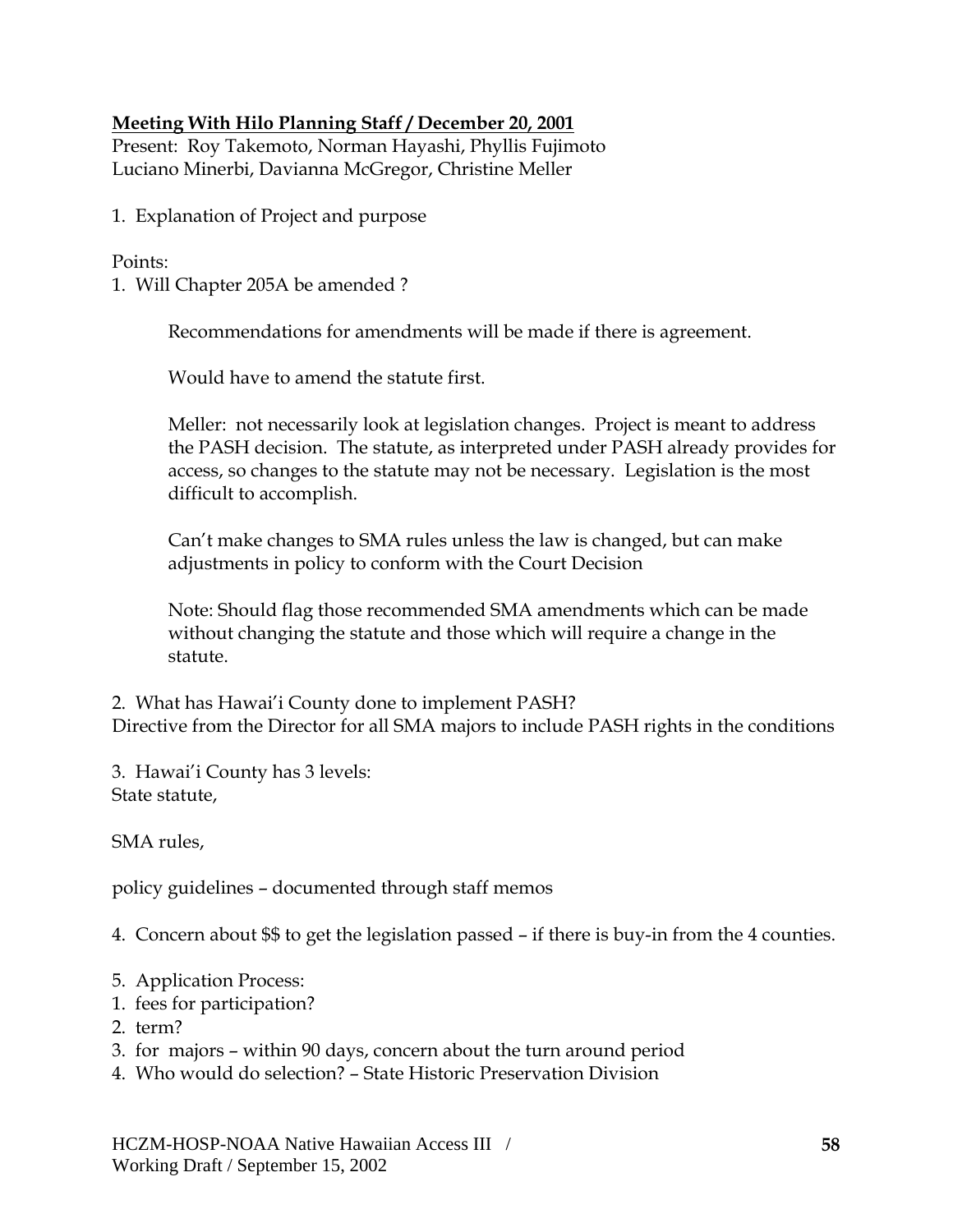**Meeting With Hilo Planning Staff / December 20, 2001**

Present: Roy Takemoto, Norman Hayashi, Phyllis Fujimoto
Luciano Minerbi, Davianna McGregor, Christine Meller

1. Explanation of Project and purpose

Points:

1. Will Chapter 205A be amended ?

    Recommendations for amendments will be made if there is agreement.

    Would have to amend the statute first.

    Meller: not necessarily look at legislation changes. Project is meant to address the PASH decision. The statute, as interpreted under PASH already provides for access, so changes to the statute may not be necessary. Legislation is the most difficult to accomplish.

    Can't make changes to SMA rules unless the law is changed, but can make adjustments in policy to conform with the Court Decision

    Note: Should flag those recommended SMA amendments which can be made without changing the statute and those which will require a change in the statute.

2. What has Hawai'i County done to implement PASH?
Directive from the Director for all SMA majors to include PASH rights in the conditions

3. Hawai'i County has 3 levels:
State statute,

SMA rules,

policy guidelines – documented through staff memos

4. Concern about $$ to get the legislation passed – if there is buy-in from the 4 counties.

5. Application Process:
1. fees for participation?
2. term?
3. for majors – within 90 days, concern about the turn around period
4. Who would do selection? – State Historic Preservation Division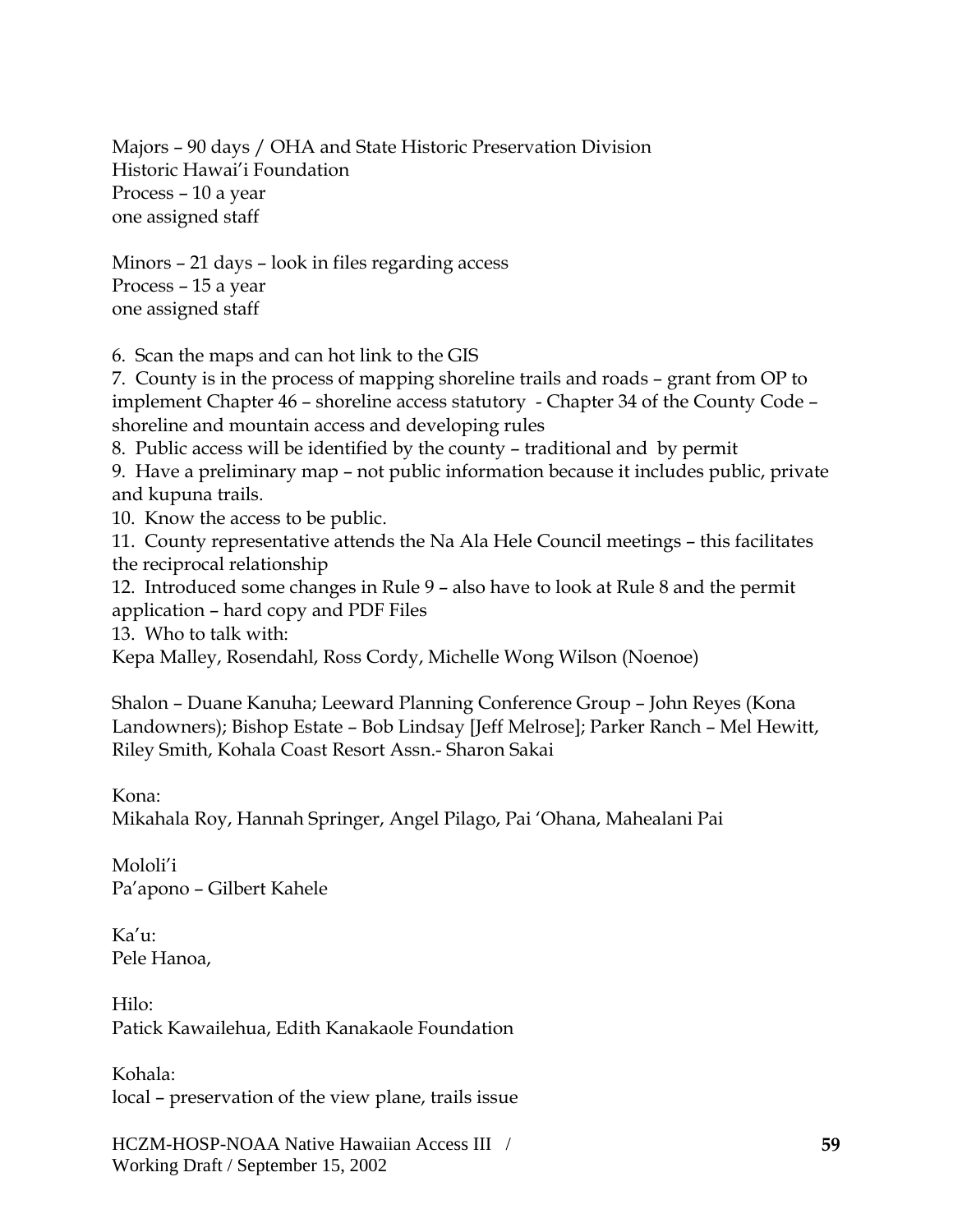Majors – 90 days / OHA and State Historic Preservation Division
Historic Hawai'i Foundation
Process – 10 a year
one assigned staff

Minors – 21 days – look in files regarding access
Process – 15 a year
one assigned staff

6. Scan the maps and can hot link to the GIS
7. County is in the process of mapping shoreline trails and roads – grant from OP to implement Chapter 46 – shoreline access statutory - Chapter 34 of the County Code – shoreline and mountain access and developing rules
8. Public access will be identified by the county – traditional and by permit
9. Have a preliminary map – not public information because it includes public, private and kupuna trails.
10. Know the access to be public.
11. County representative attends the Na Ala Hele Council meetings – this facilitates the reciprocal relationship
12. Introduced some changes in Rule 9 – also have to look at Rule 8 and the permit application – hard copy and PDF Files
13. Who to talk with:
Kepa Malley, Rosendahl, Ross Cordy, Michelle Wong Wilson (Noenoe)

Shalon – Duane Kanuha; Leeward Planning Conference Group – John Reyes (Kona Landowners); Bishop Estate – Bob Lindsay [Jeff Melrose]; Parker Ranch – Mel Hewitt, Riley Smith, Kohala Coast Resort Assn.- Sharon Sakai

Kona:
Mikahala Roy, Hannah Springer, Angel Pilago, Pai 'Ohana, Mahealani Pai

Mololi'i
Pa'apono – Gilbert Kahele

Ka'u:
Pele Hanoa,

Hilo:
Patick Kawailehua, Edith Kanakaole Foundation

Kohala:
local – preservation of the view plane, trails issue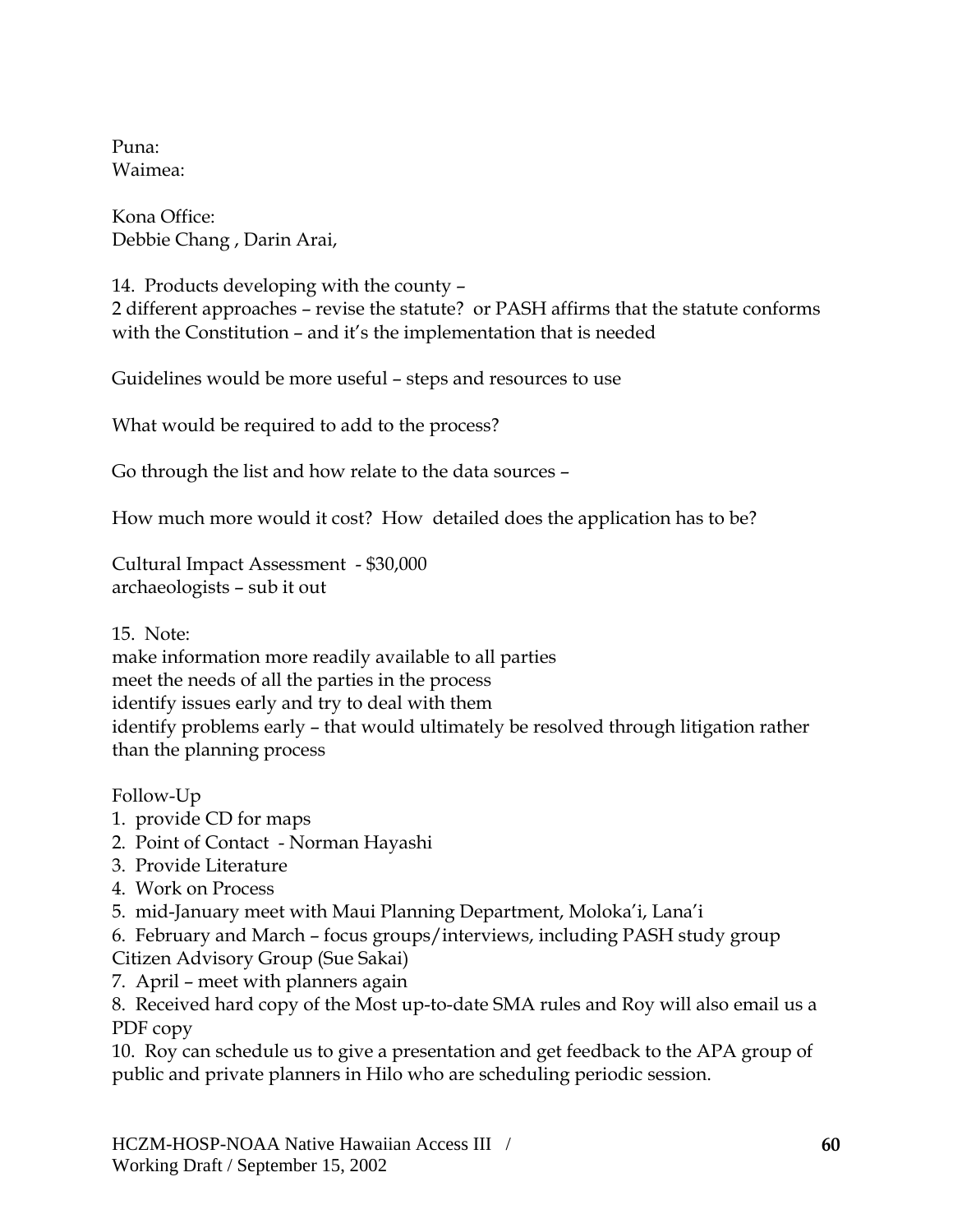Puna:
Waimea:

Kona Office:
Debbie Chang , Darin Arai,

14. Products developing with the county –
2 different approaches – revise the statute? or PASH affirms that the statute conforms with the Constitution – and it's the implementation that is needed

Guidelines would be more useful – steps and resources to use

What would be required to add to the process?

Go through the list and how relate to the data sources –

How much more would it cost? How detailed does the application has to be?

Cultural Impact Assessment - $30,000
archaeologists – sub it out

15. Note:
make information more readily available to all parties
meet the needs of all the parties in the process
identify issues early and try to deal with them
identify problems early – that would ultimately be resolved through litigation rather than the planning process

Follow-Up
1. provide CD for maps
2. Point of Contact - Norman Hayashi
3. Provide Literature
4. Work on Process
5. mid-January meet with Maui Planning Department, Moloka'i, Lana'i
6. February and March – focus groups/interviews, including PASH study group Citizen Advisory Group (Sue Sakai)
7. April – meet with planners again
8. Received hard copy of the Most up-to-date SMA rules and Roy will also email us a PDF copy
10. Roy can schedule us to give a presentation and get feedback to the APA group of public and private planners in Hilo who are scheduling periodic session.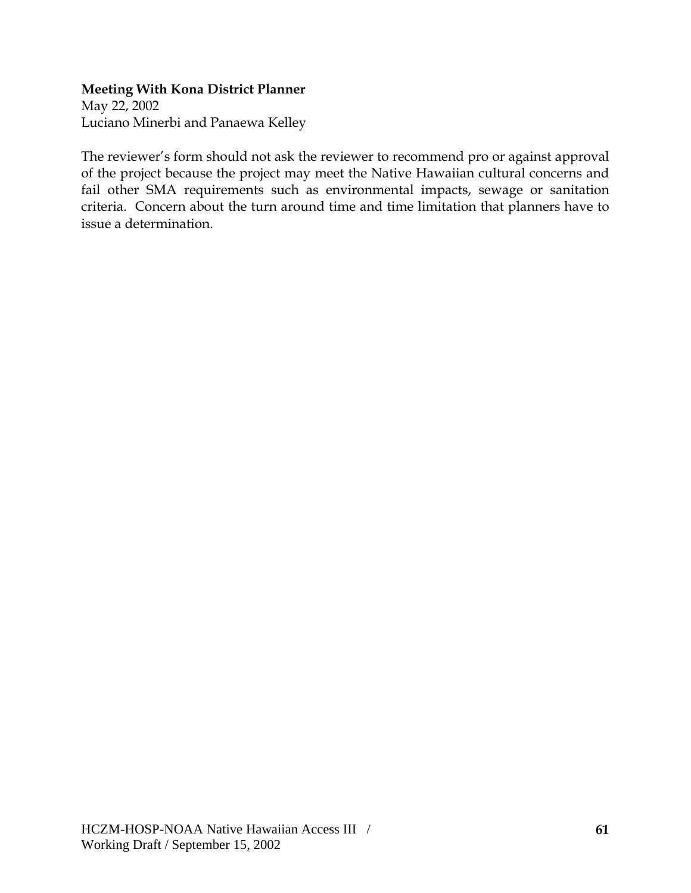**Meeting With Kona District Planner**
May 22, 2002
Luciano Minerbi and Panaewa Kelley

The reviewer's form should not ask the reviewer to recommend pro or against approval of the project because the project may meet the Native Hawaiian cultural concerns and fail other SMA requirements such as environmental impacts, sewage or sanitation criteria. Concern about the turn around time and time limitation that planners have to issue a determination.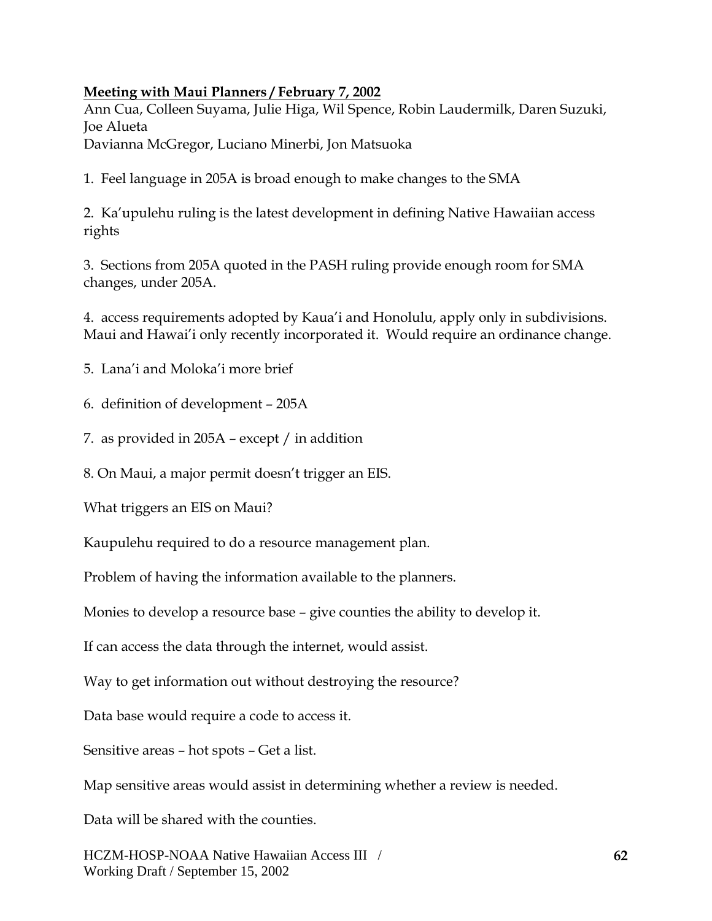**<u>Meeting with Maui Planners / February 7, 2002</u>**

Ann Cua, Colleen Suyama, Julie Higa, Wil Spence, Robin Laudermilk, Daren Suzuki, Joe Alueta
Davianna McGregor, Luciano Minerbi, Jon Matsuoka

1. Feel language in 205A is broad enough to make changes to the SMA

2. Ka'upulehu ruling is the latest development in defining Native Hawaiian access rights

3. Sections from 205A quoted in the PASH ruling provide enough room for SMA changes, under 205A.

4. access requirements adopted by Kaua'i and Honolulu, apply only in subdivisions. Maui and Hawai'i only recently incorporated it. Would require an ordinance change.

5. Lana'i and Moloka'i more brief

6. definition of development – 205A

7. as provided in 205A – except / in addition

8. On Maui, a major permit doesn't trigger an EIS.

What triggers an EIS on Maui?

Kaupulehu required to do a resource management plan.

Problem of having the information available to the planners.

Monies to develop a resource base – give counties the ability to develop it.

If can access the data through the internet, would assist.

Way to get information out without destroying the resource?

Data base would require a code to access it.

Sensitive areas – hot spots – Get a list.

Map sensitive areas would assist in determining whether a review is needed.

Data will be shared with the counties.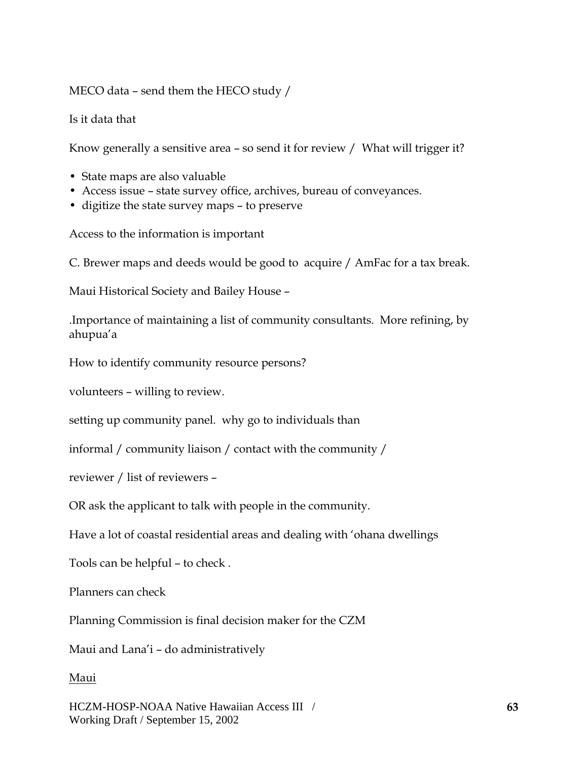MECO data – send them the HECO study /

Is it data that

Know generally a sensitive area – so send it for review / What will trigger it?

- State maps are also valuable
- Access issue – state survey office, archives, bureau of conveyances.
- digitize the state survey maps – to preserve

Access to the information is important

C. Brewer maps and deeds would be good to acquire / AmFac for a tax break.

Maui Historical Society and Bailey House –

.Importance of maintaining a list of community consultants. More refining, by ahupua'a

How to identify community resource persons?

volunteers – willing to review.

setting up community panel. why go to individuals than

informal / community liaison / contact with the community /

reviewer / list of reviewers –

OR ask the applicant to talk with people in the community.

Have a lot of coastal residential areas and dealing with 'ohana dwellings

Tools can be helpful – to check .

Planners can check

Planning Commission is final decision maker for the CZM

Maui and Lana'i – do administratively

<u>Maui</u>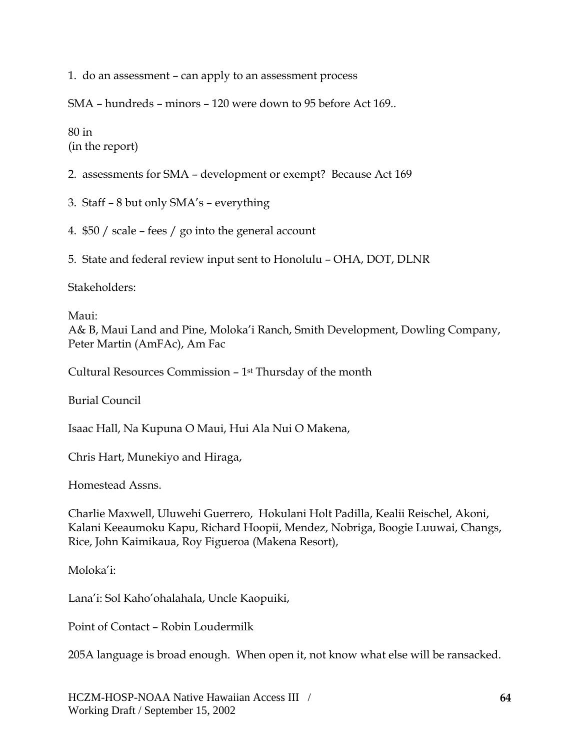1. do an assessment – can apply to an assessment process

SMA – hundreds – minors – 120 were down to 95 before Act 169..

80 in
(in the report)

2. assessments for SMA – development or exempt? Because Act 169

3. Staff – 8 but only SMA's – everything

4. $50 / scale – fees / go into the general account

5. State and federal review input sent to Honolulu – OHA, DOT, DLNR

Stakeholders:

Maui:
A& B, Maui Land and Pine, Moloka'i Ranch, Smith Development, Dowling Company, Peter Martin (AmFAc), Am Fac

Cultural Resources Commission – 1st Thursday of the month

Burial Council

Isaac Hall, Na Kupuna O Maui, Hui Ala Nui O Makena,

Chris Hart, Munekiyo and Hiraga,

Homestead Assns.

Charlie Maxwell, Uluwehi Guerrero, Hokulani Holt Padilla, Kealii Reischel, Akoni, Kalani Keeaumoku Kapu, Richard Hoopii, Mendez, Nobriga, Boogie Luuwai, Changs, Rice, John Kaimikaua, Roy Figueroa (Makena Resort),

Moloka'i:

Lana'i: Sol Kaho'ohalahala, Uncle Kaopuiki,

Point of Contact – Robin Loudermilk

205A language is broad enough. When open it, not know what else will be ransacked.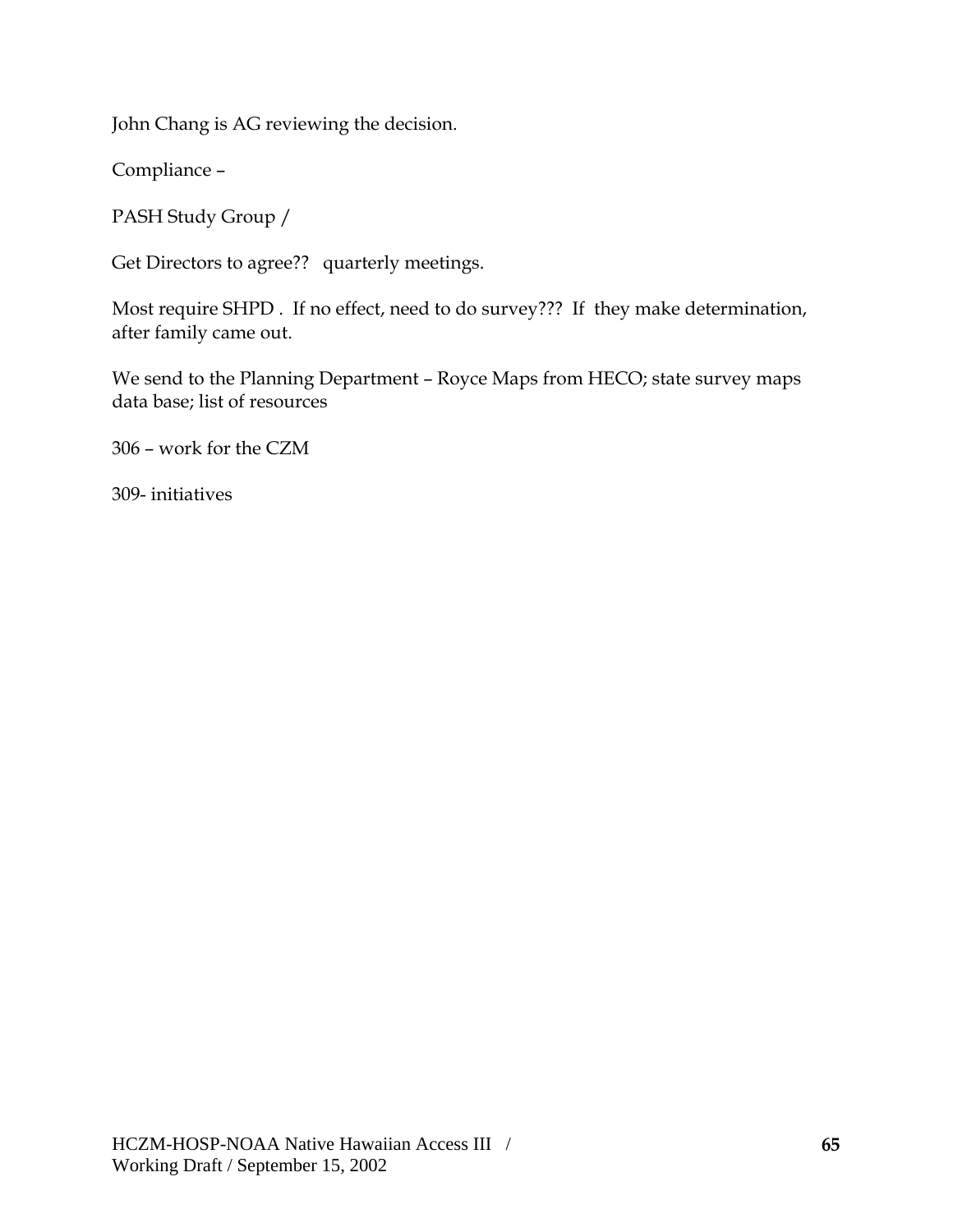John Chang is AG reviewing the decision.

Compliance –

PASH Study Group /

Get Directors to agree?? quarterly meetings.

Most require SHPD . If no effect, need to do survey??? If they make determination, after family came out.

We send to the Planning Department – Royce Maps from HECO; state survey maps data base; list of resources

306 – work for the CZM

309- initiatives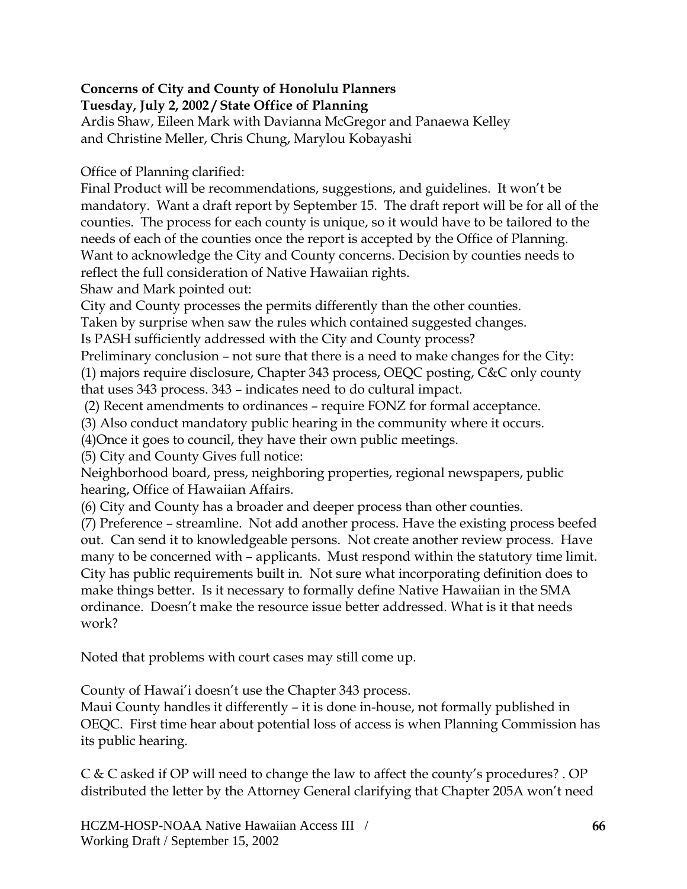**Concerns of City and County of Honolulu Planners**
**Tuesday, July 2, 2002 / State Office of Planning**

Ardis Shaw, Eileen Mark with Davianna McGregor and Panaewa Kelley and Christine Meller, Chris Chung, Marylou Kobayashi

Office of Planning clarified:
Final Product will be recommendations, suggestions, and guidelines. It won't be mandatory. Want a draft report by September 15. The draft report will be for all of the counties. The process for each county is unique, so it would have to be tailored to the needs of each of the counties once the report is accepted by the Office of Planning. Want to acknowledge the City and County concerns. Decision by counties needs to reflect the full consideration of Native Hawaiian rights.
Shaw and Mark pointed out:
City and County processes the permits differently than the other counties.
Taken by surprise when saw the rules which contained suggested changes.
Is PASH sufficiently addressed with the City and County process?
Preliminary conclusion – not sure that there is a need to make changes for the City:
(1) majors require disclosure, Chapter 343 process, OEQC posting, C&C only county that uses 343 process. 343 – indicates need to do cultural impact.
(2) Recent amendments to ordinances – require FONZ for formal acceptance.
(3) Also conduct mandatory public hearing in the community where it occurs.
(4)Once it goes to council, they have their own public meetings.
(5) City and County Gives full notice:
Neighborhood board, press, neighboring properties, regional newspapers, public hearing, Office of Hawaiian Affairs.
(6) City and County has a broader and deeper process than other counties.
(7) Preference – streamline. Not add another process. Have the existing process beefed out. Can send it to knowledgeable persons. Not create another review process. Have many to be concerned with – applicants. Must respond within the statutory time limit. City has public requirements built in. Not sure what incorporating definition does to make things better. Is it necessary to formally define Native Hawaiian in the SMA ordinance. Doesn't make the resource issue better addressed. What is it that needs work?

Noted that problems with court cases may still come up.

County of Hawai'i doesn't use the Chapter 343 process.
Maui County handles it differently – it is done in-house, not formally published in OEQC. First time hear about potential loss of access is when Planning Commission has its public hearing.

C & C asked if OP will need to change the law to affect the county's procedures? . OP distributed the letter by the Attorney General clarifying that Chapter 205A won't need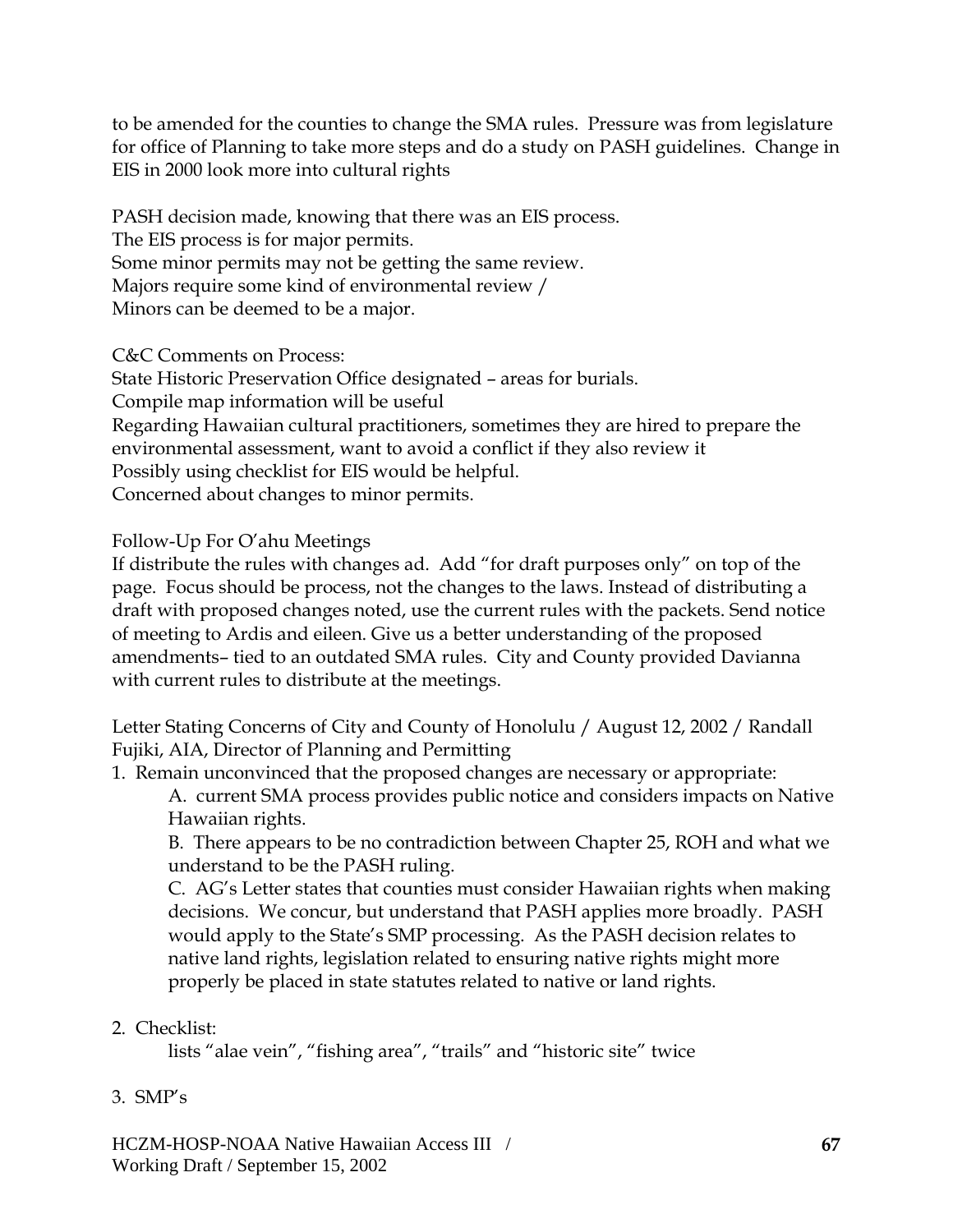to be amended for the counties to change the SMA rules. Pressure was from legislature for office of Planning to take more steps and do a study on PASH guidelines. Change in EIS in 2000 look more into cultural rights

PASH decision made, knowing that there was an EIS process.
The EIS process is for major permits.
Some minor permits may not be getting the same review.
Majors require some kind of environmental review /
Minors can be deemed to be a major.

C&C Comments on Process:
State Historic Preservation Office designated – areas for burials.
Compile map information will be useful
Regarding Hawaiian cultural practitioners, sometimes they are hired to prepare the environmental assessment, want to avoid a conflict if they also review it
Possibly using checklist for EIS would be helpful.
Concerned about changes to minor permits.

Follow-Up For O'ahu Meetings
If distribute the rules with changes ad. Add "for draft purposes only" on top of the page. Focus should be process, not the changes to the laws. Instead of distributing a draft with proposed changes noted, use the current rules with the packets. Send notice of meeting to Ardis and eileen. Give us a better understanding of the proposed amendments– tied to an outdated SMA rules. City and County provided Davianna with current rules to distribute at the meetings.

Letter Stating Concerns of City and County of Honolulu / August 12, 2002 / Randall Fujiki, AIA, Director of Planning and Permitting

1. Remain unconvinced that the proposed changes are necessary or appropriate:
   A. current SMA process provides public notice and considers impacts on Native Hawaiian rights.
   B. There appears to be no contradiction between Chapter 25, ROH and what we understand to be the PASH ruling.
   C. AG's Letter states that counties must consider Hawaiian rights when making decisions. We concur, but understand that PASH applies more broadly. PASH would apply to the State's SMP processing. As the PASH decision relates to native land rights, legislation related to ensuring native rights might more properly be placed in state statutes related to native or land rights.

2. Checklist:
   lists "alae vein", "fishing area", "trails" and "historic site" twice

3. SMP's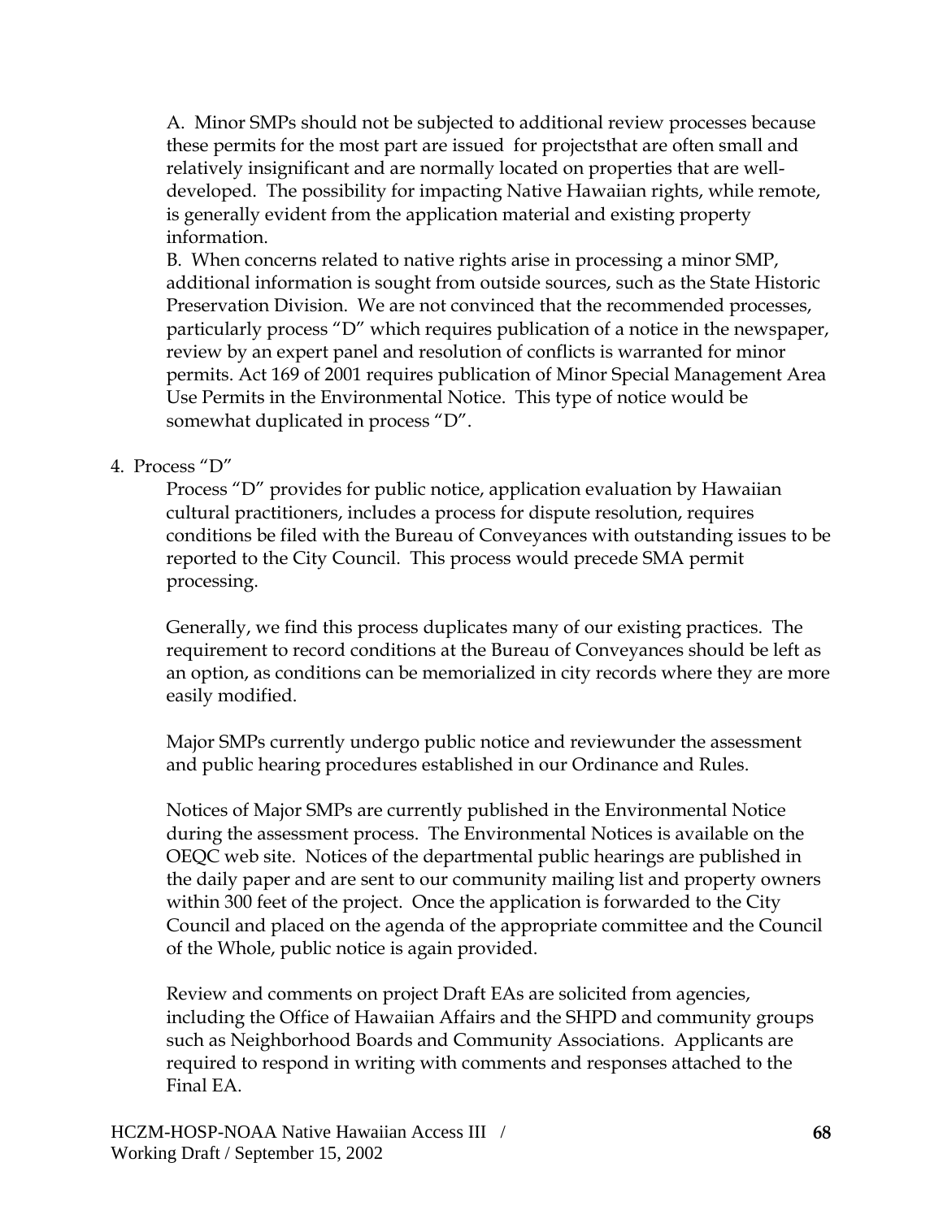A. Minor SMPs should not be subjected to additional review processes because these permits for the most part are issued for projectsthat are often small and relatively insignificant and are normally located on properties that are well-developed. The possibility for impacting Native Hawaiian rights, while remote, is generally evident from the application material and existing property information.

B. When concerns related to native rights arise in processing a minor SMP, additional information is sought from outside sources, such as the State Historic Preservation Division. We are not convinced that the recommended processes, particularly process "D" which requires publication of a notice in the newspaper, review by an expert panel and resolution of conflicts is warranted for minor permits. Act 169 of 2001 requires publication of Minor Special Management Area Use Permits in the Environmental Notice. This type of notice would be somewhat duplicated in process "D".

4. Process "D"

Process "D" provides for public notice, application evaluation by Hawaiian cultural practitioners, includes a process for dispute resolution, requires conditions be filed with the Bureau of Conveyances with outstanding issues to be reported to the City Council. This process would precede SMA permit processing.

Generally, we find this process duplicates many of our existing practices. The requirement to record conditions at the Bureau of Conveyances should be left as an option, as conditions can be memorialized in city records where they are more easily modified.

Major SMPs currently undergo public notice and reviewunder the assessment and public hearing procedures established in our Ordinance and Rules.

Notices of Major SMPs are currently published in the Environmental Notice during the assessment process. The Environmental Notices is available on the OEQC web site. Notices of the departmental public hearings are published in the daily paper and are sent to our community mailing list and property owners within 300 feet of the project. Once the application is forwarded to the City Council and placed on the agenda of the appropriate committee and the Council of the Whole, public notice is again provided.

Review and comments on project Draft EAs are solicited from agencies, including the Office of Hawaiian Affairs and the SHPD and community groups such as Neighborhood Boards and Community Associations. Applicants are required to respond in writing with comments and responses attached to the Final EA.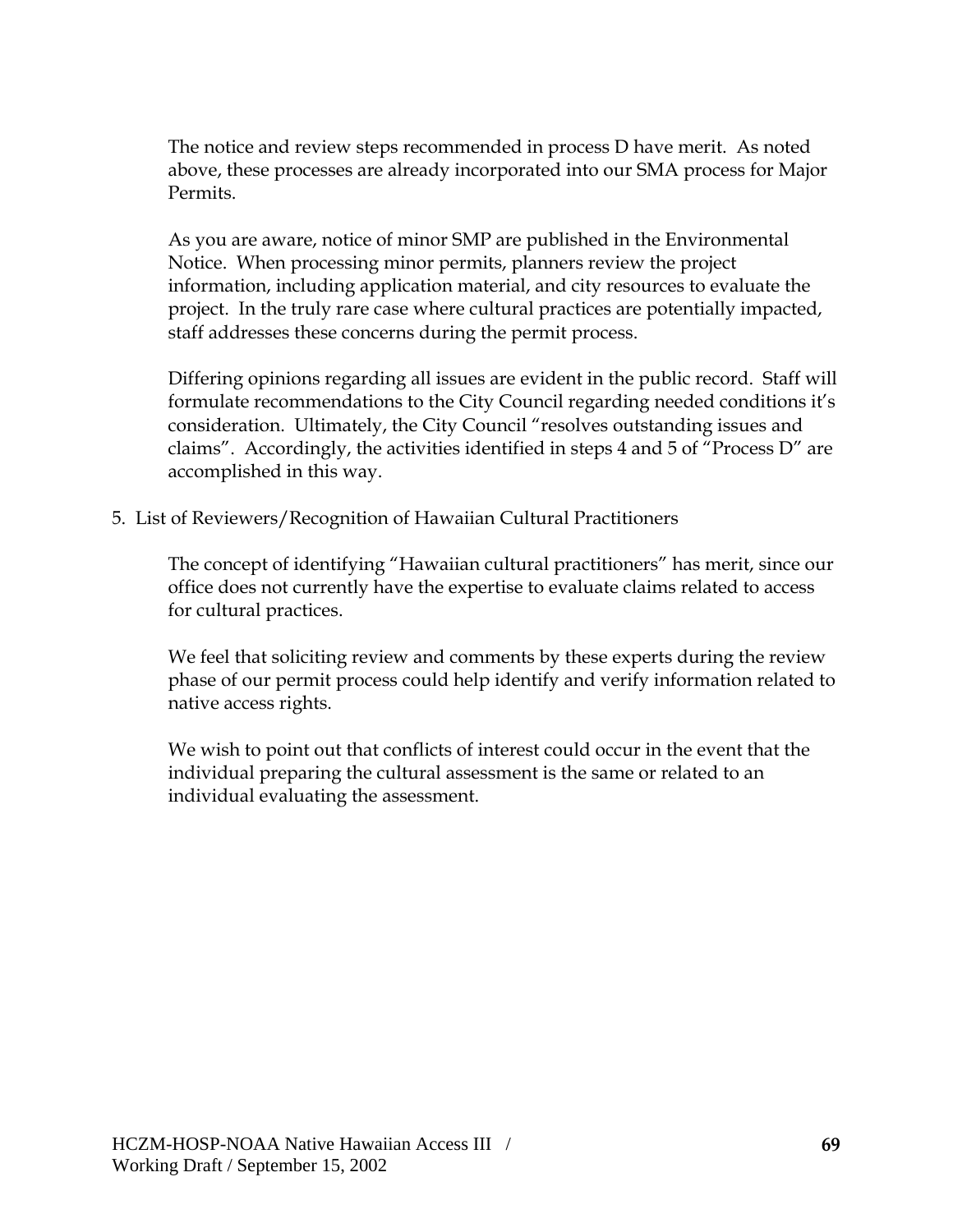The notice and review steps recommended in process D have merit. As noted above, these processes are already incorporated into our SMA process for Major Permits.

As you are aware, notice of minor SMP are published in the Environmental Notice. When processing minor permits, planners review the project information, including application material, and city resources to evaluate the project. In the truly rare case where cultural practices are potentially impacted, staff addresses these concerns during the permit process.

Differing opinions regarding all issues are evident in the public record. Staff will formulate recommendations to the City Council regarding needed conditions it's consideration. Ultimately, the City Council "resolves outstanding issues and claims". Accordingly, the activities identified in steps 4 and 5 of "Process D" are accomplished in this way.

5. List of Reviewers/Recognition of Hawaiian Cultural Practitioners

The concept of identifying "Hawaiian cultural practitioners" has merit, since our office does not currently have the expertise to evaluate claims related to access for cultural practices.

We feel that soliciting review and comments by these experts during the review phase of our permit process could help identify and verify information related to native access rights.

We wish to point out that conflicts of interest could occur in the event that the individual preparing the cultural assessment is the same or related to an individual evaluating the assessment.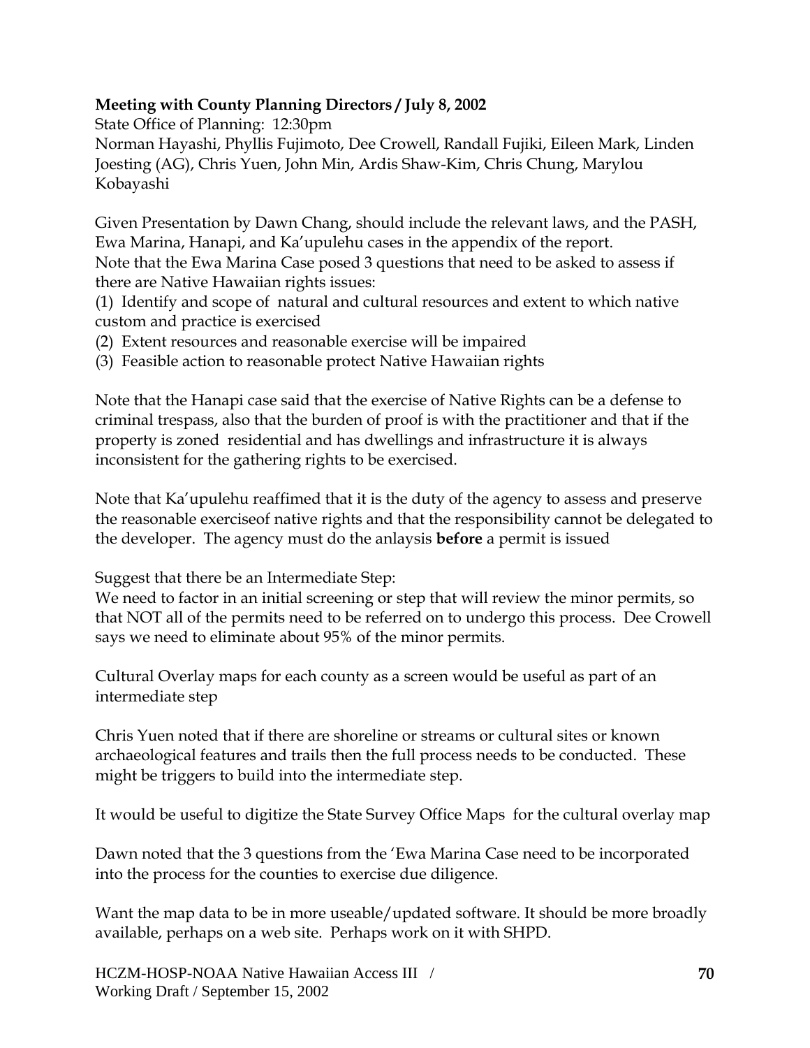**Meeting with County Planning Directors / July 8, 2002**

State Office of Planning: 12:30pm

Norman Hayashi, Phyllis Fujimoto, Dee Crowell, Randall Fujiki, Eileen Mark, Linden Joesting (AG), Chris Yuen, John Min, Ardis Shaw-Kim, Chris Chung, Marylou Kobayashi

Given Presentation by Dawn Chang, should include the relevant laws, and the PASH, Ewa Marina, Hanapi, and Ka'upulehu cases in the appendix of the report.

Note that the Ewa Marina Case posed 3 questions that need to be asked to assess if there are Native Hawaiian rights issues:

(1) Identify and scope of natural and cultural resources and extent to which native custom and practice is exercised

(2) Extent resources and reasonable exercise will be impaired

(3) Feasible action to reasonable protect Native Hawaiian rights

Note that the Hanapi case said that the exercise of Native Rights can be a defense to criminal trespass, also that the burden of proof is with the practitioner and that if the property is zoned residential and has dwellings and infrastructure it is always inconsistent for the gathering rights to be exercised.

Note that Ka'upulehu reaffimed that it is the duty of the agency to assess and preserve the reasonable exerciseof native rights and that the responsibility cannot be delegated to the developer. The agency must do the anlaysis **before** a permit is issued

Suggest that there be an Intermediate Step:

We need to factor in an initial screening or step that will review the minor permits, so that NOT all of the permits need to be referred on to undergo this process. Dee Crowell says we need to eliminate about 95% of the minor permits.

Cultural Overlay maps for each county as a screen would be useful as part of an intermediate step

Chris Yuen noted that if there are shoreline or streams or cultural sites or known archaeological features and trails then the full process needs to be conducted. These might be triggers to build into the intermediate step.

It would be useful to digitize the State Survey Office Maps for the cultural overlay map

Dawn noted that the 3 questions from the 'Ewa Marina Case need to be incorporated into the process for the counties to exercise due diligence.

Want the map data to be in more useable/updated software. It should be more broadly available, perhaps on a web site. Perhaps work on it with SHPD.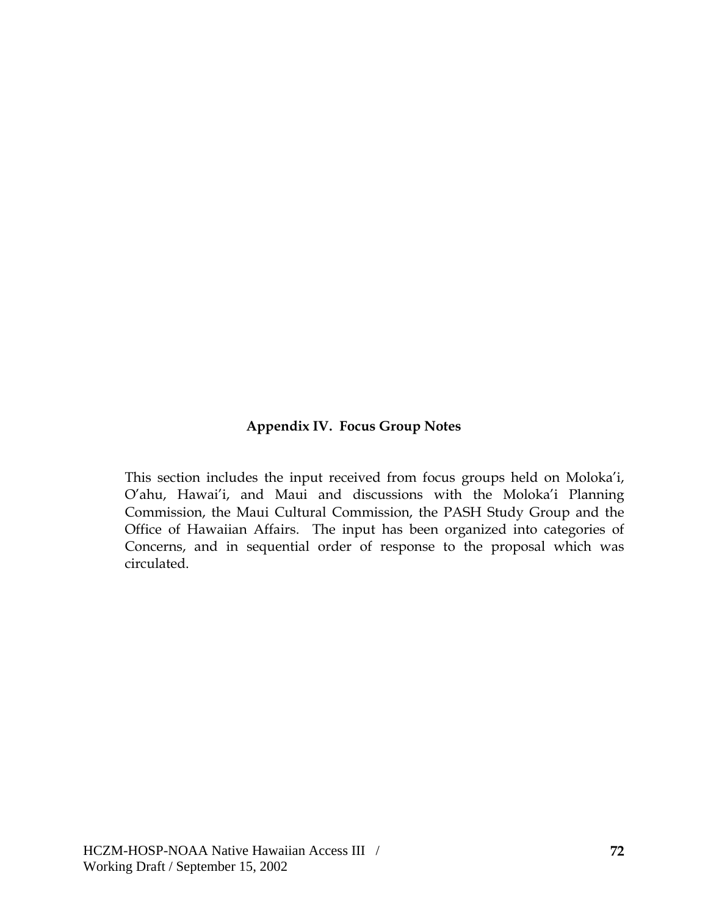## Appendix IV. Focus Group Notes

This section includes the input received from focus groups held on Moloka'i, O'ahu, Hawai'i, and Maui and discussions with the Moloka'i Planning Commission, the Maui Cultural Commission, the PASH Study Group and the Office of Hawaiian Affairs. The input has been organized into categories of Concerns, and in sequential order of response to the proposal which was circulated.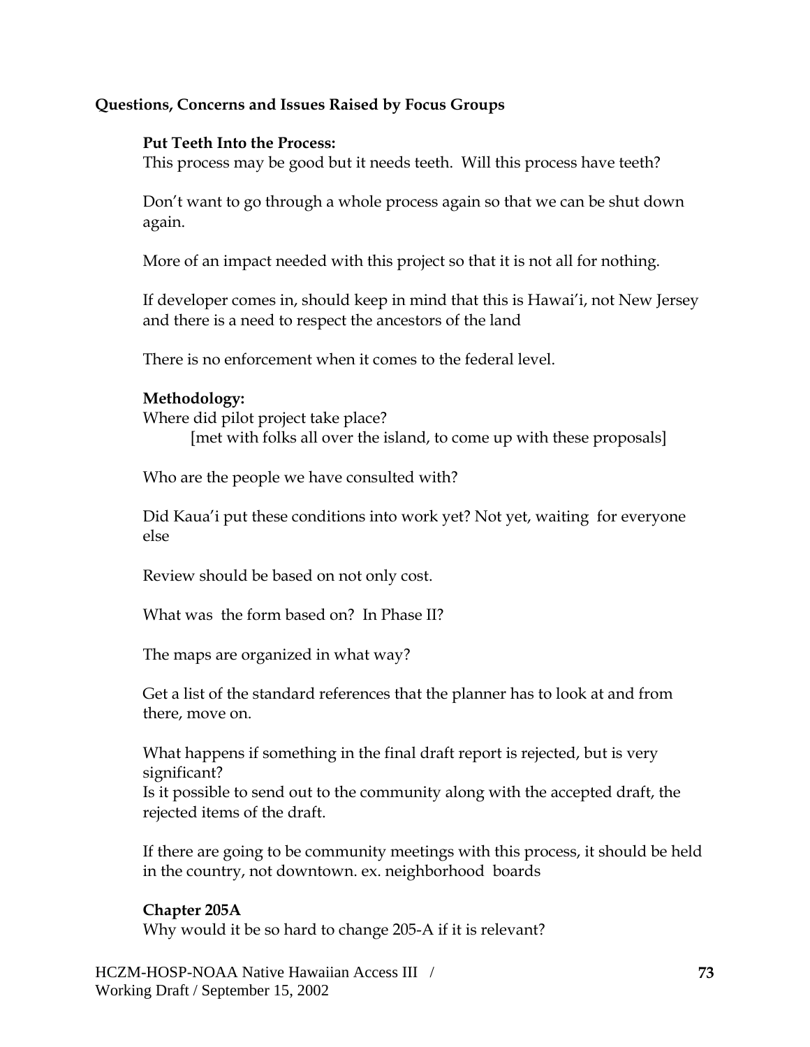**Questions, Concerns and Issues Raised by Focus Groups**

**Put Teeth Into the Process:**

This process may be good but it needs teeth. Will this process have teeth?

Don't want to go through a whole process again so that we can be shut down again.

More of an impact needed with this project so that it is not all for nothing.

If developer comes in, should keep in mind that this is Hawai'i, not New Jersey and there is a need to respect the ancestors of the land

There is no enforcement when it comes to the federal level.

**Methodology:**

Where did pilot project take place?

[met with folks all over the island, to come up with these proposals]

Who are the people we have consulted with?

Did Kaua'i put these conditions into work yet? Not yet, waiting for everyone else

Review should be based on not only cost.

What was the form based on? In Phase II?

The maps are organized in what way?

Get a list of the standard references that the planner has to look at and from there, move on.

What happens if something in the final draft report is rejected, but is very significant?

Is it possible to send out to the community along with the accepted draft, the rejected items of the draft.

If there are going to be community meetings with this process, it should be held in the country, not downtown. ex. neighborhood boards

**Chapter 205A**

Why would it be so hard to change 205-A if it is relevant?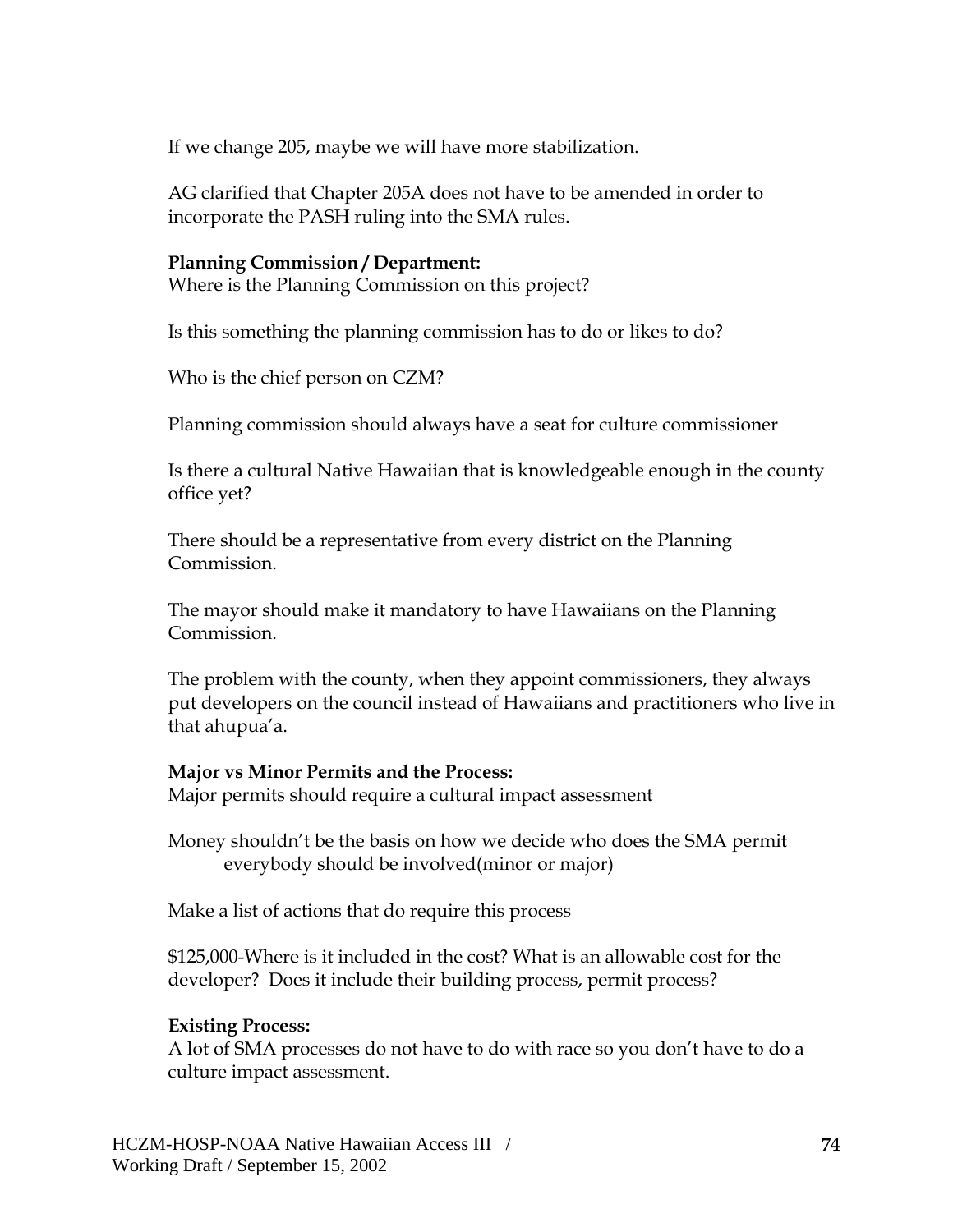If we change 205, maybe we will have more stabilization.

AG clarified that Chapter 205A does not have to be amended in order to incorporate the PASH ruling into the SMA rules.

**Planning Commission / Department:**
Where is the Planning Commission on this project?

Is this something the planning commission has to do or likes to do?

Who is the chief person on CZM?

Planning commission should always have a seat for culture commissioner

Is there a cultural Native Hawaiian that is knowledgeable enough in the county office yet?

There should be a representative from every district on the Planning Commission.

The mayor should make it mandatory to have Hawaiians on the Planning Commission.

The problem with the county, when they appoint commissioners, they always put developers on the council instead of Hawaiians and practitioners who live in that ahupua'a.

**Major vs Minor Permits and the Process:**
Major permits should require a cultural impact assessment

Money shouldn't be the basis on how we decide who does the SMA permit
everybody should be involved(minor or major)

Make a list of actions that do require this process

$125,000-Where is it included in the cost? What is an allowable cost for the developer? Does it include their building process, permit process?

**Existing Process:**
A lot of SMA processes do not have to do with race so you don't have to do a culture impact assessment.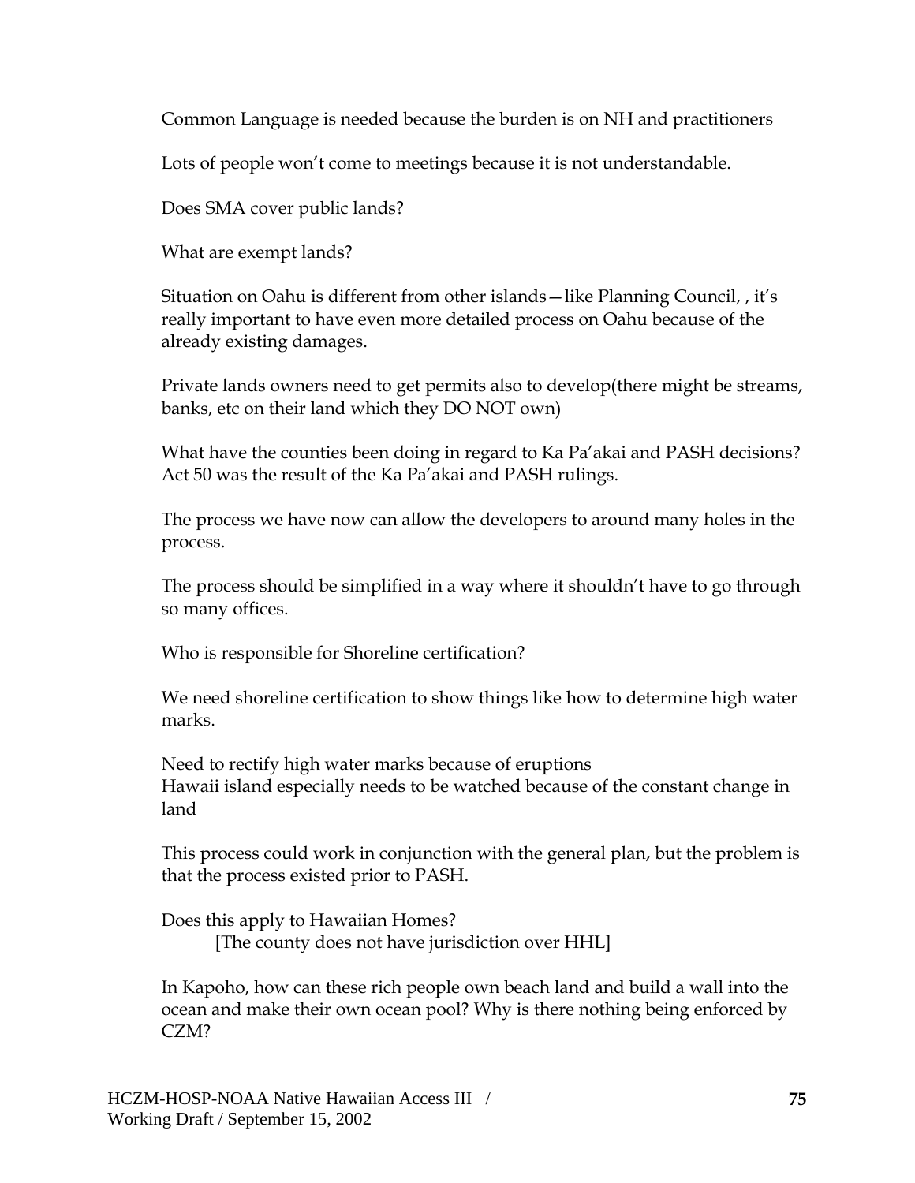Common Language is needed because the burden is on NH and practitioners

Lots of people won't come to meetings because it is not understandable.

Does SMA cover public lands?

What are exempt lands?

Situation on Oahu is different from other islands—like Planning Council, , it's really important to have even more detailed process on Oahu because of the already existing damages.

Private lands owners need to get permits also to develop(there might be streams, banks, etc on their land which they DO NOT own)

What have the counties been doing in regard to Ka Pa'akai and PASH decisions? Act 50 was the result of the Ka Pa'akai and PASH rulings.

The process we have now can allow the developers to around many holes in the process.

The process should be simplified in a way where it shouldn't have to go through so many offices.

Who is responsible for Shoreline certification?

We need shoreline certification to show things like how to determine high water marks.

Need to rectify high water marks because of eruptions
Hawaii island especially needs to be watched because of the constant change in land

This process could work in conjunction with the general plan, but the problem is that the process existed prior to PASH.

Does this apply to Hawaiian Homes?
[The county does not have jurisdiction over HHL]

In Kapoho, how can these rich people own beach land and build a wall into the ocean and make their own ocean pool? Why is there nothing being enforced by CZM?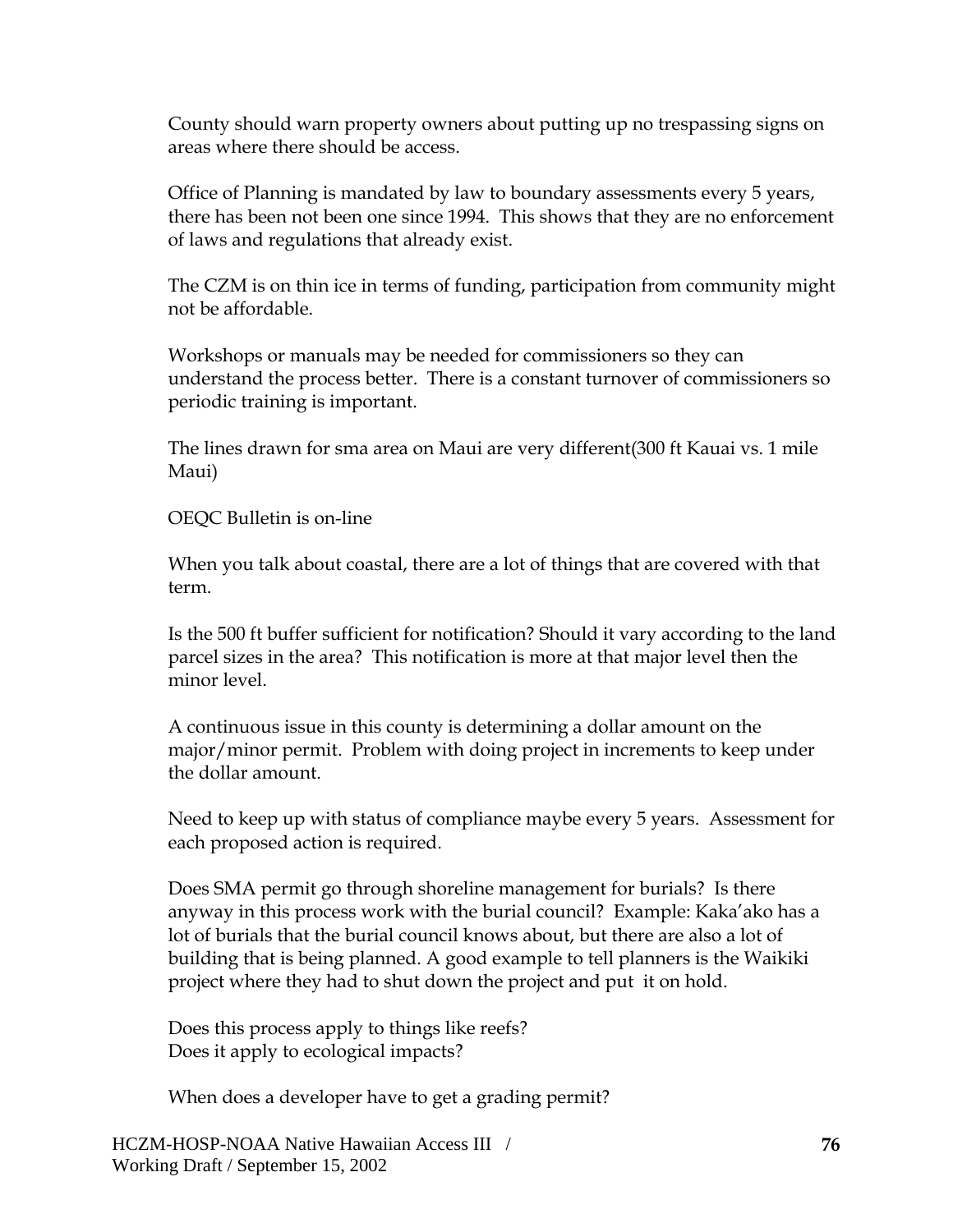County should warn property owners about putting up no trespassing signs on areas where there should be access.

Office of Planning is mandated by law to boundary assessments every 5 years, there has been not been one since 1994. This shows that they are no enforcement of laws and regulations that already exist.

The CZM is on thin ice in terms of funding, participation from community might not be affordable.

Workshops or manuals may be needed for commissioners so they can understand the process better. There is a constant turnover of commissioners so periodic training is important.

The lines drawn for sma area on Maui are very different(300 ft Kauai vs. 1 mile Maui)

OEQC Bulletin is on-line

When you talk about coastal, there are a lot of things that are covered with that term.

Is the 500 ft buffer sufficient for notification? Should it vary according to the land parcel sizes in the area? This notification is more at that major level then the minor level.

A continuous issue in this county is determining a dollar amount on the major/minor permit. Problem with doing project in increments to keep under the dollar amount.

Need to keep up with status of compliance maybe every 5 years. Assessment for each proposed action is required.

Does SMA permit go through shoreline management for burials? Is there anyway in this process work with the burial council? Example: Kaka'ako has a lot of burials that the burial council knows about, but there are also a lot of building that is being planned. A good example to tell planners is the Waikiki project where they had to shut down the project and put it on hold.

Does this process apply to things like reefs?
Does it apply to ecological impacts?

When does a developer have to get a grading permit?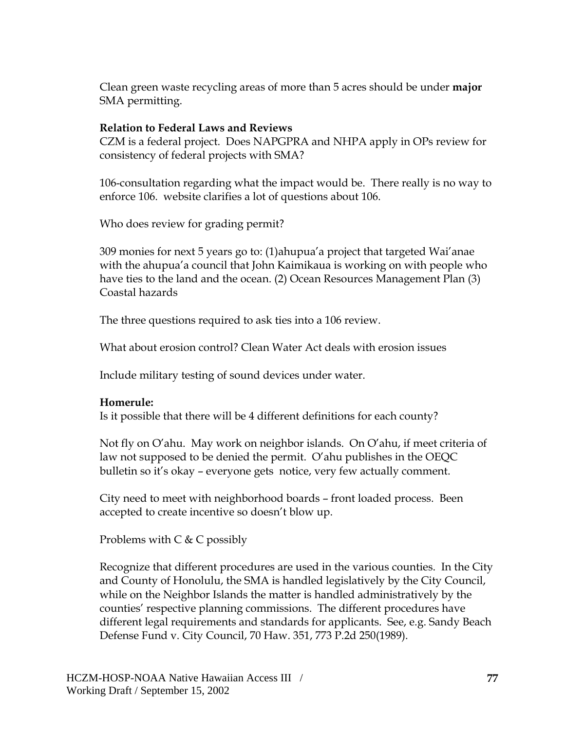Clean green waste recycling areas of more than 5 acres should be under **major** SMA permitting.

**Relation to Federal Laws and Reviews**

CZM is a federal project. Does NAPGPRA and NHPA apply in OPs review for consistency of federal projects with SMA?

106-consultation regarding what the impact would be. There really is no way to enforce 106. website clarifies a lot of questions about 106.

Who does review for grading permit?

309 monies for next 5 years go to: (1)ahupua'a project that targeted Wai'anae with the ahupua'a council that John Kaimikaua is working on with people who have ties to the land and the ocean. (2) Ocean Resources Management Plan (3) Coastal hazards

The three questions required to ask ties into a 106 review.

What about erosion control? Clean Water Act deals with erosion issues

Include military testing of sound devices under water.

**Homerule:**

Is it possible that there will be 4 different definitions for each county?

Not fly on O'ahu. May work on neighbor islands. On O'ahu, if meet criteria of law not supposed to be denied the permit. O'ahu publishes in the OEQC bulletin so it's okay – everyone gets notice, very few actually comment.

City need to meet with neighborhood boards – front loaded process. Been accepted to create incentive so doesn't blow up.

Problems with C & C possibly

Recognize that different procedures are used in the various counties. In the City and County of Honolulu, the SMA is handled legislatively by the City Council, while on the Neighbor Islands the matter is handled administratively by the counties' respective planning commissions. The different procedures have different legal requirements and standards for applicants. See, e.g. Sandy Beach Defense Fund v. City Council, 70 Haw. 351, 773 P.2d 250(1989).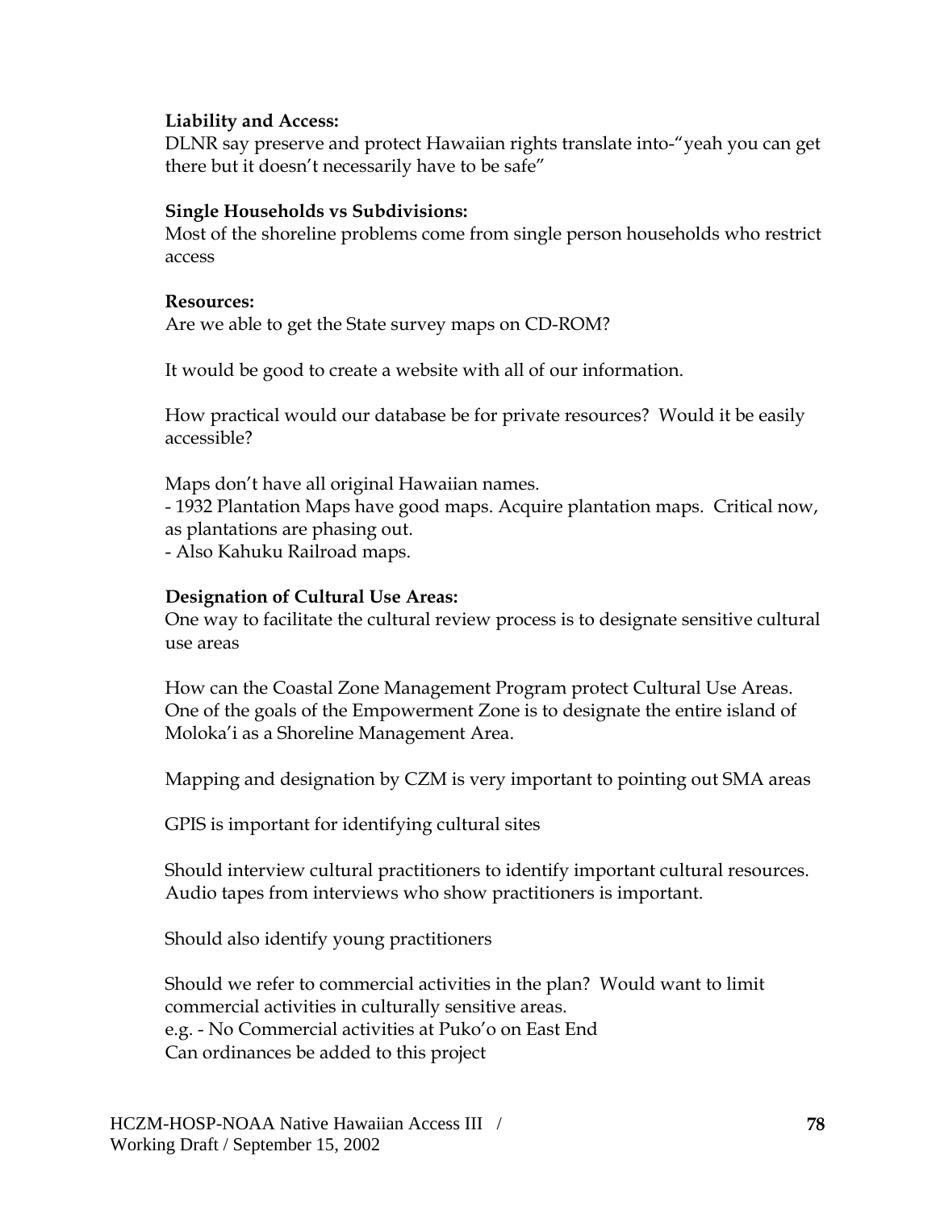**Liability and Access:**
DLNR say preserve and protect Hawaiian rights translate into-"yeah you can get there but it doesn't necessarily have to be safe"

**Single Households vs Subdivisions:**
Most of the shoreline problems come from single person households who restrict access

**Resources:**
Are we able to get the State survey maps on CD-ROM?

It would be good to create a website with all of our information.

How practical would our database be for private resources? Would it be easily accessible?

Maps don't have all original Hawaiian names.
- 1932 Plantation Maps have good maps. Acquire plantation maps. Critical now, as plantations are phasing out.
- Also Kahuku Railroad maps.

**Designation of Cultural Use Areas:**
One way to facilitate the cultural review process is to designate sensitive cultural use areas

How can the Coastal Zone Management Program protect Cultural Use Areas. One of the goals of the Empowerment Zone is to designate the entire island of Moloka'i as a Shoreline Management Area.

Mapping and designation by CZM is very important to pointing out SMA areas

GPIS is important for identifying cultural sites

Should interview cultural practitioners to identify important cultural resources. Audio tapes from interviews who show practitioners is important.

Should also identify young practitioners

Should we refer to commercial activities in the plan? Would want to limit commercial activities in culturally sensitive areas.
e.g. - No Commercial activities at Puko'o on East End
Can ordinances be added to this project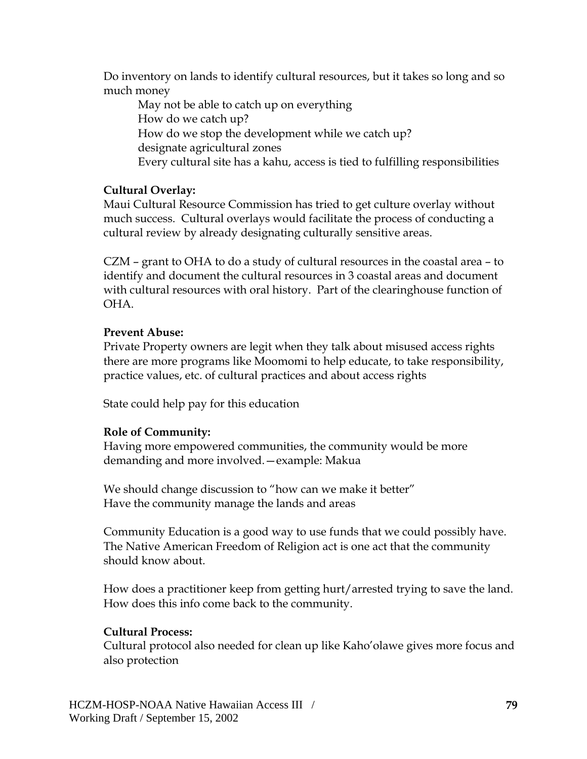Do inventory on lands to identify cultural resources, but it takes so long and so much money

- May not be able to catch up on everything
- How do we catch up?
- How do we stop the development while we catch up?
- designate agricultural zones
- Every cultural site has a kahu, access is tied to fulfilling responsibilities

**Cultural Overlay:**
Maui Cultural Resource Commission has tried to get culture overlay without much success. Cultural overlays would facilitate the process of conducting a cultural review by already designating culturally sensitive areas.

CZM – grant to OHA to do a study of cultural resources in the coastal area – to identify and document the cultural resources in 3 coastal areas and document with cultural resources with oral history. Part of the clearinghouse function of OHA.

**Prevent Abuse:**
Private Property owners are legit when they talk about misused access rights there are more programs like Moomomi to help educate, to take responsibility, practice values, etc. of cultural practices and about access rights

State could help pay for this education

**Role of Community:**
Having more empowered communities, the community would be more demanding and more involved.—example: Makua

We should change discussion to "how can we make it better"
Have the community manage the lands and areas

Community Education is a good way to use funds that we could possibly have. The Native American Freedom of Religion act is one act that the community should know about.

How does a practitioner keep from getting hurt/arrested trying to save the land. How does this info come back to the community.

**Cultural Process:**
Cultural protocol also needed for clean up like Kaho'olawe gives more focus and also protection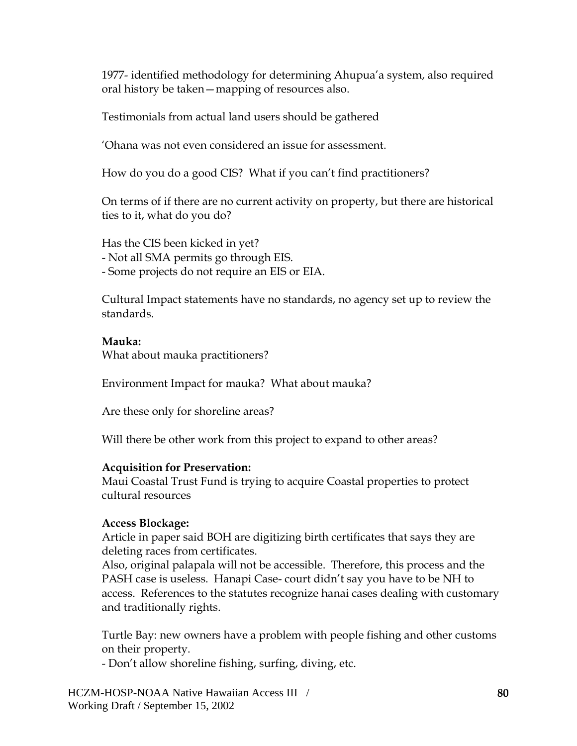1977- identified methodology for determining Ahupua'a system, also required oral history be taken—mapping of resources also.

Testimonials from actual land users should be gathered

'Ohana was not even considered an issue for assessment.

How do you do a good CIS? What if you can't find practitioners?

On terms of if there are no current activity on property, but there are historical ties to it, what do you do?

Has the CIS been kicked in yet?
- Not all SMA permits go through EIS.
- Some projects do not require an EIS or EIA.

Cultural Impact statements have no standards, no agency set up to review the standards.

**Mauka:**
What about mauka practitioners?

Environment Impact for mauka? What about mauka?

Are these only for shoreline areas?

Will there be other work from this project to expand to other areas?

**Acquisition for Preservation:**
Maui Coastal Trust Fund is trying to acquire Coastal properties to protect cultural resources

**Access Blockage:**
Article in paper said BOH are digitizing birth certificates that says they are deleting races from certificates.
Also, original palapala will not be accessible. Therefore, this process and the PASH case is useless. Hanapi Case- court didn't say you have to be NH to access. References to the statutes recognize hanai cases dealing with customary and traditionally rights.

Turtle Bay: new owners have a problem with people fishing and other customs on their property.
- Don't allow shoreline fishing, surfing, diving, etc.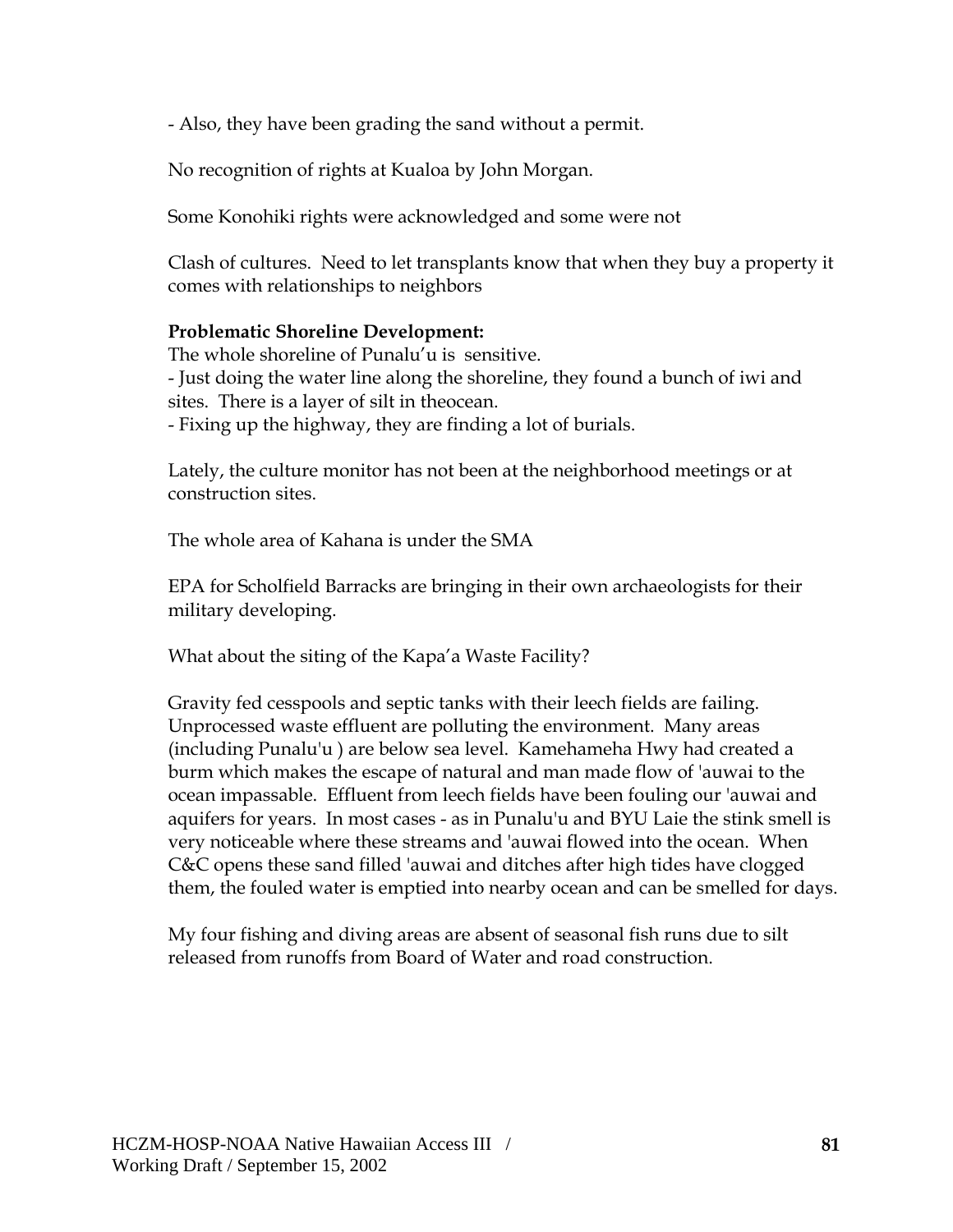- Also, they have been grading the sand without a permit.

No recognition of rights at Kualoa by John Morgan.

Some Konohiki rights were acknowledged and some were not

Clash of cultures. Need to let transplants know that when they buy a property it comes with relationships to neighbors

**Problematic Shoreline Development:**
The whole shoreline of Punalu'u is sensitive.
- Just doing the water line along the shoreline, they found a bunch of iwi and sites. There is a layer of silt in theocean.
- Fixing up the highway, they are finding a lot of burials.

Lately, the culture monitor has not been at the neighborhood meetings or at construction sites.

The whole area of Kahana is under the SMA

EPA for Scholfield Barracks are bringing in their own archaeologists for their military developing.

What about the siting of the Kapa'a Waste Facility?

Gravity fed cesspools and septic tanks with their leech fields are failing. Unprocessed waste effluent are polluting the environment. Many areas (including Punalu'u ) are below sea level. Kamehameha Hwy had created a burm which makes the escape of natural and man made flow of 'auwai to the ocean impassable. Effluent from leech fields have been fouling our 'auwai and aquifers for years. In most cases - as in Punalu'u and BYU Laie the stink smell is very noticeable where these streams and 'auwai flowed into the ocean. When C&C opens these sand filled 'auwai and ditches after high tides have clogged them, the fouled water is emptied into nearby ocean and can be smelled for days.

My four fishing and diving areas are absent of seasonal fish runs due to silt released from runoffs from Board of Water and road construction.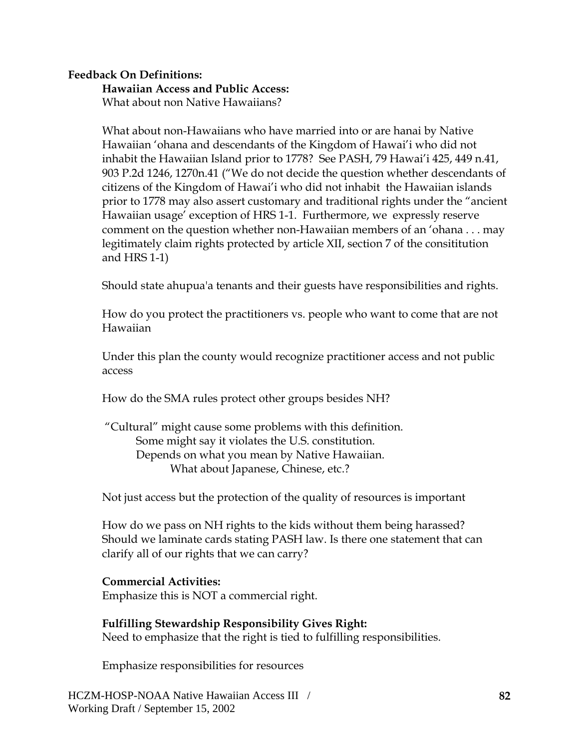**Feedback On Definitions:**

**Hawaiian Access and Public Access:**

What about non Native Hawaiians?

What about non-Hawaiians who have married into or are hanai by Native Hawaiian 'ohana and descendants of the Kingdom of Hawai'i who did not inhabit the Hawaiian Island prior to 1778? See PASH, 79 Hawai'i 425, 449 n.41, 903 P.2d 1246, 1270n.41 ("We do not decide the question whether descendants of citizens of the Kingdom of Hawai'i who did not inhabit the Hawaiian islands prior to 1778 may also assert customary and traditional rights under the "ancient Hawaiian usage' exception of HRS 1-1. Furthermore, we expressly reserve comment on the question whether non-Hawaiian members of an 'ohana . . . may legitimately claim rights protected by article XII, section 7 of the consititution and HRS 1-1)

Should state ahupua'a tenants and their guests have responsibilities and rights.

How do you protect the practitioners vs. people who want to come that are not Hawaiian

Under this plan the county would recognize practitioner access and not public access

How do the SMA rules protect other groups besides NH?

"Cultural" might cause some problems with this definition.
- Some might say it violates the U.S. constitution.
- Depends on what you mean by Native Hawaiian.
  - What about Japanese, Chinese, etc.?

Not just access but the protection of the quality of resources is important

How do we pass on NH rights to the kids without them being harassed? Should we laminate cards stating PASH law. Is there one statement that can clarify all of our rights that we can carry?

**Commercial Activities:**

Emphasize this is NOT a commercial right.

**Fulfilling Stewardship Responsibility Gives Right:**

Need to emphasize that the right is tied to fulfilling responsibilities.

Emphasize responsibilities for resources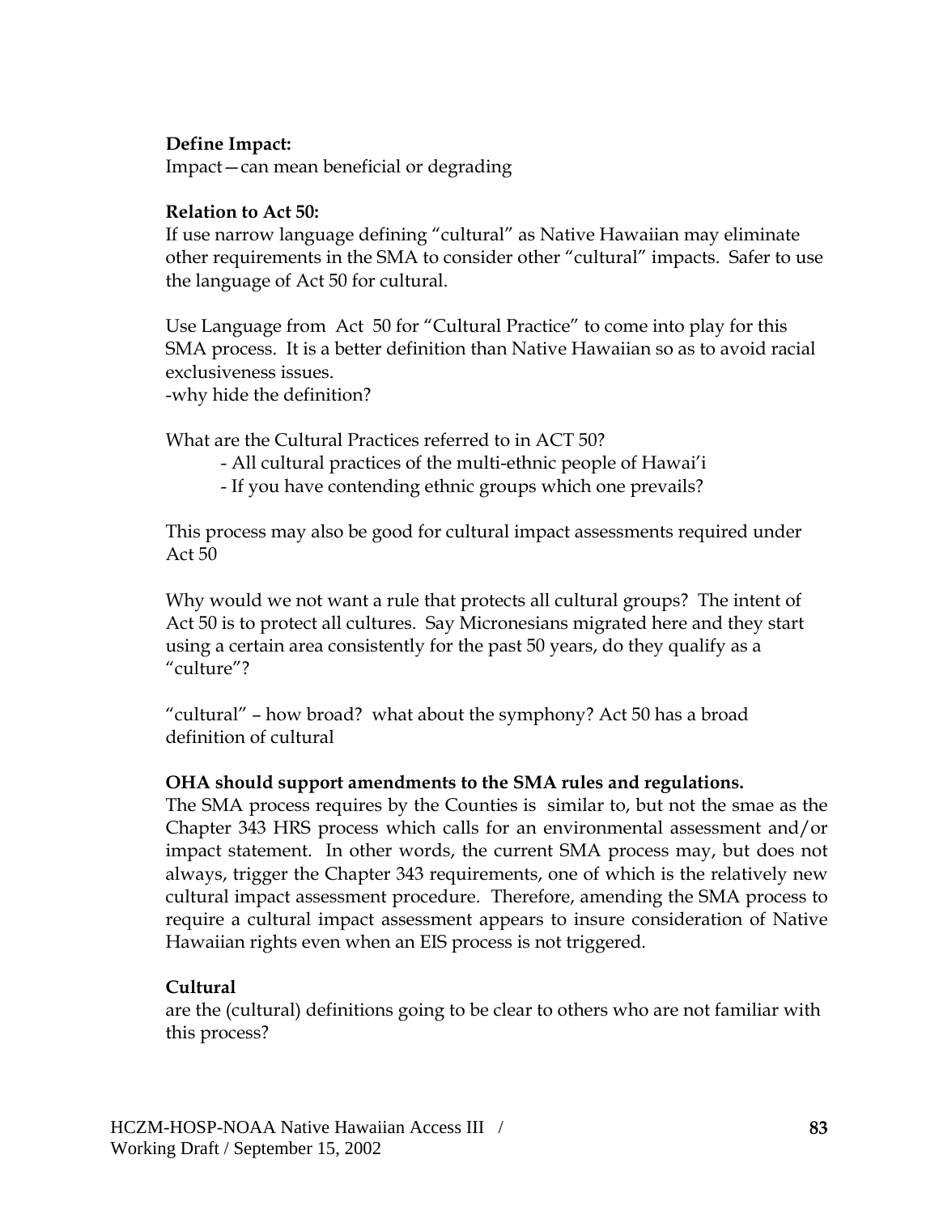**Define Impact:**
Impact—can mean beneficial or degrading

**Relation to Act 50:**
If use narrow language defining "cultural" as Native Hawaiian may eliminate other requirements in the SMA to consider other "cultural" impacts. Safer to use the language of Act 50 for cultural.

Use Language from Act 50 for "Cultural Practice" to come into play for this SMA process. It is a better definition than Native Hawaiian so as to avoid racial exclusiveness issues.
-why hide the definition?

What are the Cultural Practices referred to in ACT 50?

- All cultural practices of the multi-ethnic people of Hawai'i
- If you have contending ethnic groups which one prevails?

This process may also be good for cultural impact assessments required under Act 50

Why would we not want a rule that protects all cultural groups? The intent of Act 50 is to protect all cultures. Say Micronesians migrated here and they start using a certain area consistently for the past 50 years, do they qualify as a "culture"?

"cultural" – how broad? what about the symphony? Act 50 has a broad definition of cultural

**OHA should support amendments to the SMA rules and regulations.**
The SMA process requires by the Counties is similar to, but not the smae as the Chapter 343 HRS process which calls for an environmental assessment and/or impact statement. In other words, the current SMA process may, but does not always, trigger the Chapter 343 requirements, one of which is the relatively new cultural impact assessment procedure. Therefore, amending the SMA process to require a cultural impact assessment appears to insure consideration of Native Hawaiian rights even when an EIS process is not triggered.

**Cultural**
are the (cultural) definitions going to be clear to others who are not familiar with this process?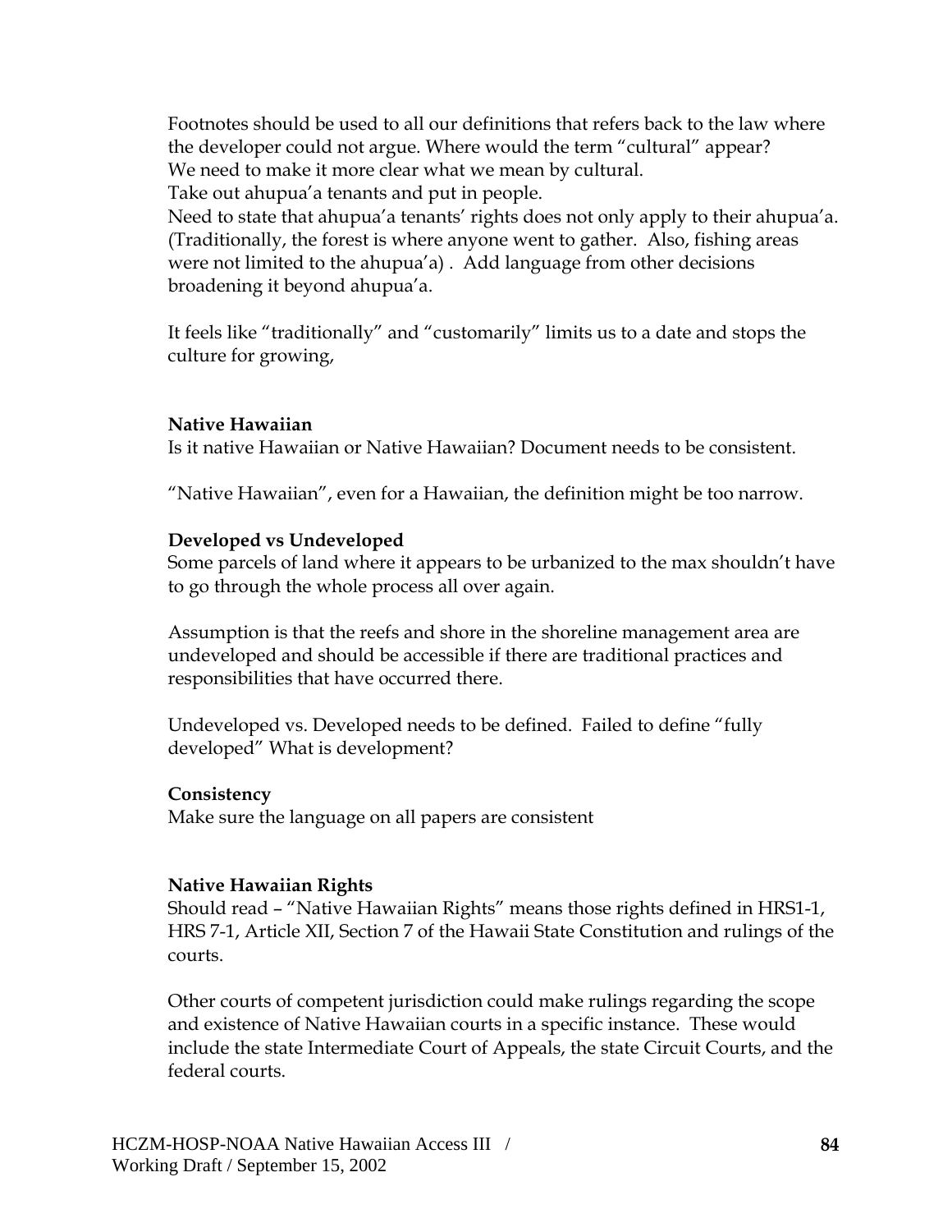Footnotes should be used to all our definitions that refers back to the law where the developer could not argue. Where would the term "cultural" appear?
We need to make it more clear what we mean by cultural.
Take out ahupua'a tenants and put in people.
Need to state that ahupua'a tenants' rights does not only apply to their ahupua'a. (Traditionally, the forest is where anyone went to gather. Also, fishing areas were not limited to the ahupua'a) . Add language from other decisions broadening it beyond ahupua'a.

It feels like "traditionally" and "customarily" limits us to a date and stops the culture for growing,

**Native Hawaiian**
Is it native Hawaiian or Native Hawaiian? Document needs to be consistent.

"Native Hawaiian", even for a Hawaiian, the definition might be too narrow.

**Developed vs Undeveloped**
Some parcels of land where it appears to be urbanized to the max shouldn't have to go through the whole process all over again.

Assumption is that the reefs and shore in the shoreline management area are undeveloped and should be accessible if there are traditional practices and responsibilities that have occurred there.

Undeveloped vs. Developed needs to be defined. Failed to define "fully developed" What is development?

**Consistency**
Make sure the language on all papers are consistent

**Native Hawaiian Rights**
Should read – "Native Hawaiian Rights" means those rights defined in HRS1-1, HRS 7-1, Article XII, Section 7 of the Hawaii State Constitution and rulings of the courts.

Other courts of competent jurisdiction could make rulings regarding the scope and existence of Native Hawaiian courts in a specific instance. These would include the state Intermediate Court of Appeals, the state Circuit Courts, and the federal courts.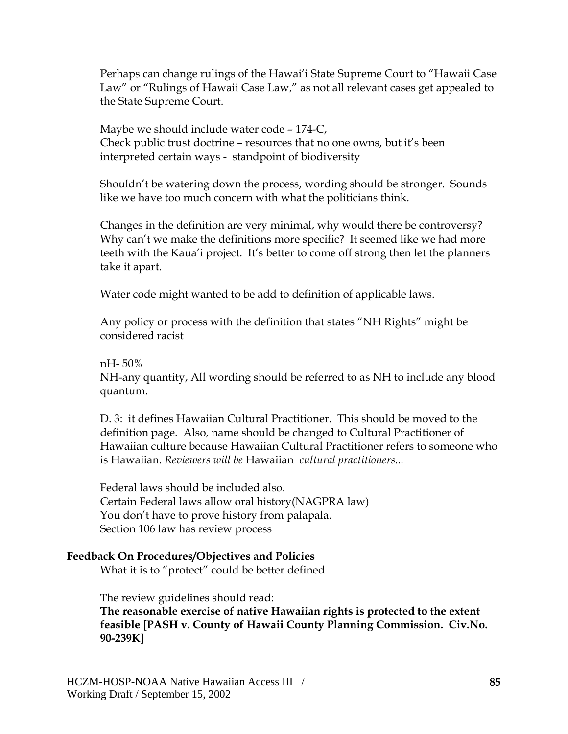Perhaps can change rulings of the Hawai'i State Supreme Court to "Hawaii Case Law" or "Rulings of Hawaii Case Law," as not all relevant cases get appealed to the State Supreme Court.

Maybe we should include water code – 174-C,
Check public trust doctrine – resources that no one owns, but it's been interpreted certain ways - standpoint of biodiversity

Shouldn't be watering down the process, wording should be stronger. Sounds like we have too much concern with what the politicians think.

Changes in the definition are very minimal, why would there be controversy? Why can't we make the definitions more specific? It seemed like we had more teeth with the Kaua'i project. It's better to come off strong then let the planners take it apart.

Water code might wanted to be add to definition of applicable laws.

Any policy or process with the definition that states "NH Rights" might be considered racist

nH- 50%
NH-any quantity, All wording should be referred to as NH to include any blood quantum.

D. 3: it defines Hawaiian Cultural Practitioner. This should be moved to the definition page. Also, name should be changed to Cultural Practitioner of Hawaiian culture because Hawaiian Cultural Practitioner refers to someone who is Hawaiian. *Reviewers will be* ~~*Hawaiian*~~ *cultural practitioners...*

Federal laws should be included also.
Certain Federal laws allow oral history(NAGPRA law)
You don't have to prove history from palapala.
Section 106 law has review process

**Feedback On Procedures/Objectives and Policies**

What it is to "protect" could be better defined

The review guidelines should read:
**<u>The reasonable exercise</u> of native Hawaiian rights <u>is protected</u> to the extent feasible [PASH v. County of Hawaii County Planning Commission. Civ.No. 90-239K]**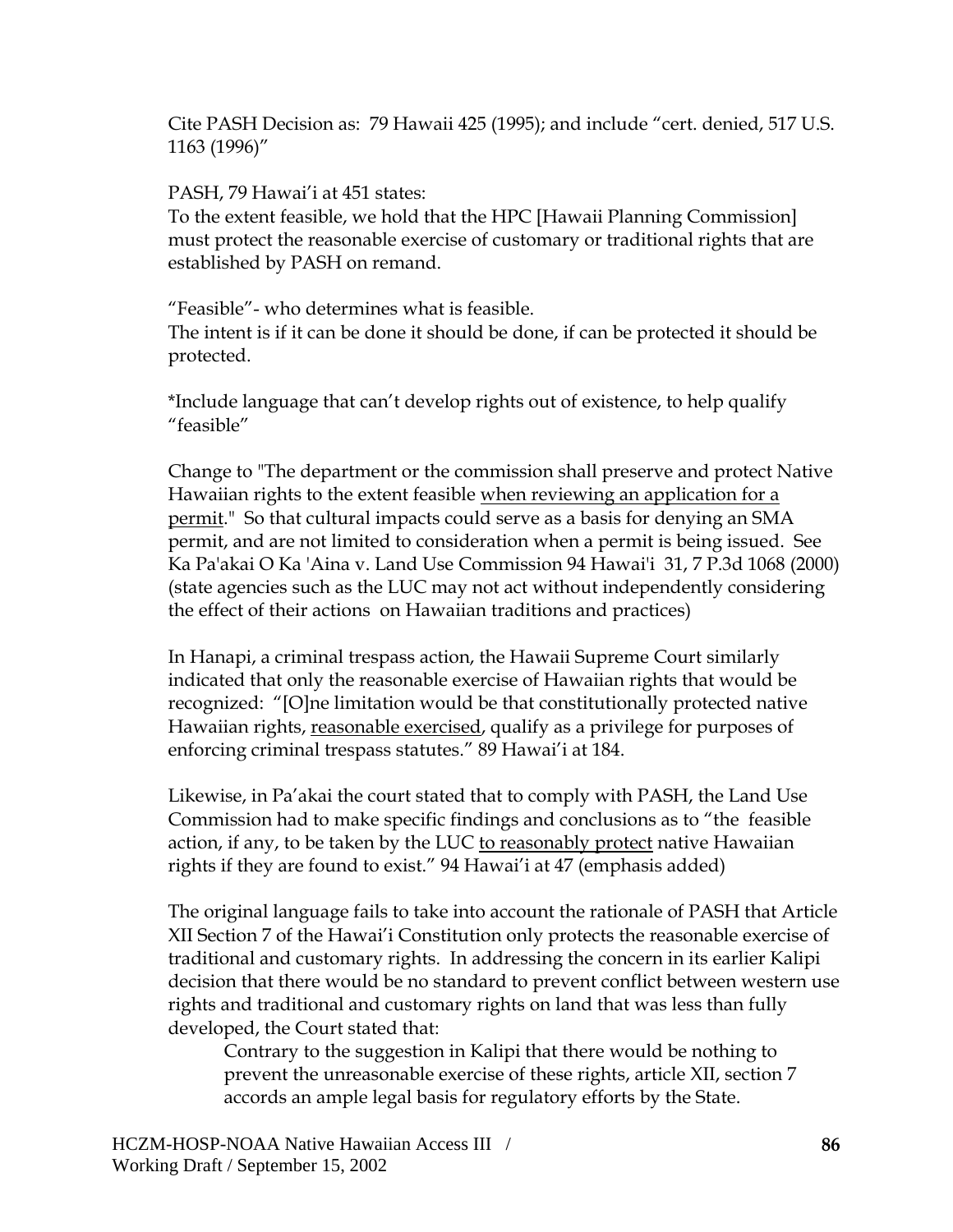Cite PASH Decision as: 79 Hawaii 425 (1995); and include "cert. denied, 517 U.S. 1163 (1996)"

PASH, 79 Hawai'i at 451 states:
To the extent feasible, we hold that the HPC [Hawaii Planning Commission] must protect the reasonable exercise of customary or traditional rights that are established by PASH on remand.

"Feasible"- who determines what is feasible.
The intent is if it can be done it should be done, if can be protected it should be protected.

*Include language that can't develop rights out of existence, to help qualify "feasible"

Change to "The department or the commission shall preserve and protect Native Hawaiian rights to the extent feasible <u>when reviewing an application for a permit</u>." So that cultural impacts could serve as a basis for denying an SMA permit, and are not limited to consideration when a permit is being issued. See Ka Pa'akai O Ka 'Aina v. Land Use Commission 94 Hawai'i 31, 7 P.3d 1068 (2000) (state agencies such as the LUC may not act without independently considering the effect of their actions on Hawaiian traditions and practices)

In Hanapi, a criminal trespass action, the Hawaii Supreme Court similarly indicated that only the reasonable exercise of Hawaiian rights that would be recognized: "[O]ne limitation would be that constitutionally protected native Hawaiian rights, <u>reasonable exercised</u>, qualify as a privilege for purposes of enforcing criminal trespass statutes." 89 Hawai'i at 184.

Likewise, in Pa'akai the court stated that to comply with PASH, the Land Use Commission had to make specific findings and conclusions as to "the feasible action, if any, to be taken by the LUC <u>to reasonably protect</u> native Hawaiian rights if they are found to exist." 94 Hawai'i at 47 (emphasis added)

The original language fails to take into account the rationale of PASH that Article XII Section 7 of the Hawai'i Constitution only protects the reasonable exercise of traditional and customary rights. In addressing the concern in its earlier Kalipi decision that there would be no standard to prevent conflict between western use rights and traditional and customary rights on land that was less than fully developed, the Court stated that:

> Contrary to the suggestion in Kalipi that there would be nothing to prevent the unreasonable exercise of these rights, article XII, section 7 accords an ample legal basis for regulatory efforts by the State.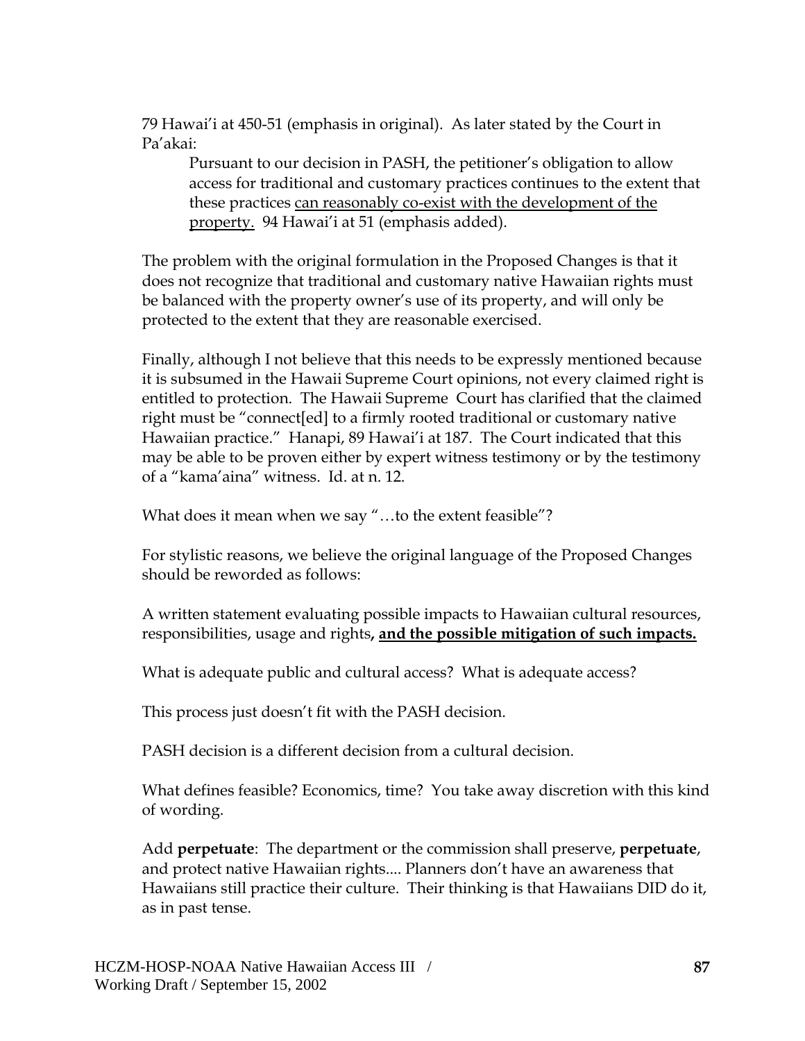79 Hawai'i at 450-51 (emphasis in original). As later stated by the Court in Pa'akai:

> Pursuant to our decision in PASH, the petitioner's obligation to allow access for traditional and customary practices continues to the extent that these practices <u>can reasonably co-exist with the development of the property.</u> 94 Hawai'i at 51 (emphasis added).

The problem with the original formulation in the Proposed Changes is that it does not recognize that traditional and customary native Hawaiian rights must be balanced with the property owner's use of its property, and will only be protected to the extent that they are reasonable exercised.

Finally, although I not believe that this needs to be expressly mentioned because it is subsumed in the Hawaii Supreme Court opinions, not every claimed right is entitled to protection. The Hawaii Supreme Court has clarified that the claimed right must be "connect[ed] to a firmly rooted traditional or customary native Hawaiian practice." Hanapi, 89 Hawai'i at 187. The Court indicated that this may be able to be proven either by expert witness testimony or by the testimony of a "kama'aina" witness. Id. at n. 12.

What does it mean when we say "…to the extent feasible"?

For stylistic reasons, we believe the original language of the Proposed Changes should be reworded as follows:

A written statement evaluating possible impacts to Hawaiian cultural resources, responsibilities, usage and rights**, <u>and the possible mitigation of such impacts.</u>**

What is adequate public and cultural access? What is adequate access?

This process just doesn't fit with the PASH decision.

PASH decision is a different decision from a cultural decision.

What defines feasible? Economics, time? You take away discretion with this kind of wording.

Add **perpetuate**: The department or the commission shall preserve, **perpetuate**, and protect native Hawaiian rights.... Planners don't have an awareness that Hawaiians still practice their culture. Their thinking is that Hawaiians DID do it, as in past tense.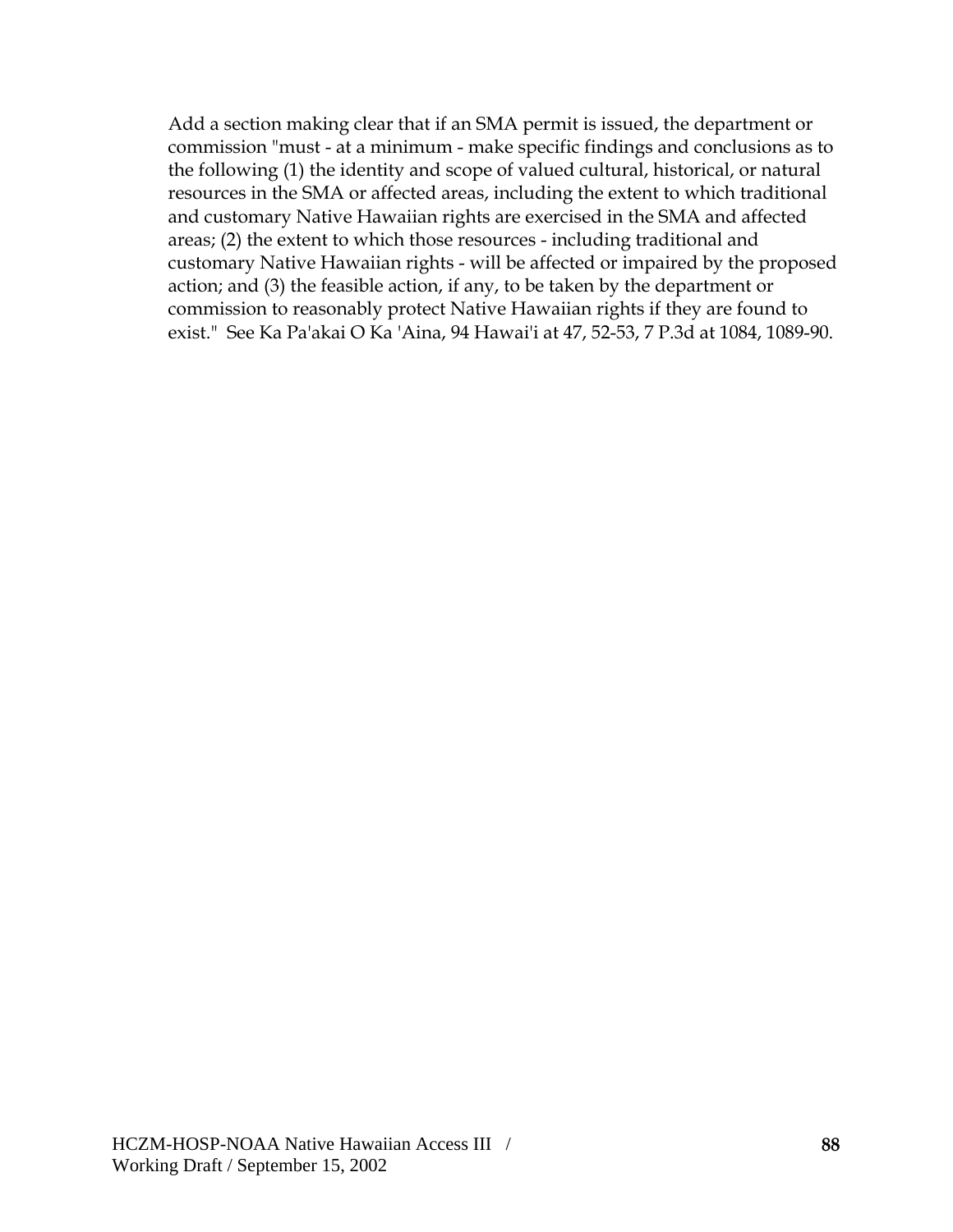Add a section making clear that if an SMA permit is issued, the department or commission "must - at a minimum - make specific findings and conclusions as to the following (1) the identity and scope of valued cultural, historical, or natural resources in the SMA or affected areas, including the extent to which traditional and customary Native Hawaiian rights are exercised in the SMA and affected areas; (2) the extent to which those resources - including traditional and customary Native Hawaiian rights - will be affected or impaired by the proposed action; and (3) the feasible action, if any, to be taken by the department or commission to reasonably protect Native Hawaiian rights if they are found to exist." See Ka Pa'akai O Ka 'Aina, 94 Hawai'i at 47, 52-53, 7 P.3d at 1084, 1089-90.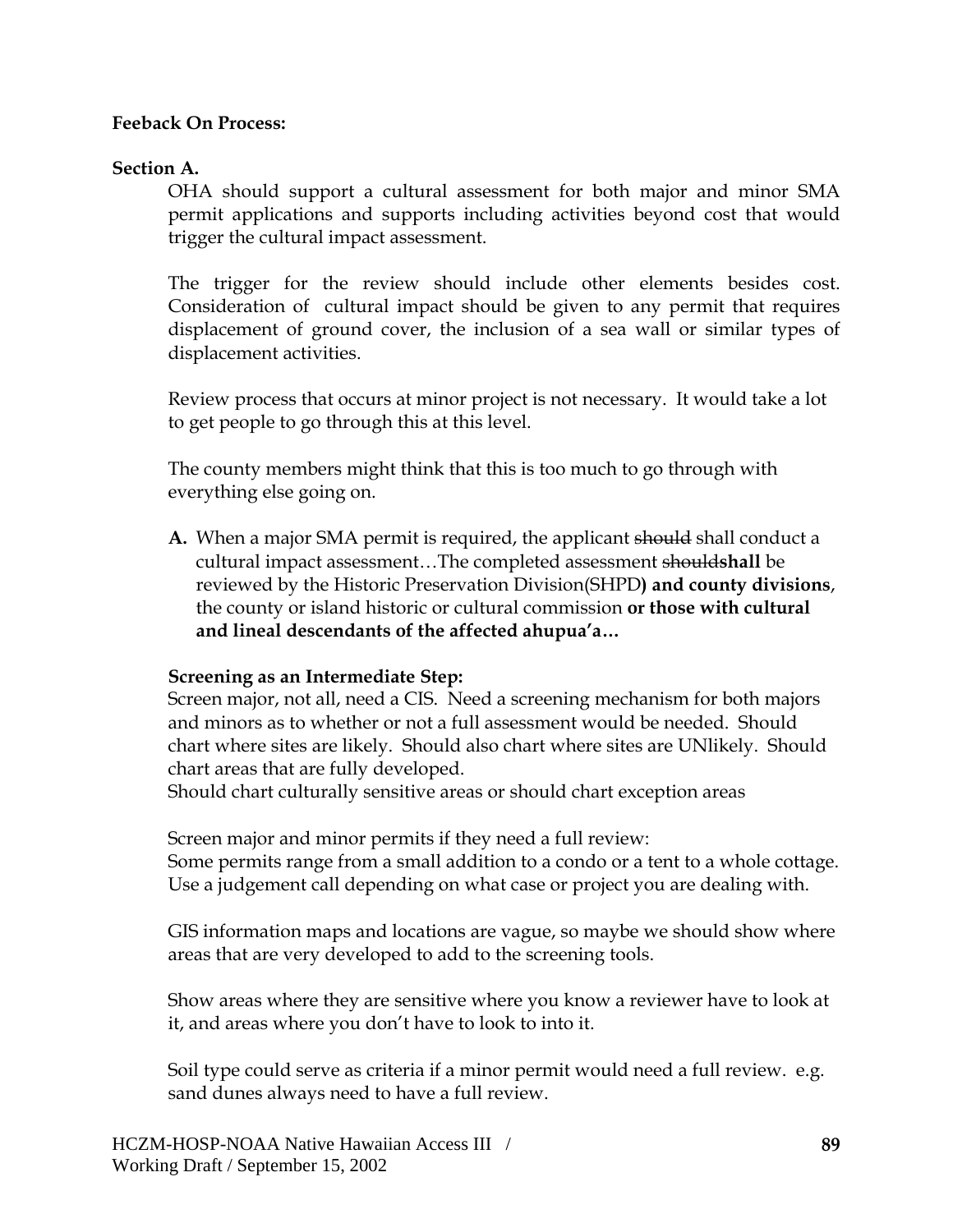**Feeback On Process:**

**Section A.**

OHA should support a cultural assessment for both major and minor SMA permit applications and supports including activities beyond cost that would trigger the cultural impact assessment.

The trigger for the review should include other elements besides cost. Consideration of cultural impact should be given to any permit that requires displacement of ground cover, the inclusion of a sea wall or similar types of displacement activities.

Review process that occurs at minor project is not necessary. It would take a lot to get people to go through this at this level.

The county members might think that this is too much to go through with everything else going on.

**A.** When a major SMA permit is required, the applicant ~~should~~ shall conduct a cultural impact assessment…The completed assessment ~~should~~**shall** be reviewed by the Historic Preservation Division(SHPD**) and county divisions**, the county or island historic or cultural commission **or those with cultural and lineal descendants of the affected ahupua'a…**

**Screening as an Intermediate Step:**

Screen major, not all, need a CIS. Need a screening mechanism for both majors and minors as to whether or not a full assessment would be needed. Should chart where sites are likely. Should also chart where sites are UNlikely. Should chart areas that are fully developed.

Should chart culturally sensitive areas or should chart exception areas

Screen major and minor permits if they need a full review:

Some permits range from a small addition to a condo or a tent to a whole cottage. Use a judgement call depending on what case or project you are dealing with.

GIS information maps and locations are vague, so maybe we should show where areas that are very developed to add to the screening tools.

Show areas where they are sensitive where you know a reviewer have to look at it, and areas where you don't have to look to into it.

Soil type could serve as criteria if a minor permit would need a full review. e.g. sand dunes always need to have a full review.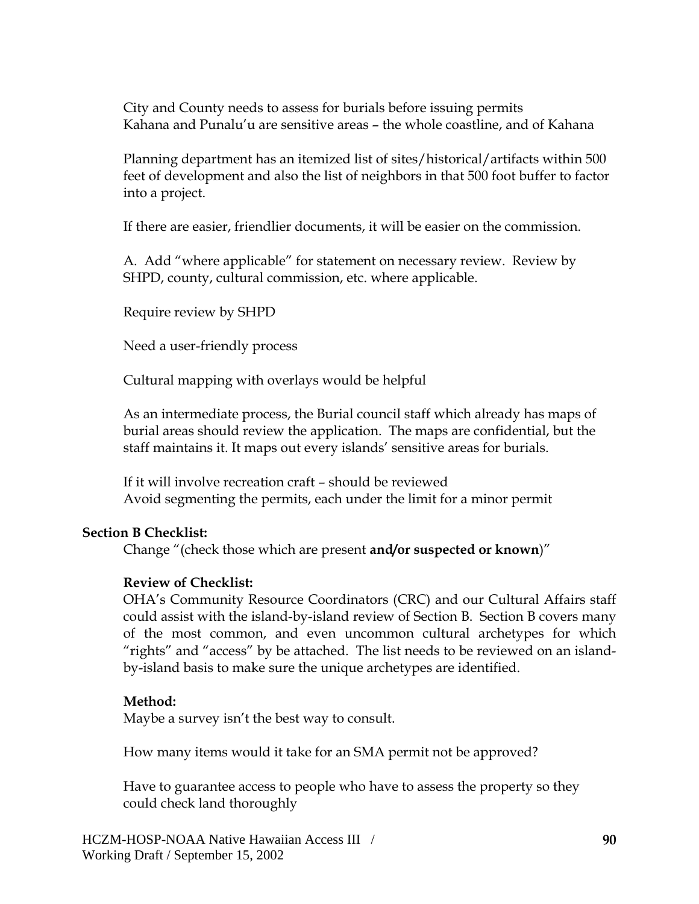City and County needs to assess for burials before issuing permits
Kahana and Punalu'u are sensitive areas – the whole coastline, and of Kahana

Planning department has an itemized list of sites/historical/artifacts within 500 feet of development and also the list of neighbors in that 500 foot buffer to factor into a project.

If there are easier, friendlier documents, it will be easier on the commission.

A. Add "where applicable" for statement on necessary review. Review by SHPD, county, cultural commission, etc. where applicable.

Require review by SHPD

Need a user-friendly process

Cultural mapping with overlays would be helpful

As an intermediate process, the Burial council staff which already has maps of burial areas should review the application. The maps are confidential, but the staff maintains it. It maps out every islands' sensitive areas for burials.

If it will involve recreation craft – should be reviewed
Avoid segmenting the permits, each under the limit for a minor permit

**Section B Checklist:**

Change "(check those which are present **and/or suspected or known**)"

**Review of Checklist:**

OHA's Community Resource Coordinators (CRC) and our Cultural Affairs staff could assist with the island-by-island review of Section B. Section B covers many of the most common, and even uncommon cultural archetypes for which "rights" and "access" by be attached. The list needs to be reviewed on an island-by-island basis to make sure the unique archetypes are identified.

**Method:**

Maybe a survey isn't the best way to consult.

How many items would it take for an SMA permit not be approved?

Have to guarantee access to people who have to assess the property so they could check land thoroughly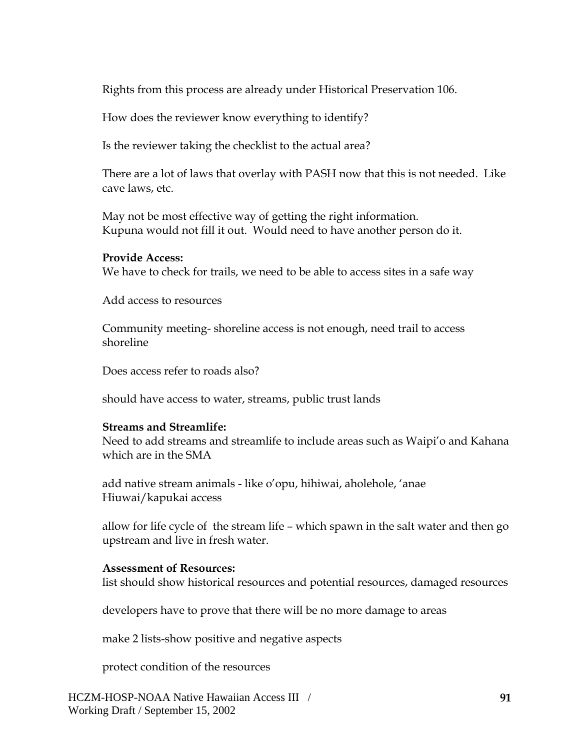Rights from this process are already under Historical Preservation 106.

How does the reviewer know everything to identify?

Is the reviewer taking the checklist to the actual area?

There are a lot of laws that overlay with PASH now that this is not needed. Like cave laws, etc.

May not be most effective way of getting the right information.
Kupuna would not fill it out. Would need to have another person do it.

**Provide Access:**
We have to check for trails, we need to be able to access sites in a safe way

Add access to resources

Community meeting- shoreline access is not enough, need trail to access shoreline

Does access refer to roads also?

should have access to water, streams, public trust lands

**Streams and Streamlife:**
Need to add streams and streamlife to include areas such as Waipi'o and Kahana which are in the SMA

add native stream animals - like o'opu, hihiwai, aholehole, 'anae
Hiuwai/kapukai access

allow for life cycle of the stream life – which spawn in the salt water and then go upstream and live in fresh water.

**Assessment of Resources:**
list should show historical resources and potential resources, damaged resources

developers have to prove that there will be no more damage to areas

make 2 lists-show positive and negative aspects

protect condition of the resources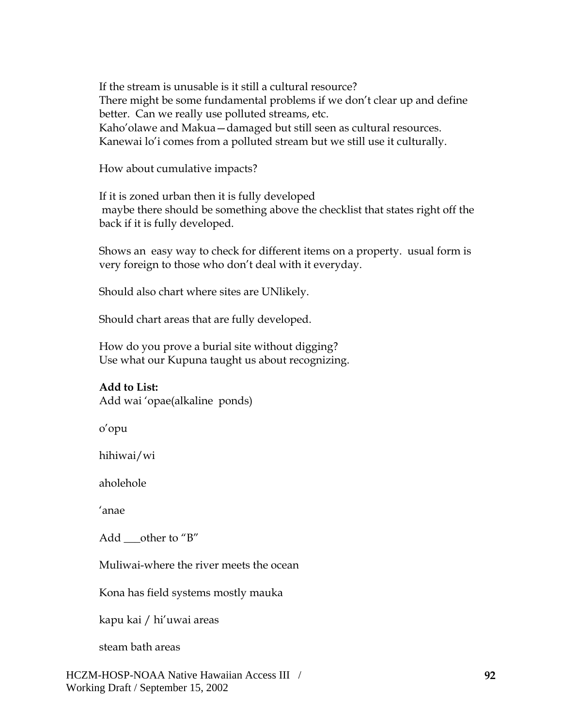If the stream is unusable is it still a cultural resource?
There might be some fundamental problems if we don't clear up and define better. Can we really use polluted streams, etc.
Kaho'olawe and Makua—damaged but still seen as cultural resources.
Kanewai lo'i comes from a polluted stream but we still use it culturally.

How about cumulative impacts?

If it is zoned urban then it is fully developed
maybe there should be something above the checklist that states right off the back if it is fully developed.

Shows an easy way to check for different items on a property. usual form is very foreign to those who don't deal with it everyday.

Should also chart where sites are UNlikely.

Should chart areas that are fully developed.

How do you prove a burial site without digging?
Use what our Kupuna taught us about recognizing.

**Add to List:**
Add wai 'opae(alkaline ponds)

o'opu

hihiwai/wi

aholehole

'anae

Add ___other to "B"

Muliwai-where the river meets the ocean

Kona has field systems mostly mauka

kapu kai / hi'uwai areas

steam bath areas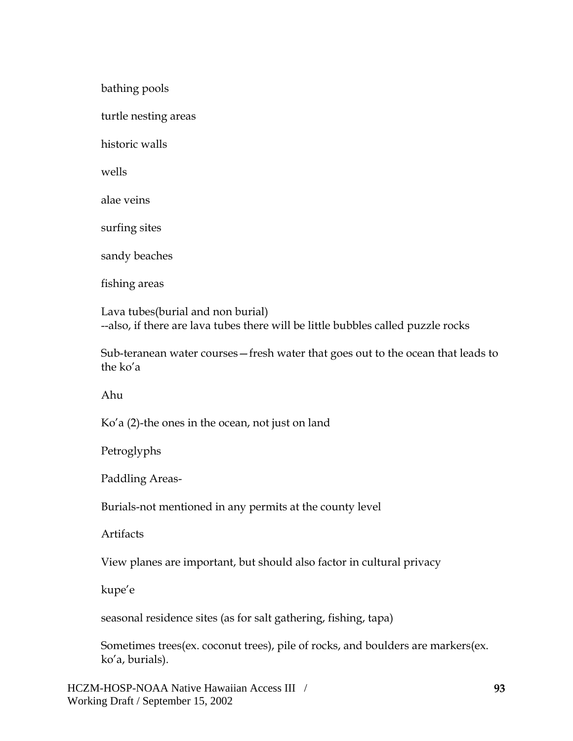bathing pools

turtle nesting areas

historic walls

wells

alae veins

surfing sites

sandy beaches

fishing areas

Lava tubes(burial and non burial)
--also, if there are lava tubes there will be little bubbles called puzzle rocks

Sub-teranean water courses—fresh water that goes out to the ocean that leads to the ko'a

Ahu

Ko'a (2)-the ones in the ocean, not just on land

Petroglyphs

Paddling Areas-

Burials-not mentioned in any permits at the county level

Artifacts

View planes are important, but should also factor in cultural privacy

kupe'e

seasonal residence sites (as for salt gathering, fishing, tapa)

Sometimes trees(ex. coconut trees), pile of rocks, and boulders are markers(ex. ko'a, burials).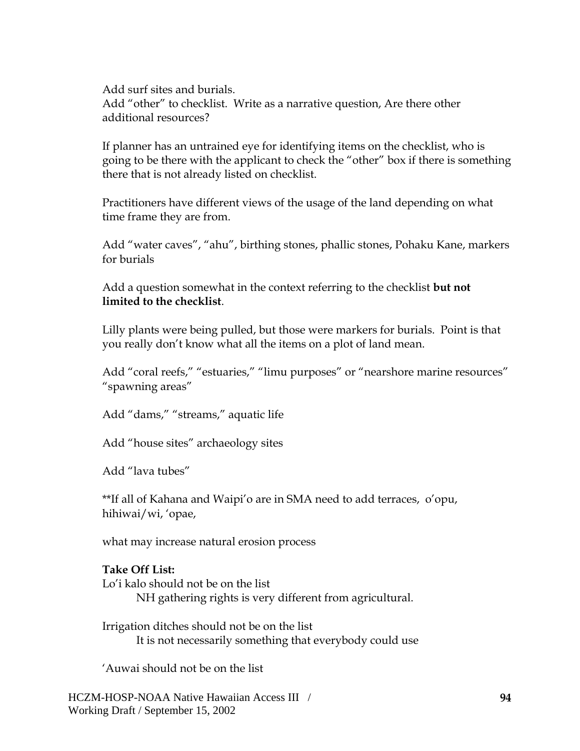Add surf sites and burials.
Add "other" to checklist. Write as a narrative question, Are there other additional resources?

If planner has an untrained eye for identifying items on the checklist, who is going to be there with the applicant to check the "other" box if there is something there that is not already listed on checklist.

Practitioners have different views of the usage of the land depending on what time frame they are from.

Add "water caves", "ahu", birthing stones, phallic stones, Pohaku Kane, markers for burials

Add a question somewhat in the context referring to the checklist **but not limited to the checklist**.

Lilly plants were being pulled, but those were markers for burials. Point is that you really don't know what all the items on a plot of land mean.

Add "coral reefs," "estuaries," "limu purposes" or "nearshore marine resources" "spawning areas"

Add "dams," "streams," aquatic life

Add "house sites" archaeology sites

Add "lava tubes"

**If all of Kahana and Waipi'o are in SMA need to add terraces, o'opu, hihiwai/wi, 'opae,

what may increase natural erosion process

**Take Off List:**
Lo'i kalo should not be on the list
    NH gathering rights is very different from agricultural.

Irrigation ditches should not be on the list
    It is not necessarily something that everybody could use

'Auwai should not be on the list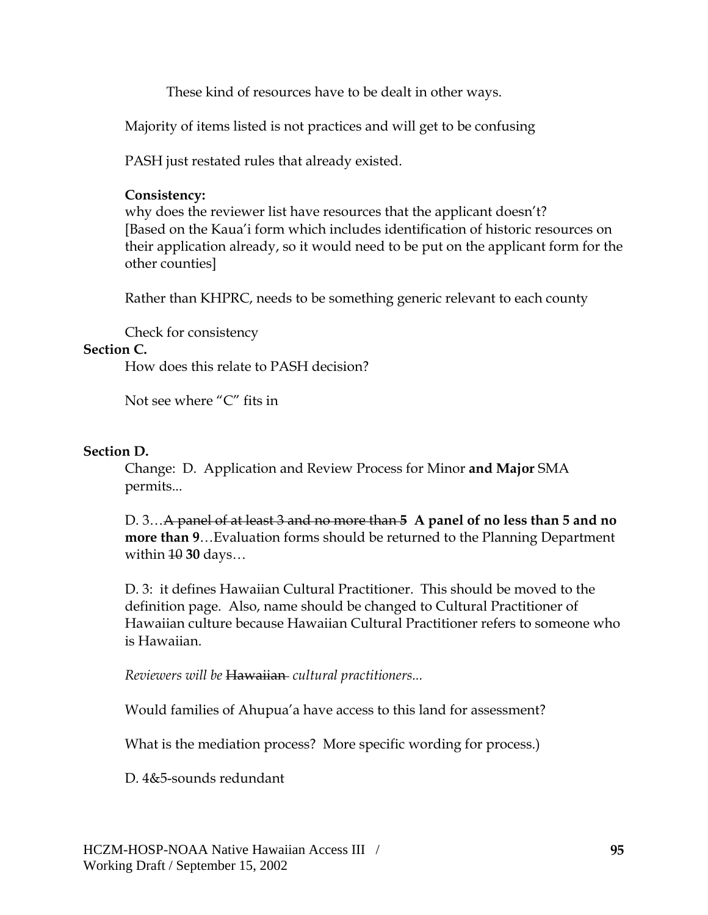These kind of resources have to be dealt in other ways.

Majority of items listed is not practices and will get to be confusing

PASH just restated rules that already existed.

**Consistency:**
why does the reviewer list have resources that the applicant doesn't?
[Based on the Kaua'i form which includes identification of historic resources on their application already, so it would need to be put on the applicant form for the other counties]

Rather than KHPRC, needs to be something generic relevant to each county

Check for consistency

**Section C.**

How does this relate to PASH decision?

Not see where "C" fits in

**Section D.**

Change: D. Application and Review Process for Minor **and Major** SMA permits...

D. 3…~~A panel of at least 3 and no more than 5~~ **A panel of no less than 5 and no more than 9**…Evaluation forms should be returned to the Planning Department within ~~10~~ **30** days…

D. 3: it defines Hawaiian Cultural Practitioner. This should be moved to the definition page. Also, name should be changed to Cultural Practitioner of Hawaiian culture because Hawaiian Cultural Practitioner refers to someone who is Hawaiian.

*Reviewers will be* ~~Hawaiian~~ *cultural practitioners...*

Would families of Ahupua'a have access to this land for assessment?

What is the mediation process? More specific wording for process.)

D. 4&5-sounds redundant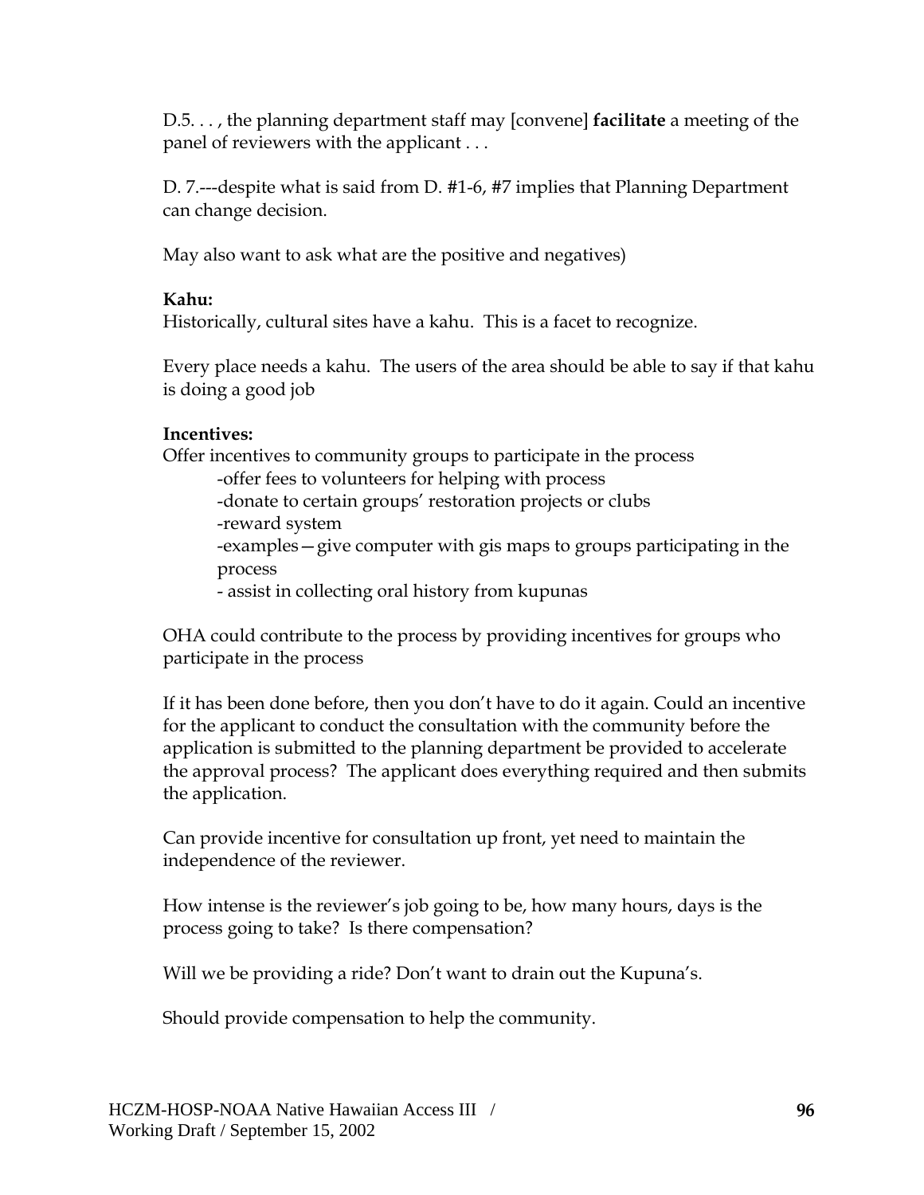D.5. . . , the planning department staff may [convene] **facilitate** a meeting of the panel of reviewers with the applicant . . .

D. 7.---despite what is said from D. #1-6, #7 implies that Planning Department can change decision.

May also want to ask what are the positive and negatives)

**Kahu:**
Historically, cultural sites have a kahu. This is a facet to recognize.

Every place needs a kahu. The users of the area should be able to say if that kahu is doing a good job

**Incentives:**
Offer incentives to community groups to participate in the process

- -offer fees to volunteers for helping with process
- -donate to certain groups' restoration projects or clubs
- -reward system
- -examples—give computer with gis maps to groups participating in the process
- - assist in collecting oral history from kupunas

OHA could contribute to the process by providing incentives for groups who participate in the process

If it has been done before, then you don't have to do it again. Could an incentive for the applicant to conduct the consultation with the community before the application is submitted to the planning department be provided to accelerate the approval process? The applicant does everything required and then submits the application.

Can provide incentive for consultation up front, yet need to maintain the independence of the reviewer.

How intense is the reviewer's job going to be, how many hours, days is the process going to take? Is there compensation?

Will we be providing a ride? Don't want to drain out the Kupuna's.

Should provide compensation to help the community.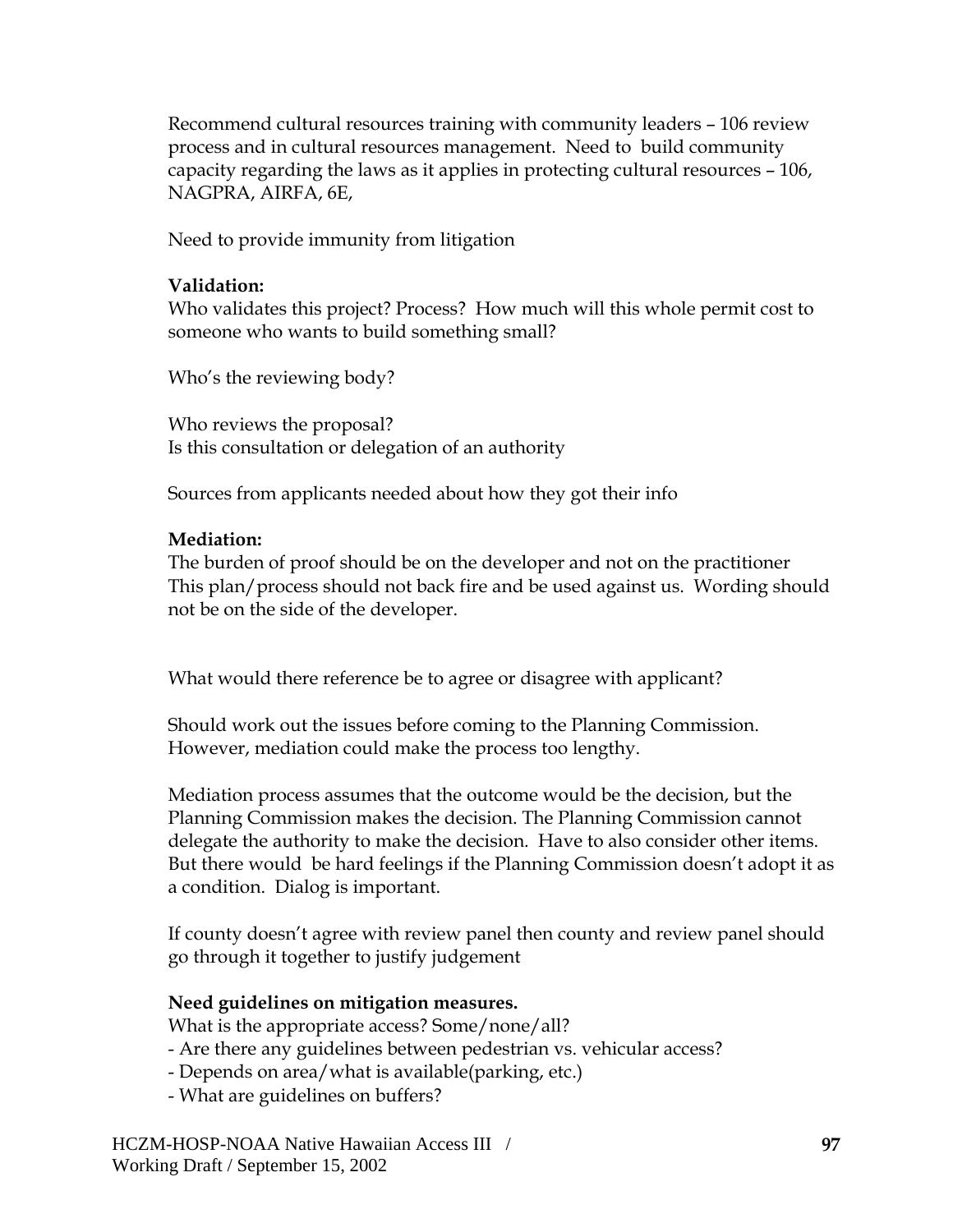Recommend cultural resources training with community leaders – 106 review process and in cultural resources management. Need to build community capacity regarding the laws as it applies in protecting cultural resources – 106, NAGPRA, AIRFA, 6E,

Need to provide immunity from litigation

**Validation:**
Who validates this project? Process? How much will this whole permit cost to someone who wants to build something small?

Who's the reviewing body?

Who reviews the proposal?
Is this consultation or delegation of an authority

Sources from applicants needed about how they got their info

**Mediation:**
The burden of proof should be on the developer and not on the practitioner
This plan/process should not back fire and be used against us. Wording should not be on the side of the developer.

What would there reference be to agree or disagree with applicant?

Should work out the issues before coming to the Planning Commission. However, mediation could make the process too lengthy.

Mediation process assumes that the outcome would be the decision, but the Planning Commission makes the decision. The Planning Commission cannot delegate the authority to make the decision. Have to also consider other items. But there would be hard feelings if the Planning Commission doesn't adopt it as a condition. Dialog is important.

If county doesn't agree with review panel then county and review panel should go through it together to justify judgement

**Need guidelines on mitigation measures.**
What is the appropriate access? Some/none/all?
- Are there any guidelines between pedestrian vs. vehicular access?
- Depends on area/what is available(parking, etc.)
- What are guidelines on buffers?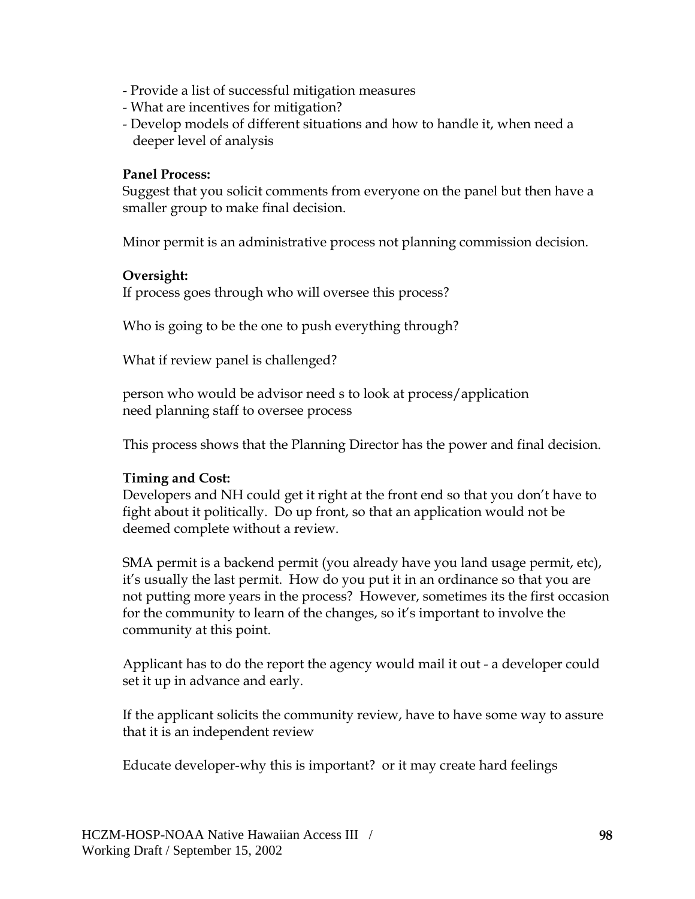- Provide a list of successful mitigation measures
- What are incentives for mitigation?
- Develop models of different situations and how to handle it, when need a deeper level of analysis

**Panel Process:**
Suggest that you solicit comments from everyone on the panel but then have a smaller group to make final decision.

Minor permit is an administrative process not planning commission decision.

**Oversight:**
If process goes through who will oversee this process?

Who is going to be the one to push everything through?

What if review panel is challenged?

person who would be advisor need s to look at process/application
need planning staff to oversee process

This process shows that the Planning Director has the power and final decision.

**Timing and Cost:**
Developers and NH could get it right at the front end so that you don't have to fight about it politically. Do up front, so that an application would not be deemed complete without a review.

SMA permit is a backend permit (you already have you land usage permit, etc), it's usually the last permit. How do you put it in an ordinance so that you are not putting more years in the process? However, sometimes its the first occasion for the community to learn of the changes, so it's important to involve the community at this point.

Applicant has to do the report the agency would mail it out - a developer could set it up in advance and early.

If the applicant solicits the community review, have to have some way to assure that it is an independent review

Educate developer-why this is important? or it may create hard feelings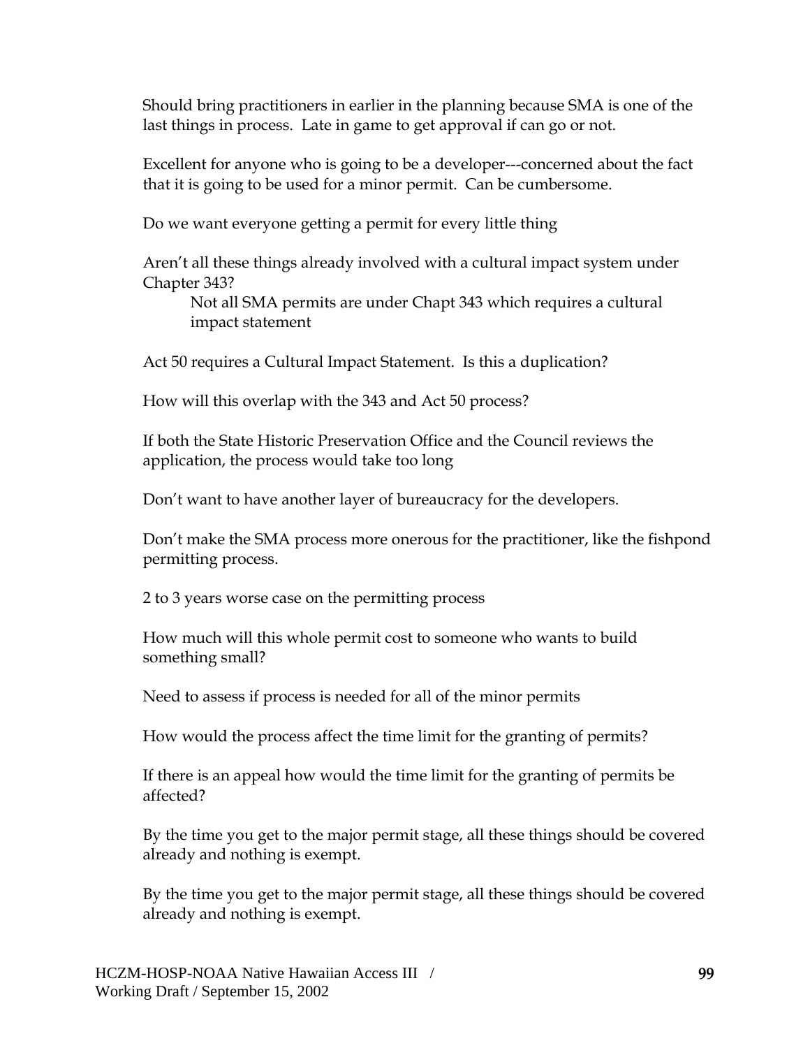Should bring practitioners in earlier in the planning because SMA is one of the last things in process. Late in game to get approval if can go or not.

Excellent for anyone who is going to be a developer---concerned about the fact that it is going to be used for a minor permit. Can be cumbersome.

Do we want everyone getting a permit for every little thing

Aren't all these things already involved with a cultural impact system under Chapter 343?

> Not all SMA permits are under Chapt 343 which requires a cultural impact statement

Act 50 requires a Cultural Impact Statement. Is this a duplication?

How will this overlap with the 343 and Act 50 process?

If both the State Historic Preservation Office and the Council reviews the application, the process would take too long

Don't want to have another layer of bureaucracy for the developers.

Don't make the SMA process more onerous for the practitioner, like the fishpond permitting process.

2 to 3 years worse case on the permitting process

How much will this whole permit cost to someone who wants to build something small?

Need to assess if process is needed for all of the minor permits

How would the process affect the time limit for the granting of permits?

If there is an appeal how would the time limit for the granting of permits be affected?

By the time you get to the major permit stage, all these things should be covered already and nothing is exempt.

By the time you get to the major permit stage, all these things should be covered already and nothing is exempt.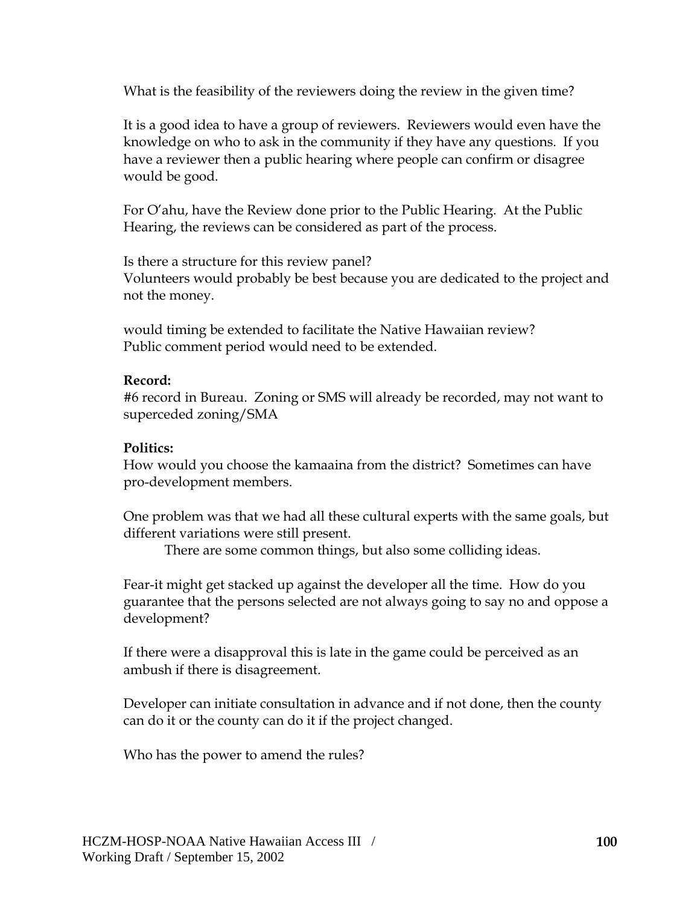What is the feasibility of the reviewers doing the review in the given time?

It is a good idea to have a group of reviewers. Reviewers would even have the knowledge on who to ask in the community if they have any questions. If you have a reviewer then a public hearing where people can confirm or disagree would be good.

For O'ahu, have the Review done prior to the Public Hearing. At the Public Hearing, the reviews can be considered as part of the process.

Is there a structure for this review panel?
Volunteers would probably be best because you are dedicated to the project and not the money.

would timing be extended to facilitate the Native Hawaiian review?
Public comment period would need to be extended.

**Record:**
#6 record in Bureau. Zoning or SMS will already be recorded, may not want to superceded zoning/SMA

**Politics:**
How would you choose the kamaaina from the district? Sometimes can have pro-development members.

One problem was that we had all these cultural experts with the same goals, but different variations were still present.

There are some common things, but also some colliding ideas.

Fear-it might get stacked up against the developer all the time. How do you guarantee that the persons selected are not always going to say no and oppose a development?

If there were a disapproval this is late in the game could be perceived as an ambush if there is disagreement.

Developer can initiate consultation in advance and if not done, then the county can do it or the county can do it if the project changed.

Who has the power to amend the rules?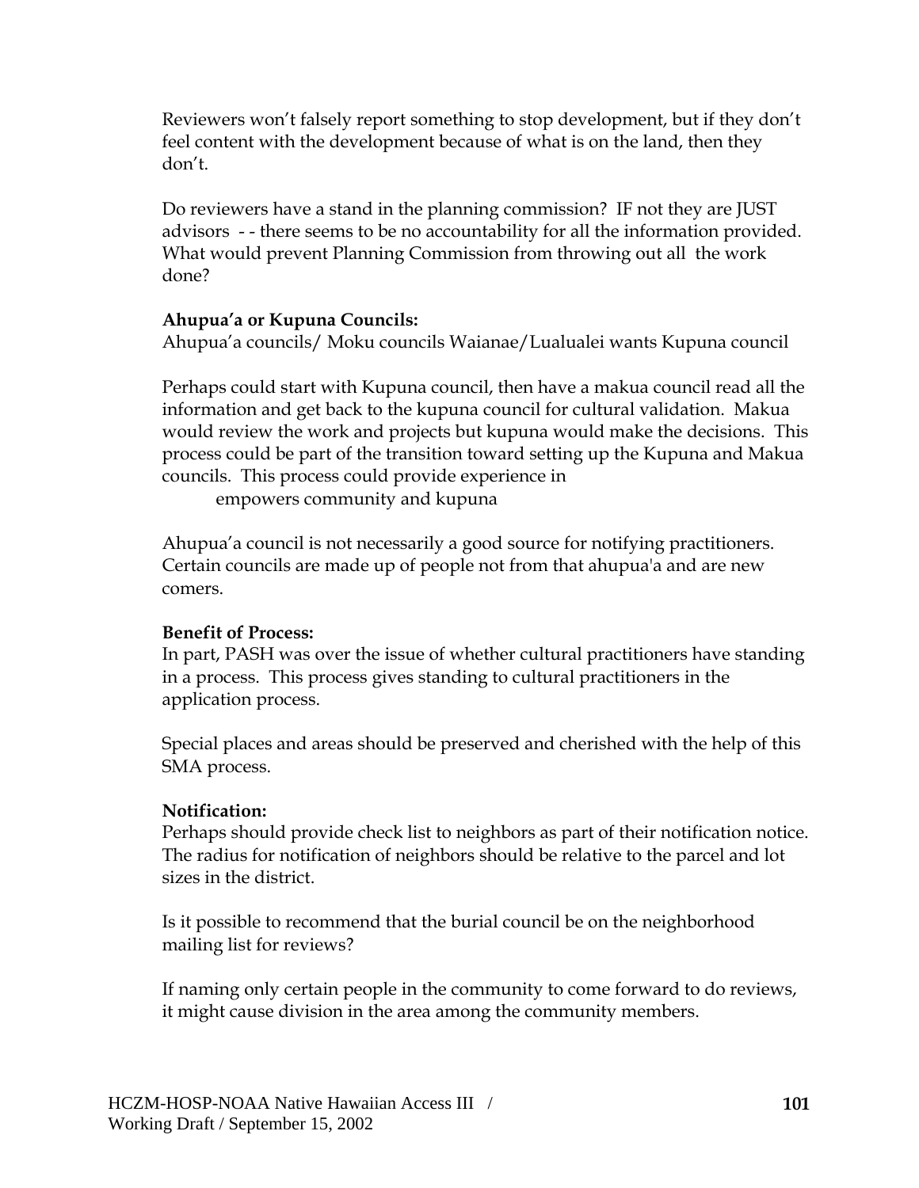Reviewers won't falsely report something to stop development, but if they don't feel content with the development because of what is on the land, then they don't.

Do reviewers have a stand in the planning commission? IF not they are JUST advisors - - there seems to be no accountability for all the information provided. What would prevent Planning Commission from throwing out all the work done?

**Ahupua'a or Kupuna Councils:**
Ahupua'a councils/ Moku councils Waianae/Lualualei wants Kupuna council

Perhaps could start with Kupuna council, then have a makua council read all the information and get back to the kupuna council for cultural validation. Makua would review the work and projects but kupuna would make the decisions. This process could be part of the transition toward setting up the Kupuna and Makua councils. This process could provide experience in

empowers community and kupuna

Ahupua'a council is not necessarily a good source for notifying practitioners. Certain councils are made up of people not from that ahupua'a and are new comers.

**Benefit of Process:**
In part, PASH was over the issue of whether cultural practitioners have standing in a process. This process gives standing to cultural practitioners in the application process.

Special places and areas should be preserved and cherished with the help of this SMA process.

**Notification:**
Perhaps should provide check list to neighbors as part of their notification notice. The radius for notification of neighbors should be relative to the parcel and lot sizes in the district.

Is it possible to recommend that the burial council be on the neighborhood mailing list for reviews?

If naming only certain people in the community to come forward to do reviews, it might cause division in the area among the community members.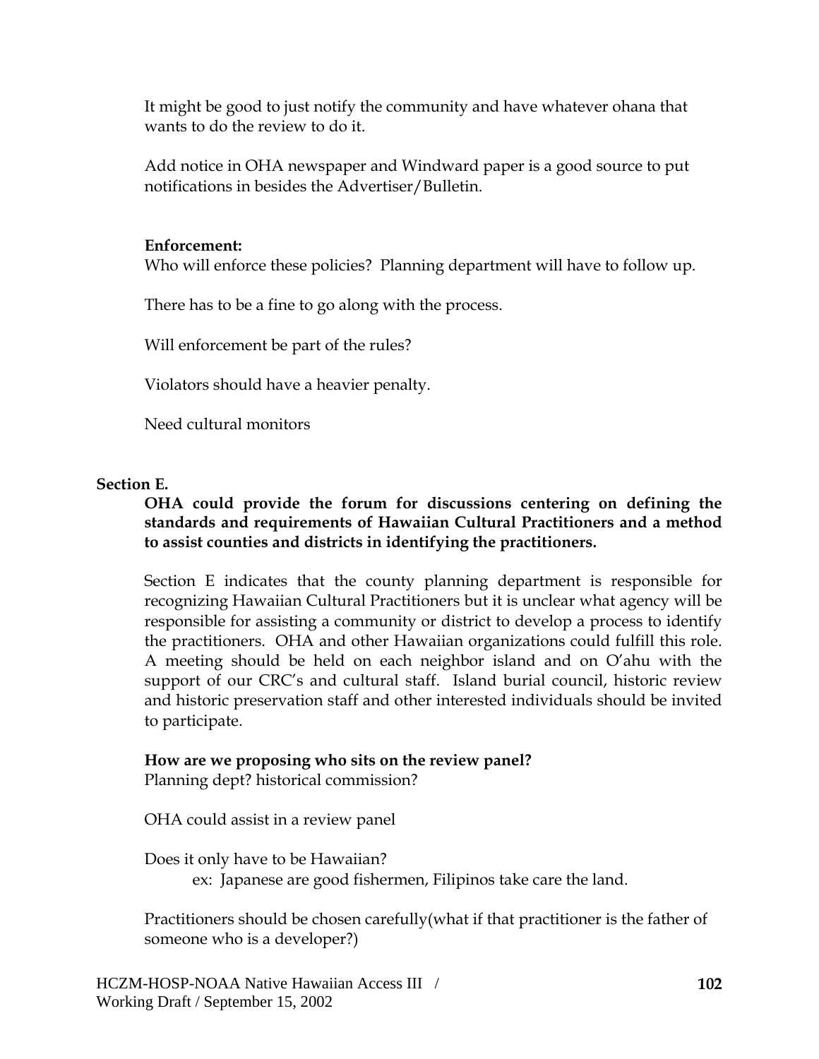It might be good to just notify the community and have whatever ohana that wants to do the review to do it.

Add notice in OHA newspaper and Windward paper is a good source to put notifications in besides the Advertiser/Bulletin.

**Enforcement:**

Who will enforce these policies? Planning department will have to follow up.

There has to be a fine to go along with the process.

Will enforcement be part of the rules?

Violators should have a heavier penalty.

Need cultural monitors

**Section E.**

**OHA could provide the forum for discussions centering on defining the standards and requirements of Hawaiian Cultural Practitioners and a method to assist counties and districts in identifying the practitioners.**

Section E indicates that the county planning department is responsible for recognizing Hawaiian Cultural Practitioners but it is unclear what agency will be responsible for assisting a community or district to develop a process to identify the practitioners. OHA and other Hawaiian organizations could fulfill this role. A meeting should be held on each neighbor island and on O'ahu with the support of our CRC's and cultural staff. Island burial council, historic review and historic preservation staff and other interested individuals should be invited to participate.

**How are we proposing who sits on the review panel?**

Planning dept? historical commission?

OHA could assist in a review panel

Does it only have to be Hawaiian?

ex: Japanese are good fishermen, Filipinos take care the land.

Practitioners should be chosen carefully(what if that practitioner is the father of someone who is a developer?)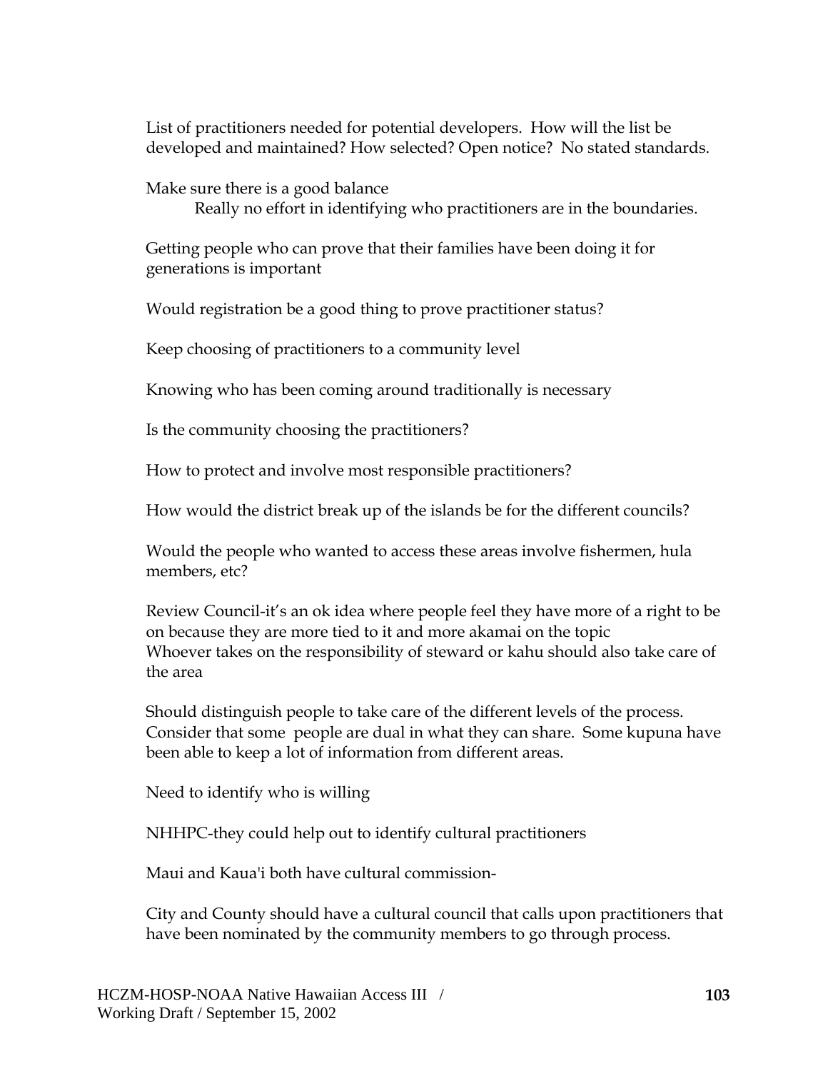List of practitioners needed for potential developers. How will the list be developed and maintained? How selected? Open notice? No stated standards.

Make sure there is a good balance

Really no effort in identifying who practitioners are in the boundaries.

Getting people who can prove that their families have been doing it for generations is important

Would registration be a good thing to prove practitioner status?

Keep choosing of practitioners to a community level

Knowing who has been coming around traditionally is necessary

Is the community choosing the practitioners?

How to protect and involve most responsible practitioners?

How would the district break up of the islands be for the different councils?

Would the people who wanted to access these areas involve fishermen, hula members, etc?

Review Council-it's an ok idea where people feel they have more of a right to be on because they are more tied to it and more akamai on the topic
Whoever takes on the responsibility of steward or kahu should also take care of the area

Should distinguish people to take care of the different levels of the process. Consider that some people are dual in what they can share. Some kupuna have been able to keep a lot of information from different areas.

Need to identify who is willing

NHHPC-they could help out to identify cultural practitioners

Maui and Kaua'i both have cultural commission-

City and County should have a cultural council that calls upon practitioners that have been nominated by the community members to go through process.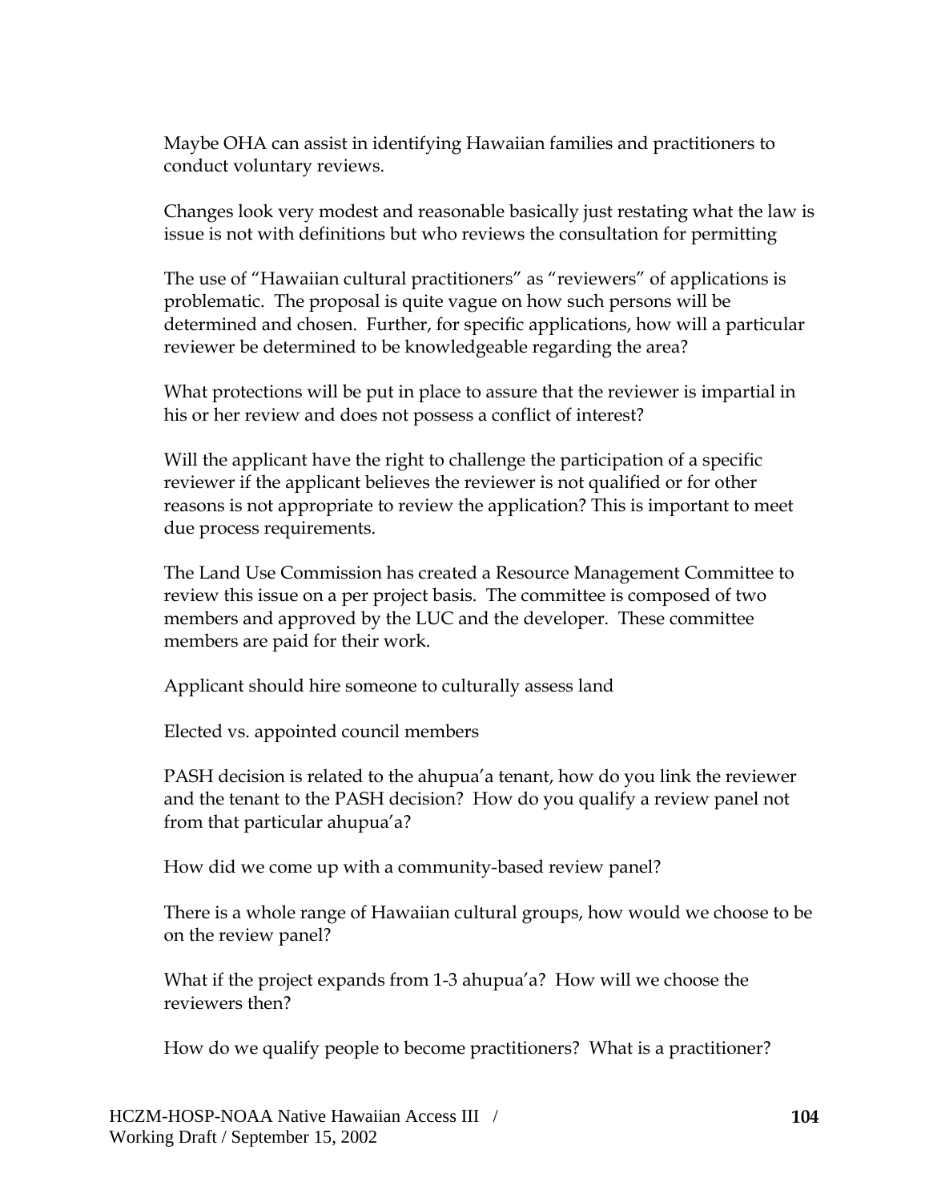Maybe OHA can assist in identifying Hawaiian families and practitioners to conduct voluntary reviews.

Changes look very modest and reasonable basically just restating what the law is issue is not with definitions but who reviews the consultation for permitting

The use of "Hawaiian cultural practitioners" as "reviewers" of applications is problematic. The proposal is quite vague on how such persons will be determined and chosen. Further, for specific applications, how will a particular reviewer be determined to be knowledgeable regarding the area?

What protections will be put in place to assure that the reviewer is impartial in his or her review and does not possess a conflict of interest?

Will the applicant have the right to challenge the participation of a specific reviewer if the applicant believes the reviewer is not qualified or for other reasons is not appropriate to review the application? This is important to meet due process requirements.

The Land Use Commission has created a Resource Management Committee to review this issue on a per project basis. The committee is composed of two members and approved by the LUC and the developer. These committee members are paid for their work.

Applicant should hire someone to culturally assess land

Elected vs. appointed council members

PASH decision is related to the ahupua'a tenant, how do you link the reviewer and the tenant to the PASH decision? How do you qualify a review panel not from that particular ahupua'a?

How did we come up with a community-based review panel?

There is a whole range of Hawaiian cultural groups, how would we choose to be on the review panel?

What if the project expands from 1-3 ahupua'a? How will we choose the reviewers then?

How do we qualify people to become practitioners? What is a practitioner?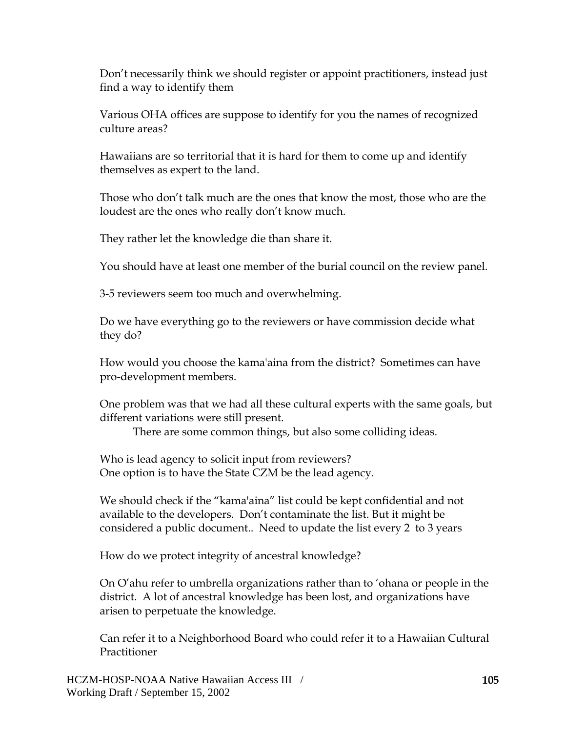Don't necessarily think we should register or appoint practitioners, instead just find a way to identify them

Various OHA offices are suppose to identify for you the names of recognized culture areas?

Hawaiians are so territorial that it is hard for them to come up and identify themselves as expert to the land.

Those who don't talk much are the ones that know the most, those who are the loudest are the ones who really don't know much.

They rather let the knowledge die than share it.

You should have at least one member of the burial council on the review panel.

3-5 reviewers seem too much and overwhelming.

Do we have everything go to the reviewers or have commission decide what they do?

How would you choose the kama'aina from the district? Sometimes can have pro-development members.

One problem was that we had all these cultural experts with the same goals, but different variations were still present.

There are some common things, but also some colliding ideas.

Who is lead agency to solicit input from reviewers?
One option is to have the State CZM be the lead agency.

We should check if the "kama'aina" list could be kept confidential and not available to the developers. Don't contaminate the list. But it might be considered a public document.. Need to update the list every 2 to 3 years

How do we protect integrity of ancestral knowledge?

On O'ahu refer to umbrella organizations rather than to 'ohana or people in the district. A lot of ancestral knowledge has been lost, and organizations have arisen to perpetuate the knowledge.

Can refer it to a Neighborhood Board who could refer it to a Hawaiian Cultural Practitioner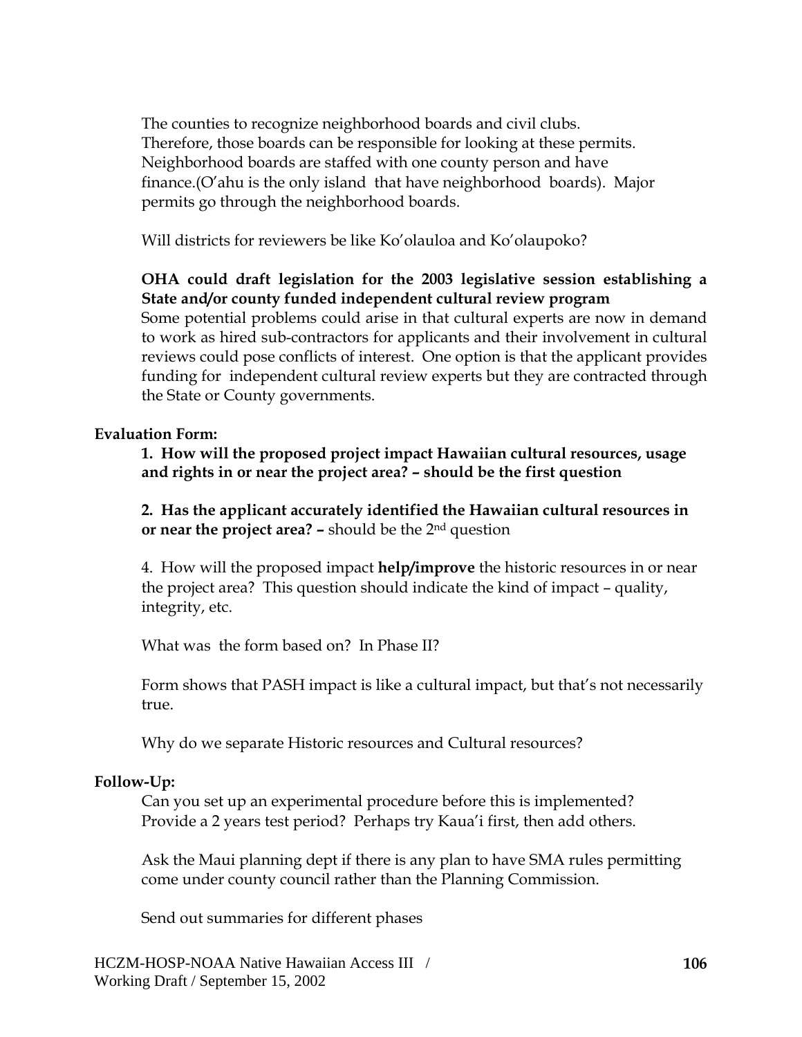The counties to recognize neighborhood boards and civil clubs. Therefore, those boards can be responsible for looking at these permits. Neighborhood boards are staffed with one county person and have finance.(O'ahu is the only island that have neighborhood boards). Major permits go through the neighborhood boards.

Will districts for reviewers be like Ko'olauloa and Ko'olaupoko?

**OHA could draft legislation for the 2003 legislative session establishing a State and/or county funded independent cultural review program**
Some potential problems could arise in that cultural experts are now in demand to work as hired sub-contractors for applicants and their involvement in cultural reviews could pose conflicts of interest. One option is that the applicant provides funding for independent cultural review experts but they are contracted through the State or County governments.

**Evaluation Form:**

**1. How will the proposed project impact Hawaiian cultural resources, usage and rights in or near the project area? – should be the first question**

**2. Has the applicant accurately identified the Hawaiian cultural resources in or near the project area? –** should be the 2nd question

4. How will the proposed impact **help/improve** the historic resources in or near the project area? This question should indicate the kind of impact – quality, integrity, etc.

What was the form based on? In Phase II?

Form shows that PASH impact is like a cultural impact, but that's not necessarily true.

Why do we separate Historic resources and Cultural resources?

**Follow-Up:**

Can you set up an experimental procedure before this is implemented? Provide a 2 years test period? Perhaps try Kaua'i first, then add others.

Ask the Maui planning dept if there is any plan to have SMA rules permitting come under county council rather than the Planning Commission.

Send out summaries for different phases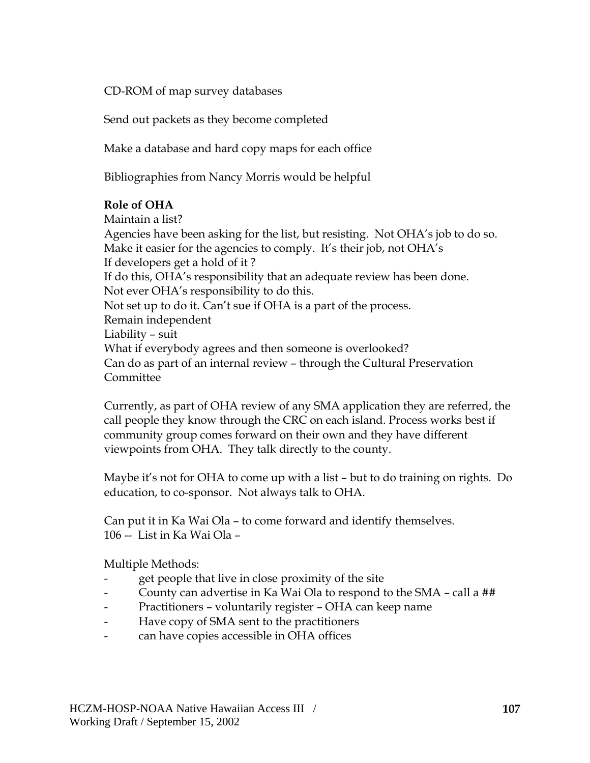CD-ROM of map survey databases

Send out packets as they become completed

Make a database and hard copy maps for each office

Bibliographies from Nancy Morris would be helpful

**Role of OHA**

Maintain a list?
Agencies have been asking for the list, but resisting. Not OHA's job to do so.
Make it easier for the agencies to comply. It's their job, not OHA's
If developers get a hold of it ?
If do this, OHA's responsibility that an adequate review has been done.
Not ever OHA's responsibility to do this.
Not set up to do it. Can't sue if OHA is a part of the process.
Remain independent
Liability – suit
What if everybody agrees and then someone is overlooked?
Can do as part of an internal review – through the Cultural Preservation Committee

Currently, as part of OHA review of any SMA application they are referred, the call people they know through the CRC on each island. Process works best if community group comes forward on their own and they have different viewpoints from OHA. They talk directly to the county.

Maybe it's not for OHA to come up with a list – but to do training on rights. Do education, to co-sponsor. Not always talk to OHA.

Can put it in Ka Wai Ola – to come forward and identify themselves.
106 -- List in Ka Wai Ola –

Multiple Methods:

- get people that live in close proximity of the site
- County can advertise in Ka Wai Ola to respond to the SMA – call a ##
- Practitioners – voluntarily register – OHA can keep name
- Have copy of SMA sent to the practitioners
- can have copies accessible in OHA offices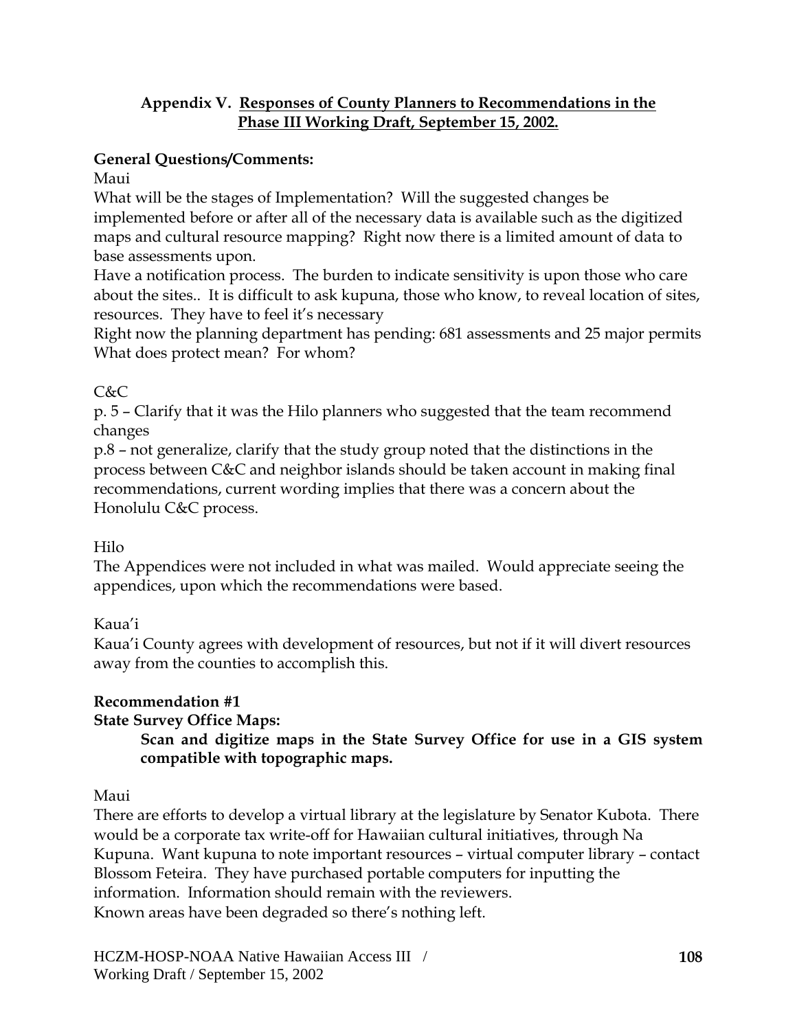## Appendix V. Responses of County Planners to Recommendations in the Phase III Working Draft, September 15, 2002.

**General Questions/Comments:**

Maui

What will be the stages of Implementation? Will the suggested changes be implemented before or after all of the necessary data is available such as the digitized maps and cultural resource mapping? Right now there is a limited amount of data to base assessments upon.

Have a notification process. The burden to indicate sensitivity is upon those who care about the sites.. It is difficult to ask kupuna, those who know, to reveal location of sites, resources. They have to feel it's necessary

Right now the planning department has pending: 681 assessments and 25 major permits

What does protect mean? For whom?

C&C

p. 5 – Clarify that it was the Hilo planners who suggested that the team recommend changes

p.8 – not generalize, clarify that the study group noted that the distinctions in the process between C&C and neighbor islands should be taken account in making final recommendations, current wording implies that there was a concern about the Honolulu C&C process.

Hilo

The Appendices were not included in what was mailed. Would appreciate seeing the appendices, upon which the recommendations were based.

Kaua'i

Kaua'i County agrees with development of resources, but not if it will divert resources away from the counties to accomplish this.

**Recommendation #1**

**State Survey Office Maps:**

> **Scan and digitize maps in the State Survey Office for use in a GIS system compatible with topographic maps.**

Maui

There are efforts to develop a virtual library at the legislature by Senator Kubota. There would be a corporate tax write-off for Hawaiian cultural initiatives, through Na Kupuna. Want kupuna to note important resources – virtual computer library – contact Blossom Feteira. They have purchased portable computers for inputting the information. Information should remain with the reviewers.

Known areas have been degraded so there's nothing left.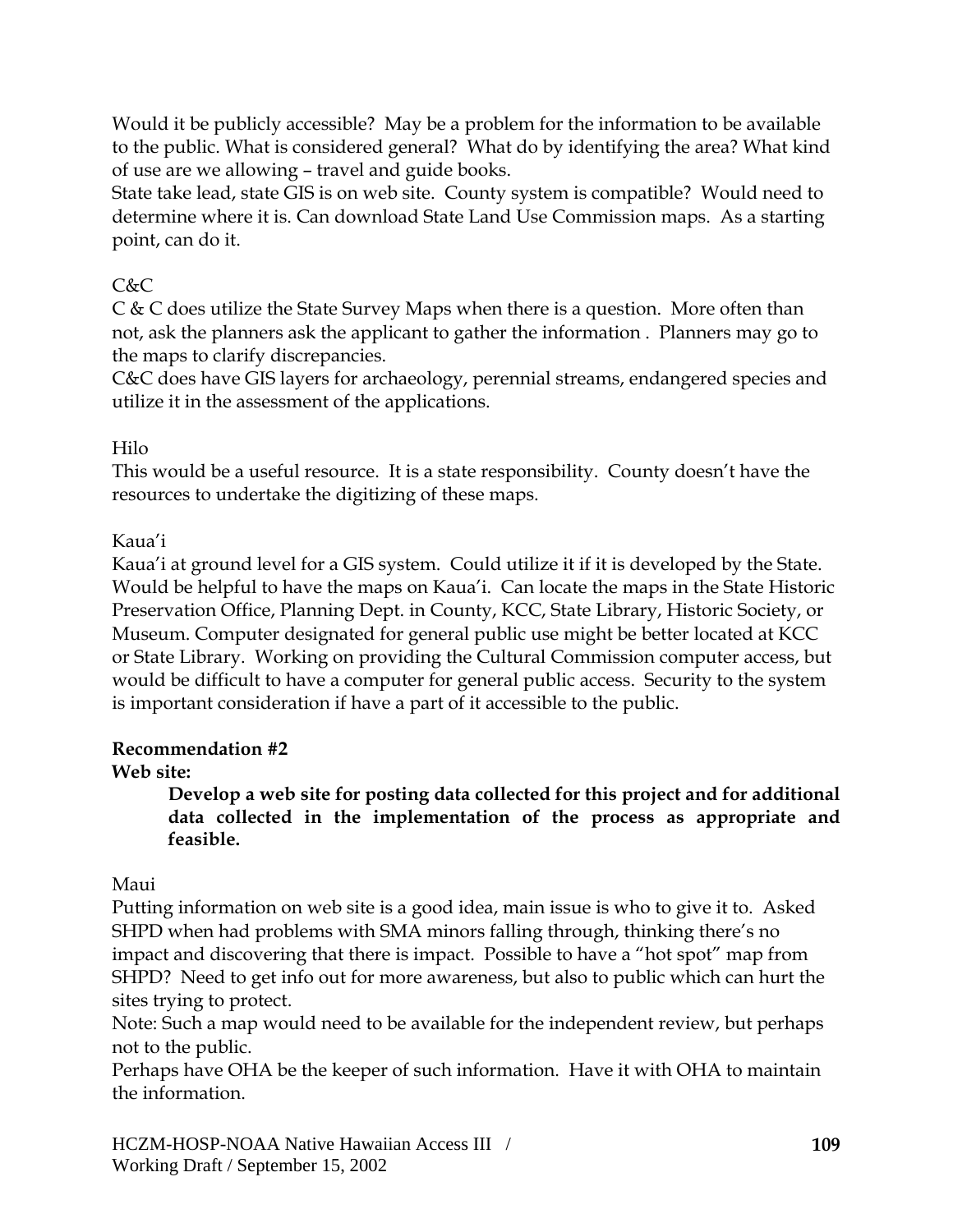Would it be publicly accessible? May be a problem for the information to be available to the public. What is considered general? What do by identifying the area? What kind of use are we allowing – travel and guide books.

State take lead, state GIS is on web site. County system is compatible? Would need to determine where it is. Can download State Land Use Commission maps. As a starting point, can do it.

C&C

C & C does utilize the State Survey Maps when there is a question. More often than not, ask the planners ask the applicant to gather the information . Planners may go to the maps to clarify discrepancies.

C&C does have GIS layers for archaeology, perennial streams, endangered species and utilize it in the assessment of the applications.

Hilo

This would be a useful resource. It is a state responsibility. County doesn't have the resources to undertake the digitizing of these maps.

Kaua'i

Kaua'i at ground level for a GIS system. Could utilize it if it is developed by the State. Would be helpful to have the maps on Kaua'i. Can locate the maps in the State Historic Preservation Office, Planning Dept. in County, KCC, State Library, Historic Society, or Museum. Computer designated for general public use might be better located at KCC or State Library. Working on providing the Cultural Commission computer access, but would be difficult to have a computer for general public access. Security to the system is important consideration if have a part of it accessible to the public.

**Recommendation #2**

**Web site:**

> **Develop a web site for posting data collected for this project and for additional data collected in the implementation of the process as appropriate and feasible.**

Maui

Putting information on web site is a good idea, main issue is who to give it to. Asked SHPD when had problems with SMA minors falling through, thinking there's no impact and discovering that there is impact. Possible to have a "hot spot" map from SHPD? Need to get info out for more awareness, but also to public which can hurt the sites trying to protect.

Note: Such a map would need to be available for the independent review, but perhaps not to the public.

Perhaps have OHA be the keeper of such information. Have it with OHA to maintain the information.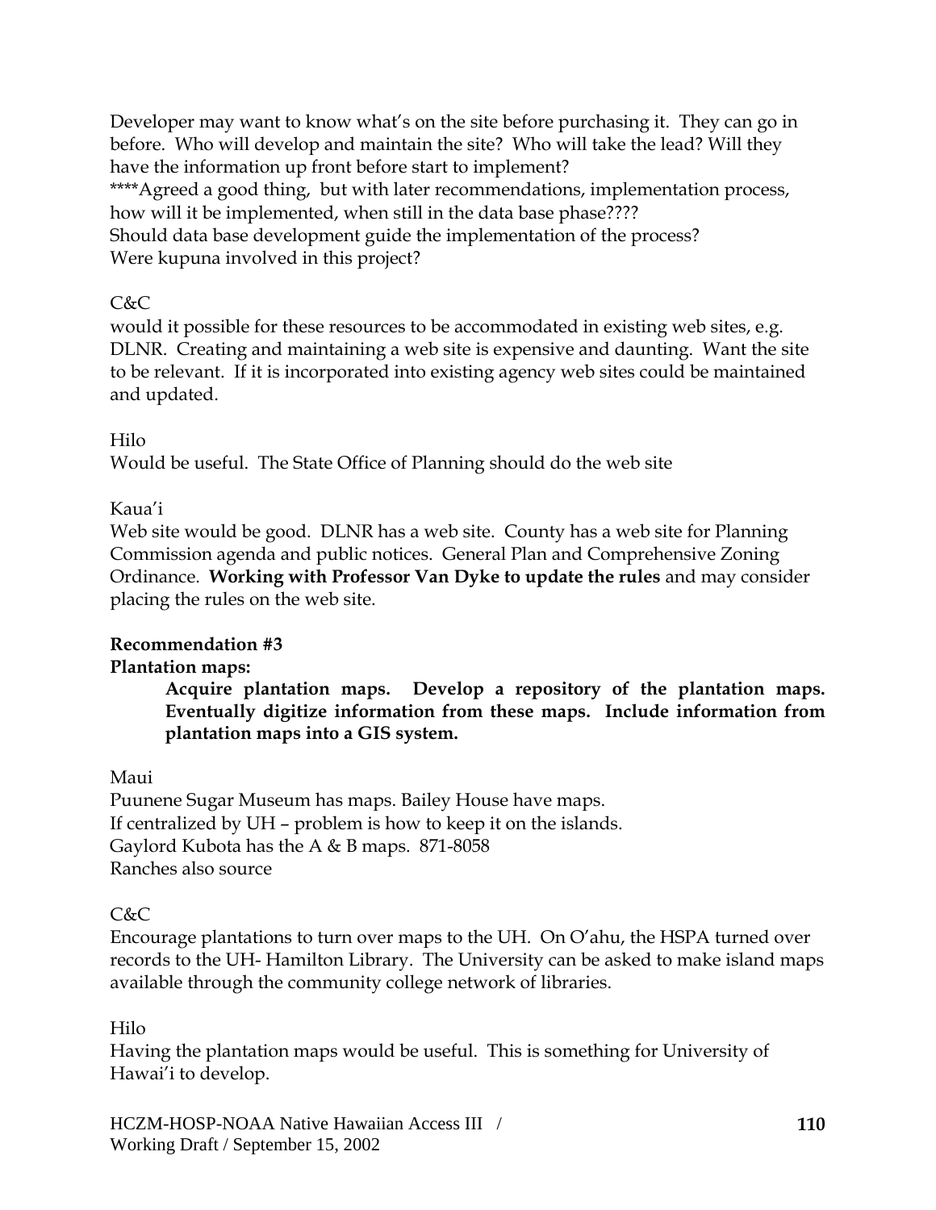Developer may want to know what's on the site before purchasing it. They can go in before. Who will develop and maintain the site? Who will take the lead? Will they have the information up front before start to implement?
****Agreed a good thing, but with later recommendations, implementation process, how will it be implemented, when still in the data base phase????
Should data base development guide the implementation of the process?
Were kupuna involved in this project?

C&C
would it possible for these resources to be accommodated in existing web sites, e.g. DLNR. Creating and maintaining a web site is expensive and daunting. Want the site to be relevant. If it is incorporated into existing agency web sites could be maintained and updated.

Hilo
Would be useful. The State Office of Planning should do the web site

Kaua'i
Web site would be good. DLNR has a web site. County has a web site for Planning Commission agenda and public notices. General Plan and Comprehensive Zoning Ordinance. **Working with Professor Van Dyke to update the rules** and may consider placing the rules on the web site.

**Recommendation #3**
**Plantation maps:**

> **Acquire plantation maps. Develop a repository of the plantation maps. Eventually digitize information from these maps. Include information from plantation maps into a GIS system.**

Maui
Puunene Sugar Museum has maps. Bailey House have maps.
If centralized by UH – problem is how to keep it on the islands.
Gaylord Kubota has the A & B maps. 871-8058
Ranches also source

C&C
Encourage plantations to turn over maps to the UH. On O'ahu, the HSPA turned over records to the UH- Hamilton Library. The University can be asked to make island maps available through the community college network of libraries.

Hilo
Having the plantation maps would be useful. This is something for University of Hawai'i to develop.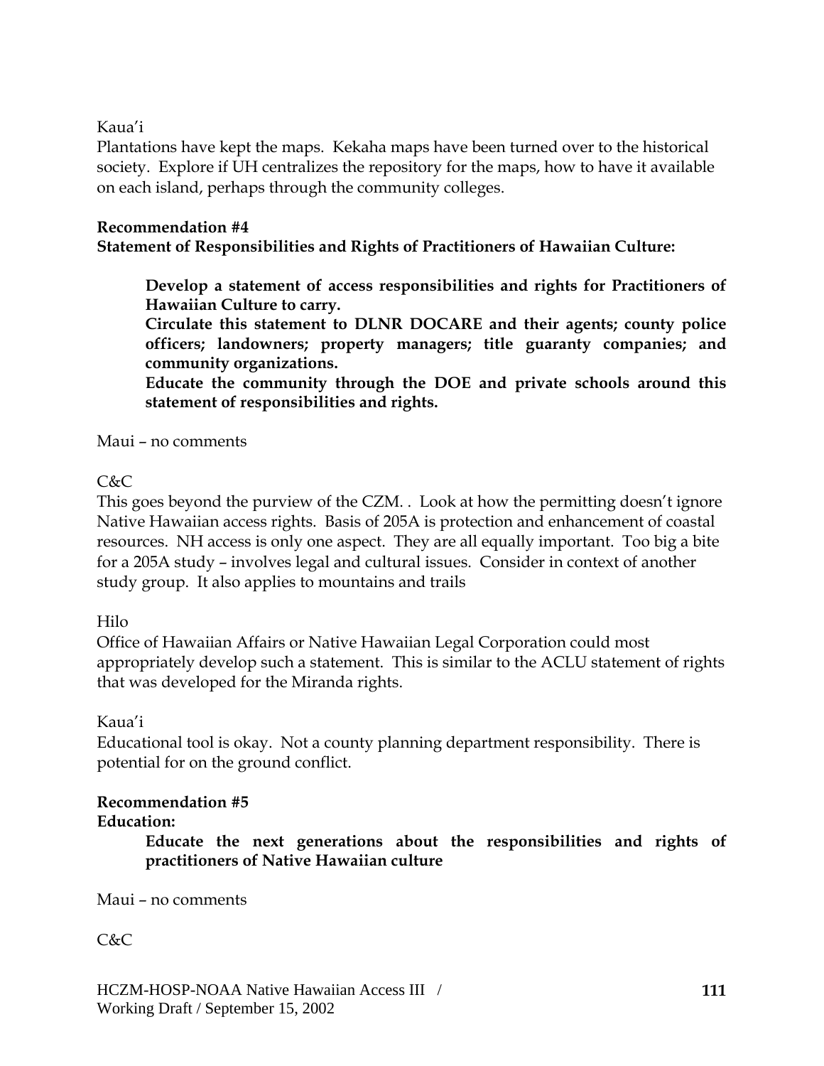Kaua'i

Plantations have kept the maps. Kekaha maps have been turned over to the historical society. Explore if UH centralizes the repository for the maps, how to have it available on each island, perhaps through the community colleges.

**Recommendation #4**
**Statement of Responsibilities and Rights of Practitioners of Hawaiian Culture:**

> **Develop a statement of access responsibilities and rights for Practitioners of Hawaiian Culture to carry.**
> **Circulate this statement to DLNR DOCARE and their agents; county police officers; landowners; property managers; title guaranty companies; and community organizations.**
> **Educate the community through the DOE and private schools around this statement of responsibilities and rights.**

Maui – no comments

C&C

This goes beyond the purview of the CZM. . Look at how the permitting doesn't ignore Native Hawaiian access rights. Basis of 205A is protection and enhancement of coastal resources. NH access is only one aspect. They are all equally important. Too big a bite for a 205A study – involves legal and cultural issues. Consider in context of another study group. It also applies to mountains and trails

Hilo

Office of Hawaiian Affairs or Native Hawaiian Legal Corporation could most appropriately develop such a statement. This is similar to the ACLU statement of rights that was developed for the Miranda rights.

Kaua'i

Educational tool is okay. Not a county planning department responsibility. There is potential for on the ground conflict.

**Recommendation #5**
**Education:**

> **Educate the next generations about the responsibilities and rights of practitioners of Native Hawaiian culture**

Maui – no comments

C&C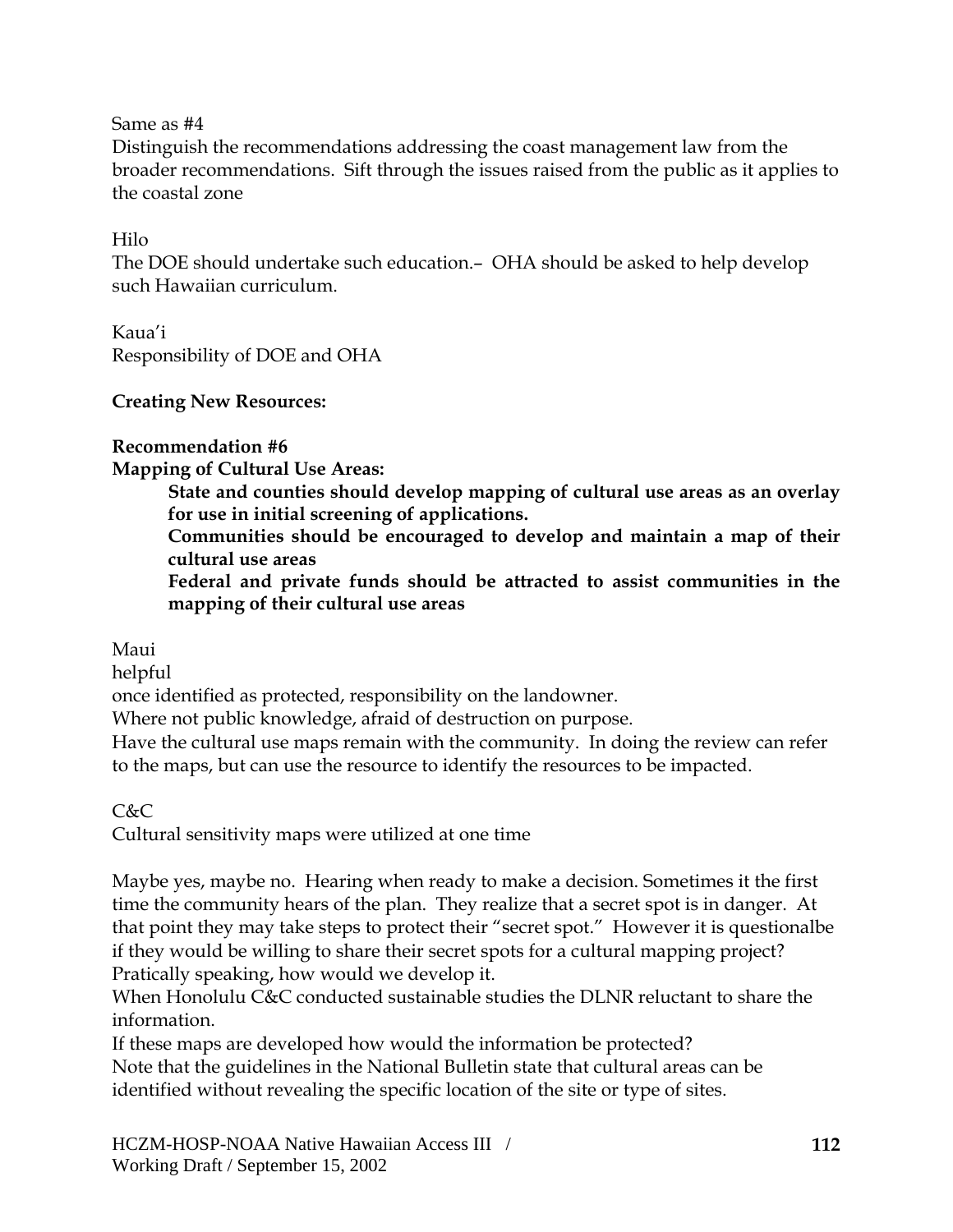Same as #4

Distinguish the recommendations addressing the coast management law from the broader recommendations. Sift through the issues raised from the public as it applies to the coastal zone

Hilo

The DOE should undertake such education.– OHA should be asked to help develop such Hawaiian curriculum.

Kaua'i

Responsibility of DOE and OHA

**Creating New Resources:**

**Recommendation #6**

**Mapping of Cultural Use Areas:**

> **State and counties should develop mapping of cultural use areas as an overlay for use in initial screening of applications.**
>
> **Communities should be encouraged to develop and maintain a map of their cultural use areas**
>
> **Federal and private funds should be attracted to assist communities in the mapping of their cultural use areas**

Maui

helpful

once identified as protected, responsibility on the landowner.

Where not public knowledge, afraid of destruction on purpose.

Have the cultural use maps remain with the community. In doing the review can refer to the maps, but can use the resource to identify the resources to be impacted.

C&C

Cultural sensitivity maps were utilized at one time

Maybe yes, maybe no. Hearing when ready to make a decision. Sometimes it the first time the community hears of the plan. They realize that a secret spot is in danger. At that point they may take steps to protect their "secret spot." However it is questionalbe if they would be willing to share their secret spots for a cultural mapping project? Pratically speaking, how would we develop it.

When Honolulu C&C conducted sustainable studies the DLNR reluctant to share the information.

If these maps are developed how would the information be protected?

Note that the guidelines in the National Bulletin state that cultural areas can be identified without revealing the specific location of the site or type of sites.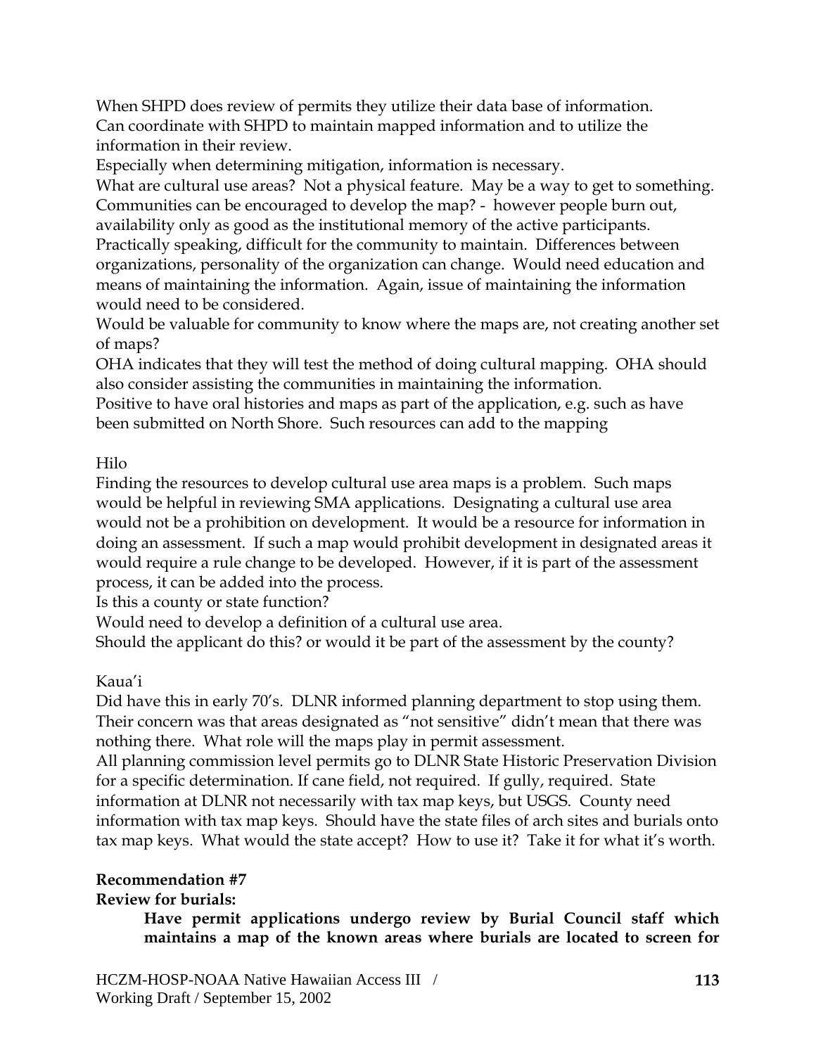When SHPD does review of permits they utilize their data base of information. Can coordinate with SHPD to maintain mapped information and to utilize the information in their review.

Especially when determining mitigation, information is necessary.

What are cultural use areas? Not a physical feature. May be a way to get to something. Communities can be encouraged to develop the map? - however people burn out, availability only as good as the institutional memory of the active participants. Practically speaking, difficult for the community to maintain. Differences between organizations, personality of the organization can change. Would need education and means of maintaining the information. Again, issue of maintaining the information would need to be considered.

Would be valuable for community to know where the maps are, not creating another set of maps?

OHA indicates that they will test the method of doing cultural mapping. OHA should also consider assisting the communities in maintaining the information.

Positive to have oral histories and maps as part of the application, e.g. such as have been submitted on North Shore. Such resources can add to the mapping

Hilo

Finding the resources to develop cultural use area maps is a problem. Such maps would be helpful in reviewing SMA applications. Designating a cultural use area would not be a prohibition on development. It would be a resource for information in doing an assessment. If such a map would prohibit development in designated areas it would require a rule change to be developed. However, if it is part of the assessment process, it can be added into the process.

Is this a county or state function?

Would need to develop a definition of a cultural use area.

Should the applicant do this? or would it be part of the assessment by the county?

Kaua'i

Did have this in early 70's. DLNR informed planning department to stop using them. Their concern was that areas designated as "not sensitive" didn't mean that there was nothing there. What role will the maps play in permit assessment.

All planning commission level permits go to DLNR State Historic Preservation Division for a specific determination. If cane field, not required. If gully, required. State information at DLNR not necessarily with tax map keys, but USGS. County need information with tax map keys. Should have the state files of arch sites and burials onto tax map keys. What would the state accept? How to use it? Take it for what it's worth.

**Recommendation #7**

**Review for burials:**

> **Have permit applications undergo review by Burial Council staff which maintains a map of the known areas where burials are located to screen for**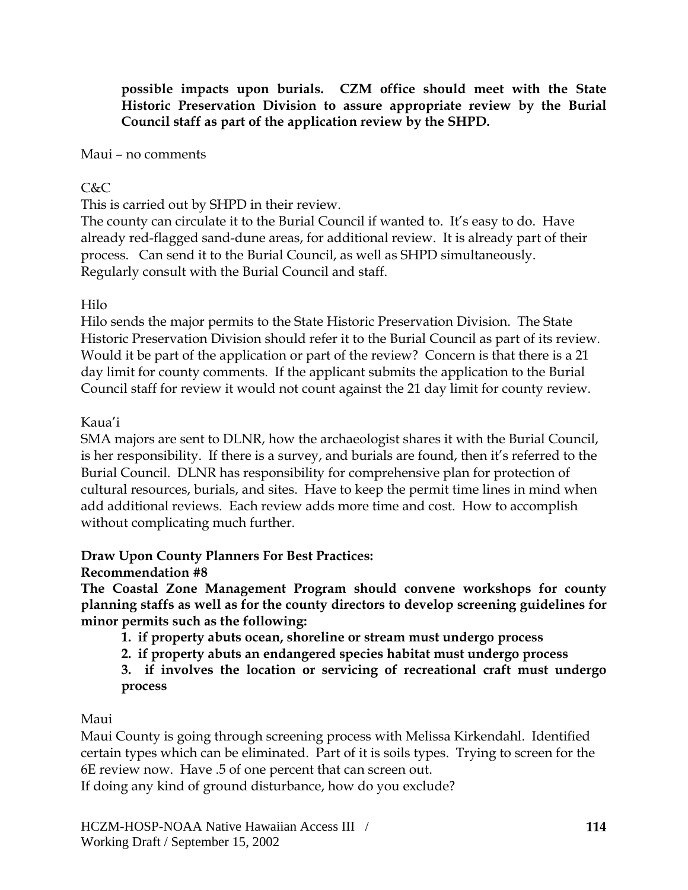**possible impacts upon burials. CZM office should meet with the State Historic Preservation Division to assure appropriate review by the Burial Council staff as part of the application review by the SHPD.**

Maui – no comments

C&C

This is carried out by SHPD in their review.

The county can circulate it to the Burial Council if wanted to. It's easy to do. Have already red-flagged sand-dune areas, for additional review. It is already part of their process. Can send it to the Burial Council, as well as SHPD simultaneously. Regularly consult with the Burial Council and staff.

Hilo

Hilo sends the major permits to the State Historic Preservation Division. The State Historic Preservation Division should refer it to the Burial Council as part of its review. Would it be part of the application or part of the review? Concern is that there is a 21 day limit for county comments. If the applicant submits the application to the Burial Council staff for review it would not count against the 21 day limit for county review.

Kaua'i

SMA majors are sent to DLNR, how the archaeologist shares it with the Burial Council, is her responsibility. If there is a survey, and burials are found, then it's referred to the Burial Council. DLNR has responsibility for comprehensive plan for protection of cultural resources, burials, and sites. Have to keep the permit time lines in mind when add additional reviews. Each review adds more time and cost. How to accomplish without complicating much further.

**Draw Upon County Planners For Best Practices:**

**Recommendation #8**

**The Coastal Zone Management Program should convene workshops for county planning staffs as well as for the county directors to develop screening guidelines for minor permits such as the following:**

1. **if property abuts ocean, shoreline or stream must undergo process**
2. **if property abuts an endangered species habitat must undergo process**
3. **if involves the location or servicing of recreational craft must undergo process**

Maui

Maui County is going through screening process with Melissa Kirkendahl. Identified certain types which can be eliminated. Part of it is soils types. Trying to screen for the 6E review now. Have .5 of one percent that can screen out.

If doing any kind of ground disturbance, how do you exclude?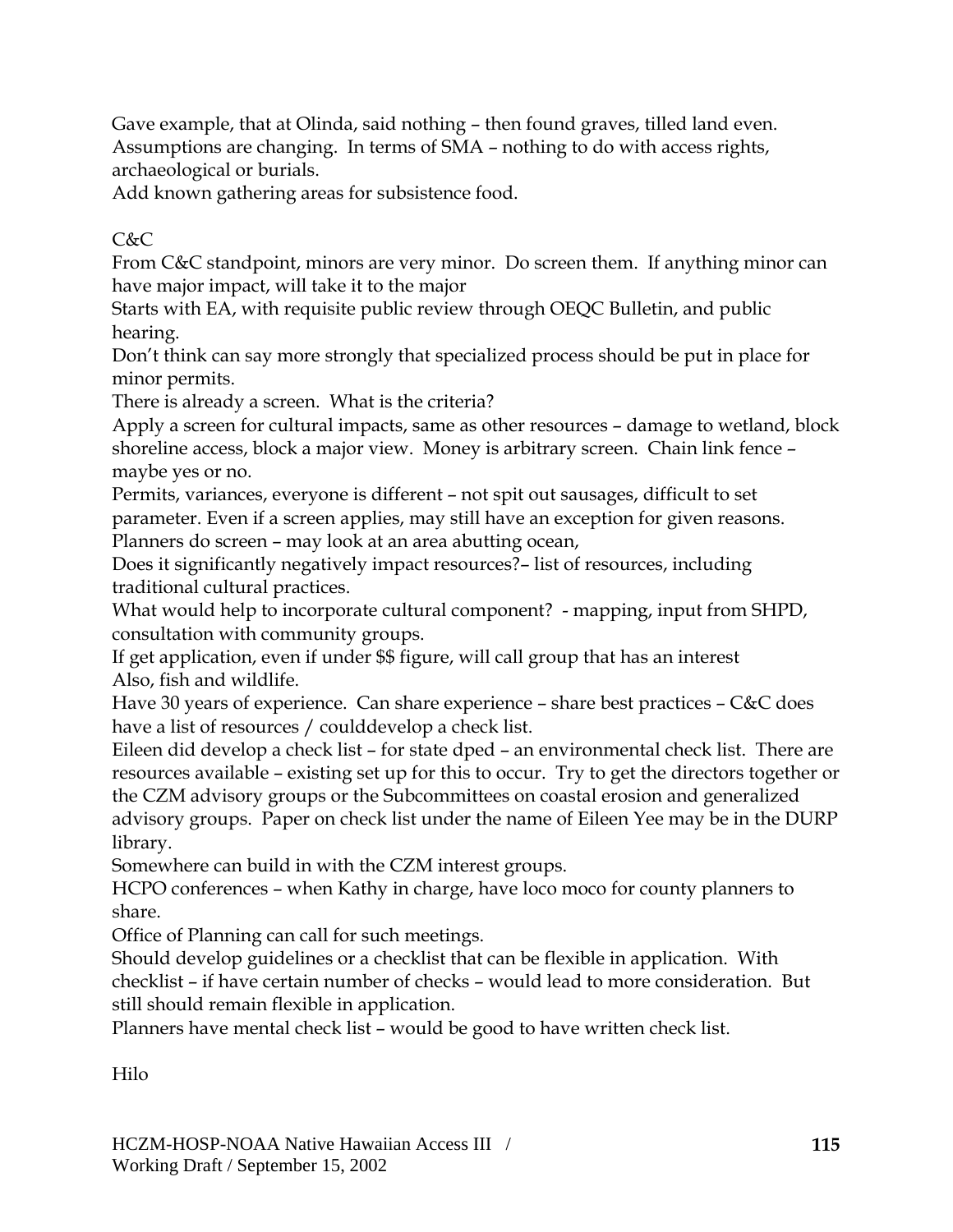Gave example, that at Olinda, said nothing – then found graves, tilled land even. Assumptions are changing. In terms of SMA – nothing to do with access rights, archaeological or burials.

Add known gathering areas for subsistence food.

C&C

From C&C standpoint, minors are very minor. Do screen them. If anything minor can have major impact, will take it to the major

Starts with EA, with requisite public review through OEQC Bulletin, and public hearing.

Don't think can say more strongly that specialized process should be put in place for minor permits.

There is already a screen. What is the criteria?

Apply a screen for cultural impacts, same as other resources – damage to wetland, block shoreline access, block a major view. Money is arbitrary screen. Chain link fence – maybe yes or no.

Permits, variances, everyone is different – not spit out sausages, difficult to set parameter. Even if a screen applies, may still have an exception for given reasons.

Planners do screen – may look at an area abutting ocean,

Does it significantly negatively impact resources?– list of resources, including traditional cultural practices.

What would help to incorporate cultural component? - mapping, input from SHPD, consultation with community groups.

If get application, even if under $$ figure, will call group that has an interest

Also, fish and wildlife.

Have 30 years of experience. Can share experience – share best practices – C&C does have a list of resources / coulddevelop a check list.

Eileen did develop a check list – for state dped – an environmental check list. There are resources available – existing set up for this to occur. Try to get the directors together or the CZM advisory groups or the Subcommittees on coastal erosion and generalized advisory groups. Paper on check list under the name of Eileen Yee may be in the DURP library.

Somewhere can build in with the CZM interest groups.

HCPO conferences – when Kathy in charge, have loco moco for county planners to share.

Office of Planning can call for such meetings.

Should develop guidelines or a checklist that can be flexible in application. With checklist – if have certain number of checks – would lead to more consideration. But still should remain flexible in application.

Planners have mental check list – would be good to have written check list.

Hilo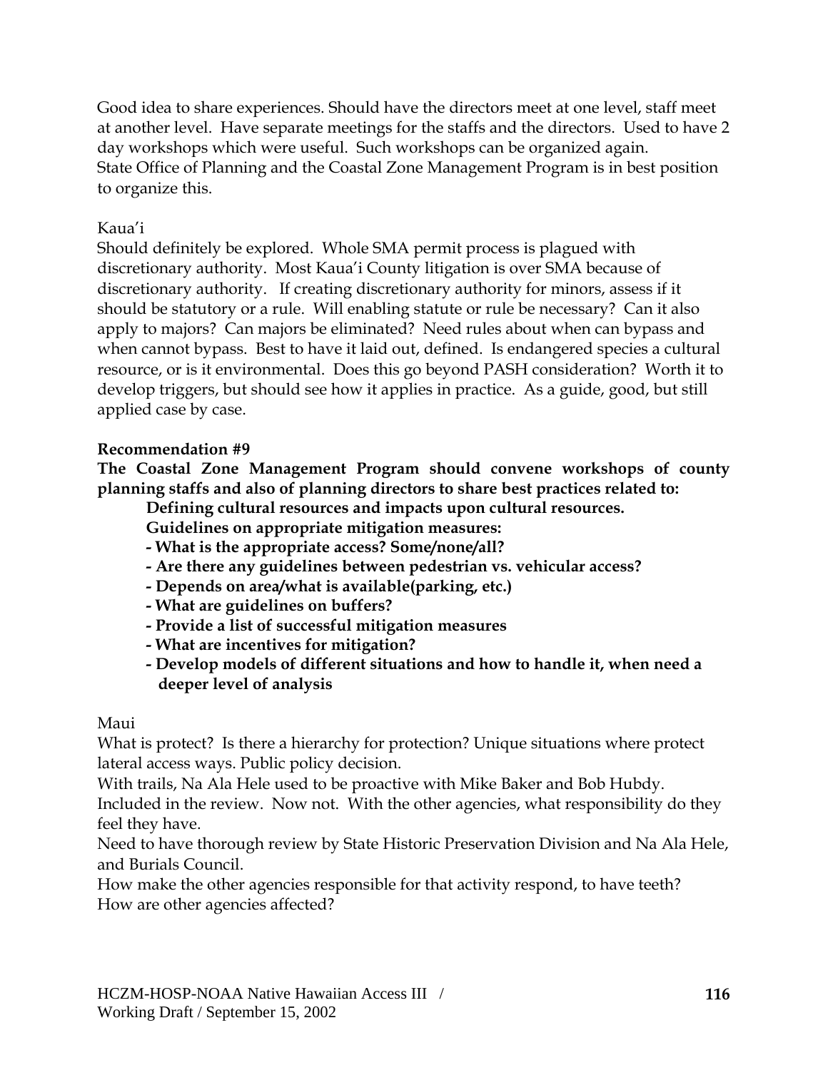Good idea to share experiences. Should have the directors meet at one level, staff meet at another level. Have separate meetings for the staffs and the directors. Used to have 2 day workshops which were useful. Such workshops can be organized again. State Office of Planning and the Coastal Zone Management Program is in best position to organize this.

Kaua'i

Should definitely be explored. Whole SMA permit process is plagued with discretionary authority. Most Kaua'i County litigation is over SMA because of discretionary authority. If creating discretionary authority for minors, assess if it should be statutory or a rule. Will enabling statute or rule be necessary? Can it also apply to majors? Can majors be eliminated? Need rules about when can bypass and when cannot bypass. Best to have it laid out, defined. Is endangered species a cultural resource, or is it environmental. Does this go beyond PASH consideration? Worth it to develop triggers, but should see how it applies in practice. As a guide, good, but still applied case by case.

**Recommendation #9**

**The Coastal Zone Management Program should convene workshops of county planning staffs and also of planning directors to share best practices related to:**

**Defining cultural resources and impacts upon cultural resources.**

**Guidelines on appropriate mitigation measures:**

- **What is the appropriate access? Some/none/all?**
- **Are there any guidelines between pedestrian vs. vehicular access?**
- **Depends on area/what is available(parking, etc.)**
- **What are guidelines on buffers?**
- **Provide a list of successful mitigation measures**
- **What are incentives for mitigation?**
- **Develop models of different situations and how to handle it, when need a deeper level of analysis**

Maui

What is protect? Is there a hierarchy for protection? Unique situations where protect lateral access ways. Public policy decision.

With trails, Na Ala Hele used to be proactive with Mike Baker and Bob Hubdy. Included in the review. Now not. With the other agencies, what responsibility do they feel they have.

Need to have thorough review by State Historic Preservation Division and Na Ala Hele, and Burials Council.

How make the other agencies responsible for that activity respond, to have teeth?

How are other agencies affected?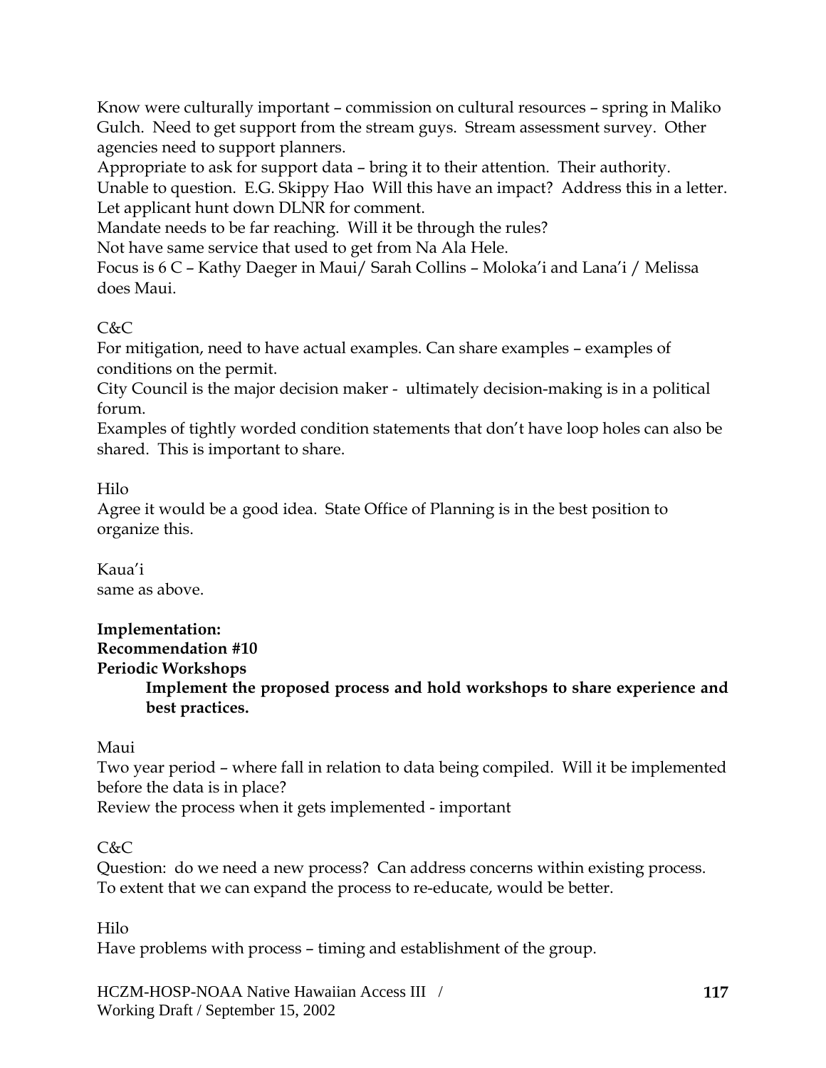Know were culturally important – commission on cultural resources – spring in Maliko Gulch. Need to get support from the stream guys. Stream assessment survey. Other agencies need to support planners.

Appropriate to ask for support data – bring it to their attention. Their authority.

Unable to question. E.G. Skippy Hao Will this have an impact? Address this in a letter.

Let applicant hunt down DLNR for comment.

Mandate needs to be far reaching. Will it be through the rules?

Not have same service that used to get from Na Ala Hele.

Focus is 6 C – Kathy Daeger in Maui/ Sarah Collins – Moloka'i and Lana'i / Melissa does Maui.

C&C

For mitigation, need to have actual examples. Can share examples – examples of conditions on the permit.

City Council is the major decision maker - ultimately decision-making is in a political forum.

Examples of tightly worded condition statements that don't have loop holes can also be shared. This is important to share.

Hilo

Agree it would be a good idea. State Office of Planning is in the best position to organize this.

Kaua'i

same as above.

**Implementation:**
**Recommendation #10**
**Periodic Workshops**

> **Implement the proposed process and hold workshops to share experience and best practices.**

Maui

Two year period – where fall in relation to data being compiled. Will it be implemented before the data is in place?

Review the process when it gets implemented - important

C&C

Question: do we need a new process? Can address concerns within existing process. To extent that we can expand the process to re-educate, would be better.

Hilo

Have problems with process – timing and establishment of the group.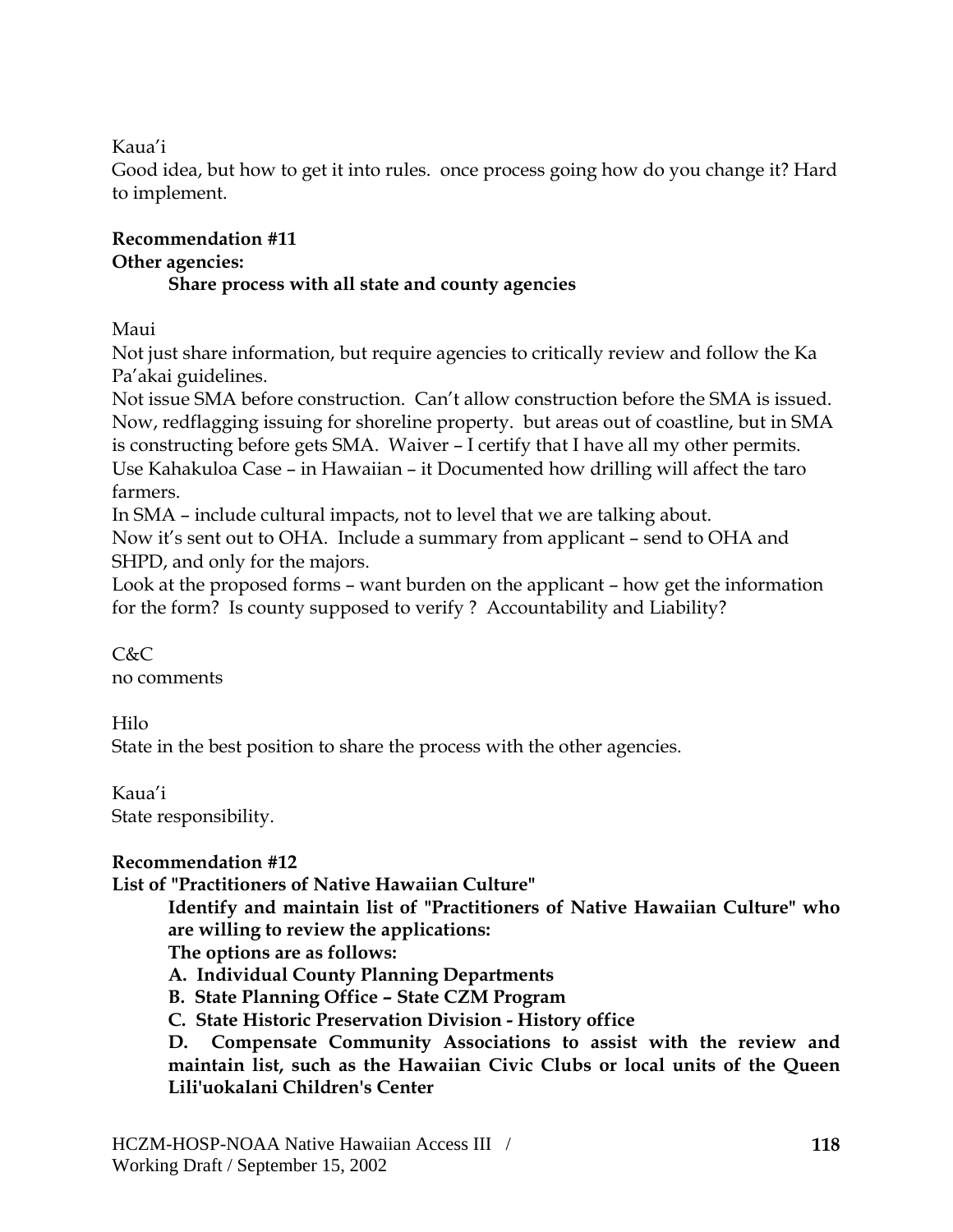Kaua'i

Good idea, but how to get it into rules. once process going how do you change it? Hard to implement.

**Recommendation #11**

**Other agencies:**

**Share process with all state and county agencies**

Maui

Not just share information, but require agencies to critically review and follow the Ka Pa'akai guidelines.

Not issue SMA before construction. Can't allow construction before the SMA is issued. Now, redflagging issuing for shoreline property. but areas out of coastline, but in SMA is constructing before gets SMA. Waiver – I certify that I have all my other permits.

Use Kahakuloa Case – in Hawaiian – it Documented how drilling will affect the taro farmers.

In SMA – include cultural impacts, not to level that we are talking about.

Now it's sent out to OHA. Include a summary from applicant – send to OHA and SHPD, and only for the majors.

Look at the proposed forms – want burden on the applicant – how get the information for the form? Is county supposed to verify ? Accountability and Liability?

C&C

no comments

Hilo

State in the best position to share the process with the other agencies.

Kaua'i

State responsibility.

**Recommendation #12**

**List of "Practitioners of Native Hawaiian Culture"**

**Identify and maintain list of "Practitioners of Native Hawaiian Culture" who are willing to review the applications:**

**The options are as follows:**

**A. Individual County Planning Departments**

**B. State Planning Office – State CZM Program**

**C. State Historic Preservation Division - History office**

**D. Compensate Community Associations to assist with the review and maintain list, such as the Hawaiian Civic Clubs or local units of the Queen Lili'uokalani Children's Center**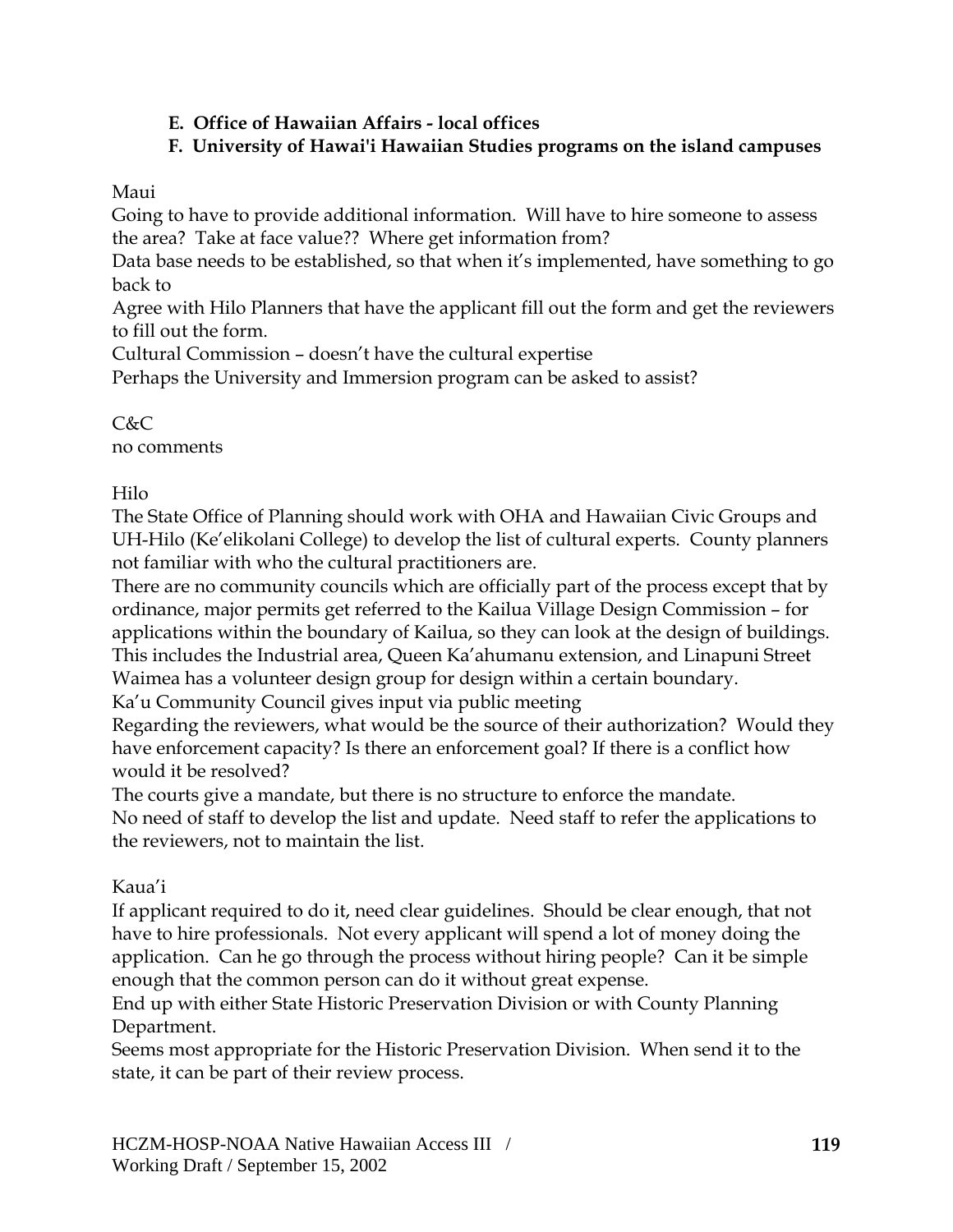**E. Office of Hawaiian Affairs - local offices**

**F. University of Hawai'i Hawaiian Studies programs on the island campuses**

Maui

Going to have to provide additional information. Will have to hire someone to assess the area? Take at face value?? Where get information from?

Data base needs to be established, so that when it's implemented, have something to go back to

Agree with Hilo Planners that have the applicant fill out the form and get the reviewers to fill out the form.

Cultural Commission – doesn't have the cultural expertise

Perhaps the University and Immersion program can be asked to assist?

C&C

no comments

Hilo

The State Office of Planning should work with OHA and Hawaiian Civic Groups and UH-Hilo (Ke'elikolani College) to develop the list of cultural experts. County planners not familiar with who the cultural practitioners are.

There are no community councils which are officially part of the process except that by ordinance, major permits get referred to the Kailua Village Design Commission – for applications within the boundary of Kailua, so they can look at the design of buildings. This includes the Industrial area, Queen Ka'ahumanu extension, and Linapuni Street

Waimea has a volunteer design group for design within a certain boundary.

Ka'u Community Council gives input via public meeting

Regarding the reviewers, what would be the source of their authorization? Would they have enforcement capacity? Is there an enforcement goal? If there is a conflict how would it be resolved?

The courts give a mandate, but there is no structure to enforce the mandate.

No need of staff to develop the list and update. Need staff to refer the applications to the reviewers, not to maintain the list.

Kaua'i

If applicant required to do it, need clear guidelines. Should be clear enough, that not have to hire professionals. Not every applicant will spend a lot of money doing the application. Can he go through the process without hiring people? Can it be simple enough that the common person can do it without great expense.

End up with either State Historic Preservation Division or with County Planning Department.

Seems most appropriate for the Historic Preservation Division. When send it to the state, it can be part of their review process.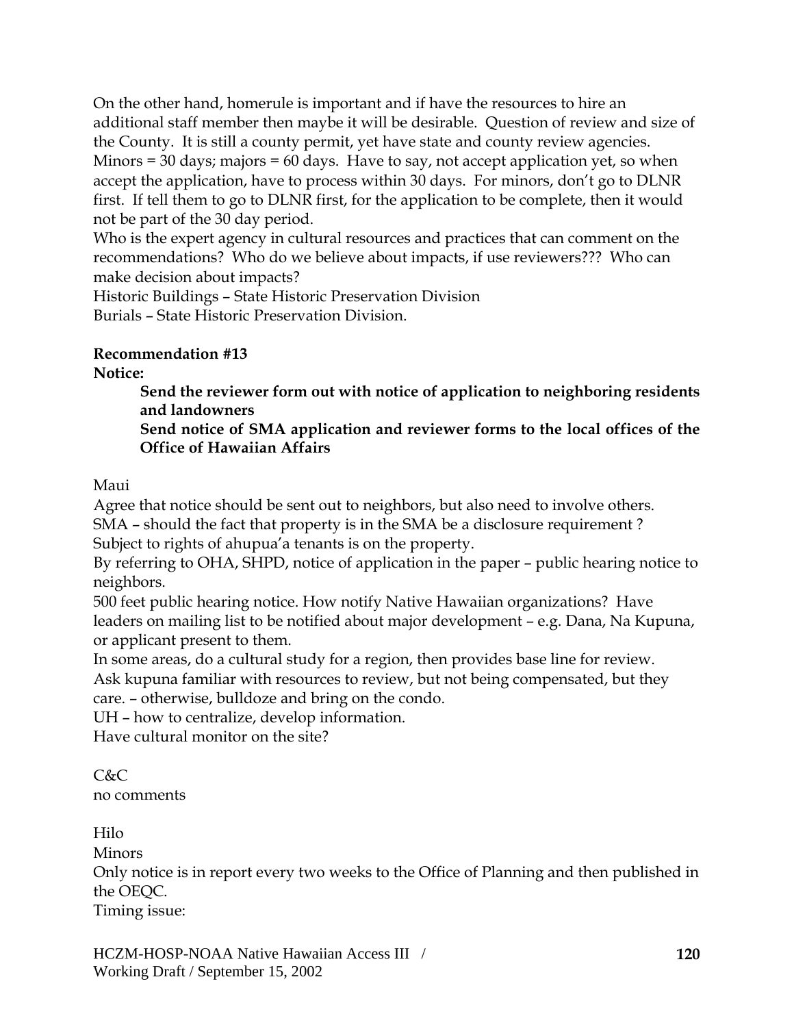On the other hand, homerule is important and if have the resources to hire an additional staff member then maybe it will be desirable. Question of review and size of the County. It is still a county permit, yet have state and county review agencies. Minors = 30 days; majors = 60 days. Have to say, not accept application yet, so when accept the application, have to process within 30 days. For minors, don't go to DLNR first. If tell them to go to DLNR first, for the application to be complete, then it would not be part of the 30 day period.

Who is the expert agency in cultural resources and practices that can comment on the recommendations? Who do we believe about impacts, if use reviewers??? Who can make decision about impacts?

Historic Buildings – State Historic Preservation Division

Burials – State Historic Preservation Division.

**Recommendation #13**

**Notice:**

> **Send the reviewer form out with notice of application to neighboring residents and landowners**
>
> **Send notice of SMA application and reviewer forms to the local offices of the Office of Hawaiian Affairs**

Maui

Agree that notice should be sent out to neighbors, but also need to involve others.

SMA – should the fact that property is in the SMA be a disclosure requirement ?

Subject to rights of ahupua'a tenants is on the property.

By referring to OHA, SHPD, notice of application in the paper – public hearing notice to neighbors.

500 feet public hearing notice. How notify Native Hawaiian organizations? Have leaders on mailing list to be notified about major development – e.g. Dana, Na Kupuna, or applicant present to them.

In some areas, do a cultural study for a region, then provides base line for review.

Ask kupuna familiar with resources to review, but not being compensated, but they care. – otherwise, bulldoze and bring on the condo.

UH – how to centralize, develop information.

Have cultural monitor on the site?

C&C

no comments

Hilo

Minors

Only notice is in report every two weeks to the Office of Planning and then published in the OEQC.

Timing issue: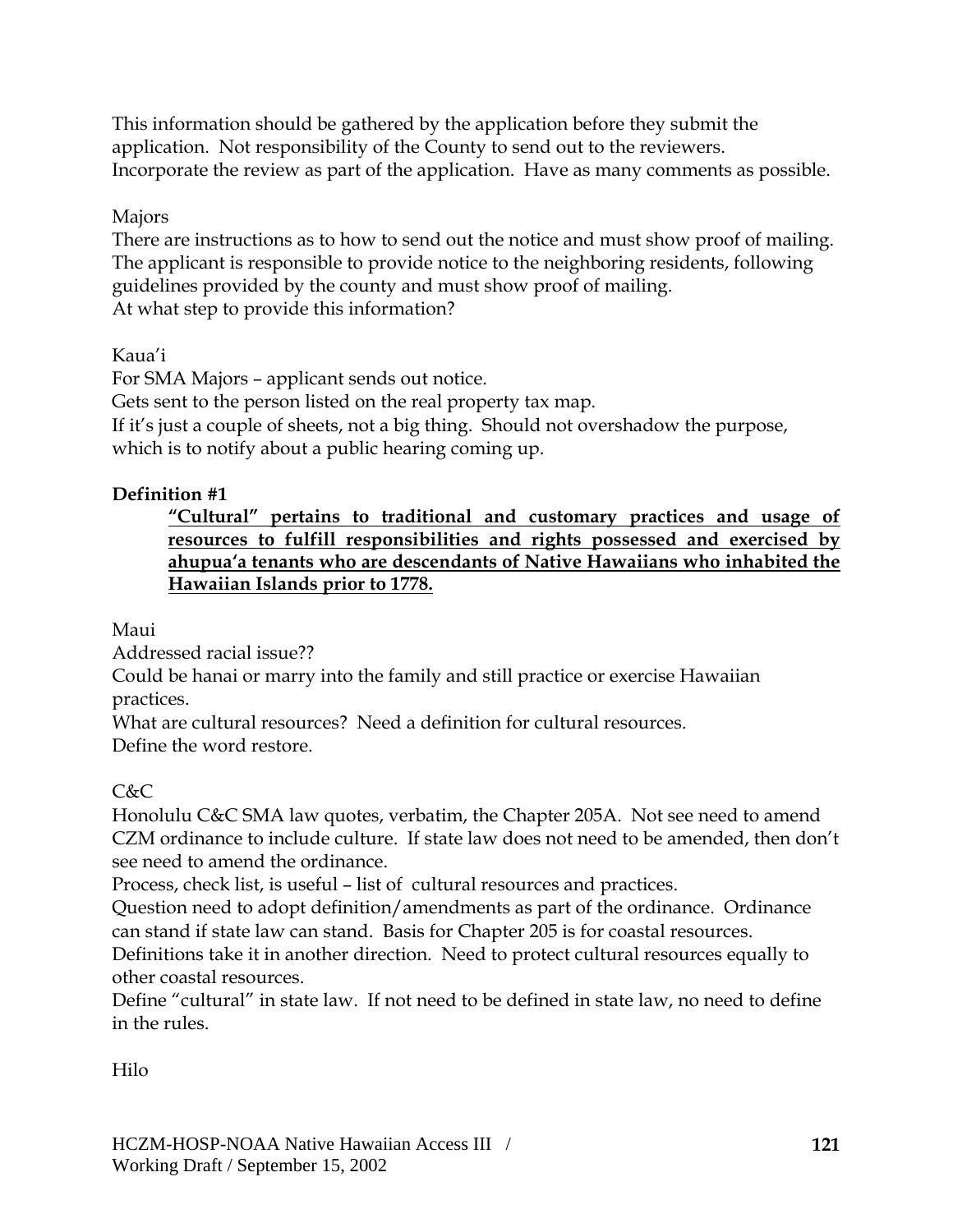This information should be gathered by the application before they submit the application. Not responsibility of the County to send out to the reviewers. Incorporate the review as part of the application. Have as many comments as possible.

Majors

There are instructions as to how to send out the notice and must show proof of mailing. The applicant is responsible to provide notice to the neighboring residents, following guidelines provided by the county and must show proof of mailing.
At what step to provide this information?

Kaua'i

For SMA Majors – applicant sends out notice.
Gets sent to the person listed on the real property tax map.
If it's just a couple of sheets, not a big thing. Should not overshadow the purpose, which is to notify about a public hearing coming up.

**Definition #1**

> <u>**"Cultural" pertains to traditional and customary practices and usage of resources to fulfill responsibilities and rights possessed and exercised by ahupua'a tenants who are descendants of Native Hawaiians who inhabited the Hawaiian Islands prior to 1778.**</u>

Maui

Addressed racial issue??
Could be hanai or marry into the family and still practice or exercise Hawaiian practices.
What are cultural resources? Need a definition for cultural resources.
Define the word restore.

C&C

Honolulu C&C SMA law quotes, verbatim, the Chapter 205A. Not see need to amend CZM ordinance to include culture. If state law does not need to be amended, then don't see need to amend the ordinance.
Process, check list, is useful – list of cultural resources and practices.
Question need to adopt definition/amendments as part of the ordinance. Ordinance can stand if state law can stand. Basis for Chapter 205 is for coastal resources. Definitions take it in another direction. Need to protect cultural resources equally to other coastal resources.
Define "cultural" in state law. If not need to be defined in state law, no need to define in the rules.

Hilo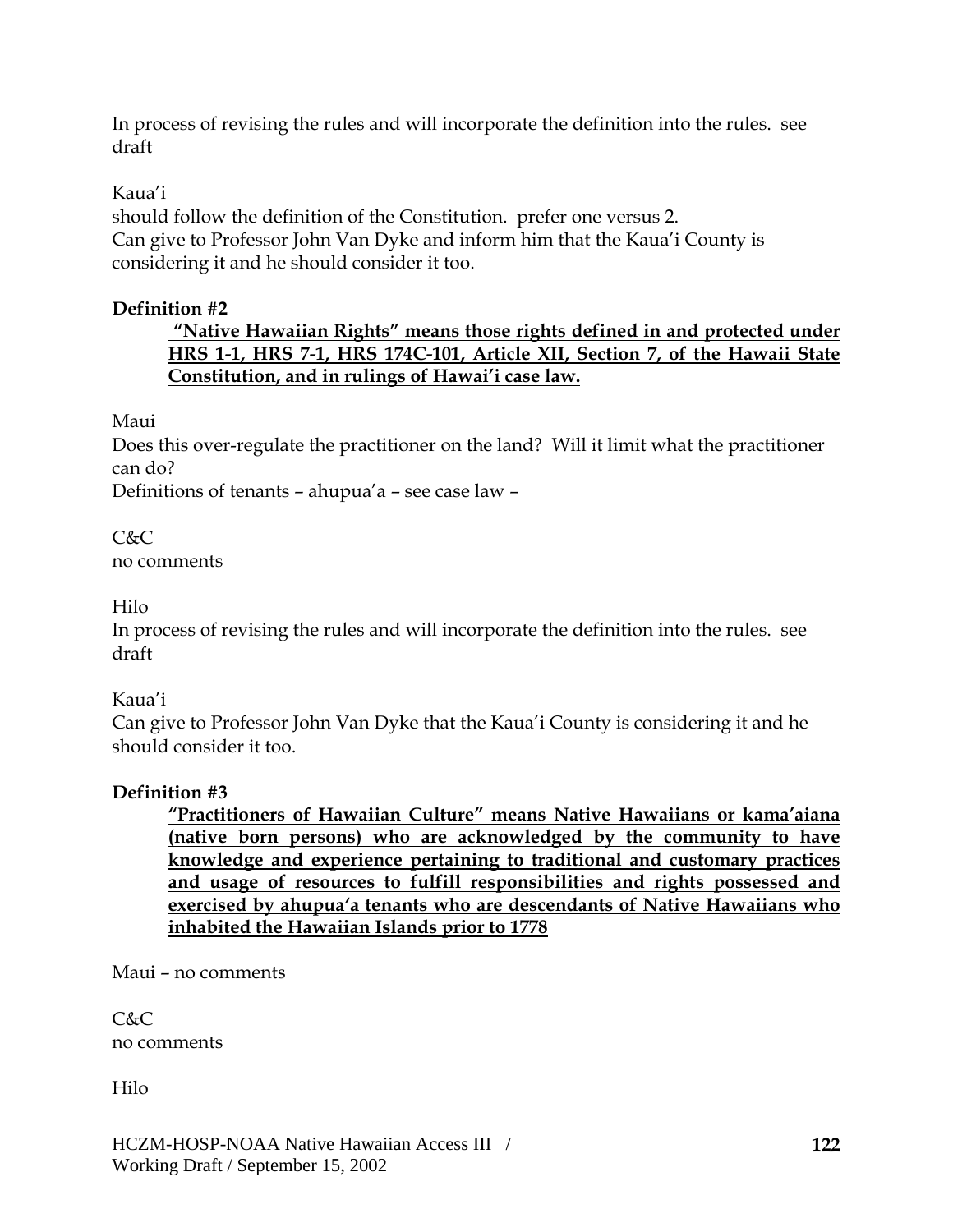In process of revising the rules and will incorporate the definition into the rules. see draft

Kaua'i

should follow the definition of the Constitution. prefer one versus 2.

Can give to Professor John Van Dyke and inform him that the Kaua'i County is considering it and he should consider it too.

**Definition #2**

> <u>**"Native Hawaiian Rights" means those rights defined in and protected under HRS 1-1, HRS 7-1, HRS 174C-101, Article XII, Section 7, of the Hawaii State Constitution, and in rulings of Hawai'i case law.**</u>

Maui

Does this over-regulate the practitioner on the land? Will it limit what the practitioner can do?

Definitions of tenants – ahupua'a – see case law –

C&C

no comments

Hilo

In process of revising the rules and will incorporate the definition into the rules. see draft

Kaua'i

Can give to Professor John Van Dyke that the Kaua'i County is considering it and he should consider it too.

**Definition #3**

> <u>**"Practitioners of Hawaiian Culture" means Native Hawaiians or kama'aiana (native born persons) who are acknowledged by the community to have knowledge and experience pertaining to traditional and customary practices and usage of resources to fulfill responsibilities and rights possessed and exercised by ahupua'a tenants who are descendants of Native Hawaiians who inhabited the Hawaiian Islands prior to 1778**</u>

Maui – no comments

C&C

no comments

Hilo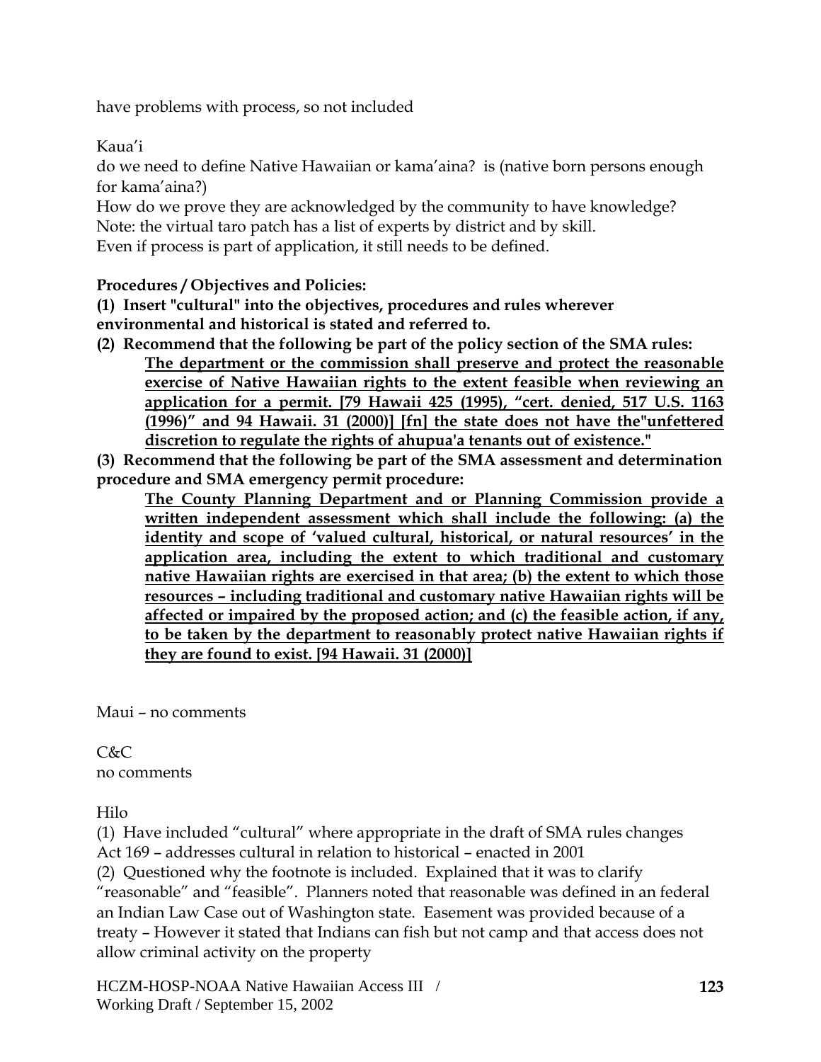have problems with process, so not included

Kaua'i

do we need to define Native Hawaiian or kama'aina? is (native born persons enough for kama'aina?)
How do we prove they are acknowledged by the community to have knowledge?
Note: the virtual taro patch has a list of experts by district and by skill.
Even if process is part of application, it still needs to be defined.

**Procedures / Objectives and Policies:**

**(1) Insert "cultural" into the objectives, procedures and rules wherever environmental and historical is stated and referred to.**

**(2) Recommend that the following be part of the policy section of the SMA rules:**

> **<u>The department or the commission shall preserve and protect the reasonable exercise of Native Hawaiian rights to the extent feasible when reviewing an application for a permit. [79 Hawaii 425 (1995), "cert. denied, 517 U.S. 1163 (1996)" and 94 Hawaii. 31 (2000)] [fn] the state does not have the"unfettered discretion to regulate the rights of ahupua'a tenants out of existence."</u>**

**(3) Recommend that the following be part of the SMA assessment and determination procedure and SMA emergency permit procedure:**

> **<u>The County Planning Department and or Planning Commission provide a written independent assessment which shall include the following: (a) the identity and scope of 'valued cultural, historical, or natural resources' in the application area, including the extent to which traditional and customary native Hawaiian rights are exercised in that area; (b) the extent to which those resources – including traditional and customary native Hawaiian rights will be affected or impaired by the proposed action; and (c) the feasible action, if any, to be taken by the department to reasonably protect native Hawaiian rights if they are found to exist. [94 Hawaii. 31 (2000)]</u>**

Maui – no comments

C&C
no comments

Hilo

(1) Have included "cultural" where appropriate in the draft of SMA rules changes
Act 169 – addresses cultural in relation to historical – enacted in 2001
(2) Questioned why the footnote is included. Explained that it was to clarify "reasonable" and "feasible". Planners noted that reasonable was defined in an federal an Indian Law Case out of Washington state. Easement was provided because of a treaty – However it stated that Indians can fish but not camp and that access does not allow criminal activity on the property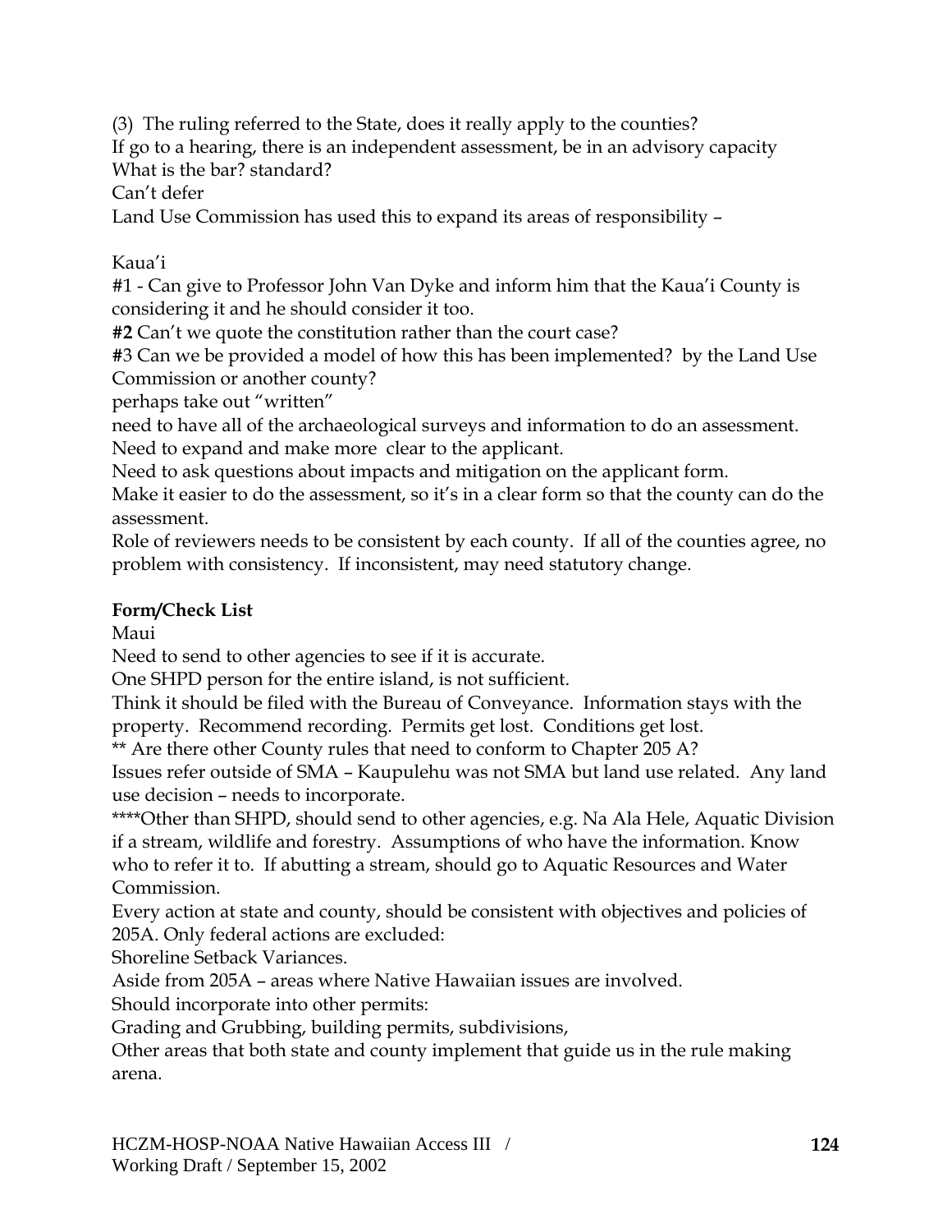(3) The ruling referred to the State, does it really apply to the counties?
If go to a hearing, there is an independent assessment, be in an advisory capacity
What is the bar? standard?
Can't defer
Land Use Commission has used this to expand its areas of responsibility –

Kaua'i
#1 - Can give to Professor John Van Dyke and inform him that the Kaua'i County is considering it and he should consider it too.
**#2** Can't we quote the constitution rather than the court case?
**#**3 Can we be provided a model of how this has been implemented? by the Land Use Commission or another county?
perhaps take out "written"
need to have all of the archaeological surveys and information to do an assessment.
Need to expand and make more clear to the applicant.
Need to ask questions about impacts and mitigation on the applicant form.
Make it easier to do the assessment, so it's in a clear form so that the county can do the assessment.
Role of reviewers needs to be consistent by each county. If all of the counties agree, no problem with consistency. If inconsistent, may need statutory change.

**Form/Check List**
Maui
Need to send to other agencies to see if it is accurate.
One SHPD person for the entire island, is not sufficient.
Think it should be filed with the Bureau of Conveyance. Information stays with the property. Recommend recording. Permits get lost. Conditions get lost.
** Are there other County rules that need to conform to Chapter 205 A?
Issues refer outside of SMA – Kaupulehu was not SMA but land use related. Any land use decision – needs to incorporate.
****Other than SHPD, should send to other agencies, e.g. Na Ala Hele, Aquatic Division if a stream, wildlife and forestry. Assumptions of who have the information. Know who to refer it to. If abutting a stream, should go to Aquatic Resources and Water Commission.
Every action at state and county, should be consistent with objectives and policies of 205A. Only federal actions are excluded:
Shoreline Setback Variances.
Aside from 205A – areas where Native Hawaiian issues are involved.
Should incorporate into other permits:
Grading and Grubbing, building permits, subdivisions,
Other areas that both state and county implement that guide us in the rule making arena.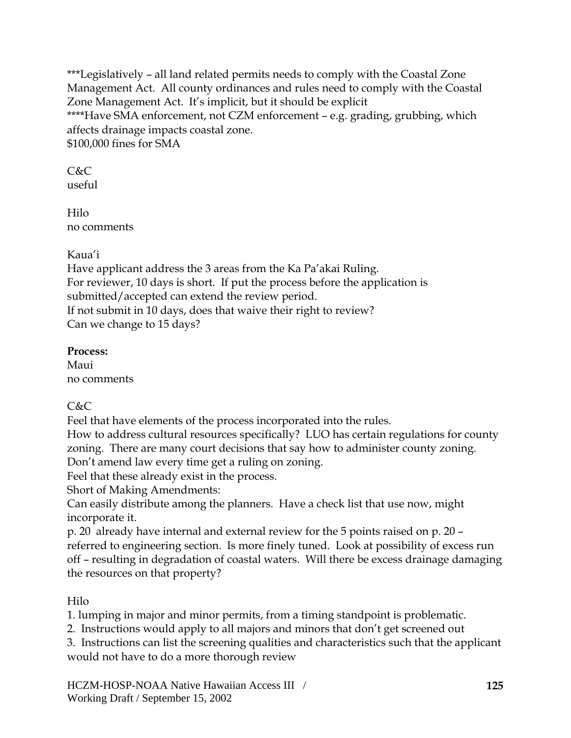***Legislatively – all land related permits needs to comply with the Coastal Zone Management Act. All county ordinances and rules need to comply with the Coastal Zone Management Act. It's implicit, but it should be explicit
****Have SMA enforcement, not CZM enforcement – e.g. grading, grubbing, which affects drainage impacts coastal zone.
$100,000 fines for SMA

C&C
useful

Hilo
no comments

Kaua'i
Have applicant address the 3 areas from the Ka Pa'akai Ruling.
For reviewer, 10 days is short. If put the process before the application is submitted/accepted can extend the review period.
If not submit in 10 days, does that waive their right to review?
Can we change to 15 days?

**Process:**
Maui
no comments

C&C
Feel that have elements of the process incorporated into the rules.
How to address cultural resources specifically? LUO has certain regulations for county zoning. There are many court decisions that say how to administer county zoning.
Don't amend law every time get a ruling on zoning.
Feel that these already exist in the process.
Short of Making Amendments:
Can easily distribute among the planners. Have a check list that use now, might incorporate it.
p. 20 already have internal and external review for the 5 points raised on p. 20 – referred to engineering section. Is more finely tuned. Look at possibility of excess run off – resulting in degradation of coastal waters. Will there be excess drainage damaging the resources on that property?

Hilo
1. lumping in major and minor permits, from a timing standpoint is problematic.
2. Instructions would apply to all majors and minors that don't get screened out
3. Instructions can list the screening qualities and characteristics such that the applicant would not have to do a more thorough review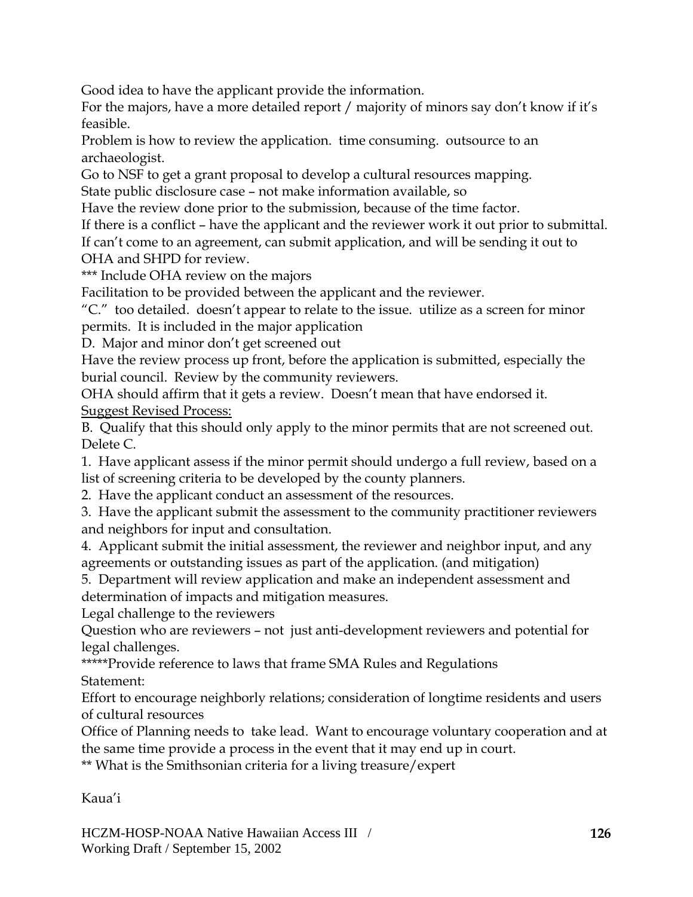Good idea to have the applicant provide the information.

For the majors, have a more detailed report / majority of minors say don't know if it's feasible.

Problem is how to review the application. time consuming. outsource to an archaeologist.

Go to NSF to get a grant proposal to develop a cultural resources mapping.

State public disclosure case – not make information available, so

Have the review done prior to the submission, because of the time factor.

If there is a conflict – have the applicant and the reviewer work it out prior to submittal. If can't come to an agreement, can submit application, and will be sending it out to OHA and SHPD for review.

*** Include OHA review on the majors

Facilitation to be provided between the applicant and the reviewer.

"C." too detailed. doesn't appear to relate to the issue. utilize as a screen for minor permits. It is included in the major application

D. Major and minor don't get screened out

Have the review process up front, before the application is submitted, especially the burial council. Review by the community reviewers.

OHA should affirm that it gets a review. Doesn't mean that have endorsed it.

<u>Suggest Revised Process:</u>

B. Qualify that this should only apply to the minor permits that are not screened out. Delete C.

1. Have applicant assess if the minor permit should undergo a full review, based on a list of screening criteria to be developed by the county planners.
2. Have the applicant conduct an assessment of the resources.
3. Have the applicant submit the assessment to the community practitioner reviewers and neighbors for input and consultation.
4. Applicant submit the initial assessment, the reviewer and neighbor input, and any agreements or outstanding issues as part of the application. (and mitigation)
5. Department will review application and make an independent assessment and determination of impacts and mitigation measures.

Legal challenge to the reviewers

Question who are reviewers – not just anti-development reviewers and potential for legal challenges.

*****Provide reference to laws that frame SMA Rules and Regulations

Statement:

Effort to encourage neighborly relations; consideration of longtime residents and users of cultural resources

Office of Planning needs to take lead. Want to encourage voluntary cooperation and at the same time provide a process in the event that it may end up in court.

** What is the Smithsonian criteria for a living treasure/expert

Kaua'i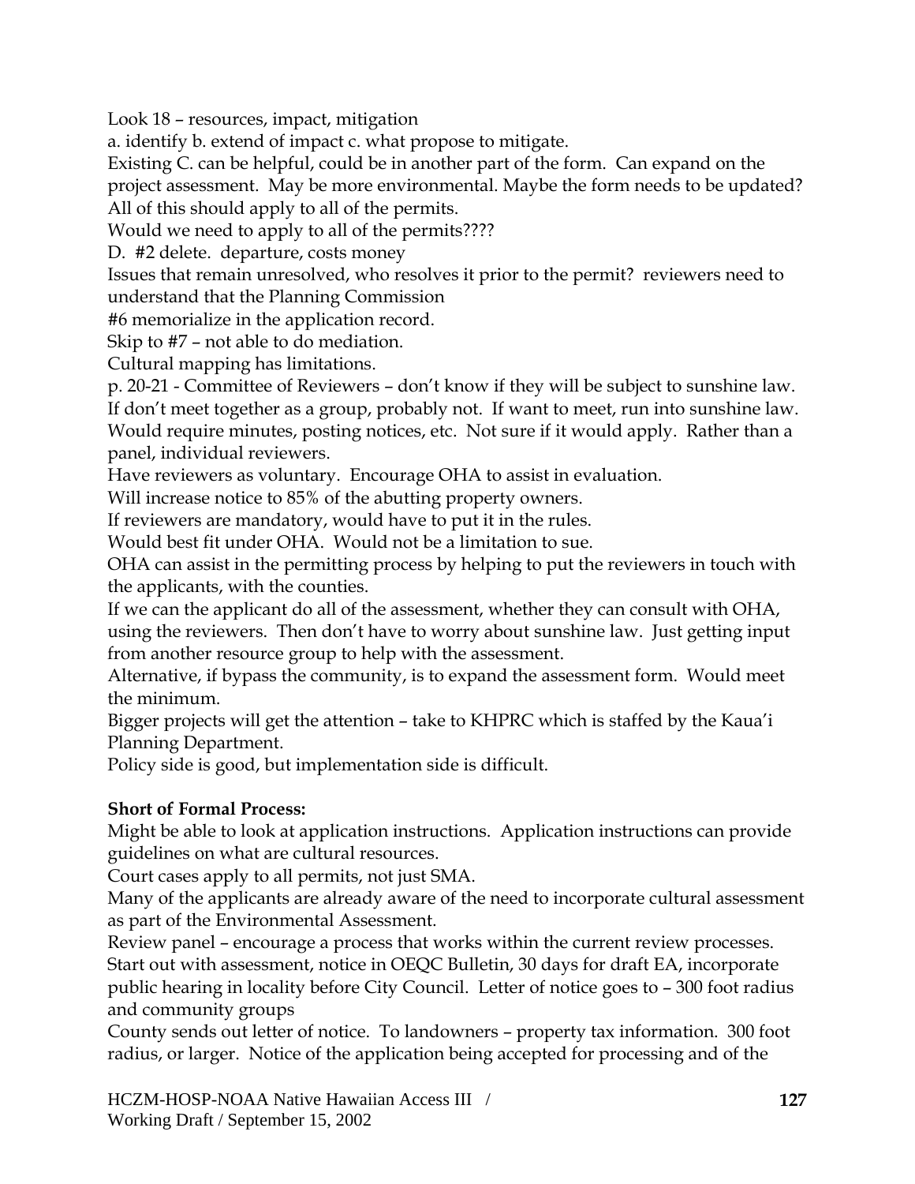Look 18 – resources, impact, mitigation

a. identify b. extend of impact c. what propose to mitigate.

Existing C. can be helpful, could be in another part of the form. Can expand on the project assessment. May be more environmental. Maybe the form needs to be updated? All of this should apply to all of the permits.

Would we need to apply to all of the permits????

D. #2 delete. departure, costs money

Issues that remain unresolved, who resolves it prior to the permit? reviewers need to understand that the Planning Commission

#6 memorialize in the application record.

Skip to #7 – not able to do mediation.

Cultural mapping has limitations.

p. 20-21 - Committee of Reviewers – don't know if they will be subject to sunshine law. If don't meet together as a group, probably not. If want to meet, run into sunshine law. Would require minutes, posting notices, etc. Not sure if it would apply. Rather than a panel, individual reviewers.

Have reviewers as voluntary. Encourage OHA to assist in evaluation.

Will increase notice to 85% of the abutting property owners.

If reviewers are mandatory, would have to put it in the rules.

Would best fit under OHA. Would not be a limitation to sue.

OHA can assist in the permitting process by helping to put the reviewers in touch with the applicants, with the counties.

If we can the applicant do all of the assessment, whether they can consult with OHA, using the reviewers. Then don't have to worry about sunshine law. Just getting input from another resource group to help with the assessment.

Alternative, if bypass the community, is to expand the assessment form. Would meet the minimum.

Bigger projects will get the attention – take to KHPRC which is staffed by the Kaua'i Planning Department.

Policy side is good, but implementation side is difficult.

**Short of Formal Process:**

Might be able to look at application instructions. Application instructions can provide guidelines on what are cultural resources.

Court cases apply to all permits, not just SMA.

Many of the applicants are already aware of the need to incorporate cultural assessment as part of the Environmental Assessment.

Review panel – encourage a process that works within the current review processes. Start out with assessment, notice in OEQC Bulletin, 30 days for draft EA, incorporate public hearing in locality before City Council. Letter of notice goes to – 300 foot radius and community groups

County sends out letter of notice. To landowners – property tax information. 300 foot radius, or larger. Notice of the application being accepted for processing and of the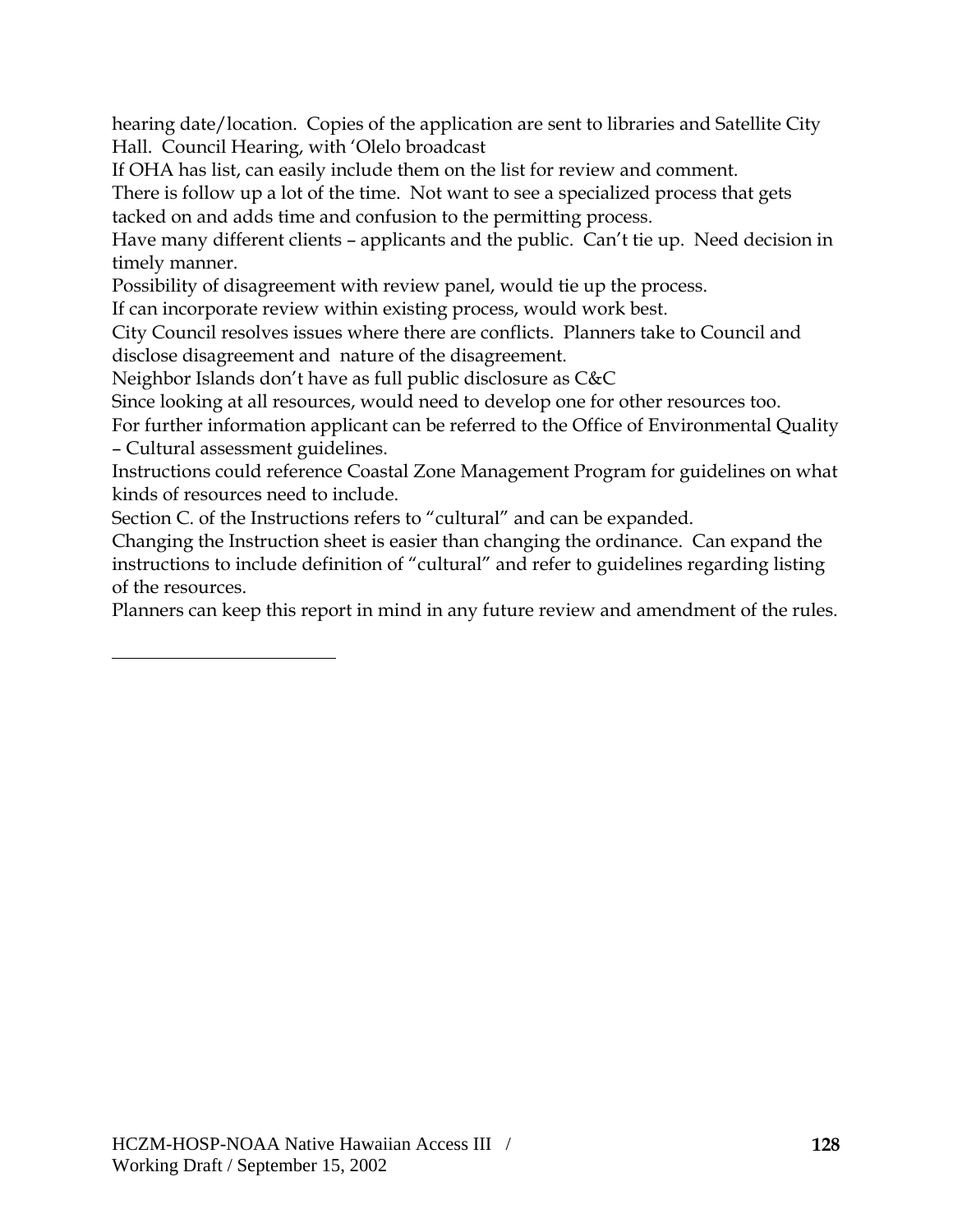hearing date/location. Copies of the application are sent to libraries and Satellite City Hall. Council Hearing, with 'Olelo broadcast

If OHA has list, can easily include them on the list for review and comment.

There is follow up a lot of the time. Not want to see a specialized process that gets tacked on and adds time and confusion to the permitting process.

Have many different clients – applicants and the public. Can't tie up. Need decision in timely manner.

Possibility of disagreement with review panel, would tie up the process.

If can incorporate review within existing process, would work best.

City Council resolves issues where there are conflicts. Planners take to Council and disclose disagreement and nature of the disagreement.

Neighbor Islands don't have as full public disclosure as C&C

Since looking at all resources, would need to develop one for other resources too.

For further information applicant can be referred to the Office of Environmental Quality – Cultural assessment guidelines.

Instructions could reference Coastal Zone Management Program for guidelines on what kinds of resources need to include.

Section C. of the Instructions refers to "cultural" and can be expanded.

Changing the Instruction sheet is easier than changing the ordinance. Can expand the instructions to include definition of "cultural" and refer to guidelines regarding listing of the resources.

Planners can keep this report in mind in any future review and amendment of the rules.